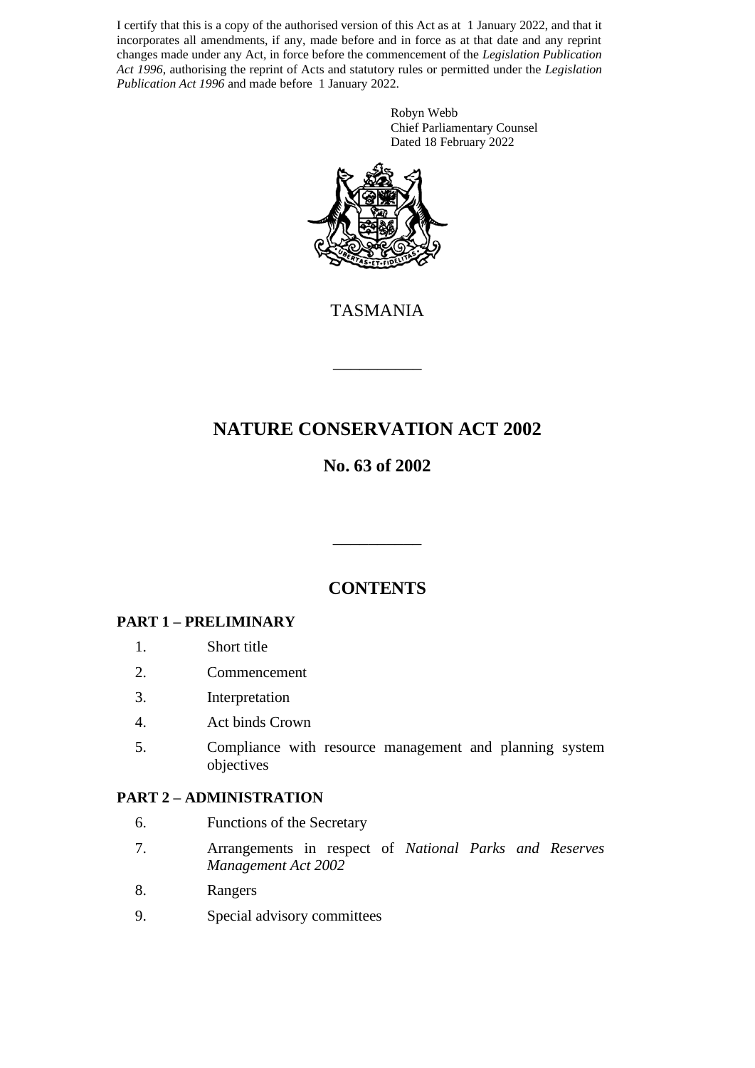I certify that this is a copy of the authorised version of this Act as at 1 January 2022, and that it incorporates all amendments, if any, made before and in force as at that date and any reprint changes made under any Act, in force before the commencement of the *Legislation Publication Act 1996*, authorising the reprint of Acts and statutory rules or permitted under the *Legislation Publication Act 1996* and made before 1 January 2022.

Robyn Webb
Chief Parliamentary Counsel
Dated 18 February 2022

TASMANIA

# NATURE CONSERVATION ACT 2002

## No. 63 of 2002

## CONTENTS

**PART 1 – PRELIMINARY**

1. Short title
2. Commencement
3. Interpretation
4. Act binds Crown
5. Compliance with resource management and planning system objectives

**PART 2 – ADMINISTRATION**

6. Functions of the Secretary
7. Arrangements in respect of *National Parks and Reserves Management Act 2002*
8. Rangers
9. Special advisory committees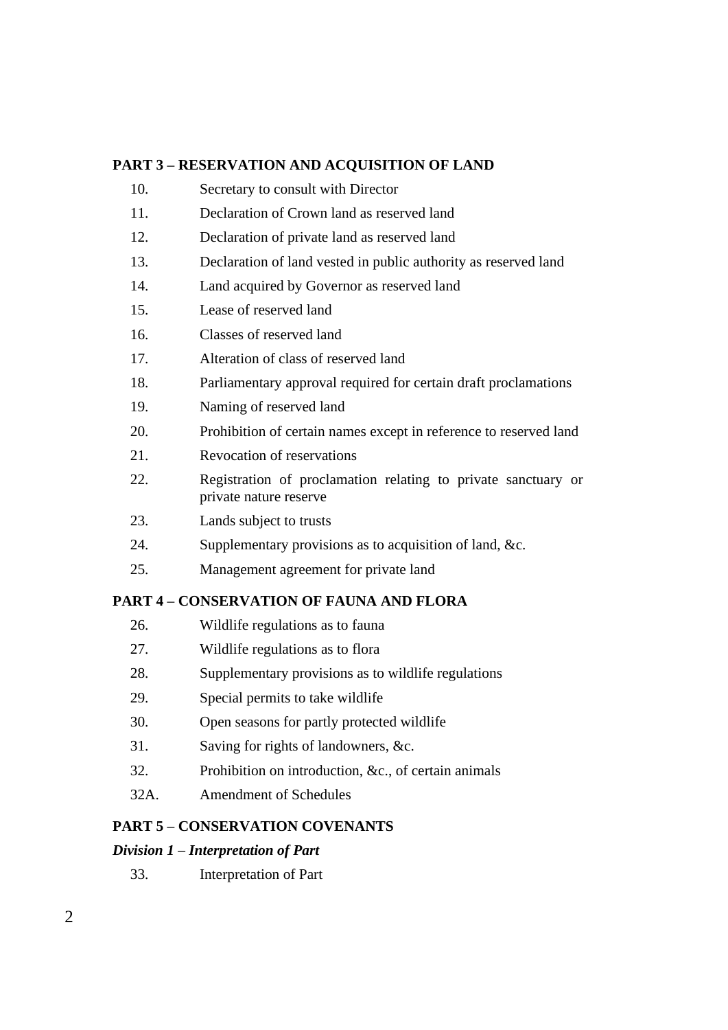**PART 3 – RESERVATION AND ACQUISITION OF LAND**

10. Secretary to consult with Director

11. Declaration of Crown land as reserved land

12. Declaration of private land as reserved land

13. Declaration of land vested in public authority as reserved land

14. Land acquired by Governor as reserved land

15. Lease of reserved land

16. Classes of reserved land

17. Alteration of class of reserved land

18. Parliamentary approval required for certain draft proclamations

19. Naming of reserved land

20. Prohibition of certain names except in reference to reserved land

21. Revocation of reservations

22. Registration of proclamation relating to private sanctuary or private nature reserve

23. Lands subject to trusts

24. Supplementary provisions as to acquisition of land, &c.

25. Management agreement for private land

**PART 4 – CONSERVATION OF FAUNA AND FLORA**

26. Wildlife regulations as to fauna

27. Wildlife regulations as to flora

28. Supplementary provisions as to wildlife regulations

29. Special permits to take wildlife

30. Open seasons for partly protected wildlife

31. Saving for rights of landowners, &c.

32. Prohibition on introduction, &c., of certain animals

32A. Amendment of Schedules

**PART 5 – CONSERVATION COVENANTS**

***Division 1 – Interpretation of Part***

33. Interpretation of Part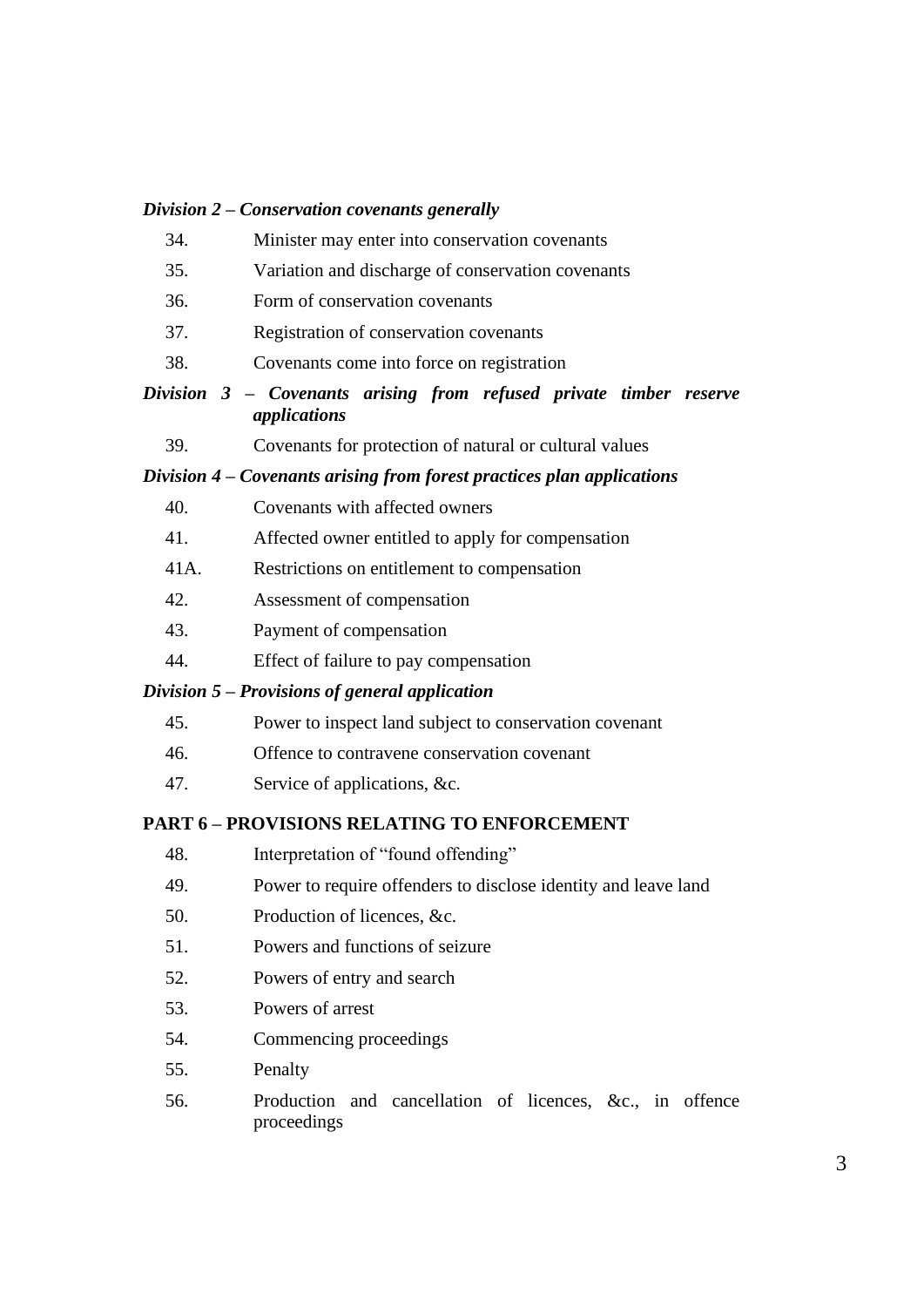*Division 2 – Conservation covenants generally*

34. Minister may enter into conservation covenants

35. Variation and discharge of conservation covenants

36. Form of conservation covenants

37. Registration of conservation covenants

38. Covenants come into force on registration

*Division 3 – Covenants arising from refused private timber reserve applications*

39. Covenants for protection of natural or cultural values

*Division 4 – Covenants arising from forest practices plan applications*

40. Covenants with affected owners

41. Affected owner entitled to apply for compensation

41A. Restrictions on entitlement to compensation

42. Assessment of compensation

43. Payment of compensation

44. Effect of failure to pay compensation

*Division 5 – Provisions of general application*

45. Power to inspect land subject to conservation covenant

46. Offence to contravene conservation covenant

47. Service of applications, &c.

**PART 6 – PROVISIONS RELATING TO ENFORCEMENT**

48. Interpretation of "found offending"

49. Power to require offenders to disclose identity and leave land

50. Production of licences, &c.

51. Powers and functions of seizure

52. Powers of entry and search

53. Powers of arrest

54. Commencing proceedings

55. Penalty

56. Production and cancellation of licences, &c., in offence proceedings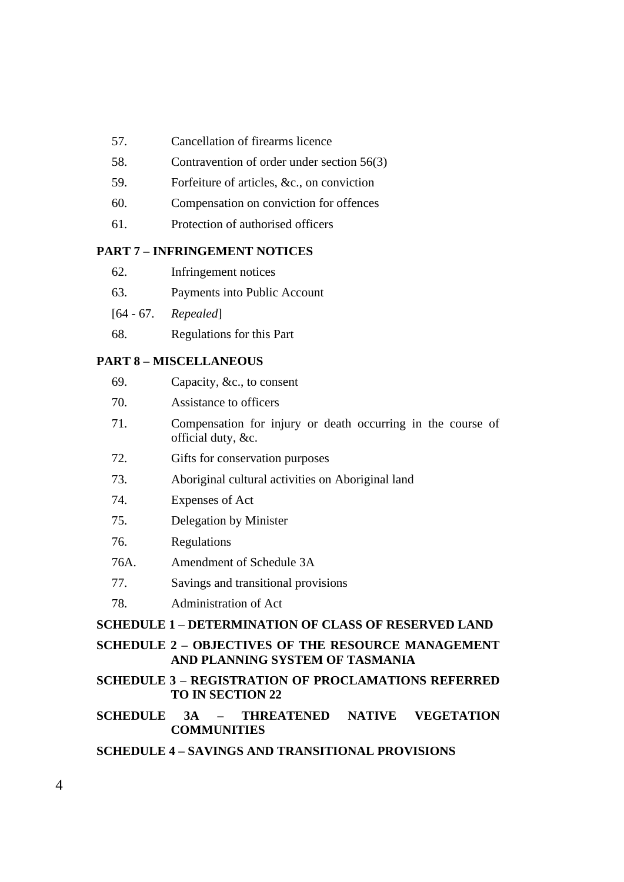57. Cancellation of firearms licence

58. Contravention of order under section 56(3)

59. Forfeiture of articles, &c., on conviction

60. Compensation on conviction for offences

61. Protection of authorised officers

**PART 7 – INFRINGEMENT NOTICES**

62. Infringement notices

63. Payments into Public Account

[64 - 67. *Repealed*]

68. Regulations for this Part

**PART 8 – MISCELLANEOUS**

69. Capacity, &c., to consent

70. Assistance to officers

71. Compensation for injury or death occurring in the course of official duty, &c.

72. Gifts for conservation purposes

73. Aboriginal cultural activities on Aboriginal land

74. Expenses of Act

75. Delegation by Minister

76. Regulations

76A. Amendment of Schedule 3A

77. Savings and transitional provisions

78. Administration of Act

**SCHEDULE 1 – DETERMINATION OF CLASS OF RESERVED LAND**

**SCHEDULE 2 – OBJECTIVES OF THE RESOURCE MANAGEMENT AND PLANNING SYSTEM OF TASMANIA**

**SCHEDULE 3 – REGISTRATION OF PROCLAMATIONS REFERRED TO IN SECTION 22**

**SCHEDULE 3A – THREATENED NATIVE VEGETATION COMMUNITIES**

**SCHEDULE 4 – SAVINGS AND TRANSITIONAL PROVISIONS**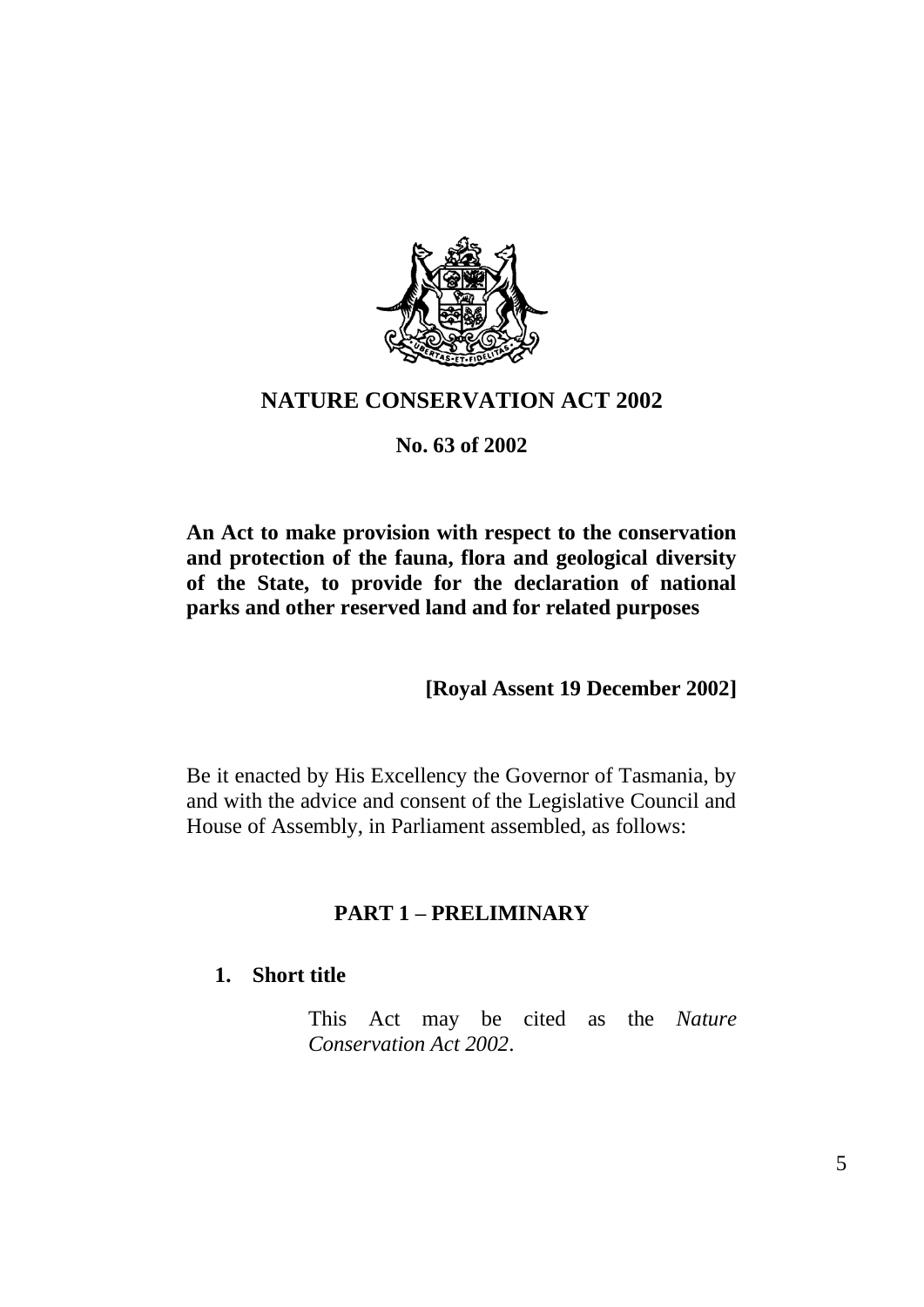# NATURE CONSERVATION ACT 2002

**No. 63 of 2002**

**An Act to make provision with respect to the conservation and protection of the fauna, flora and geological diversity of the State, to provide for the declaration of national parks and other reserved land and for related purposes**

**[Royal Assent 19 December 2002]**

Be it enacted by His Excellency the Governor of Tasmania, by and with the advice and consent of the Legislative Council and House of Assembly, in Parliament assembled, as follows:

## PART 1 – PRELIMINARY

### 1. Short title

This Act may be cited as the *Nature Conservation Act 2002*.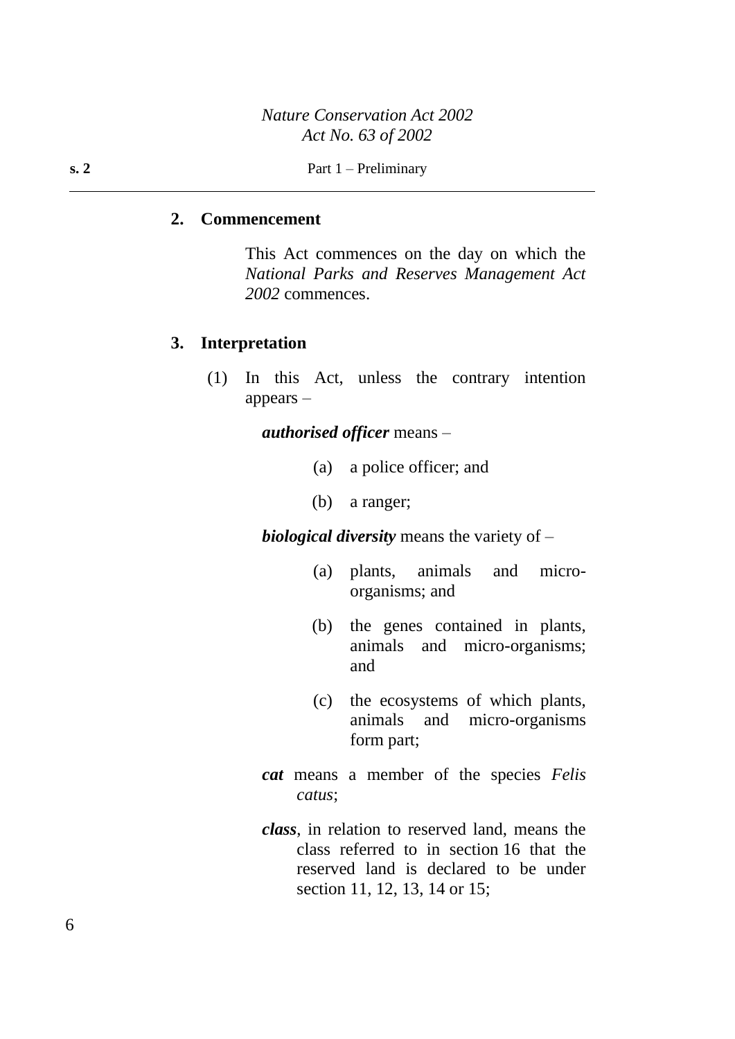## 2. Commencement

This Act commences on the day on which the *National Parks and Reserves Management Act 2002* commences.

## 3. Interpretation

(1) In this Act, unless the contrary intention appears –

***authorised officer*** means –

(a) a police officer; and

(b) a ranger;

***biological diversity*** means the variety of –

(a) plants, animals and micro-organisms; and

(b) the genes contained in plants, animals and micro-organisms; and

(c) the ecosystems of which plants, animals and micro-organisms form part;

***cat*** means a member of the species *Felis catus*;

***class***, in relation to reserved land, means the class referred to in section 16 that the reserved land is declared to be under section 11, 12, 13, 14 or 15;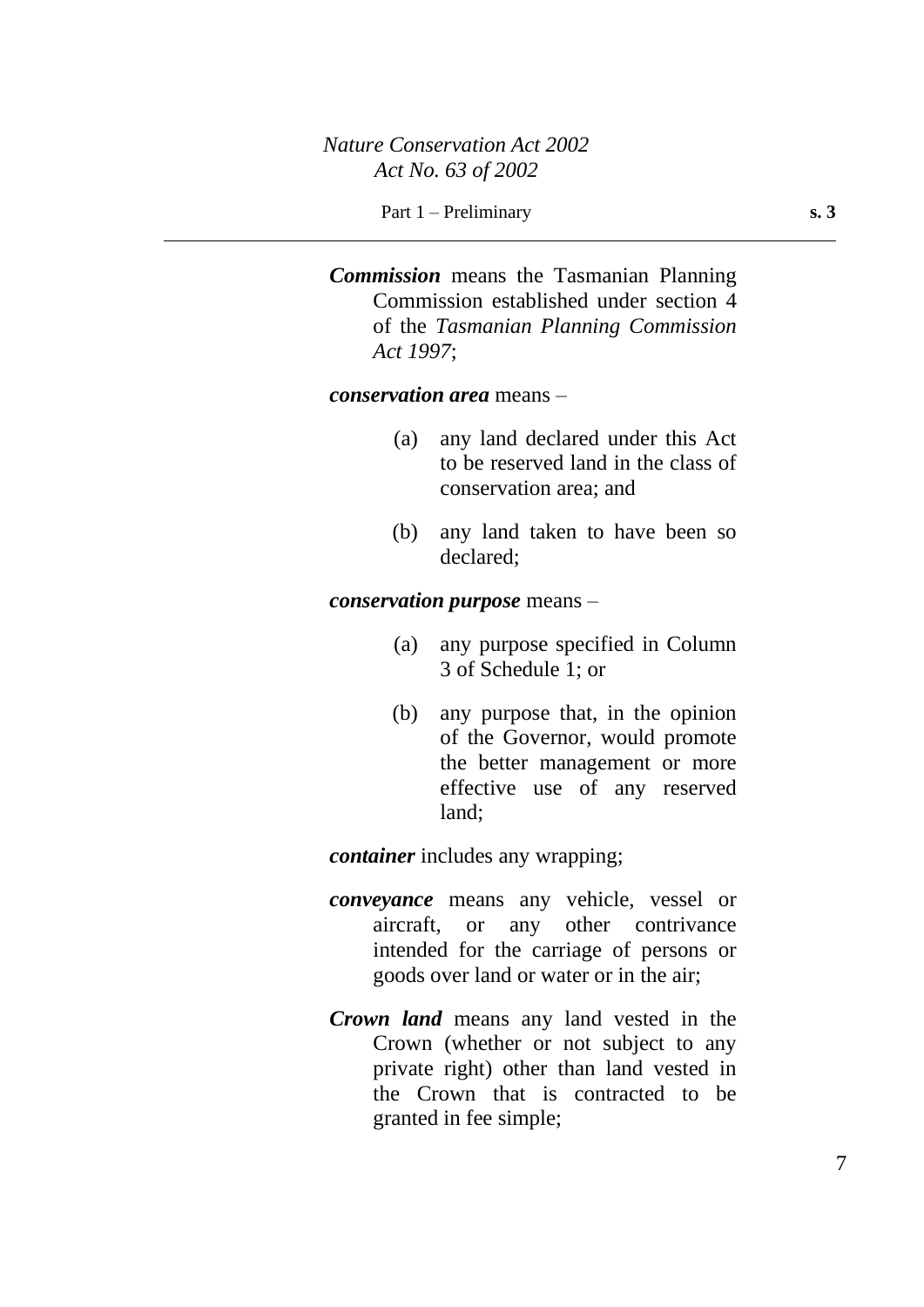***Commission*** means the Tasmanian Planning Commission established under section 4 of the *Tasmanian Planning Commission Act 1997*;

***conservation area*** means –

(a) any land declared under this Act to be reserved land in the class of conservation area; and

(b) any land taken to have been so declared;

***conservation purpose*** means –

(a) any purpose specified in Column 3 of Schedule 1; or

(b) any purpose that, in the opinion of the Governor, would promote the better management or more effective use of any reserved land;

***container*** includes any wrapping;

***conveyance*** means any vehicle, vessel or aircraft, or any other contrivance intended for the carriage of persons or goods over land or water or in the air;

***Crown land*** means any land vested in the Crown (whether or not subject to any private right) other than land vested in the Crown that is contracted to be granted in fee simple;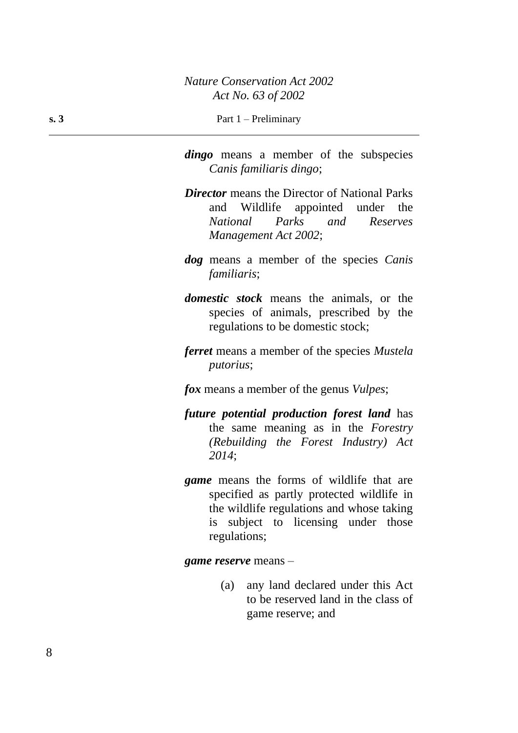***dingo*** means a member of the subspecies *Canis familiaris dingo*;

***Director*** means the Director of National Parks and Wildlife appointed under the *National Parks and Reserves Management Act 2002*;

***dog*** means a member of the species *Canis familiaris*;

***domestic stock*** means the animals, or the species of animals, prescribed by the regulations to be domestic stock;

***ferret*** means a member of the species *Mustela putorius*;

***fox*** means a member of the genus *Vulpes*;

***future potential production forest land*** has the same meaning as in the *Forestry (Rebuilding the Forest Industry) Act 2014*;

***game*** means the forms of wildlife that are specified as partly protected wildlife in the wildlife regulations and whose taking is subject to licensing under those regulations;

***game reserve*** means –

(a) any land declared under this Act to be reserved land in the class of game reserve; and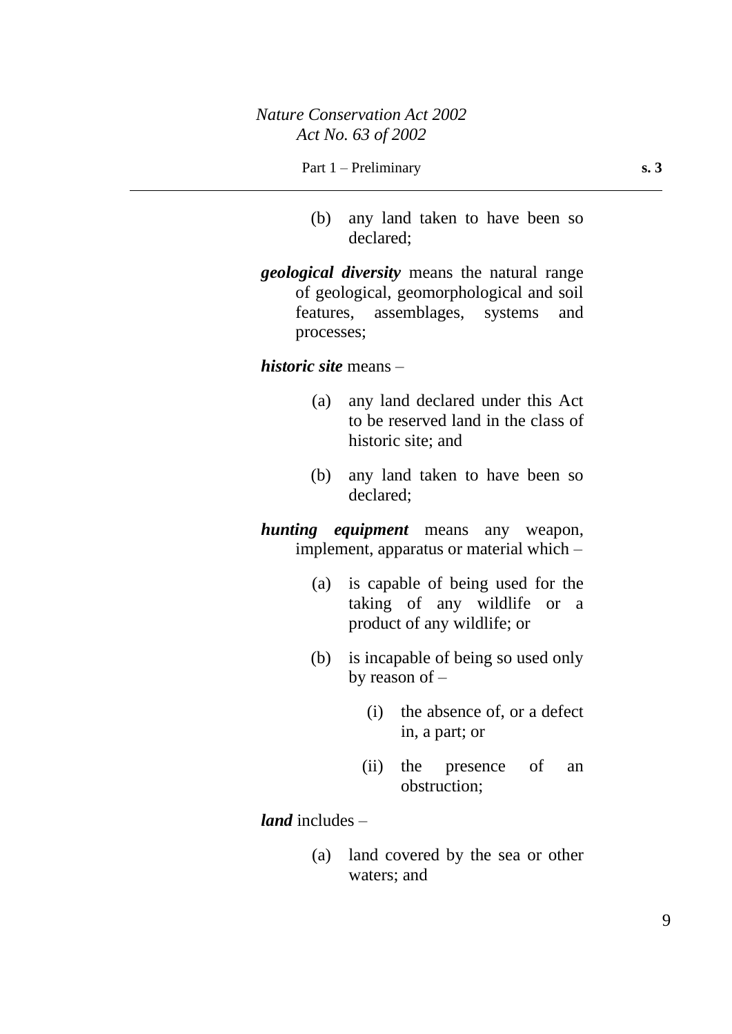(b) any land taken to have been so declared;

***geological diversity*** means the natural range of geological, geomorphological and soil features, assemblages, systems and processes;

***historic site*** means –

(a) any land declared under this Act to be reserved land in the class of historic site; and

(b) any land taken to have been so declared;

***hunting equipment*** means any weapon, implement, apparatus or material which –

(a) is capable of being used for the taking of any wildlife or a product of any wildlife; or

(b) is incapable of being so used only by reason of –

(i) the absence of, or a defect in, a part; or

(ii) the presence of an obstruction;

***land*** includes –

(a) land covered by the sea or other waters; and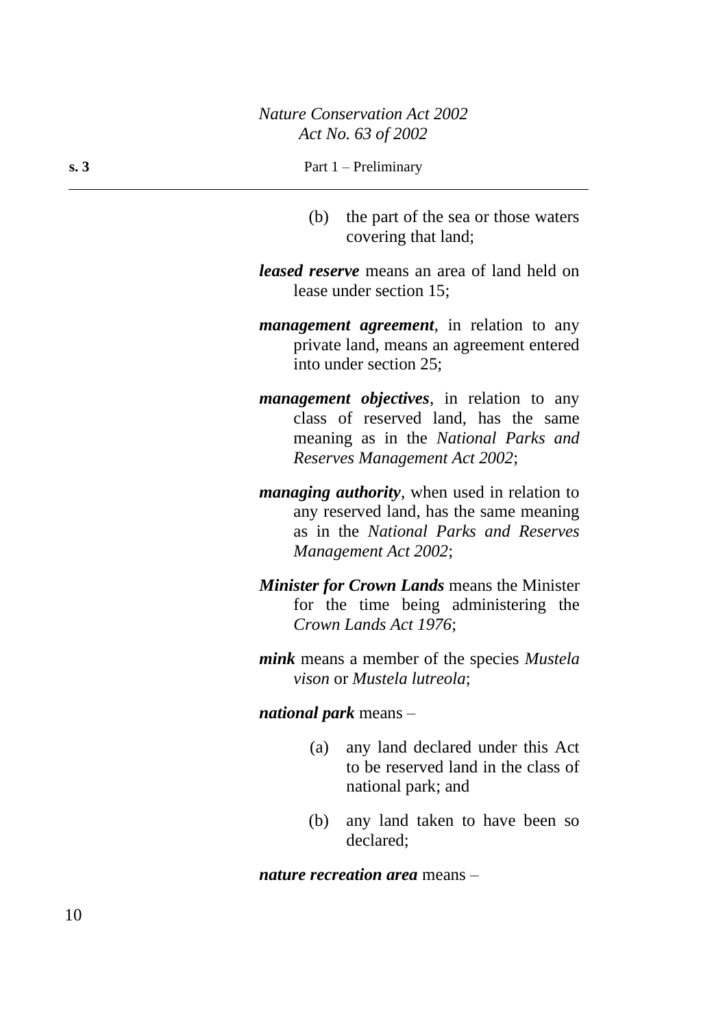(b) the part of the sea or those waters covering that land;

***leased reserve*** means an area of land held on lease under section 15;

***management agreement***, in relation to any private land, means an agreement entered into under section 25;

***management objectives***, in relation to any class of reserved land, has the same meaning as in the *National Parks and Reserves Management Act 2002*;

***managing authority***, when used in relation to any reserved land, has the same meaning as in the *National Parks and Reserves Management Act 2002*;

***Minister for Crown Lands*** means the Minister for the time being administering the *Crown Lands Act 1976*;

***mink*** means a member of the species *Mustela vison* or *Mustela lutreola*;

***national park*** means –

(a) any land declared under this Act to be reserved land in the class of national park; and

(b) any land taken to have been so declared;

***nature recreation area*** means –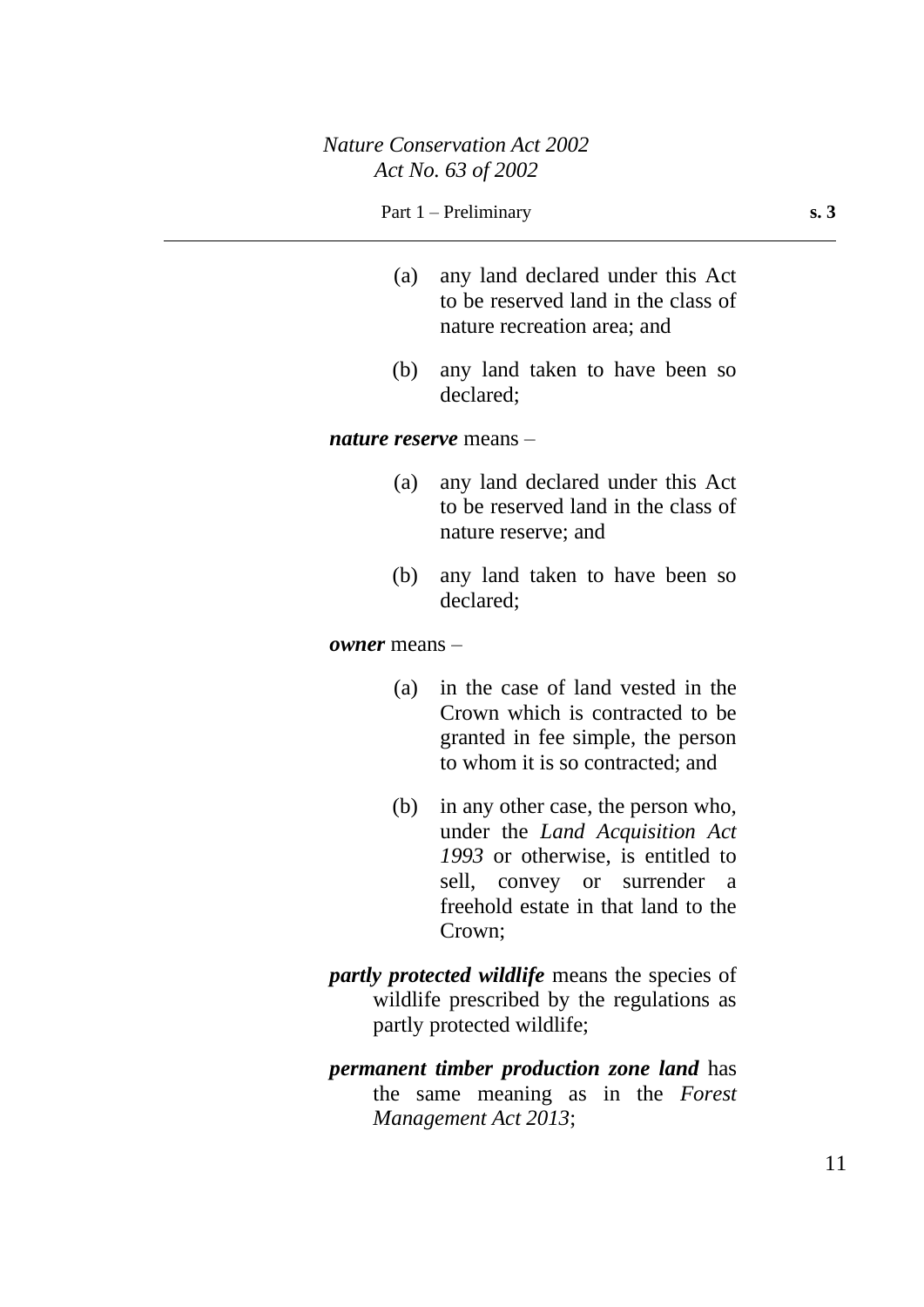(a) any land declared under this Act to be reserved land in the class of nature recreation area; and

(b) any land taken to have been so declared;

***nature reserve*** means –

(a) any land declared under this Act to be reserved land in the class of nature reserve; and

(b) any land taken to have been so declared;

***owner*** means –

(a) in the case of land vested in the Crown which is contracted to be granted in fee simple, the person to whom it is so contracted; and

(b) in any other case, the person who, under the *Land Acquisition Act 1993* or otherwise, is entitled to sell, convey or surrender a freehold estate in that land to the Crown;

***partly protected wildlife*** means the species of wildlife prescribed by the regulations as partly protected wildlife;

***permanent timber production zone land*** has the same meaning as in the *Forest Management Act 2013*;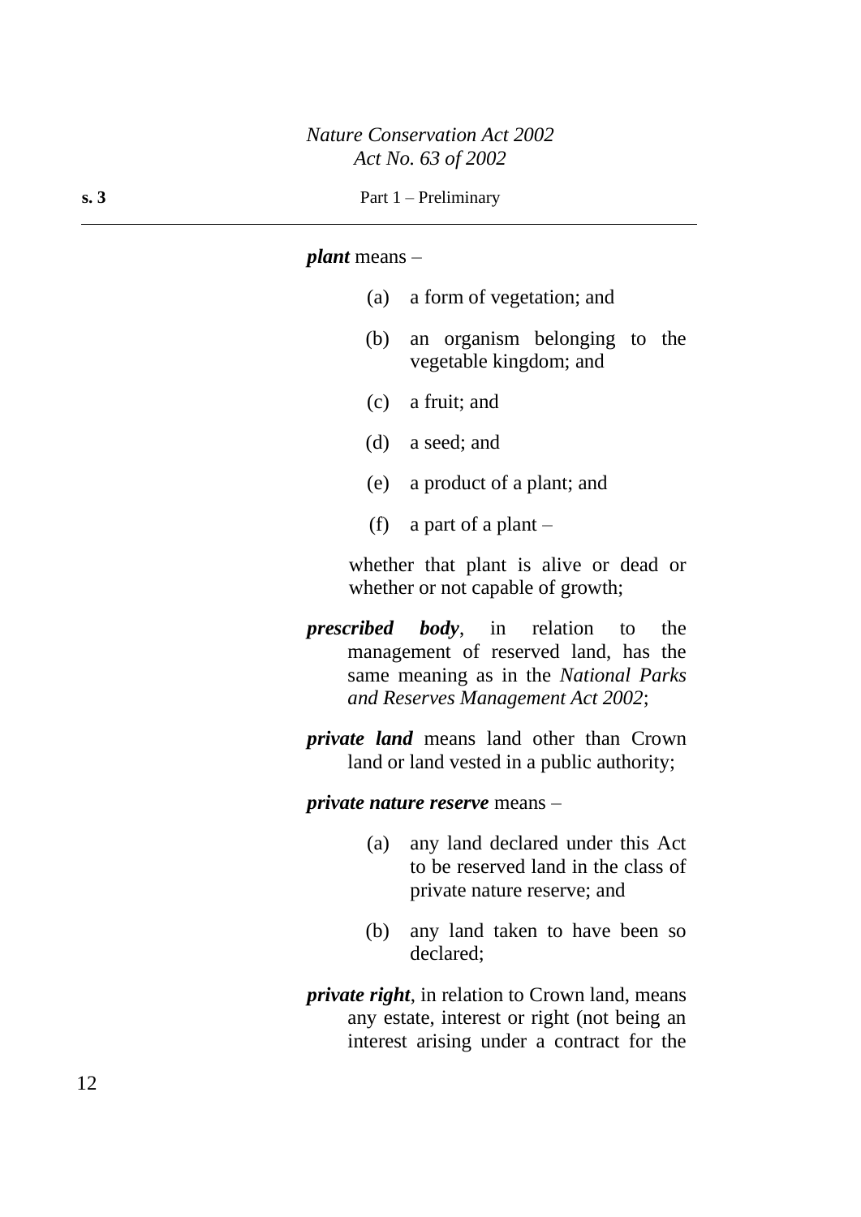***plant*** means –

(a) a form of vegetation; and

(b) an organism belonging to the vegetable kingdom; and

(c) a fruit; and

(d) a seed; and

(e) a product of a plant; and

(f) a part of a plant –

whether that plant is alive or dead or whether or not capable of growth;

***prescribed body***, in relation to the management of reserved land, has the same meaning as in the *National Parks and Reserves Management Act 2002*;

***private land*** means land other than Crown land or land vested in a public authority;

***private nature reserve*** means –

(a) any land declared under this Act to be reserved land in the class of private nature reserve; and

(b) any land taken to have been so declared;

***private right***, in relation to Crown land, means any estate, interest or right (not being an interest arising under a contract for the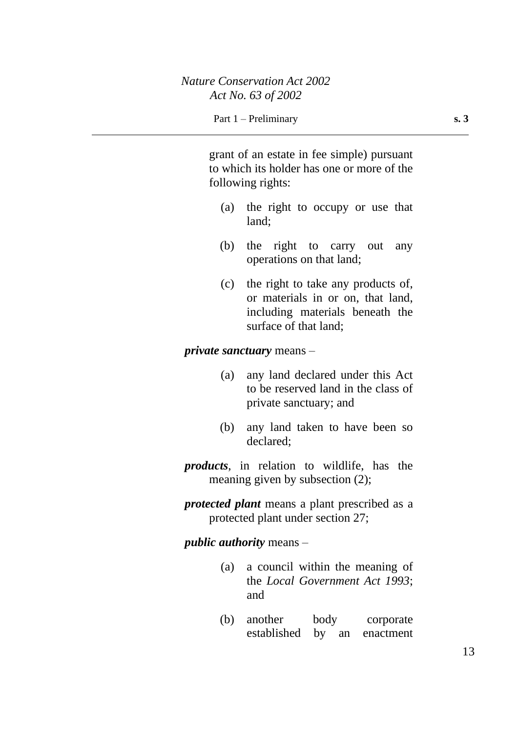grant of an estate in fee simple) pursuant to which its holder has one or more of the following rights:

(a) the right to occupy or use that land;

(b) the right to carry out any operations on that land;

(c) the right to take any products of, or materials in or on, that land, including materials beneath the surface of that land;

***private sanctuary*** means –

(a) any land declared under this Act to be reserved land in the class of private sanctuary; and

(b) any land taken to have been so declared;

***products***, in relation to wildlife, has the meaning given by subsection (2);

***protected plant*** means a plant prescribed as a protected plant under section 27;

***public authority*** means –

(a) a council within the meaning of the *Local Government Act 1993*; and

(b) another body corporate established by an enactment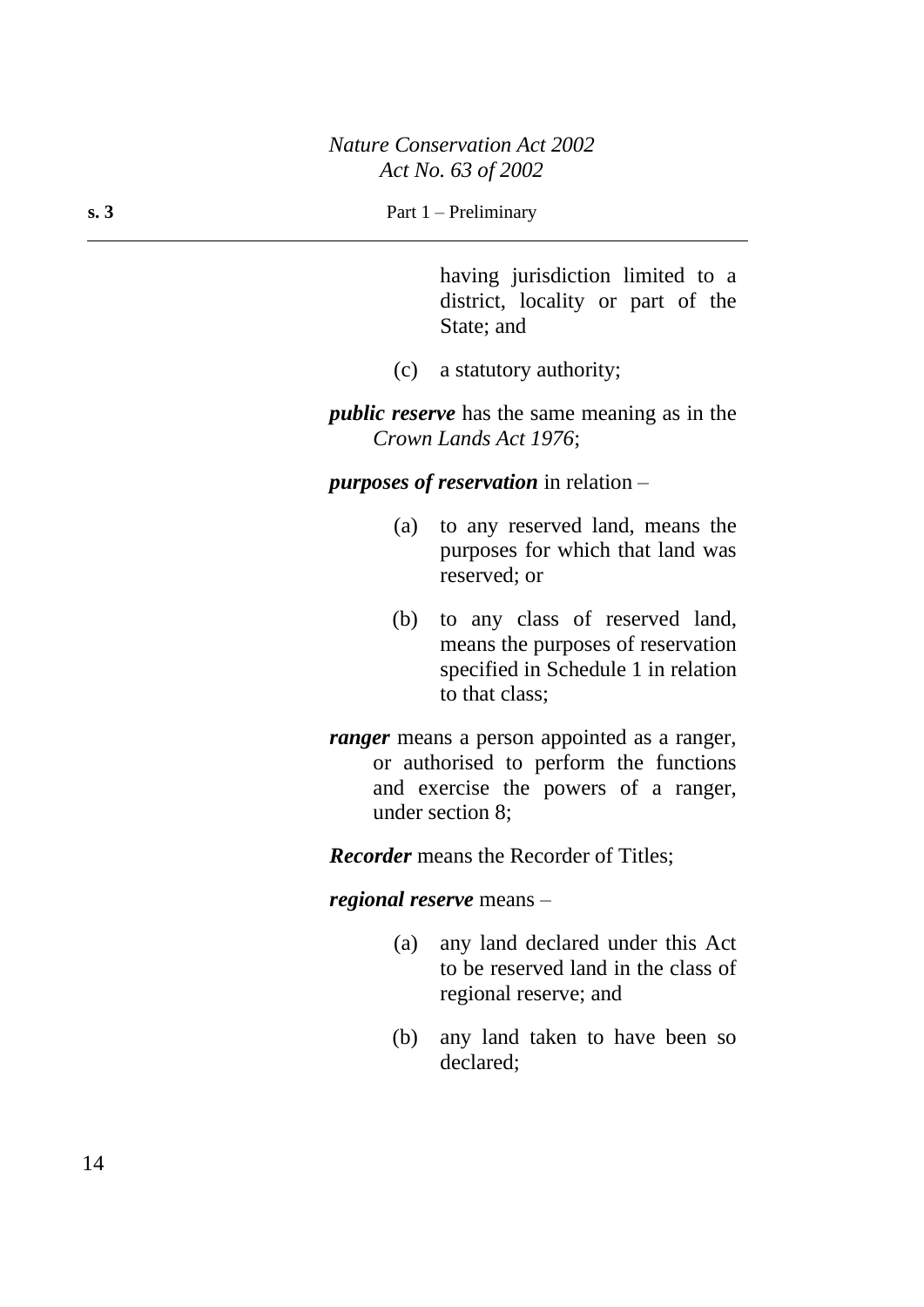having jurisdiction limited to a district, locality or part of the State; and

(c) a statutory authority;

***public reserve*** has the same meaning as in the *Crown Lands Act 1976*;

***purposes of reservation*** in relation –

(a) to any reserved land, means the purposes for which that land was reserved; or

(b) to any class of reserved land, means the purposes of reservation specified in Schedule 1 in relation to that class;

***ranger*** means a person appointed as a ranger, or authorised to perform the functions and exercise the powers of a ranger, under section 8;

***Recorder*** means the Recorder of Titles;

***regional reserve*** means –

(a) any land declared under this Act to be reserved land in the class of regional reserve; and

(b) any land taken to have been so declared;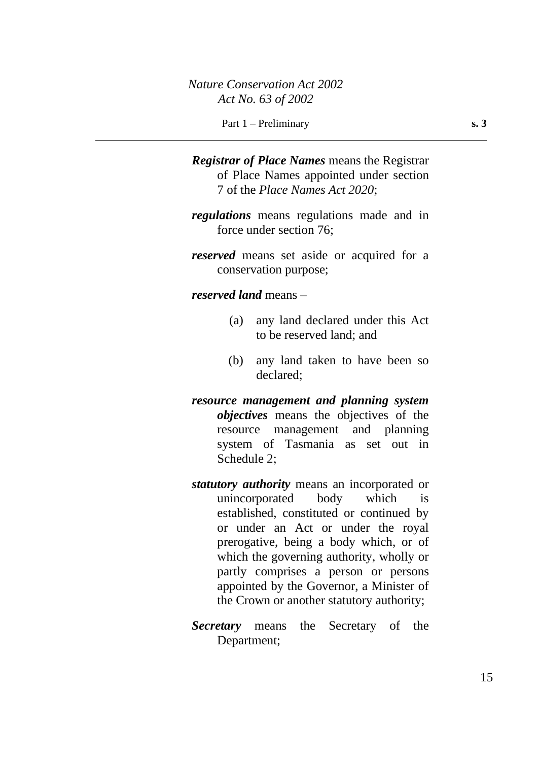***Registrar of Place Names*** means the Registrar of Place Names appointed under section 7 of the *Place Names Act 2020*;

***regulations*** means regulations made and in force under section 76;

***reserved*** means set aside or acquired for a conservation purpose;

***reserved land*** means –

(a) any land declared under this Act to be reserved land; and

(b) any land taken to have been so declared;

***resource management and planning system objectives*** means the objectives of the resource management and planning system of Tasmania as set out in Schedule 2;

***statutory authority*** means an incorporated or unincorporated body which is established, constituted or continued by or under an Act or under the royal prerogative, being a body which, or of which the governing authority, wholly or partly comprises a person or persons appointed by the Governor, a Minister of the Crown or another statutory authority;

***Secretary*** means the Secretary of the Department;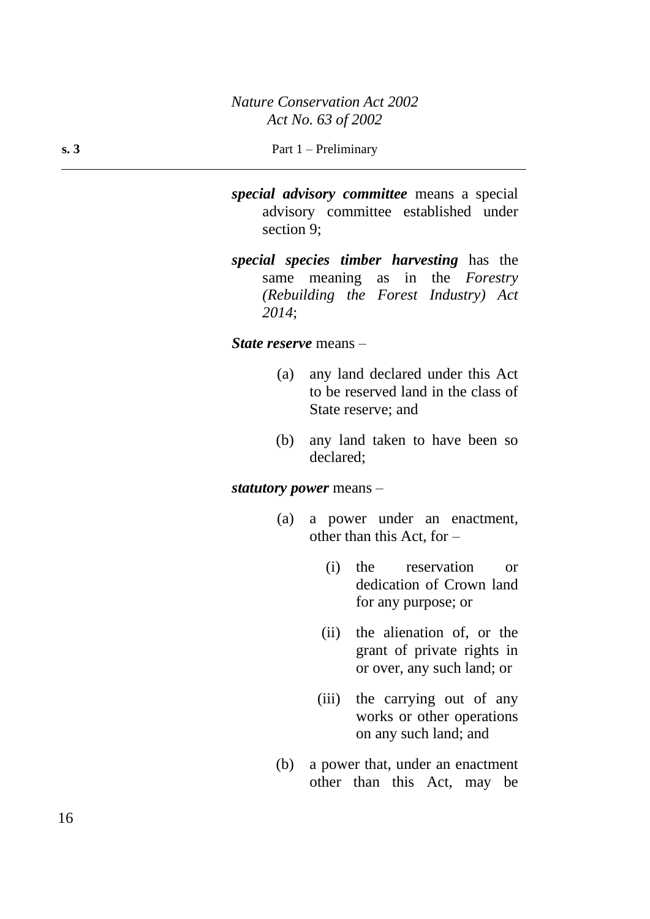***special advisory committee*** means a special advisory committee established under section 9;

***special species timber harvesting*** has the same meaning as in the *Forestry (Rebuilding the Forest Industry) Act 2014*;

***State reserve*** means –

(a) any land declared under this Act to be reserved land in the class of State reserve; and

(b) any land taken to have been so declared;

***statutory power*** means –

(a) a power under an enactment, other than this Act, for –

(i) the reservation or dedication of Crown land for any purpose; or

(ii) the alienation of, or the grant of private rights in or over, any such land; or

(iii) the carrying out of any works or other operations on any such land; and

(b) a power that, under an enactment other than this Act, may be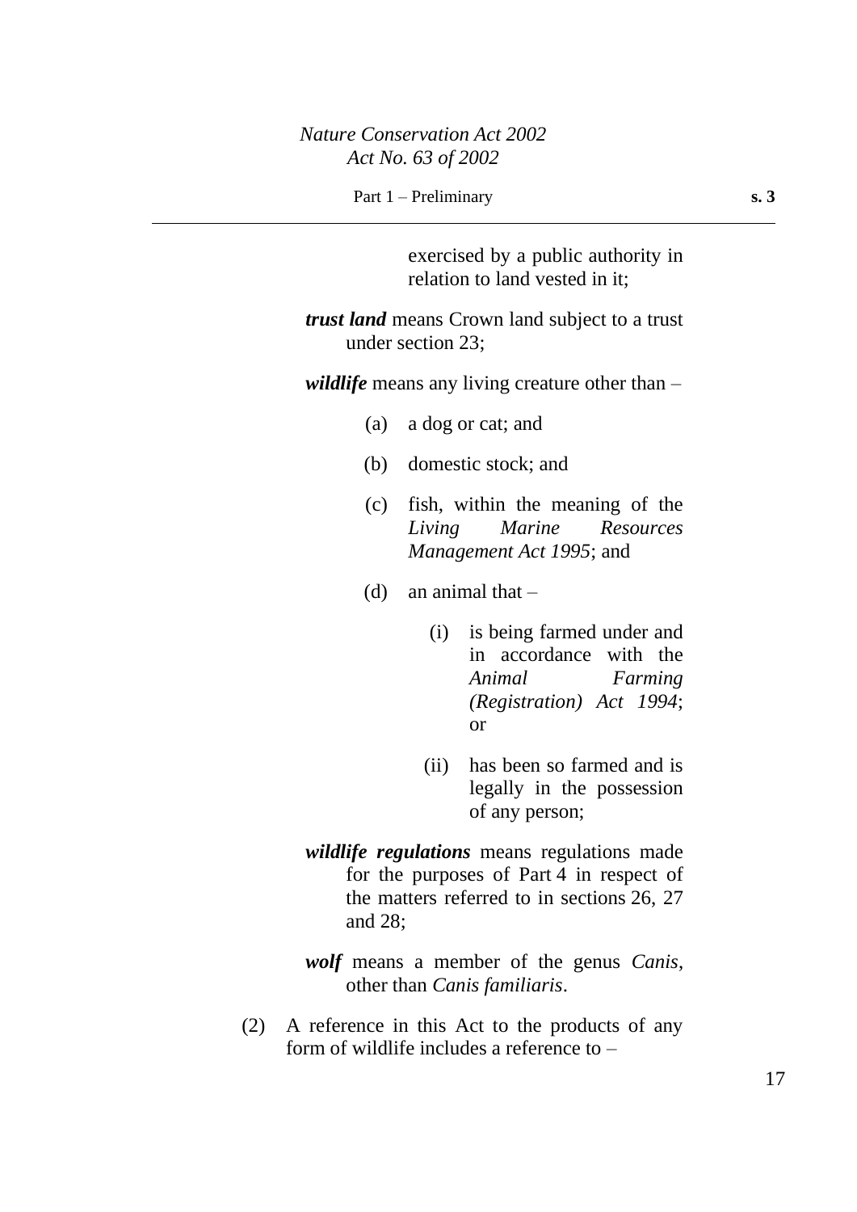exercised by a public authority in relation to land vested in it;

***trust land*** means Crown land subject to a trust under section 23;

***wildlife*** means any living creature other than –

(a) a dog or cat; and

(b) domestic stock; and

(c) fish, within the meaning of the *Living Marine Resources Management Act 1995*; and

(d) an animal that –

(i) is being farmed under and in accordance with the *Animal Farming (Registration) Act 1994*; or

(ii) has been so farmed and is legally in the possession of any person;

***wildlife regulations*** means regulations made for the purposes of Part 4 in respect of the matters referred to in sections 26, 27 and 28;

***wolf*** means a member of the genus *Canis*, other than *Canis familiaris*.

(2) A reference in this Act to the products of any form of wildlife includes a reference to –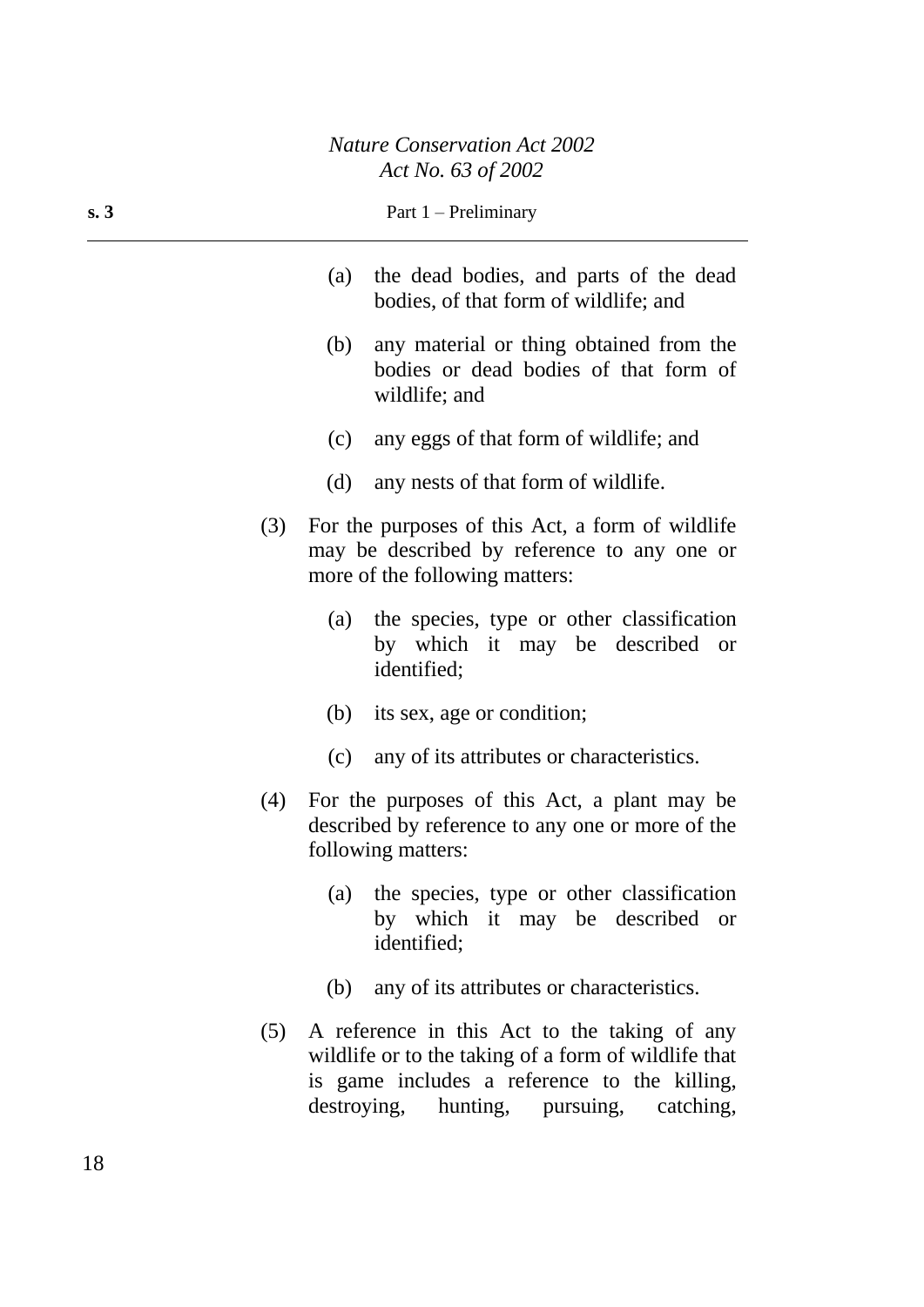(a) the dead bodies, and parts of the dead bodies, of that form of wildlife; and

(b) any material or thing obtained from the bodies or dead bodies of that form of wildlife; and

(c) any eggs of that form of wildlife; and

(d) any nests of that form of wildlife.

(3) For the purposes of this Act, a form of wildlife may be described by reference to any one or more of the following matters:

(a) the species, type or other classification by which it may be described or identified;

(b) its sex, age or condition;

(c) any of its attributes or characteristics.

(4) For the purposes of this Act, a plant may be described by reference to any one or more of the following matters:

(a) the species, type or other classification by which it may be described or identified;

(b) any of its attributes or characteristics.

(5) A reference in this Act to the taking of any wildlife or to the taking of a form of wildlife that is game includes a reference to the killing, destroying, hunting, pursuing, catching,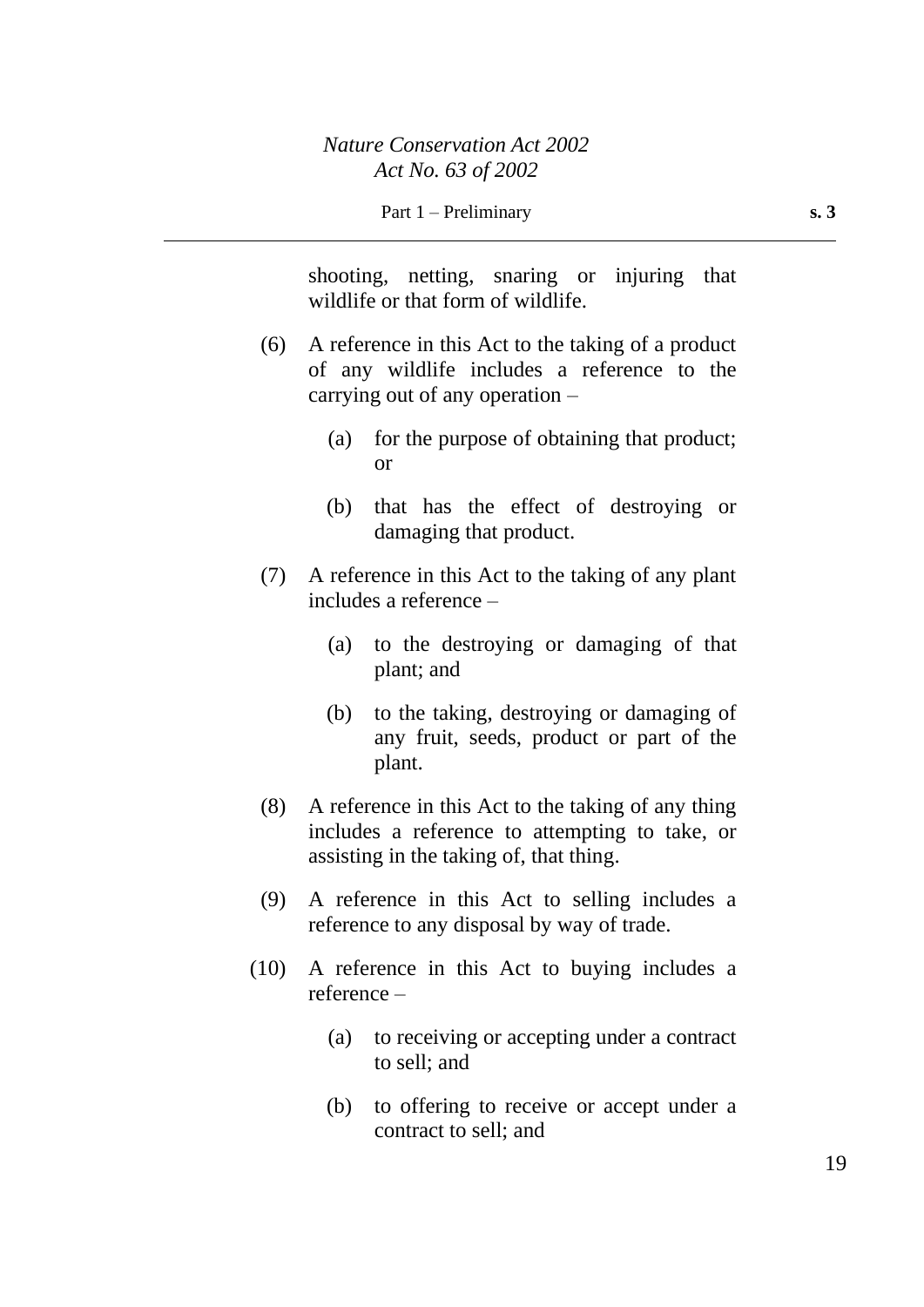shooting, netting, snaring or injuring that wildlife or that form of wildlife.

(6) A reference in this Act to the taking of a product of any wildlife includes a reference to the carrying out of any operation –

(a) for the purpose of obtaining that product; or

(b) that has the effect of destroying or damaging that product.

(7) A reference in this Act to the taking of any plant includes a reference –

(a) to the destroying or damaging of that plant; and

(b) to the taking, destroying or damaging of any fruit, seeds, product or part of the plant.

(8) A reference in this Act to the taking of any thing includes a reference to attempting to take, or assisting in the taking of, that thing.

(9) A reference in this Act to selling includes a reference to any disposal by way of trade.

(10) A reference in this Act to buying includes a reference –

(a) to receiving or accepting under a contract to sell; and

(b) to offering to receive or accept under a contract to sell; and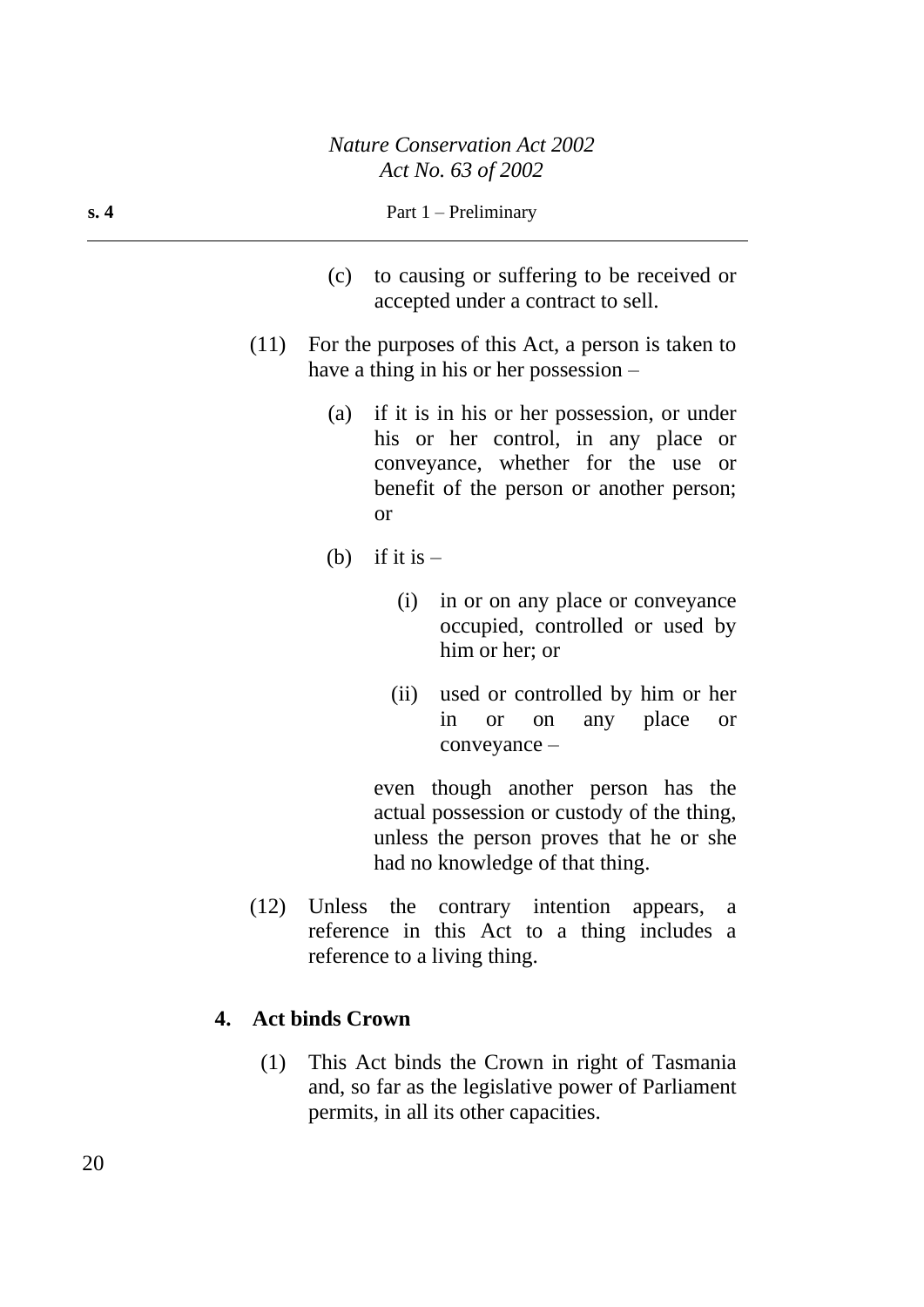(c) to causing or suffering to be received or accepted under a contract to sell.

(11) For the purposes of this Act, a person is taken to have a thing in his or her possession –

(a) if it is in his or her possession, or under his or her control, in any place or conveyance, whether for the use or benefit of the person or another person; or

(b) if it is –

(i) in or on any place or conveyance occupied, controlled or used by him or her; or

(ii) used or controlled by him or her in or on any place or conveyance –

even though another person has the actual possession or custody of the thing, unless the person proves that he or she had no knowledge of that thing.

(12) Unless the contrary intention appears, a reference in this Act to a thing includes a reference to a living thing.

### 4. Act binds Crown

(1) This Act binds the Crown in right of Tasmania and, so far as the legislative power of Parliament permits, in all its other capacities.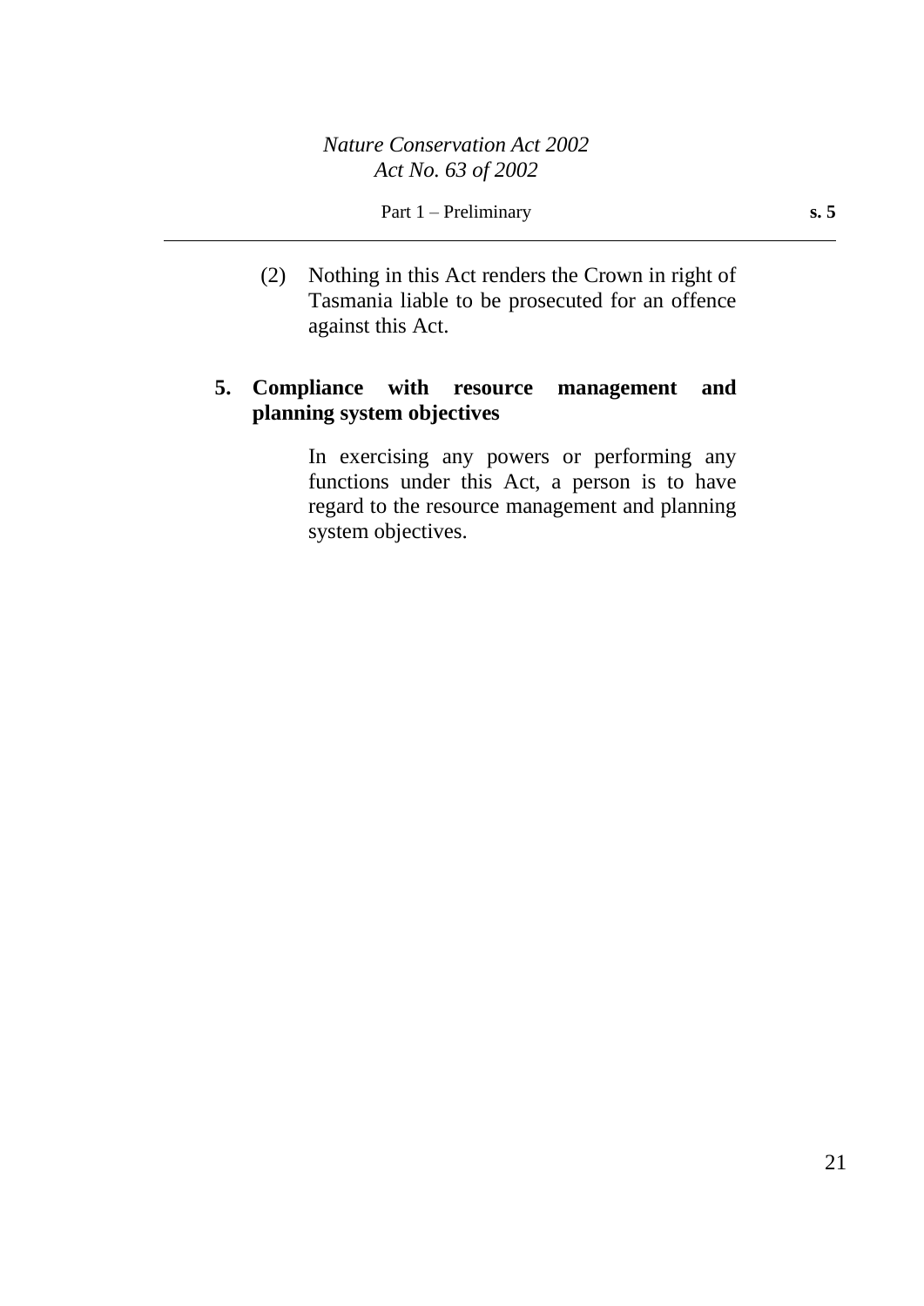(2) Nothing in this Act renders the Crown in right of Tasmania liable to be prosecuted for an offence against this Act.

**5. Compliance with resource management and planning system objectives**

In exercising any powers or performing any functions under this Act, a person is to have regard to the resource management and planning system objectives.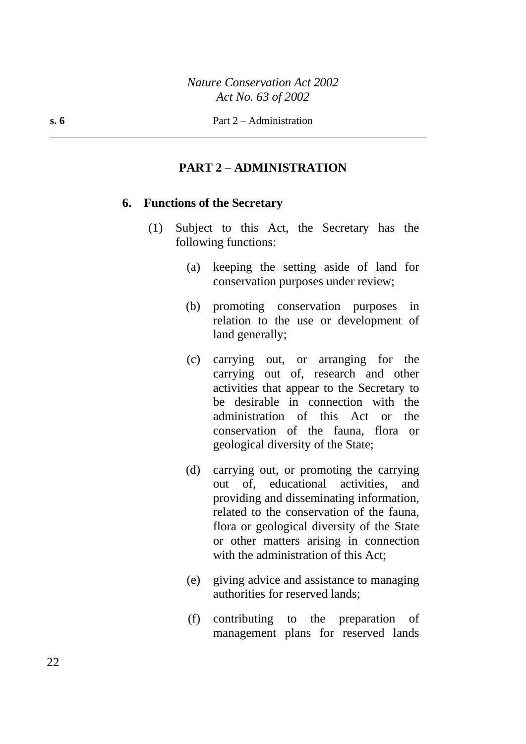## PART 2 – ADMINISTRATION

### 6. Functions of the Secretary

(1) Subject to this Act, the Secretary has the following functions:

(a) keeping the setting aside of land for conservation purposes under review;

(b) promoting conservation purposes in relation to the use or development of land generally;

(c) carrying out, or arranging for the carrying out of, research and other activities that appear to the Secretary to be desirable in connection with the administration of this Act or the conservation of the fauna, flora or geological diversity of the State;

(d) carrying out, or promoting the carrying out of, educational activities, and providing and disseminating information, related to the conservation of the fauna, flora or geological diversity of the State or other matters arising in connection with the administration of this Act;

(e) giving advice and assistance to managing authorities for reserved lands;

(f) contributing to the preparation of management plans for reserved lands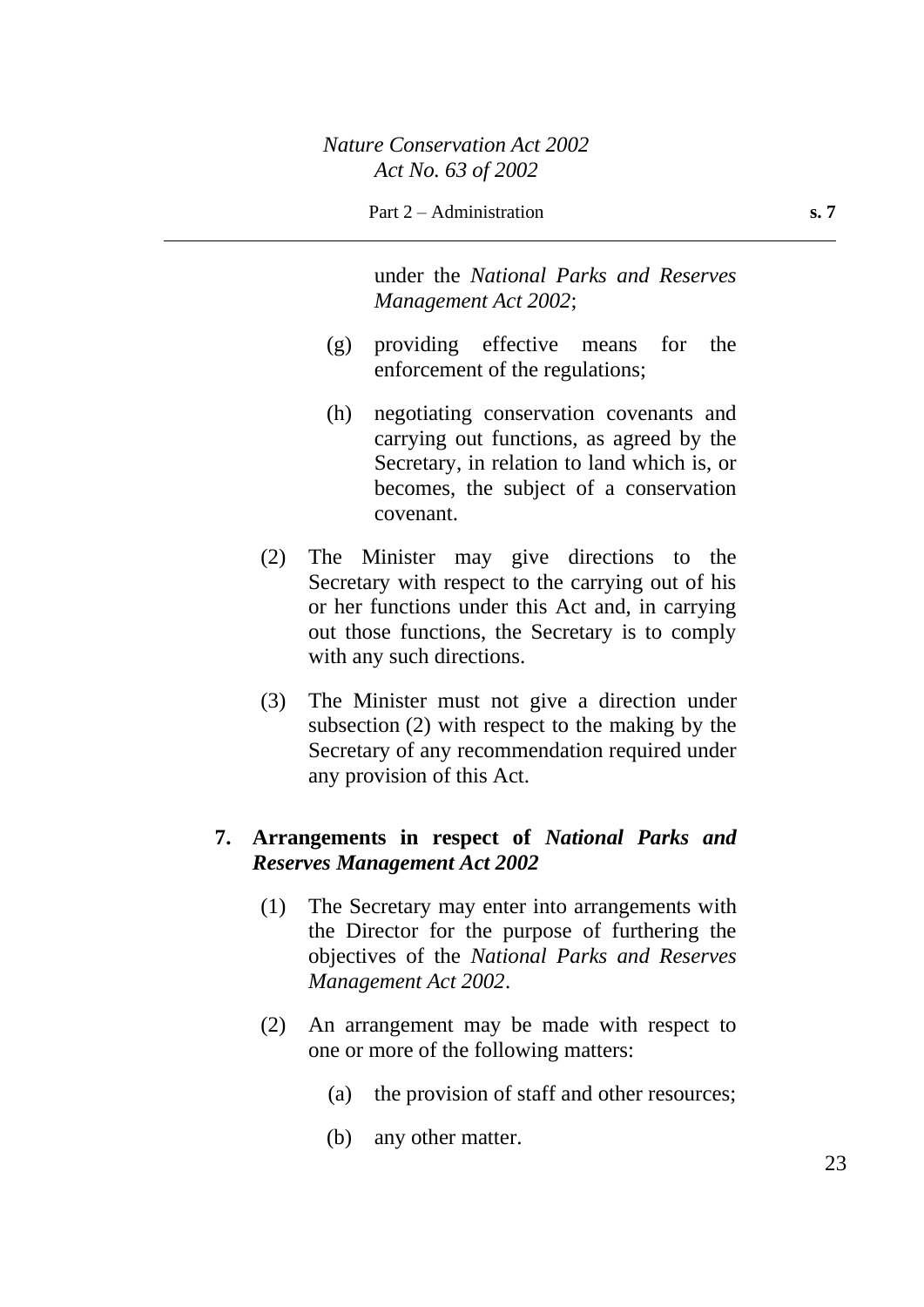under the *National Parks and Reserves Management Act 2002*;

(g) providing effective means for the enforcement of the regulations;

(h) negotiating conservation covenants and carrying out functions, as agreed by the Secretary, in relation to land which is, or becomes, the subject of a conservation covenant.

(2) The Minister may give directions to the Secretary with respect to the carrying out of his or her functions under this Act and, in carrying out those functions, the Secretary is to comply with any such directions.

(3) The Minister must not give a direction under subsection (2) with respect to the making by the Secretary of any recommendation required under any provision of this Act.

**7. Arrangements in respect of *National Parks and Reserves Management Act 2002***

(1) The Secretary may enter into arrangements with the Director for the purpose of furthering the objectives of the *National Parks and Reserves Management Act 2002*.

(2) An arrangement may be made with respect to one or more of the following matters:

(a) the provision of staff and other resources;

(b) any other matter.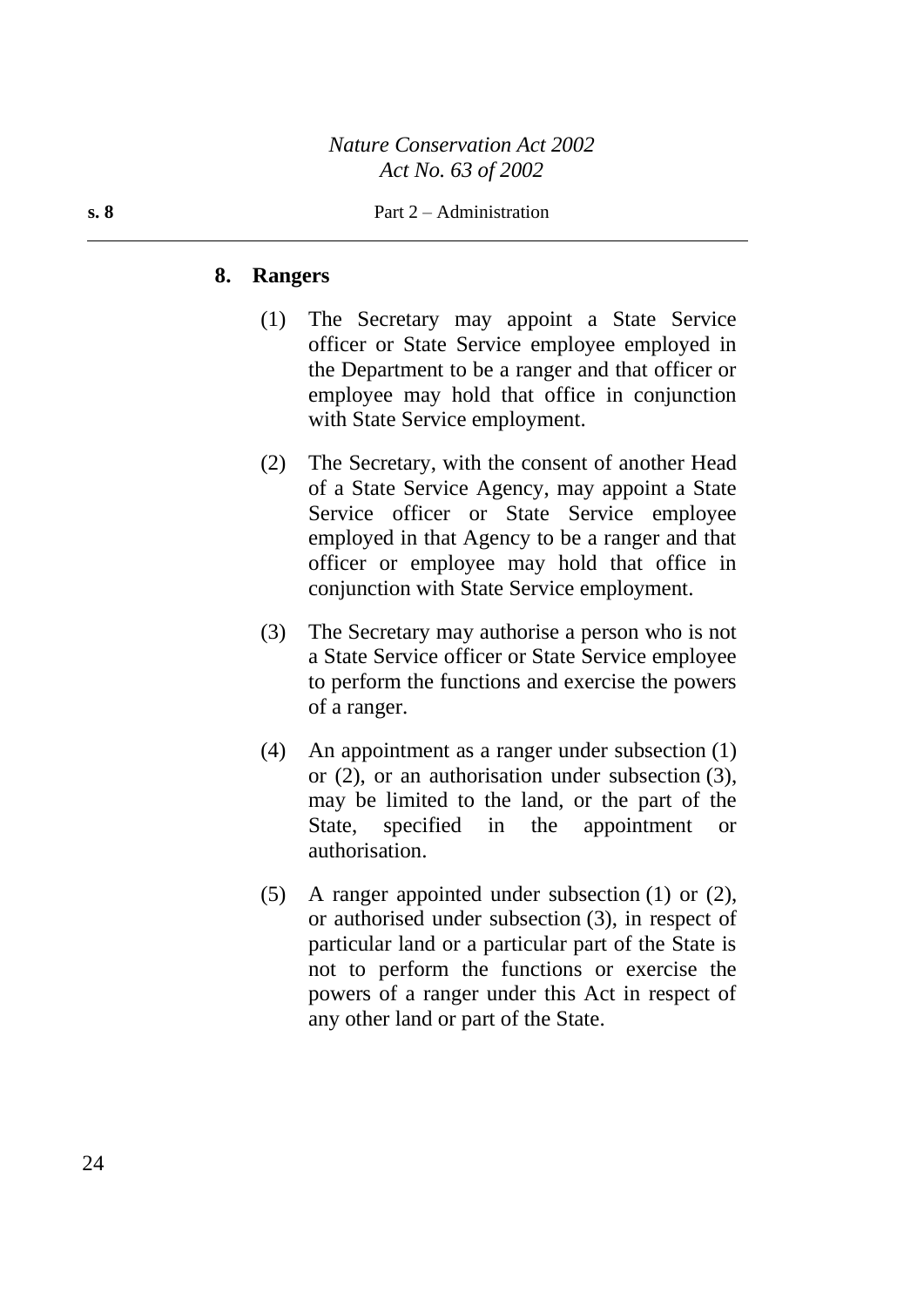## 8. Rangers

(1) The Secretary may appoint a State Service officer or State Service employee employed in the Department to be a ranger and that officer or employee may hold that office in conjunction with State Service employment.

(2) The Secretary, with the consent of another Head of a State Service Agency, may appoint a State Service officer or State Service employee employed in that Agency to be a ranger and that officer or employee may hold that office in conjunction with State Service employment.

(3) The Secretary may authorise a person who is not a State Service officer or State Service employee to perform the functions and exercise the powers of a ranger.

(4) An appointment as a ranger under subsection (1) or (2), or an authorisation under subsection (3), may be limited to the land, or the part of the State, specified in the appointment or authorisation.

(5) A ranger appointed under subsection (1) or (2), or authorised under subsection (3), in respect of particular land or a particular part of the State is not to perform the functions or exercise the powers of a ranger under this Act in respect of any other land or part of the State.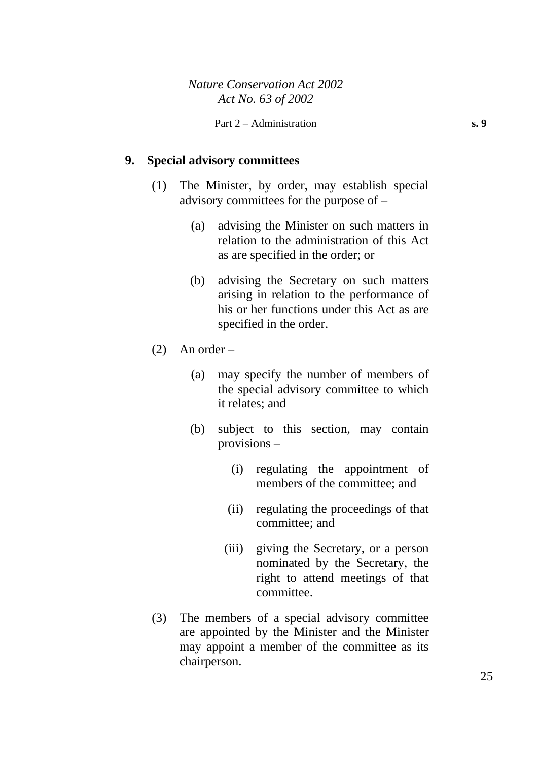## 9. Special advisory committees

(1) The Minister, by order, may establish special advisory committees for the purpose of –

(a) advising the Minister on such matters in relation to the administration of this Act as are specified in the order; or

(b) advising the Secretary on such matters arising in relation to the performance of his or her functions under this Act as are specified in the order.

(2) An order –

(a) may specify the number of members of the special advisory committee to which it relates; and

(b) subject to this section, may contain provisions –

(i) regulating the appointment of members of the committee; and

(ii) regulating the proceedings of that committee; and

(iii) giving the Secretary, or a person nominated by the Secretary, the right to attend meetings of that committee.

(3) The members of a special advisory committee are appointed by the Minister and the Minister may appoint a member of the committee as its chairperson.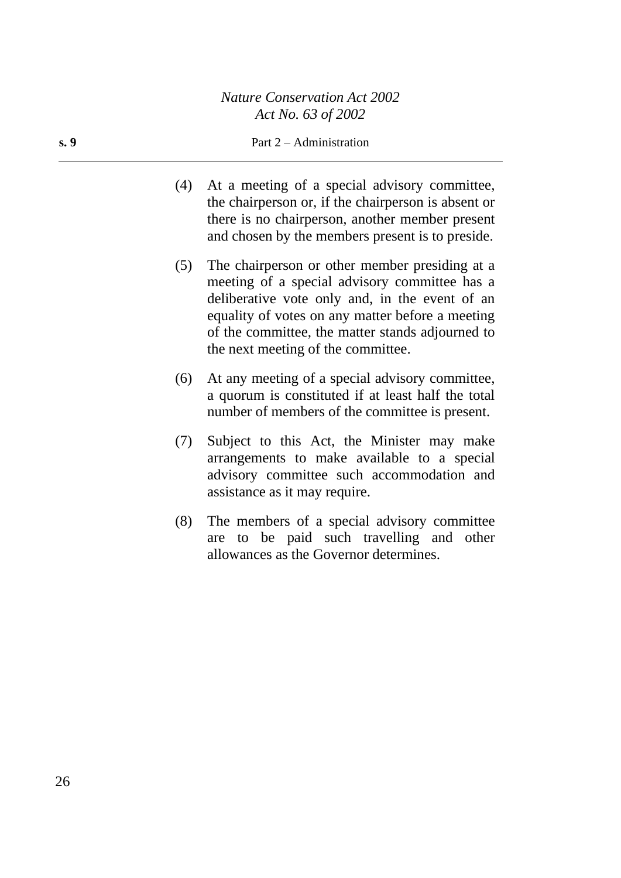(4) At a meeting of a special advisory committee, the chairperson or, if the chairperson is absent or there is no chairperson, another member present and chosen by the members present is to preside.

(5) The chairperson or other member presiding at a meeting of a special advisory committee has a deliberative vote only and, in the event of an equality of votes on any matter before a meeting of the committee, the matter stands adjourned to the next meeting of the committee.

(6) At any meeting of a special advisory committee, a quorum is constituted if at least half the total number of members of the committee is present.

(7) Subject to this Act, the Minister may make arrangements to make available to a special advisory committee such accommodation and assistance as it may require.

(8) The members of a special advisory committee are to be paid such travelling and other allowances as the Governor determines.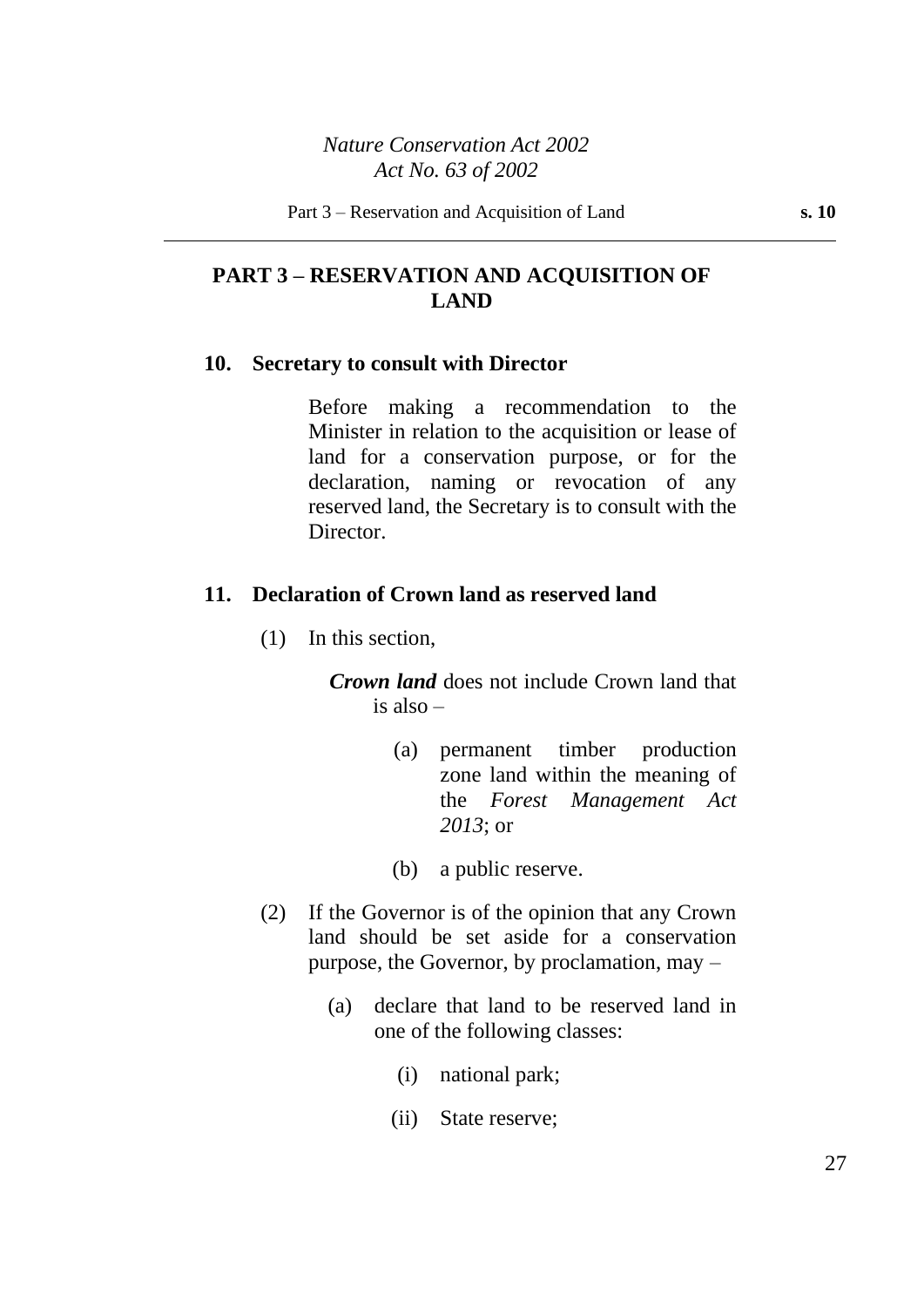## PART 3 – RESERVATION AND ACQUISITION OF LAND

### 10. Secretary to consult with Director

Before making a recommendation to the Minister in relation to the acquisition or lease of land for a conservation purpose, or for the declaration, naming or revocation of any reserved land, the Secretary is to consult with the Director.

### 11. Declaration of Crown land as reserved land

(1) In this section,

***Crown land*** does not include Crown land that is also –

(a) permanent timber production zone land within the meaning of the *Forest Management Act 2013*; or

(b) a public reserve.

(2) If the Governor is of the opinion that any Crown land should be set aside for a conservation purpose, the Governor, by proclamation, may –

(a) declare that land to be reserved land in one of the following classes:

(i) national park;

(ii) State reserve;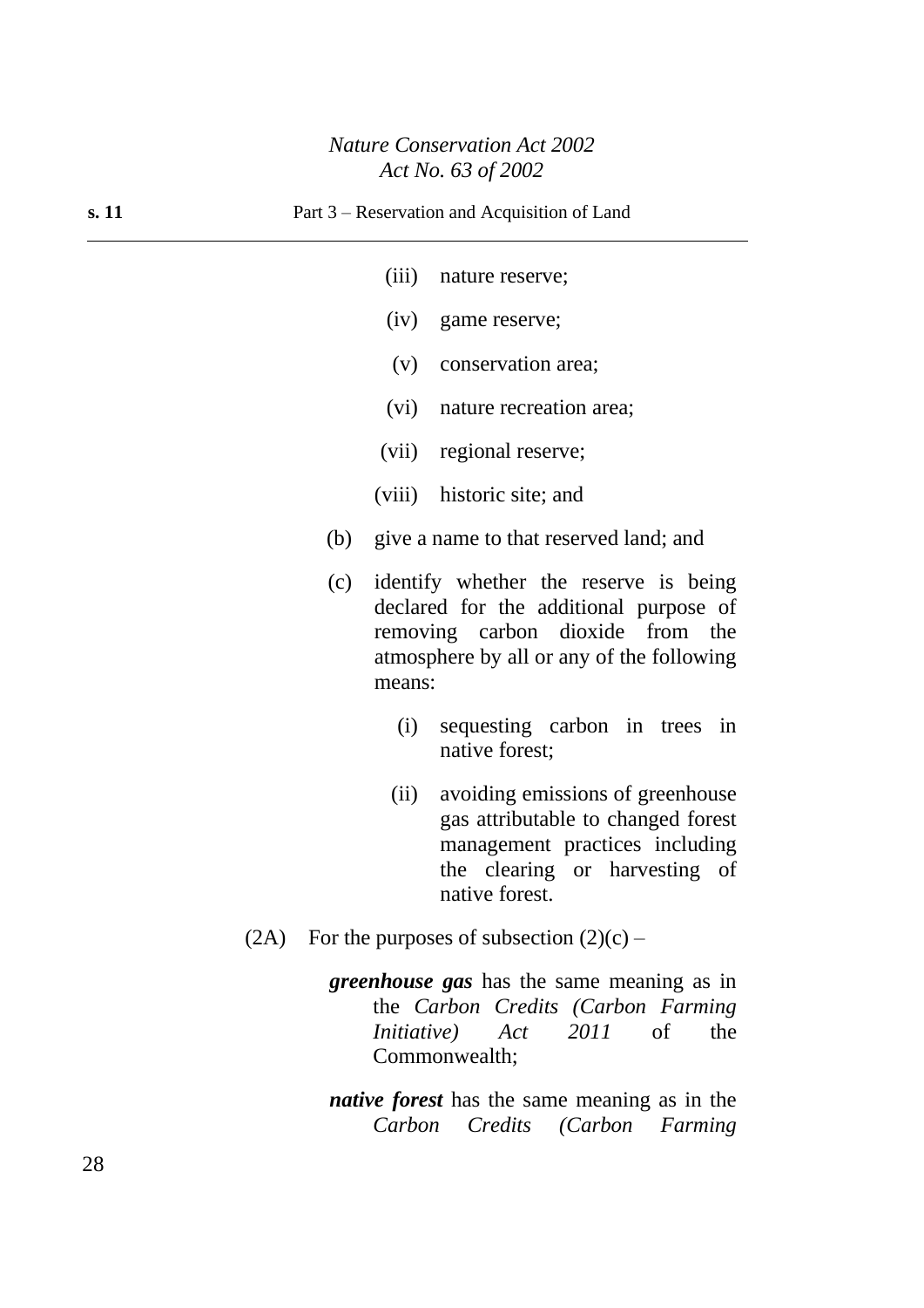(iii) nature reserve;

(iv) game reserve;

(v) conservation area;

(vi) nature recreation area;

(vii) regional reserve;

(viii) historic site; and

(b) give a name to that reserved land; and

(c) identify whether the reserve is being declared for the additional purpose of removing carbon dioxide from the atmosphere by all or any of the following means:

(i) sequesting carbon in trees in native forest;

(ii) avoiding emissions of greenhouse gas attributable to changed forest management practices including the clearing or harvesting of native forest.

(2A) For the purposes of subsection (2)(c) –

***greenhouse gas*** has the same meaning as in the *Carbon Credits (Carbon Farming Initiative) Act 2011* of the Commonwealth;

***native forest*** has the same meaning as in the *Carbon Credits (Carbon Farming*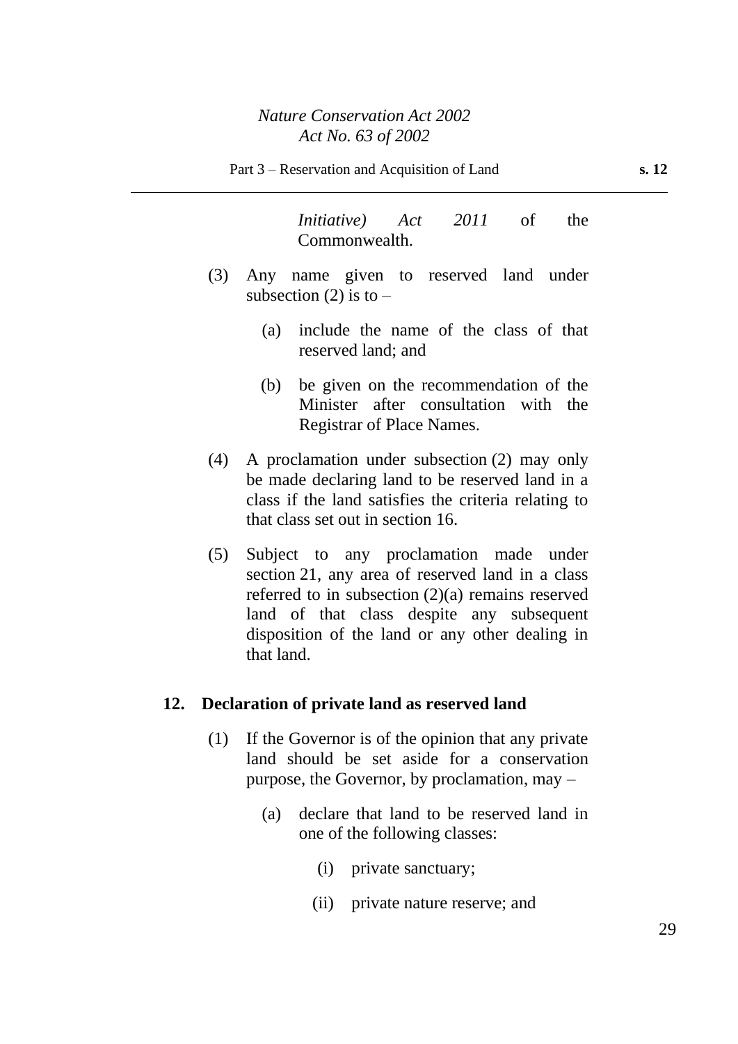*Initiative) Act 2011* of the Commonwealth.

(3) Any name given to reserved land under subsection (2) is to –

(a) include the name of the class of that reserved land; and

(b) be given on the recommendation of the Minister after consultation with the Registrar of Place Names.

(4) A proclamation under subsection (2) may only be made declaring land to be reserved land in a class if the land satisfies the criteria relating to that class set out in section 16.

(5) Subject to any proclamation made under section 21, any area of reserved land in a class referred to in subsection (2)(a) remains reserved land of that class despite any subsequent disposition of the land or any other dealing in that land.

### 12. Declaration of private land as reserved land

(1) If the Governor is of the opinion that any private land should be set aside for a conservation purpose, the Governor, by proclamation, may –

(a) declare that land to be reserved land in one of the following classes:

(i) private sanctuary;

(ii) private nature reserve; and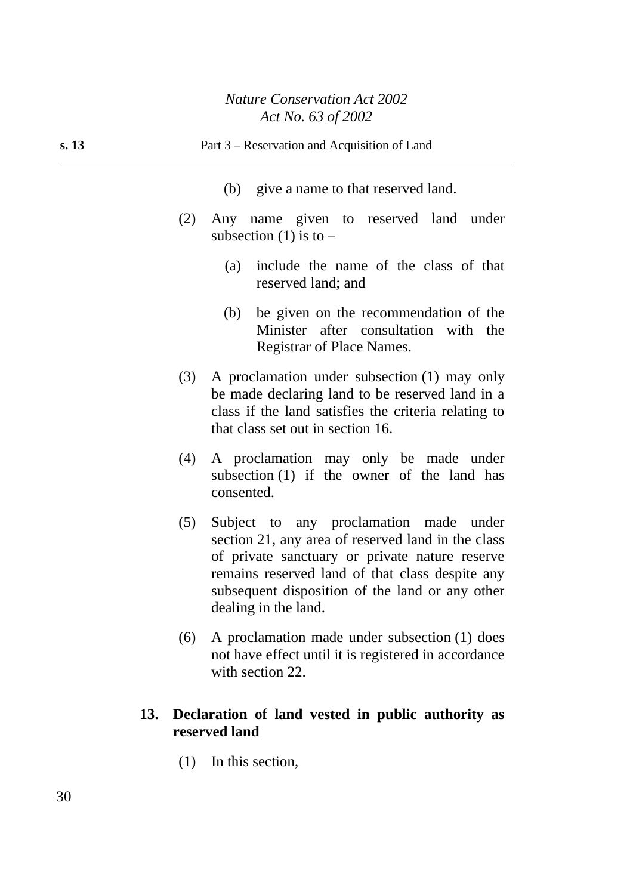(b) give a name to that reserved land.

(2) Any name given to reserved land under subsection (1) is to –

(a) include the name of the class of that reserved land; and

(b) be given on the recommendation of the Minister after consultation with the Registrar of Place Names.

(3) A proclamation under subsection (1) may only be made declaring land to be reserved land in a class if the land satisfies the criteria relating to that class set out in section 16.

(4) A proclamation may only be made under subsection (1) if the owner of the land has consented.

(5) Subject to any proclamation made under section 21, any area of reserved land in the class of private sanctuary or private nature reserve remains reserved land of that class despite any subsequent disposition of the land or any other dealing in the land.

(6) A proclamation made under subsection (1) does not have effect until it is registered in accordance with section 22.

### 13. Declaration of land vested in public authority as reserved land

(1) In this section,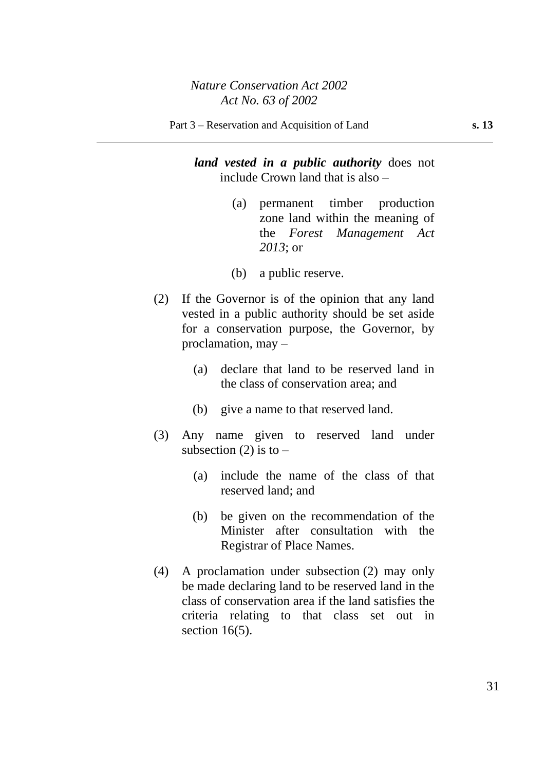***land vested in a public authority*** does not include Crown land that is also –

(a) permanent timber production zone land within the meaning of the *Forest Management Act 2013*; or

(b) a public reserve.

(2) If the Governor is of the opinion that any land vested in a public authority should be set aside for a conservation purpose, the Governor, by proclamation, may –

(a) declare that land to be reserved land in the class of conservation area; and

(b) give a name to that reserved land.

(3) Any name given to reserved land under subsection (2) is to –

(a) include the name of the class of that reserved land; and

(b) be given on the recommendation of the Minister after consultation with the Registrar of Place Names.

(4) A proclamation under subsection (2) may only be made declaring land to be reserved land in the class of conservation area if the land satisfies the criteria relating to that class set out in section 16(5).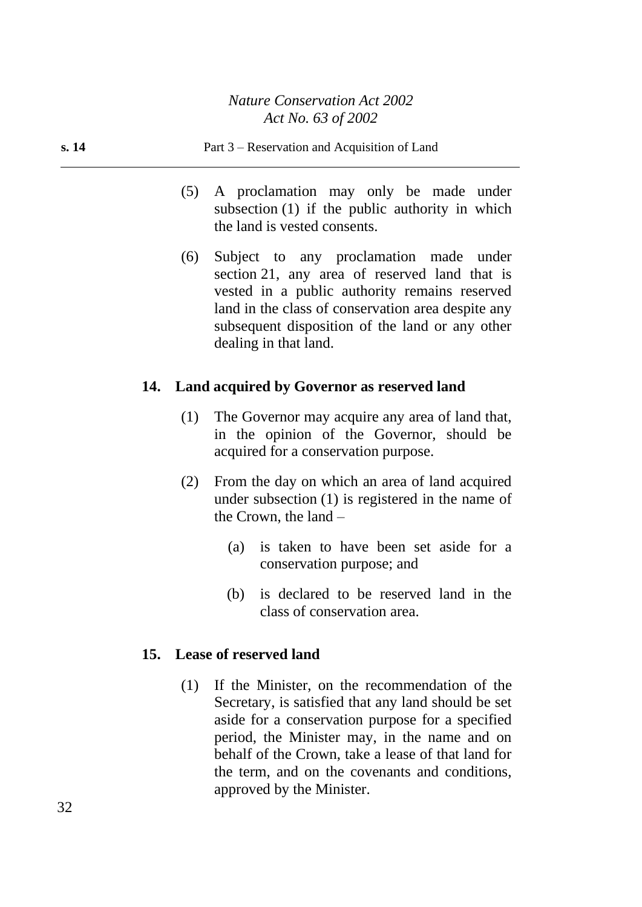(5) A proclamation may only be made under subsection (1) if the public authority in which the land is vested consents.

(6) Subject to any proclamation made under section 21, any area of reserved land that is vested in a public authority remains reserved land in the class of conservation area despite any subsequent disposition of the land or any other dealing in that land.

**14. Land acquired by Governor as reserved land**

(1) The Governor may acquire any area of land that, in the opinion of the Governor, should be acquired for a conservation purpose.

(2) From the day on which an area of land acquired under subsection (1) is registered in the name of the Crown, the land –

(a) is taken to have been set aside for a conservation purpose; and

(b) is declared to be reserved land in the class of conservation area.

**15. Lease of reserved land**

(1) If the Minister, on the recommendation of the Secretary, is satisfied that any land should be set aside for a conservation purpose for a specified period, the Minister may, in the name and on behalf of the Crown, take a lease of that land for the term, and on the covenants and conditions, approved by the Minister.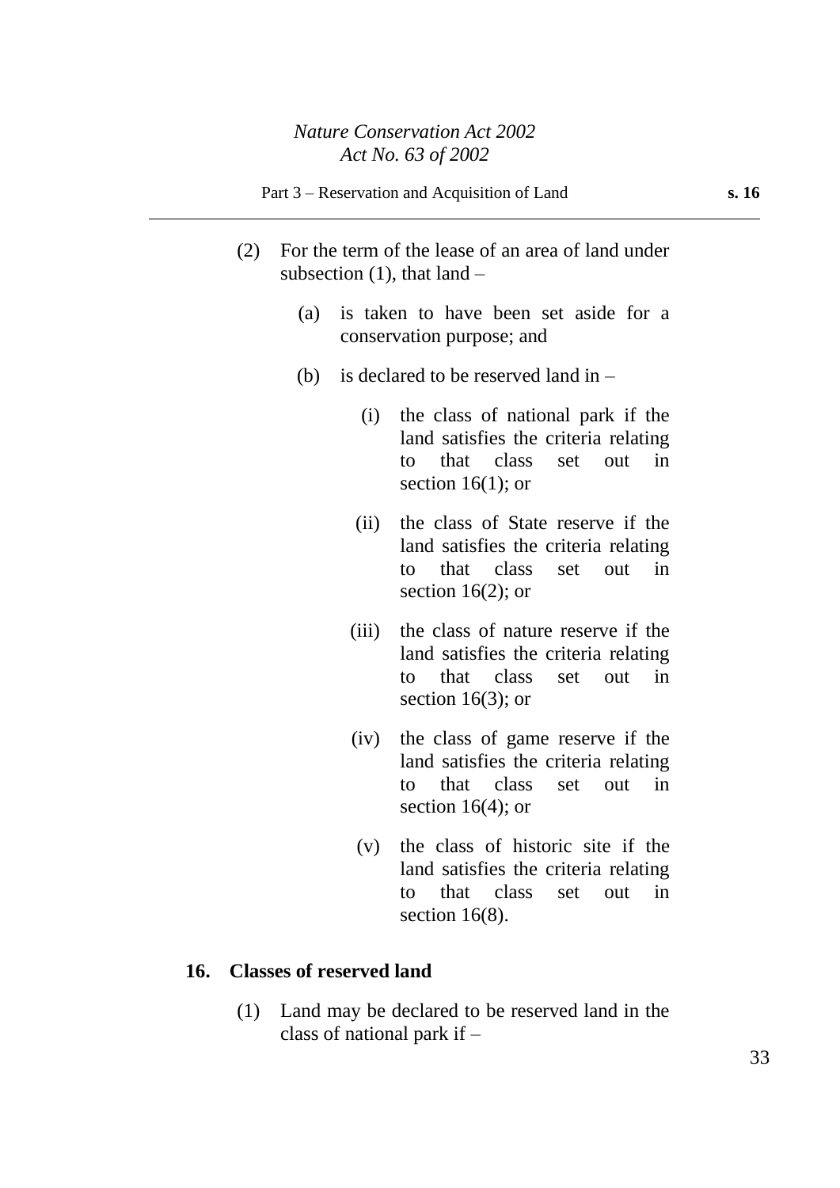(2) For the term of the lease of an area of land under subsection (1), that land –

(a) is taken to have been set aside for a conservation purpose; and

(b) is declared to be reserved land in –

(i) the class of national park if the land satisfies the criteria relating to that class set out in section 16(1); or

(ii) the class of State reserve if the land satisfies the criteria relating to that class set out in section 16(2); or

(iii) the class of nature reserve if the land satisfies the criteria relating to that class set out in section 16(3); or

(iv) the class of game reserve if the land satisfies the criteria relating to that class set out in section 16(4); or

(v) the class of historic site if the land satisfies the criteria relating to that class set out in section 16(8).

## 16. Classes of reserved land

(1) Land may be declared to be reserved land in the class of national park if –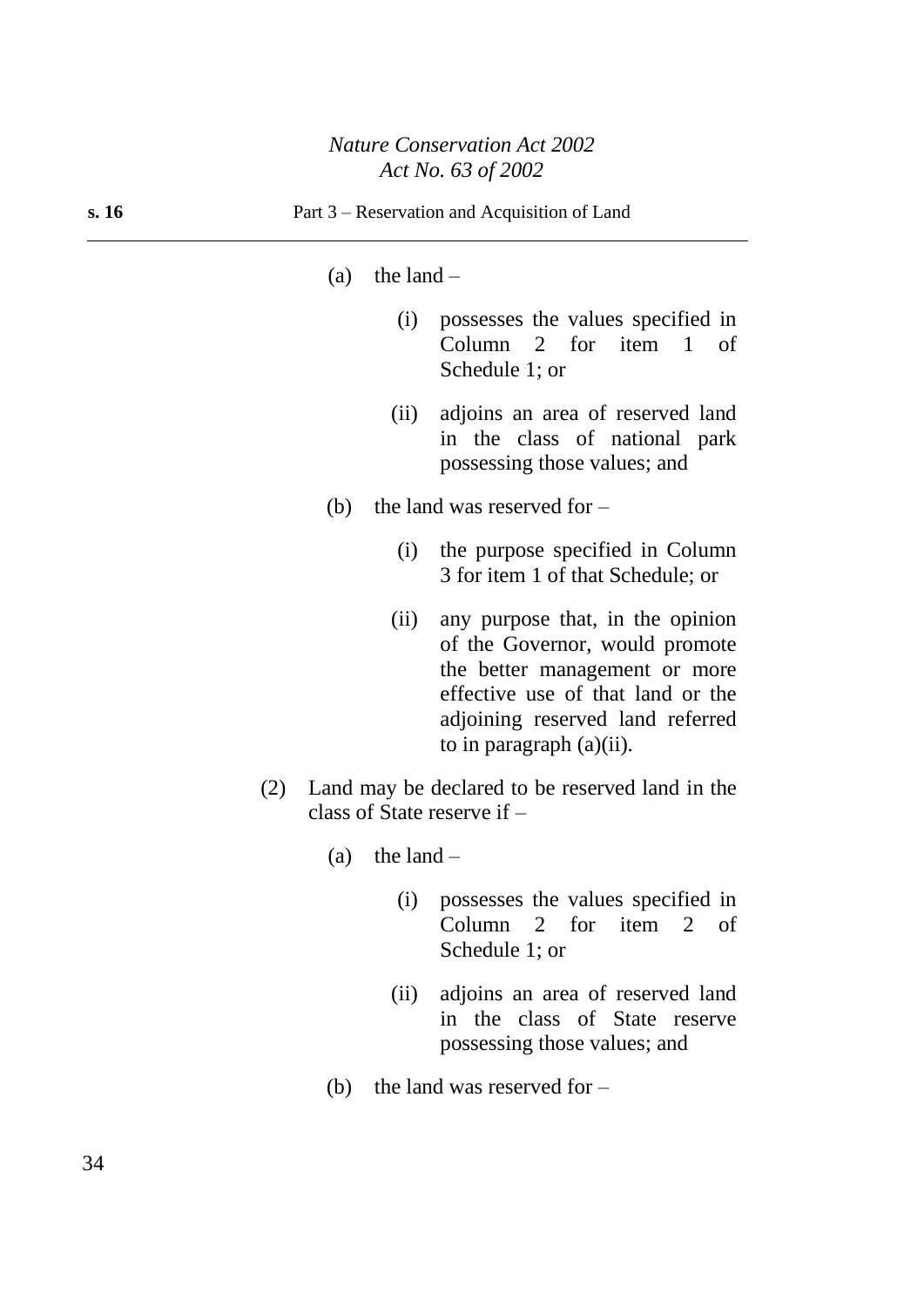(a) the land –

(i) possesses the values specified in Column 2 for item 1 of Schedule 1; or

(ii) adjoins an area of reserved land in the class of national park possessing those values; and

(b) the land was reserved for –

(i) the purpose specified in Column 3 for item 1 of that Schedule; or

(ii) any purpose that, in the opinion of the Governor, would promote the better management or more effective use of that land or the adjoining reserved land referred to in paragraph (a)(ii).

(2) Land may be declared to be reserved land in the class of State reserve if –

(a) the land –

(i) possesses the values specified in Column 2 for item 2 of Schedule 1; or

(ii) adjoins an area of reserved land in the class of State reserve possessing those values; and

(b) the land was reserved for –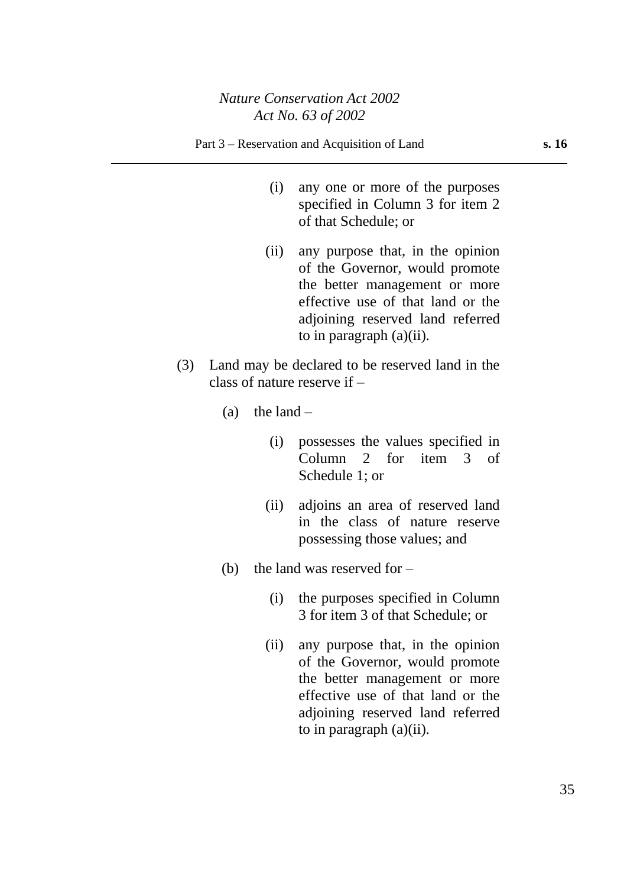(i) any one or more of the purposes specified in Column 3 for item 2 of that Schedule; or

(ii) any purpose that, in the opinion of the Governor, would promote the better management or more effective use of that land or the adjoining reserved land referred to in paragraph (a)(ii).

(3) Land may be declared to be reserved land in the class of nature reserve if –

(a) the land –

(i) possesses the values specified in Column 2 for item 3 of Schedule 1; or

(ii) adjoins an area of reserved land in the class of nature reserve possessing those values; and

(b) the land was reserved for –

(i) the purposes specified in Column 3 for item 3 of that Schedule; or

(ii) any purpose that, in the opinion of the Governor, would promote the better management or more effective use of that land or the adjoining reserved land referred to in paragraph (a)(ii).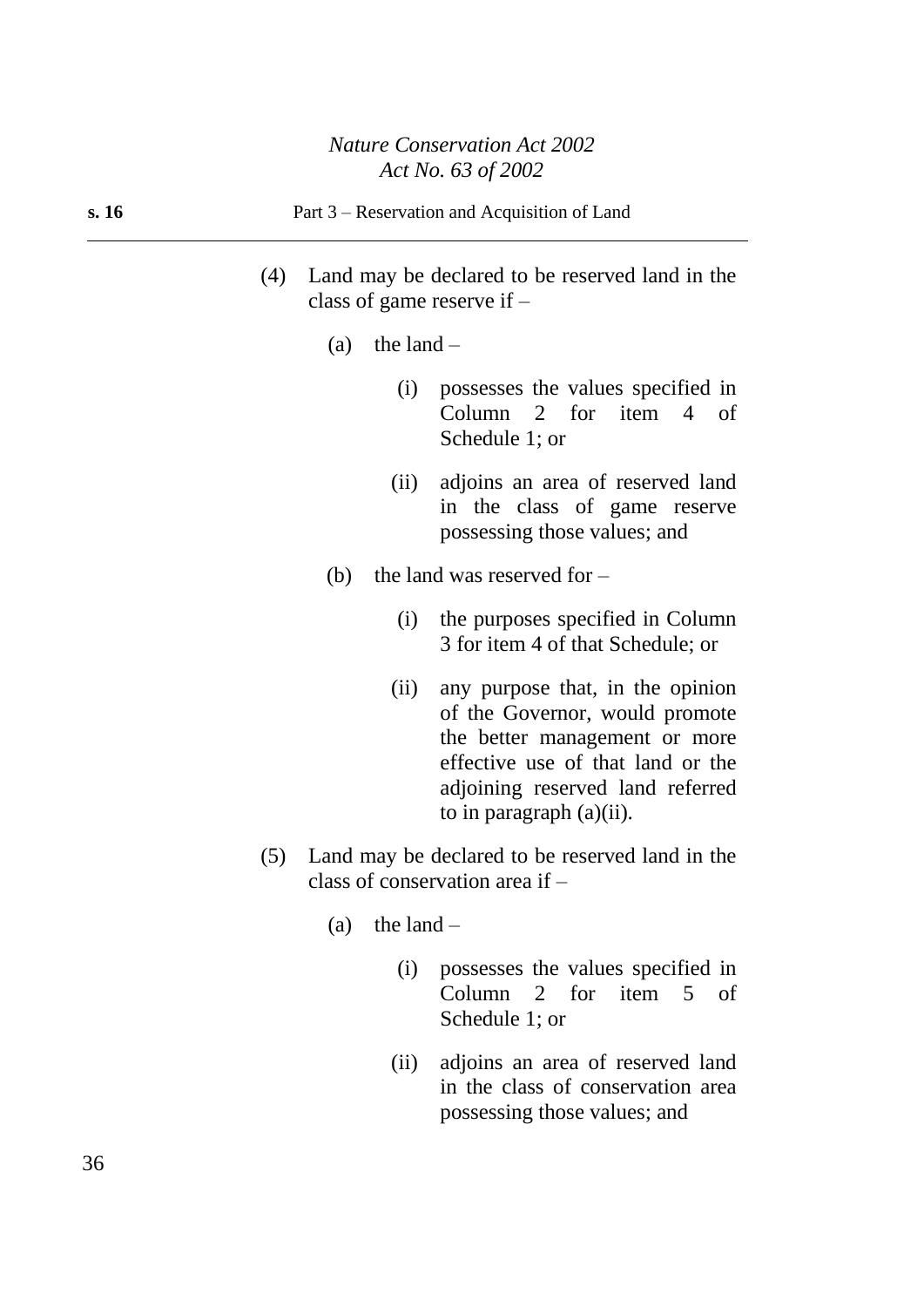(4) Land may be declared to be reserved land in the class of game reserve if –

  (a) the land –

    (i) possesses the values specified in Column 2 for item 4 of Schedule 1; or

    (ii) adjoins an area of reserved land in the class of game reserve possessing those values; and

  (b) the land was reserved for –

    (i) the purposes specified in Column 3 for item 4 of that Schedule; or

    (ii) any purpose that, in the opinion of the Governor, would promote the better management or more effective use of that land or the adjoining reserved land referred to in paragraph (a)(ii).

(5) Land may be declared to be reserved land in the class of conservation area if –

  (a) the land –

    (i) possesses the values specified in Column 2 for item 5 of Schedule 1; or

    (ii) adjoins an area of reserved land in the class of conservation area possessing those values; and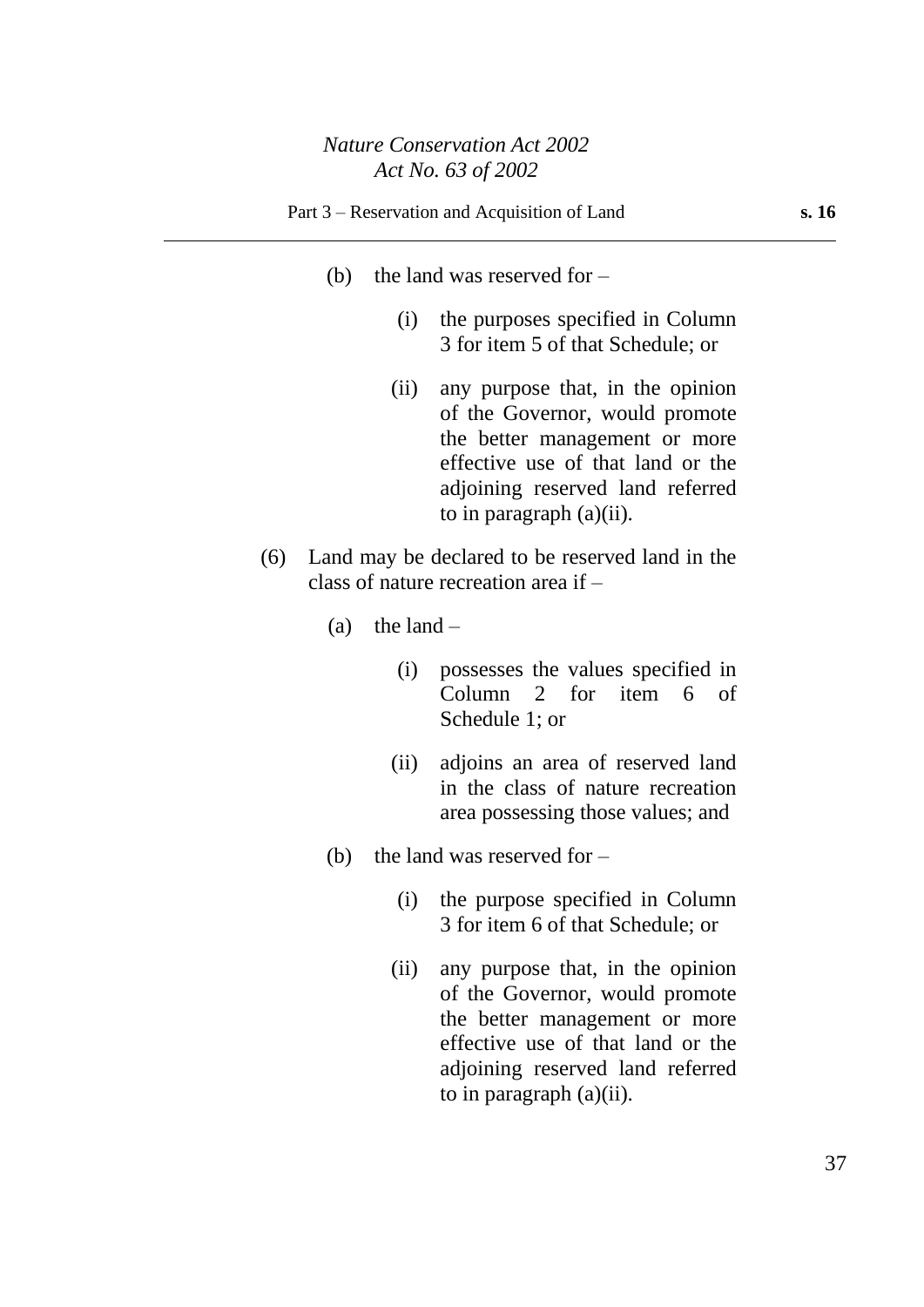(b) the land was reserved for –

   (i) the purposes specified in Column 3 for item 5 of that Schedule; or

   (ii) any purpose that, in the opinion of the Governor, would promote the better management or more effective use of that land or the adjoining reserved land referred to in paragraph (a)(ii).

(6) Land may be declared to be reserved land in the class of nature recreation area if –

   (a) the land –

      (i) possesses the values specified in Column 2 for item 6 of Schedule 1; or

      (ii) adjoins an area of reserved land in the class of nature recreation area possessing those values; and

   (b) the land was reserved for –

      (i) the purpose specified in Column 3 for item 6 of that Schedule; or

      (ii) any purpose that, in the opinion of the Governor, would promote the better management or more effective use of that land or the adjoining reserved land referred to in paragraph (a)(ii).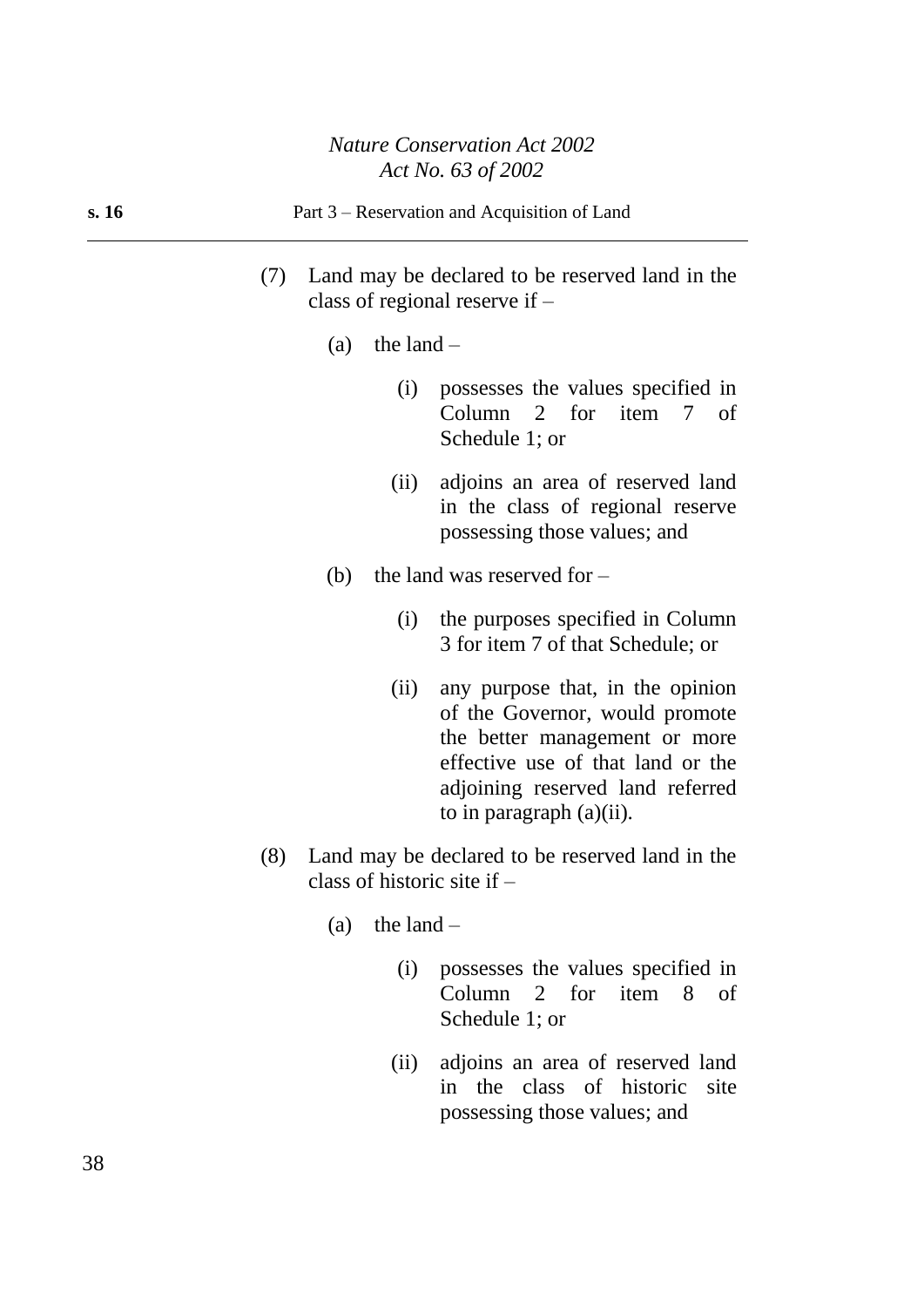(7) Land may be declared to be reserved land in the class of regional reserve if –

(a) the land –

(i) possesses the values specified in Column 2 for item 7 of Schedule 1; or

(ii) adjoins an area of reserved land in the class of regional reserve possessing those values; and

(b) the land was reserved for –

(i) the purposes specified in Column 3 for item 7 of that Schedule; or

(ii) any purpose that, in the opinion of the Governor, would promote the better management or more effective use of that land or the adjoining reserved land referred to in paragraph (a)(ii).

(8) Land may be declared to be reserved land in the class of historic site if –

(a) the land –

(i) possesses the values specified in Column 2 for item 8 of Schedule 1; or

(ii) adjoins an area of reserved land in the class of historic site possessing those values; and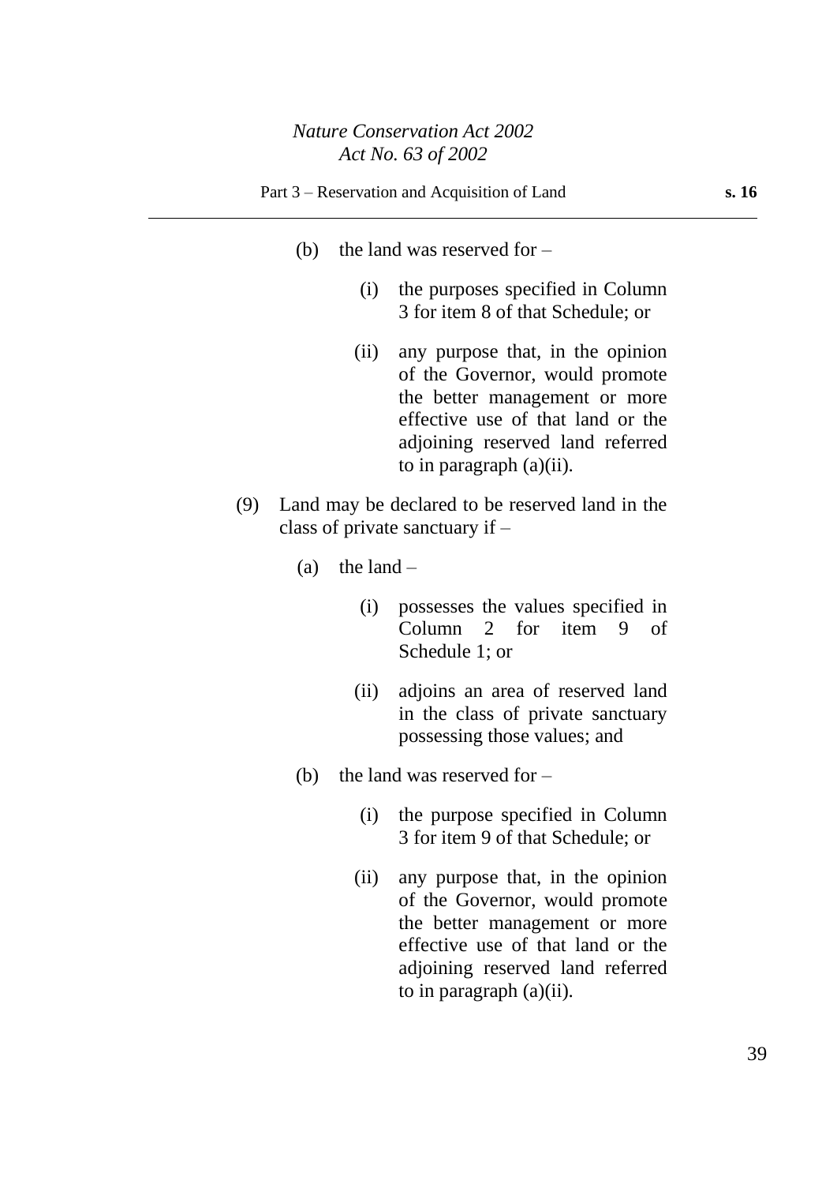(b) the land was reserved for –

(i) the purposes specified in Column 3 for item 8 of that Schedule; or

(ii) any purpose that, in the opinion of the Governor, would promote the better management or more effective use of that land or the adjoining reserved land referred to in paragraph (a)(ii).

(9) Land may be declared to be reserved land in the class of private sanctuary if –

(a) the land –

(i) possesses the values specified in Column 2 for item 9 of Schedule 1; or

(ii) adjoins an area of reserved land in the class of private sanctuary possessing those values; and

(b) the land was reserved for –

(i) the purpose specified in Column 3 for item 9 of that Schedule; or

(ii) any purpose that, in the opinion of the Governor, would promote the better management or more effective use of that land or the adjoining reserved land referred to in paragraph (a)(ii).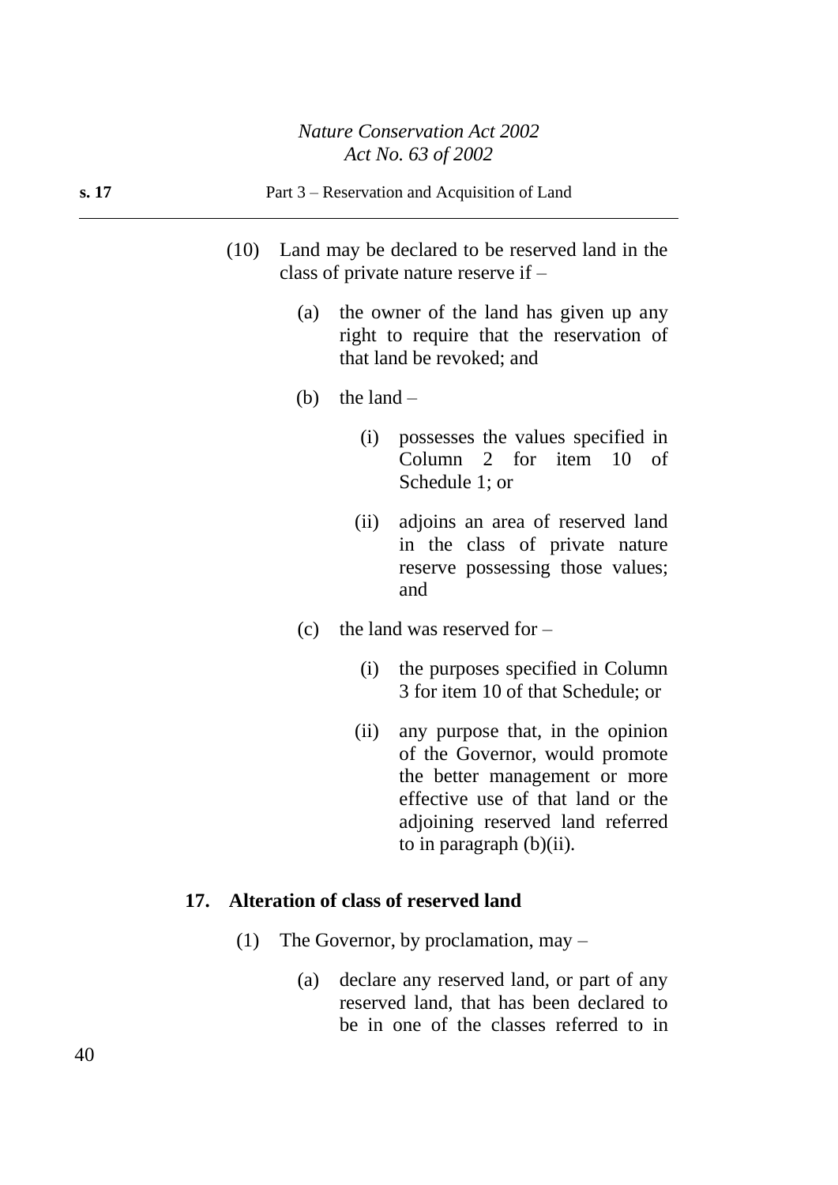(10) Land may be declared to be reserved land in the class of private nature reserve if –

(a) the owner of the land has given up any right to require that the reservation of that land be revoked; and

(b) the land –

(i) possesses the values specified in Column 2 for item 10 of Schedule 1; or

(ii) adjoins an area of reserved land in the class of private nature reserve possessing those values; and

(c) the land was reserved for –

(i) the purposes specified in Column 3 for item 10 of that Schedule; or

(ii) any purpose that, in the opinion of the Governor, would promote the better management or more effective use of that land or the adjoining reserved land referred to in paragraph (b)(ii).

### 17. Alteration of class of reserved land

(1) The Governor, by proclamation, may –

(a) declare any reserved land, or part of any reserved land, that has been declared to be in one of the classes referred to in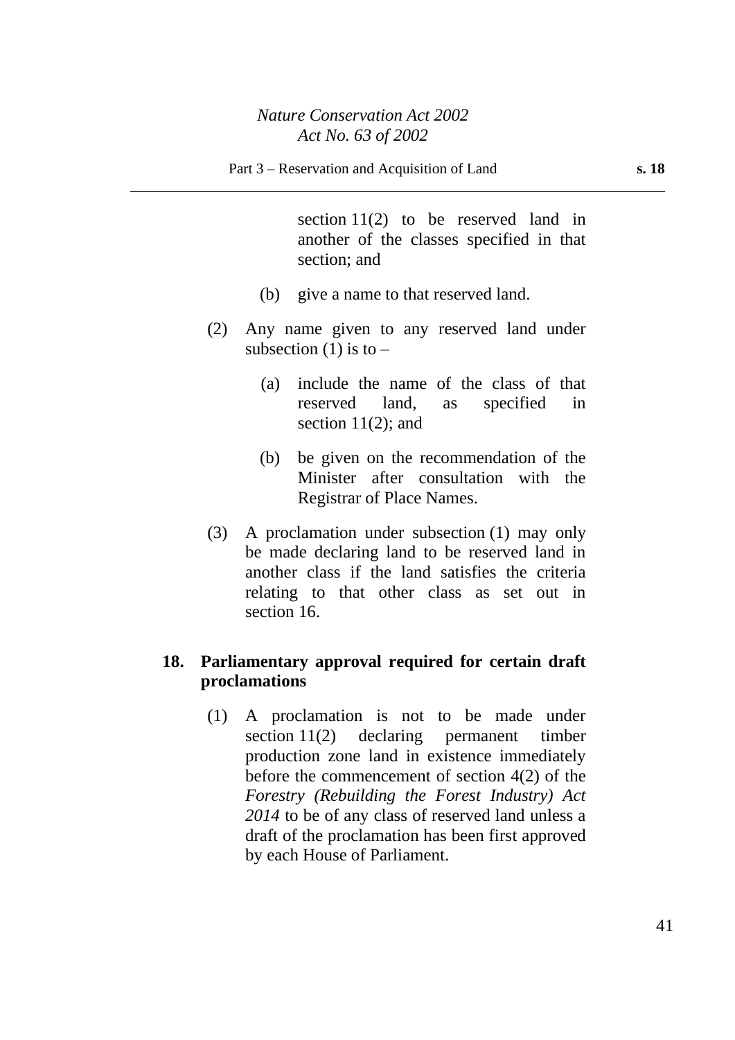section 11(2) to be reserved land in another of the classes specified in that section; and

(b) give a name to that reserved land.

(2) Any name given to any reserved land under subsection (1) is to –

(a) include the name of the class of that reserved land, as specified in section 11(2); and

(b) be given on the recommendation of the Minister after consultation with the Registrar of Place Names.

(3) A proclamation under subsection (1) may only be made declaring land to be reserved land in another class if the land satisfies the criteria relating to that other class as set out in section 16.

**18. Parliamentary approval required for certain draft proclamations**

(1) A proclamation is not to be made under section 11(2) declaring permanent timber production zone land in existence immediately before the commencement of section 4(2) of the *Forestry (Rebuilding the Forest Industry) Act 2014* to be of any class of reserved land unless a draft of the proclamation has been first approved by each House of Parliament.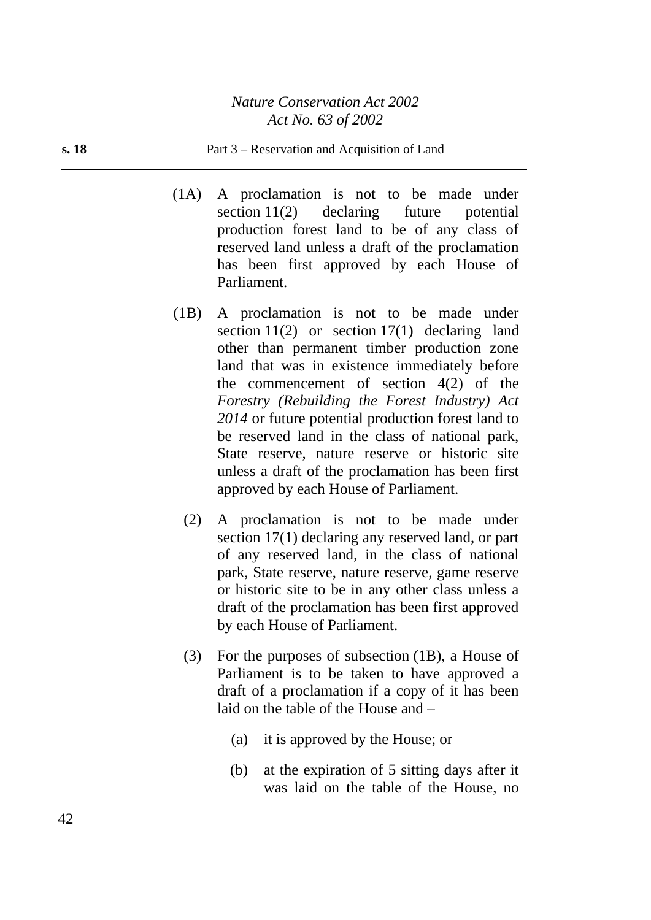(1A) A proclamation is not to be made under section 11(2) declaring future potential production forest land to be of any class of reserved land unless a draft of the proclamation has been first approved by each House of Parliament.

(1B) A proclamation is not to be made under section 11(2) or section 17(1) declaring land other than permanent timber production zone land that was in existence immediately before the commencement of section 4(2) of the *Forestry (Rebuilding the Forest Industry) Act 2014* or future potential production forest land to be reserved land in the class of national park, State reserve, nature reserve or historic site unless a draft of the proclamation has been first approved by each House of Parliament.

(2) A proclamation is not to be made under section 17(1) declaring any reserved land, or part of any reserved land, in the class of national park, State reserve, nature reserve, game reserve or historic site to be in any other class unless a draft of the proclamation has been first approved by each House of Parliament.

(3) For the purposes of subsection (1B), a House of Parliament is to be taken to have approved a draft of a proclamation if a copy of it has been laid on the table of the House and –

(a) it is approved by the House; or

(b) at the expiration of 5 sitting days after it was laid on the table of the House, no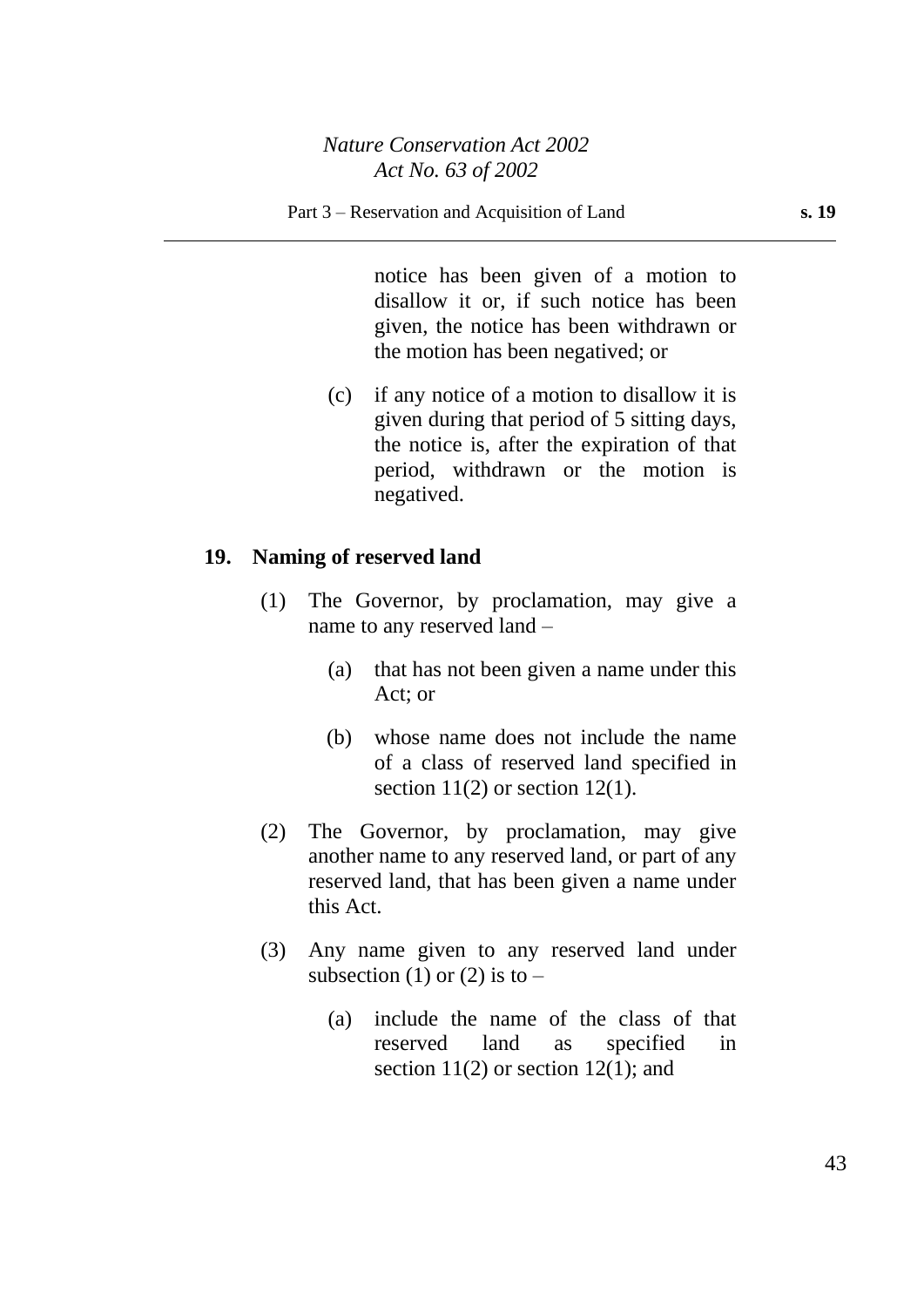notice has been given of a motion to disallow it or, if such notice has been given, the notice has been withdrawn or the motion has been negatived; or

(c) if any notice of a motion to disallow it is given during that period of 5 sitting days, the notice is, after the expiration of that period, withdrawn or the motion is negatived.

### 19. Naming of reserved land

(1) The Governor, by proclamation, may give a name to any reserved land –

(a) that has not been given a name under this Act; or

(b) whose name does not include the name of a class of reserved land specified in section 11(2) or section 12(1).

(2) The Governor, by proclamation, may give another name to any reserved land, or part of any reserved land, that has been given a name under this Act.

(3) Any name given to any reserved land under subsection (1) or (2) is to –

(a) include the name of the class of that reserved land as specified in section 11(2) or section 12(1); and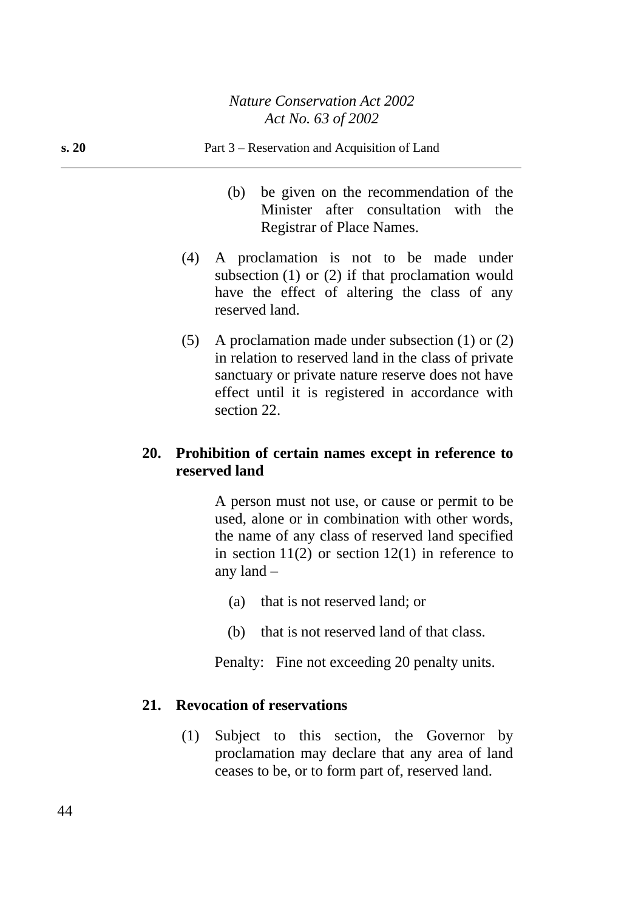(b) be given on the recommendation of the Minister after consultation with the Registrar of Place Names.

(4) A proclamation is not to be made under subsection (1) or (2) if that proclamation would have the effect of altering the class of any reserved land.

(5) A proclamation made under subsection (1) or (2) in relation to reserved land in the class of private sanctuary or private nature reserve does not have effect until it is registered in accordance with section 22.

## 20. Prohibition of certain names except in reference to reserved land

A person must not use, or cause or permit to be used, alone or in combination with other words, the name of any class of reserved land specified in section 11(2) or section 12(1) in reference to any land –

(a) that is not reserved land; or

(b) that is not reserved land of that class.

Penalty: Fine not exceeding 20 penalty units.

## 21. Revocation of reservations

(1) Subject to this section, the Governor by proclamation may declare that any area of land ceases to be, or to form part of, reserved land.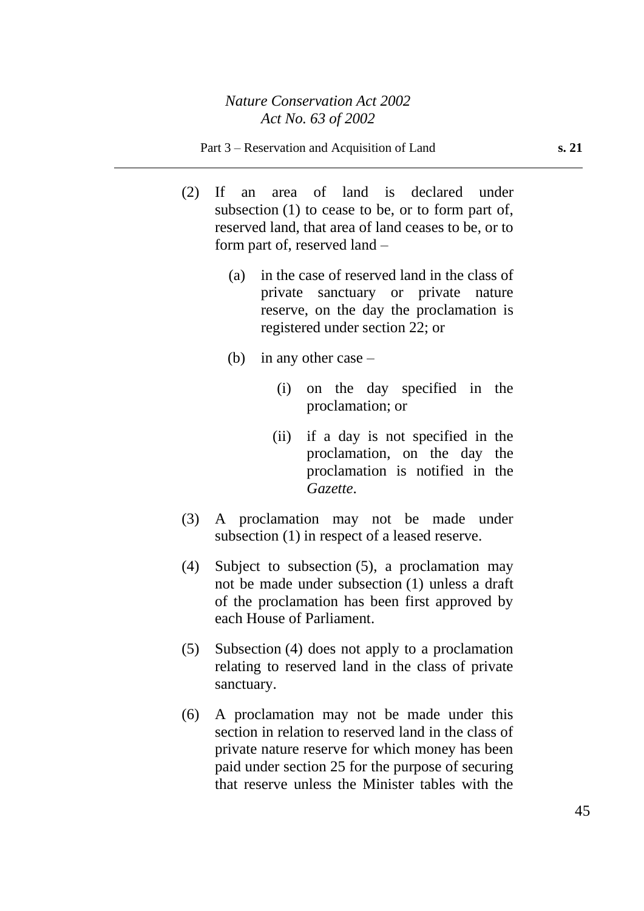(2) If an area of land is declared under subsection (1) to cease to be, or to form part of, reserved land, that area of land ceases to be, or to form part of, reserved land –

  (a) in the case of reserved land in the class of private sanctuary or private nature reserve, on the day the proclamation is registered under section 22; or

  (b) in any other case –

    (i) on the day specified in the proclamation; or

    (ii) if a day is not specified in the proclamation, on the day the proclamation is notified in the *Gazette*.

(3) A proclamation may not be made under subsection (1) in respect of a leased reserve.

(4) Subject to subsection (5), a proclamation may not be made under subsection (1) unless a draft of the proclamation has been first approved by each House of Parliament.

(5) Subsection (4) does not apply to a proclamation relating to reserved land in the class of private sanctuary.

(6) A proclamation may not be made under this section in relation to reserved land in the class of private nature reserve for which money has been paid under section 25 for the purpose of securing that reserve unless the Minister tables with the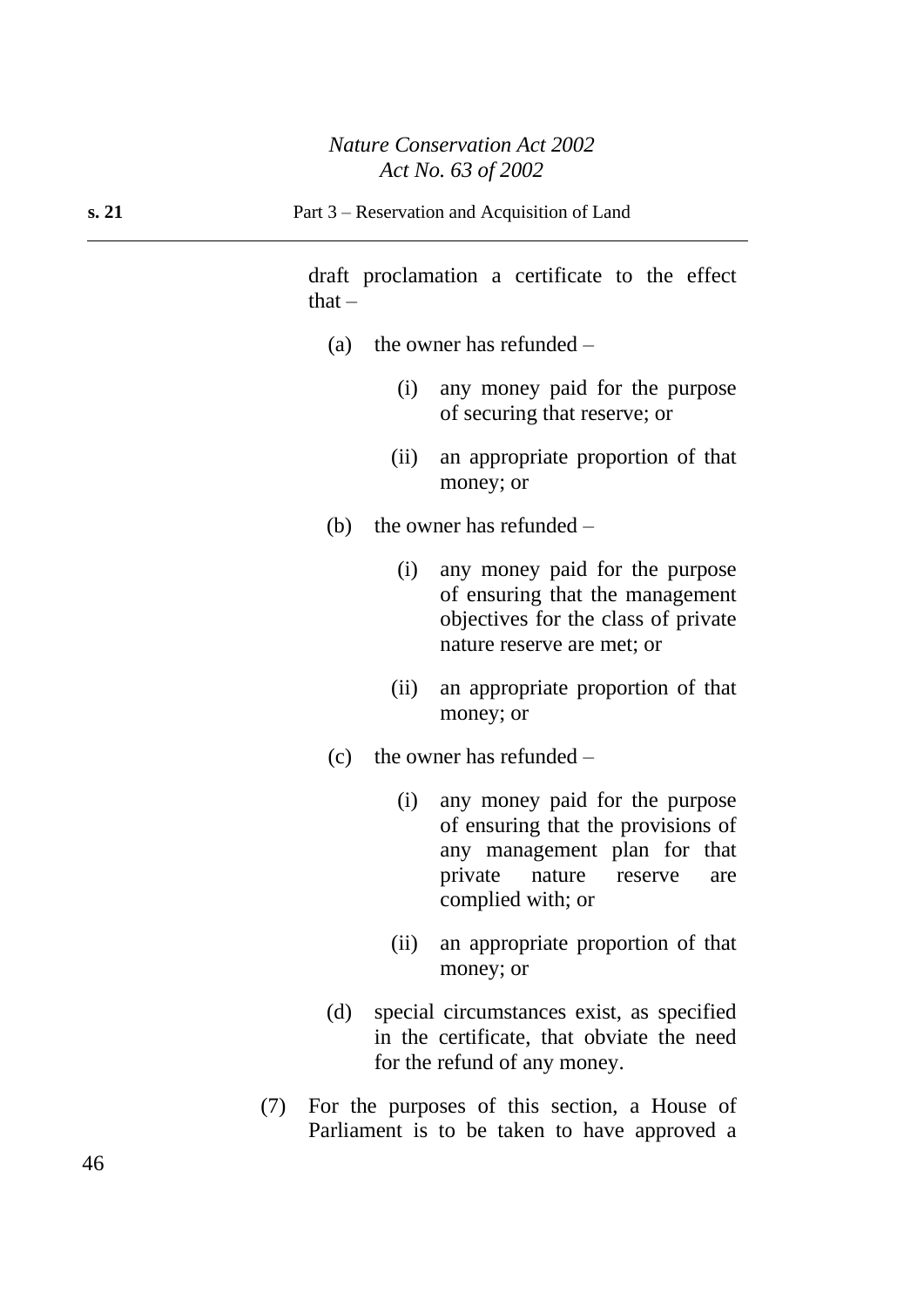draft proclamation a certificate to the effect that –

(a) the owner has refunded –

(i) any money paid for the purpose of securing that reserve; or

(ii) an appropriate proportion of that money; or

(b) the owner has refunded –

(i) any money paid for the purpose of ensuring that the management objectives for the class of private nature reserve are met; or

(ii) an appropriate proportion of that money; or

(c) the owner has refunded –

(i) any money paid for the purpose of ensuring that the provisions of any management plan for that private nature reserve are complied with; or

(ii) an appropriate proportion of that money; or

(d) special circumstances exist, as specified in the certificate, that obviate the need for the refund of any money.

(7) For the purposes of this section, a House of Parliament is to be taken to have approved a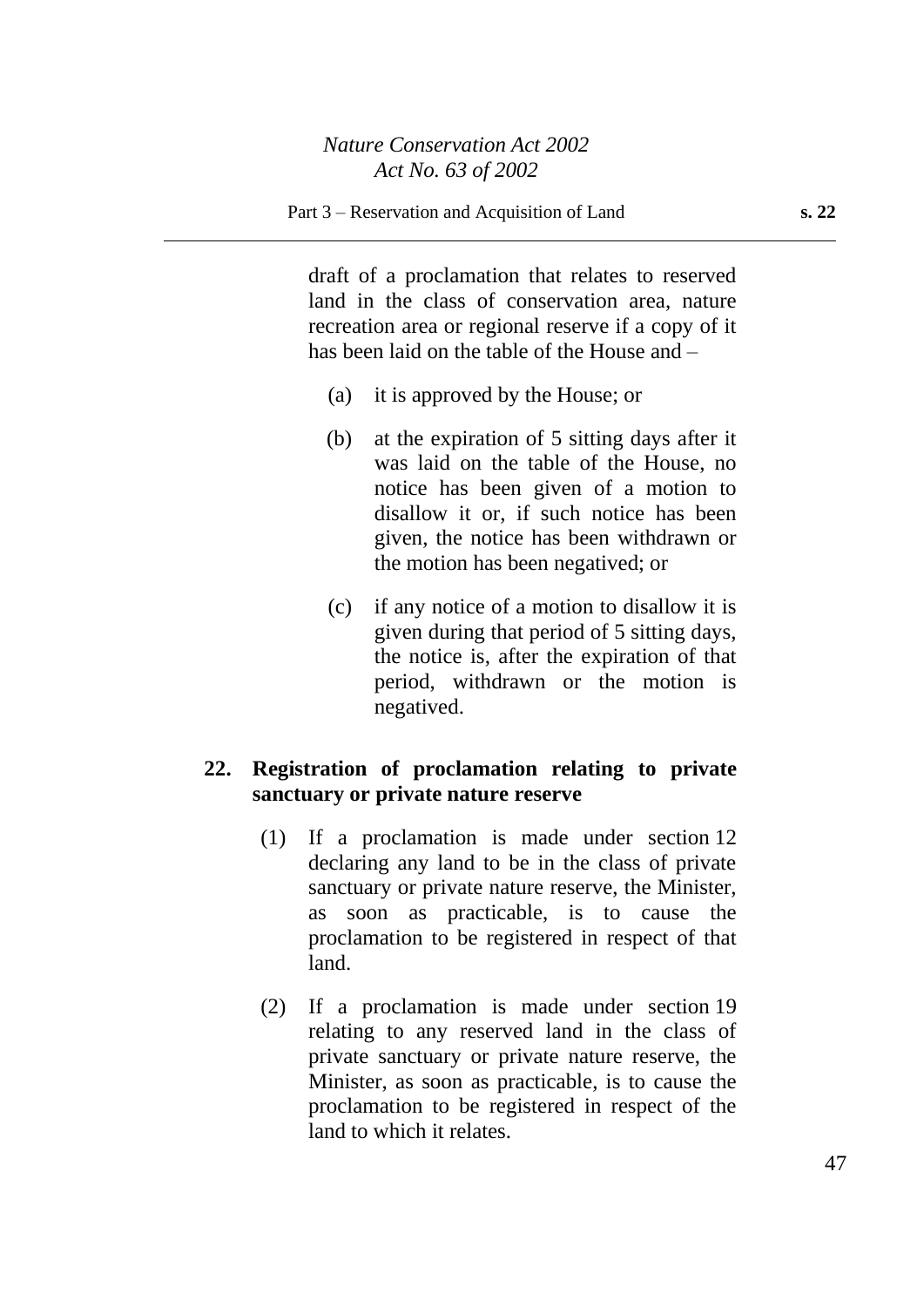draft of a proclamation that relates to reserved land in the class of conservation area, nature recreation area or regional reserve if a copy of it has been laid on the table of the House and –

(a) it is approved by the House; or

(b) at the expiration of 5 sitting days after it was laid on the table of the House, no notice has been given of a motion to disallow it or, if such notice has been given, the notice has been withdrawn or the motion has been negatived; or

(c) if any notice of a motion to disallow it is given during that period of 5 sitting days, the notice is, after the expiration of that period, withdrawn or the motion is negatived.

**22. Registration of proclamation relating to private sanctuary or private nature reserve**

(1) If a proclamation is made under section 12 declaring any land to be in the class of private sanctuary or private nature reserve, the Minister, as soon as practicable, is to cause the proclamation to be registered in respect of that land.

(2) If a proclamation is made under section 19 relating to any reserved land in the class of private sanctuary or private nature reserve, the Minister, as soon as practicable, is to cause the proclamation to be registered in respect of the land to which it relates.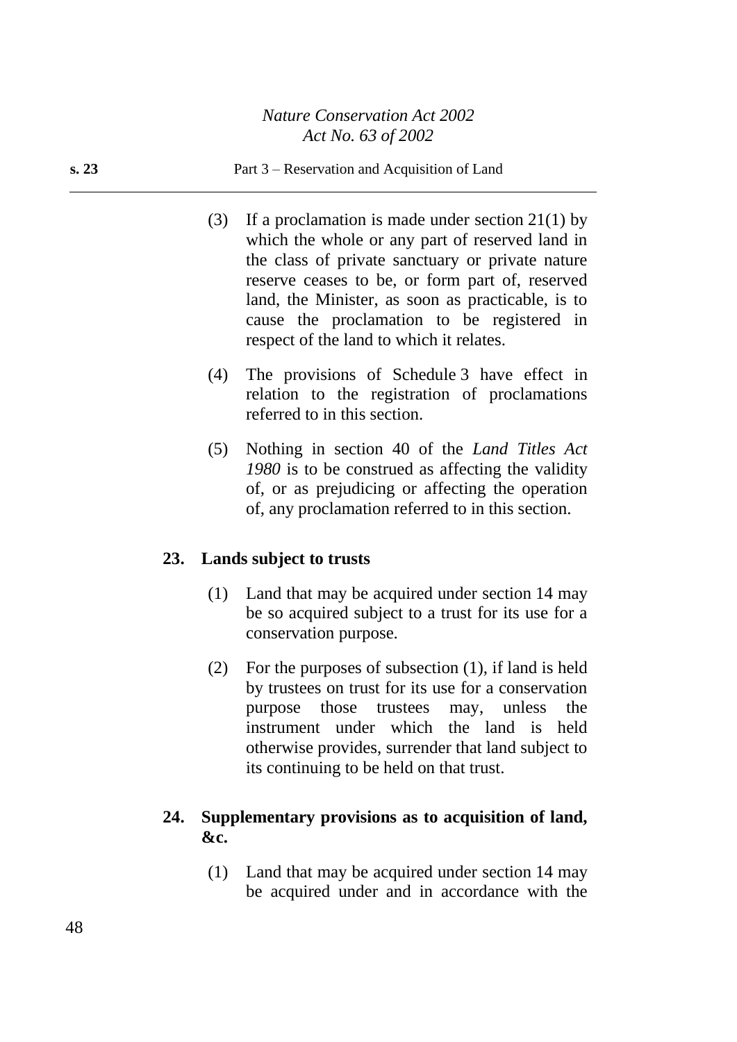(3) If a proclamation is made under section 21(1) by which the whole or any part of reserved land in the class of private sanctuary or private nature reserve ceases to be, or form part of, reserved land, the Minister, as soon as practicable, is to cause the proclamation to be registered in respect of the land to which it relates.

(4) The provisions of Schedule 3 have effect in relation to the registration of proclamations referred to in this section.

(5) Nothing in section 40 of the *Land Titles Act 1980* is to be construed as affecting the validity of, or as prejudicing or affecting the operation of, any proclamation referred to in this section.

### 23. Lands subject to trusts

(1) Land that may be acquired under section 14 may be so acquired subject to a trust for its use for a conservation purpose.

(2) For the purposes of subsection (1), if land is held by trustees on trust for its use for a conservation purpose those trustees may, unless the instrument under which the land is held otherwise provides, surrender that land subject to its continuing to be held on that trust.

### 24. Supplementary provisions as to acquisition of land, &c.

(1) Land that may be acquired under section 14 may be acquired under and in accordance with the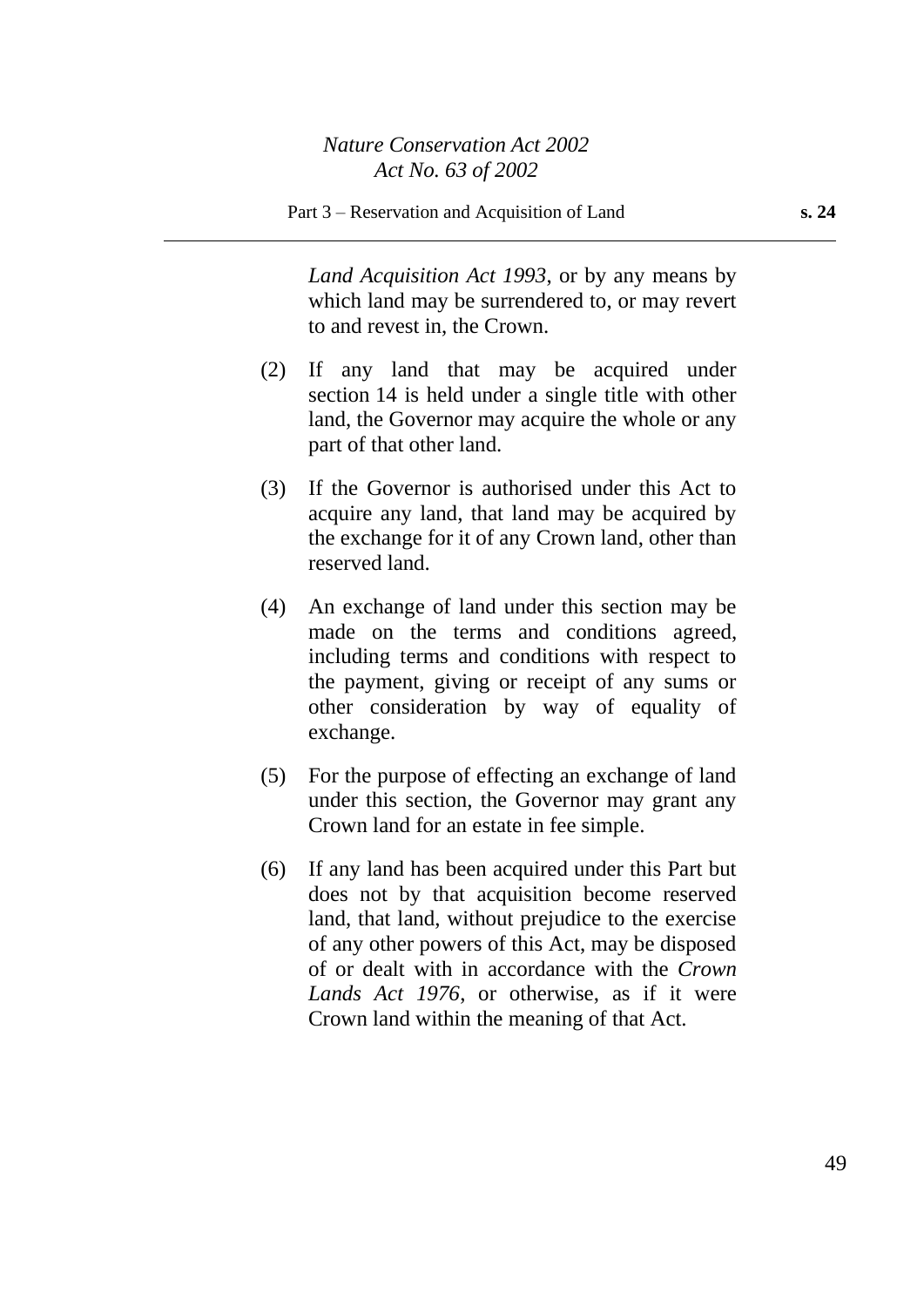*Land Acquisition Act 1993*, or by any means by which land may be surrendered to, or may revert to and revest in, the Crown.

(2) If any land that may be acquired under section 14 is held under a single title with other land, the Governor may acquire the whole or any part of that other land.

(3) If the Governor is authorised under this Act to acquire any land, that land may be acquired by the exchange for it of any Crown land, other than reserved land.

(4) An exchange of land under this section may be made on the terms and conditions agreed, including terms and conditions with respect to the payment, giving or receipt of any sums or other consideration by way of equality of exchange.

(5) For the purpose of effecting an exchange of land under this section, the Governor may grant any Crown land for an estate in fee simple.

(6) If any land has been acquired under this Part but does not by that acquisition become reserved land, that land, without prejudice to the exercise of any other powers of this Act, may be disposed of or dealt with in accordance with the *Crown Lands Act 1976*, or otherwise, as if it were Crown land within the meaning of that Act.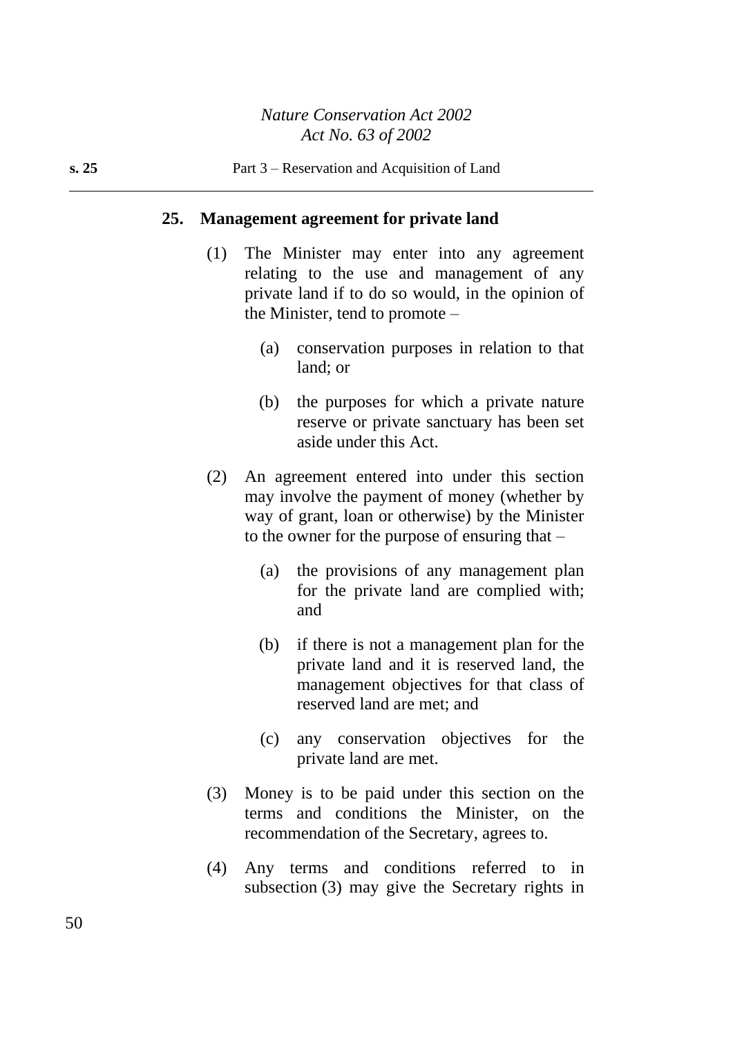## 25. Management agreement for private land

(1) The Minister may enter into any agreement relating to the use and management of any private land if to do so would, in the opinion of the Minister, tend to promote –

(a) conservation purposes in relation to that land; or

(b) the purposes for which a private nature reserve or private sanctuary has been set aside under this Act.

(2) An agreement entered into under this section may involve the payment of money (whether by way of grant, loan or otherwise) by the Minister to the owner for the purpose of ensuring that –

(a) the provisions of any management plan for the private land are complied with; and

(b) if there is not a management plan for the private land and it is reserved land, the management objectives for that class of reserved land are met; and

(c) any conservation objectives for the private land are met.

(3) Money is to be paid under this section on the terms and conditions the Minister, on the recommendation of the Secretary, agrees to.

(4) Any terms and conditions referred to in subsection (3) may give the Secretary rights in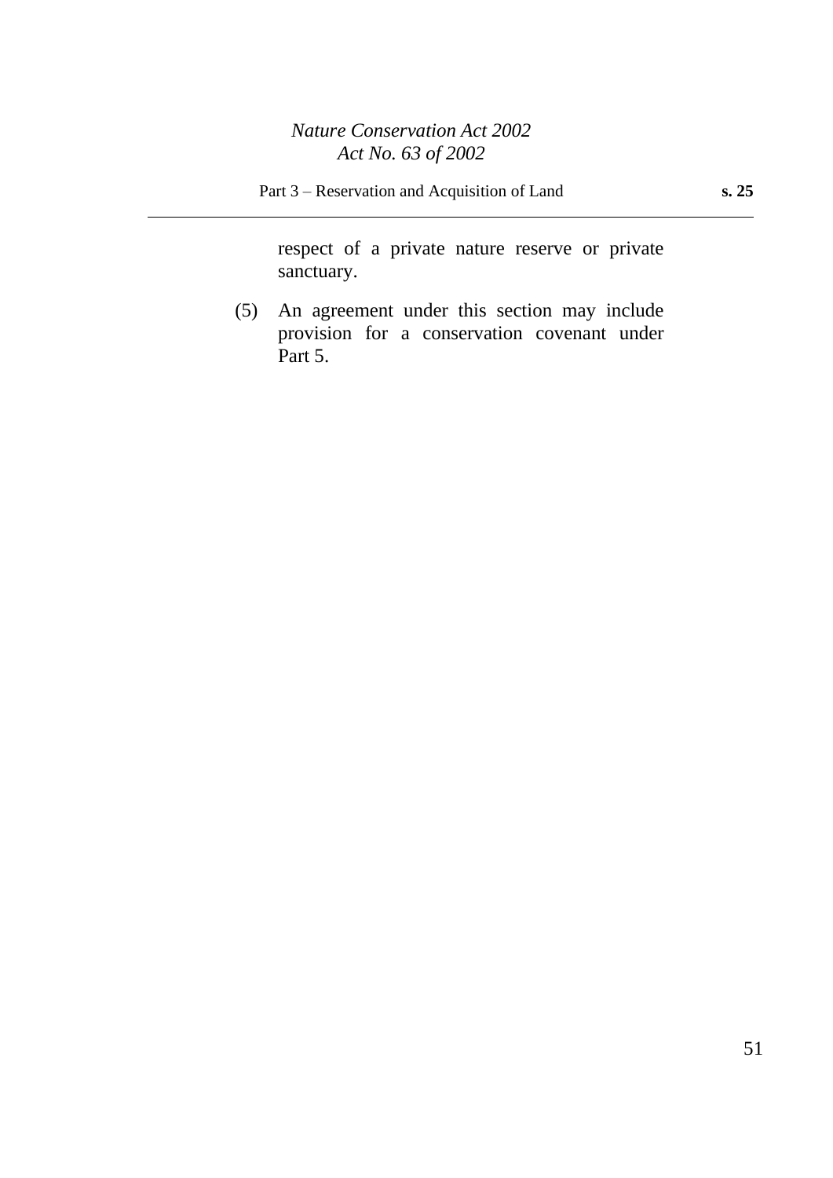respect of a private nature reserve or private sanctuary.

(5) An agreement under this section may include provision for a conservation covenant under Part 5.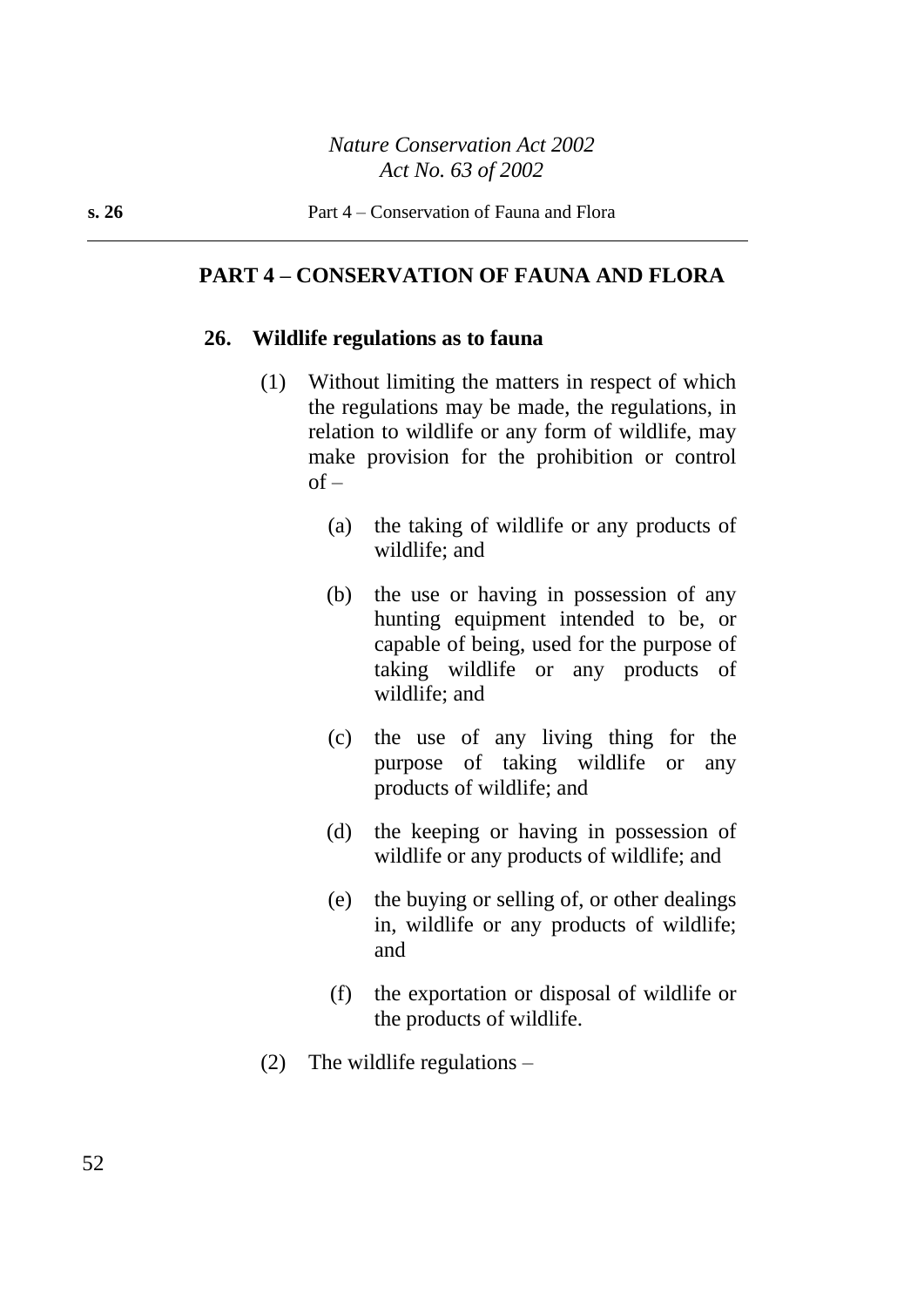## PART 4 – CONSERVATION OF FAUNA AND FLORA

### 26. Wildlife regulations as to fauna

(1) Without limiting the matters in respect of which the regulations may be made, the regulations, in relation to wildlife or any form of wildlife, may make provision for the prohibition or control of –

(a) the taking of wildlife or any products of wildlife; and

(b) the use or having in possession of any hunting equipment intended to be, or capable of being, used for the purpose of taking wildlife or any products of wildlife; and

(c) the use of any living thing for the purpose of taking wildlife or any products of wildlife; and

(d) the keeping or having in possession of wildlife or any products of wildlife; and

(e) the buying or selling of, or other dealings in, wildlife or any products of wildlife; and

(f) the exportation or disposal of wildlife or the products of wildlife.

(2) The wildlife regulations –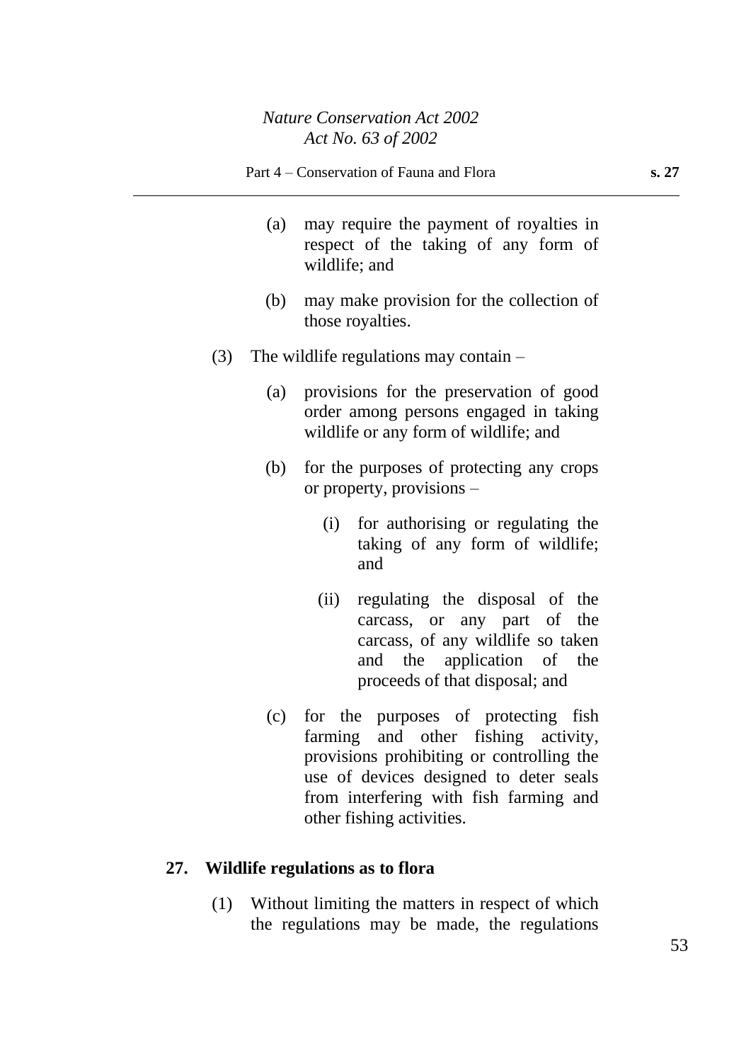(a) may require the payment of royalties in respect of the taking of any form of wildlife; and

(b) may make provision for the collection of those royalties.

(3) The wildlife regulations may contain –

(a) provisions for the preservation of good order among persons engaged in taking wildlife or any form of wildlife; and

(b) for the purposes of protecting any crops or property, provisions –

(i) for authorising or regulating the taking of any form of wildlife; and

(ii) regulating the disposal of the carcass, or any part of the carcass, of any wildlife so taken and the application of the proceeds of that disposal; and

(c) for the purposes of protecting fish farming and other fishing activity, provisions prohibiting or controlling the use of devices designed to deter seals from interfering with fish farming and other fishing activities.

## 27. Wildlife regulations as to flora

(1) Without limiting the matters in respect of which the regulations may be made, the regulations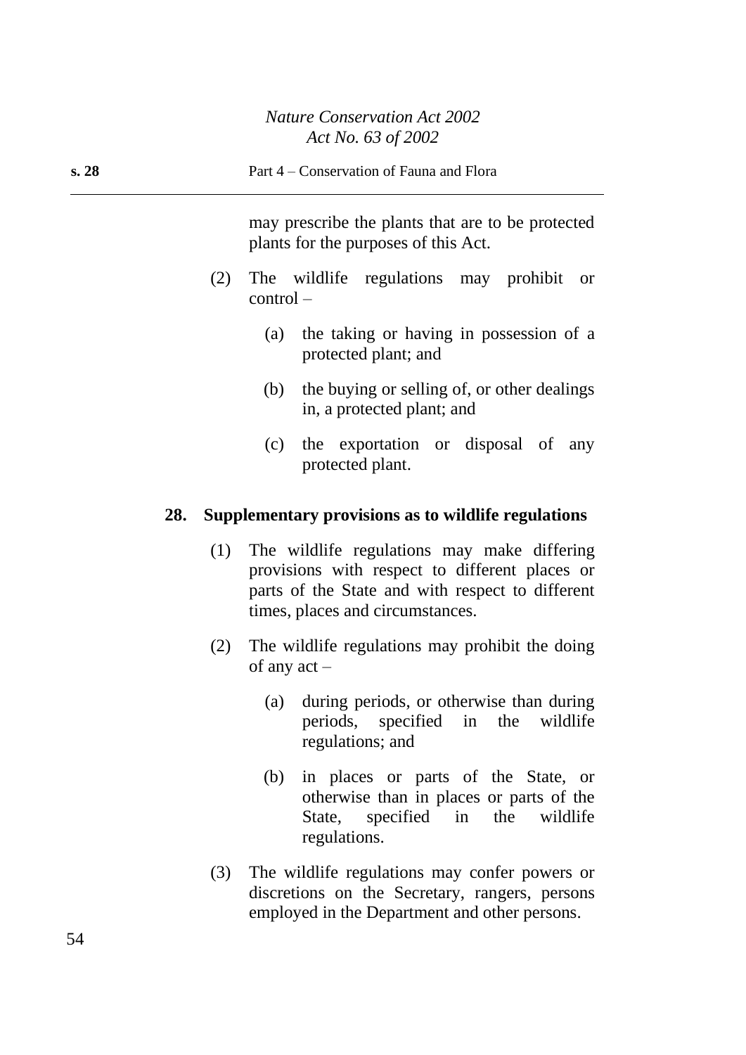may prescribe the plants that are to be protected plants for the purposes of this Act.

(2) The wildlife regulations may prohibit or control –

(a) the taking or having in possession of a protected plant; and

(b) the buying or selling of, or other dealings in, a protected plant; and

(c) the exportation or disposal of any protected plant.

**28. Supplementary provisions as to wildlife regulations**

(1) The wildlife regulations may make differing provisions with respect to different places or parts of the State and with respect to different times, places and circumstances.

(2) The wildlife regulations may prohibit the doing of any act –

(a) during periods, or otherwise than during periods, specified in the wildlife regulations; and

(b) in places or parts of the State, or otherwise than in places or parts of the State, specified in the wildlife regulations.

(3) The wildlife regulations may confer powers or discretions on the Secretary, rangers, persons employed in the Department and other persons.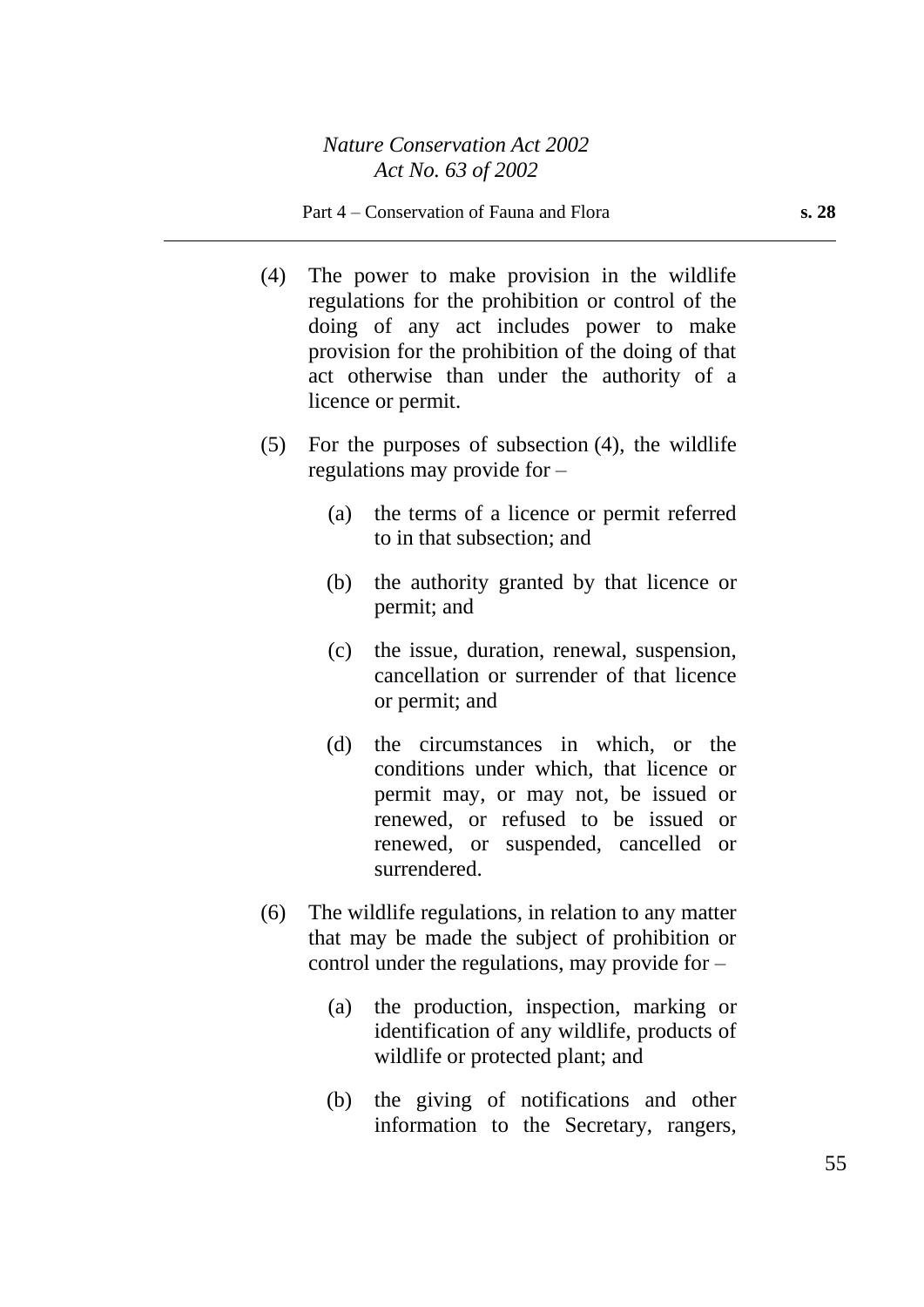(4) The power to make provision in the wildlife regulations for the prohibition or control of the doing of any act includes power to make provision for the prohibition of the doing of that act otherwise than under the authority of a licence or permit.

(5) For the purposes of subsection (4), the wildlife regulations may provide for –

(a) the terms of a licence or permit referred to in that subsection; and

(b) the authority granted by that licence or permit; and

(c) the issue, duration, renewal, suspension, cancellation or surrender of that licence or permit; and

(d) the circumstances in which, or the conditions under which, that licence or permit may, or may not, be issued or renewed, or refused to be issued or renewed, or suspended, cancelled or surrendered.

(6) The wildlife regulations, in relation to any matter that may be made the subject of prohibition or control under the regulations, may provide for –

(a) the production, inspection, marking or identification of any wildlife, products of wildlife or protected plant; and

(b) the giving of notifications and other information to the Secretary, rangers,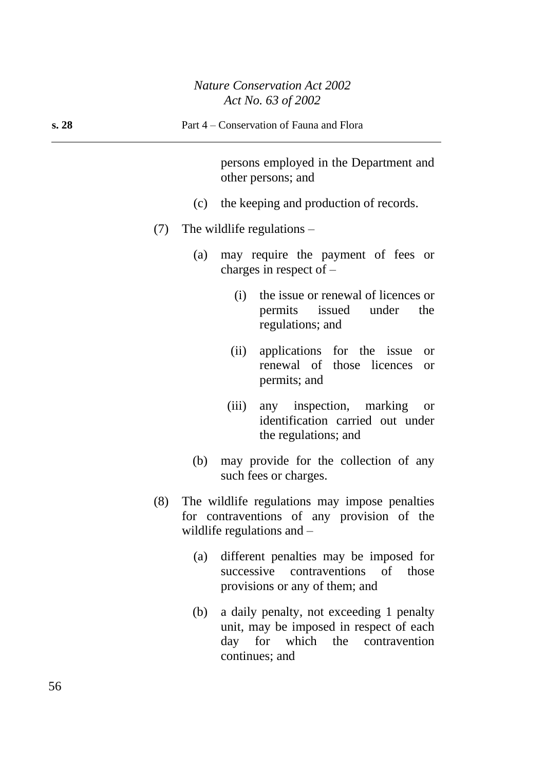persons employed in the Department and other persons; and

(c) the keeping and production of records.

(7) The wildlife regulations –

(a) may require the payment of fees or charges in respect of –

(i) the issue or renewal of licences or permits issued under the regulations; and

(ii) applications for the issue or renewal of those licences or permits; and

(iii) any inspection, marking or identification carried out under the regulations; and

(b) may provide for the collection of any such fees or charges.

(8) The wildlife regulations may impose penalties for contraventions of any provision of the wildlife regulations and –

(a) different penalties may be imposed for successive contraventions of those provisions or any of them; and

(b) a daily penalty, not exceeding 1 penalty unit, may be imposed in respect of each day for which the contravention continues; and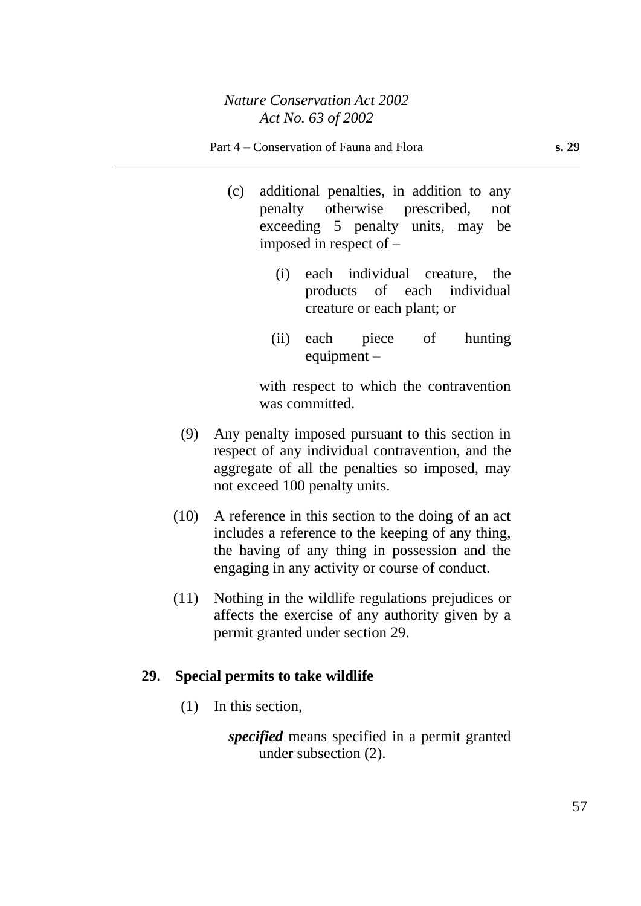(c) additional penalties, in addition to any penalty otherwise prescribed, not exceeding 5 penalty units, may be imposed in respect of –

   (i) each individual creature, the products of each individual creature or each plant; or

   (ii) each piece of hunting equipment –

   with respect to which the contravention was committed.

(9) Any penalty imposed pursuant to this section in respect of any individual contravention, and the aggregate of all the penalties so imposed, may not exceed 100 penalty units.

(10) A reference in this section to the doing of an act includes a reference to the keeping of any thing, the having of any thing in possession and the engaging in any activity or course of conduct.

(11) Nothing in the wildlife regulations prejudices or affects the exercise of any authority given by a permit granted under section 29.

### 29. Special permits to take wildlife

(1) In this section,

***specified*** means specified in a permit granted under subsection (2).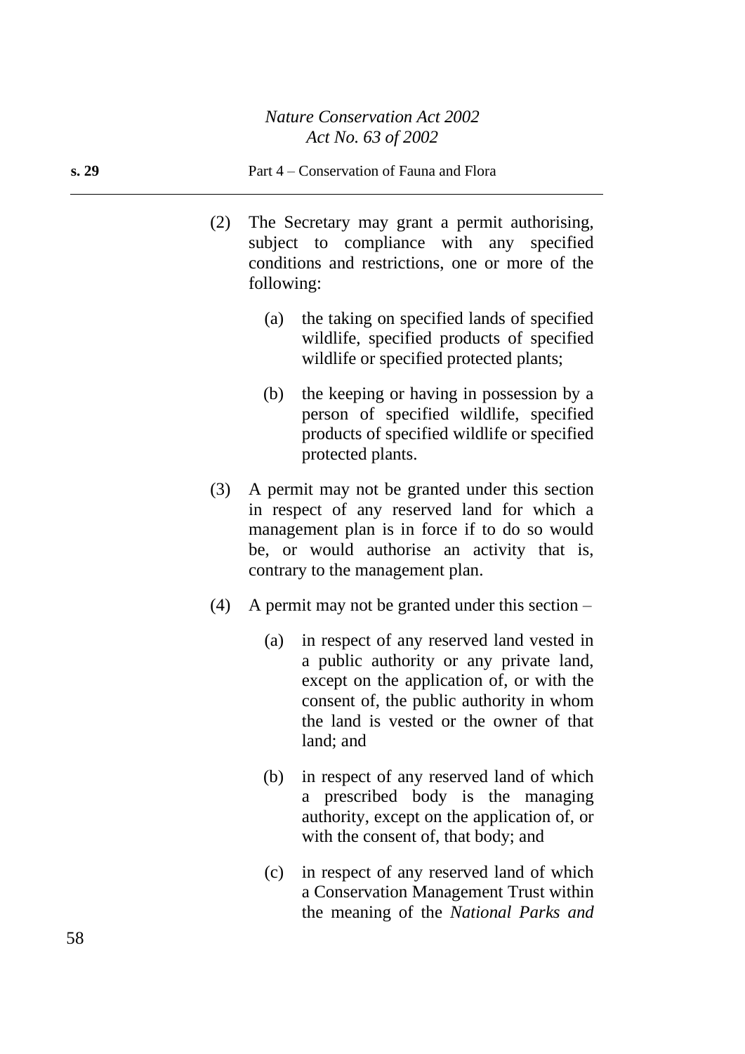(2) The Secretary may grant a permit authorising, subject to compliance with any specified conditions and restrictions, one or more of the following:

  (a) the taking on specified lands of specified wildlife, specified products of specified wildlife or specified protected plants;

  (b) the keeping or having in possession by a person of specified wildlife, specified products of specified wildlife or specified protected plants.

(3) A permit may not be granted under this section in respect of any reserved land for which a management plan is in force if to do so would be, or would authorise an activity that is, contrary to the management plan.

(4) A permit may not be granted under this section –

  (a) in respect of any reserved land vested in a public authority or any private land, except on the application of, or with the consent of, the public authority in whom the land is vested or the owner of that land; and

  (b) in respect of any reserved land of which a prescribed body is the managing authority, except on the application of, or with the consent of, that body; and

  (c) in respect of any reserved land of which a Conservation Management Trust within the meaning of the *National Parks and*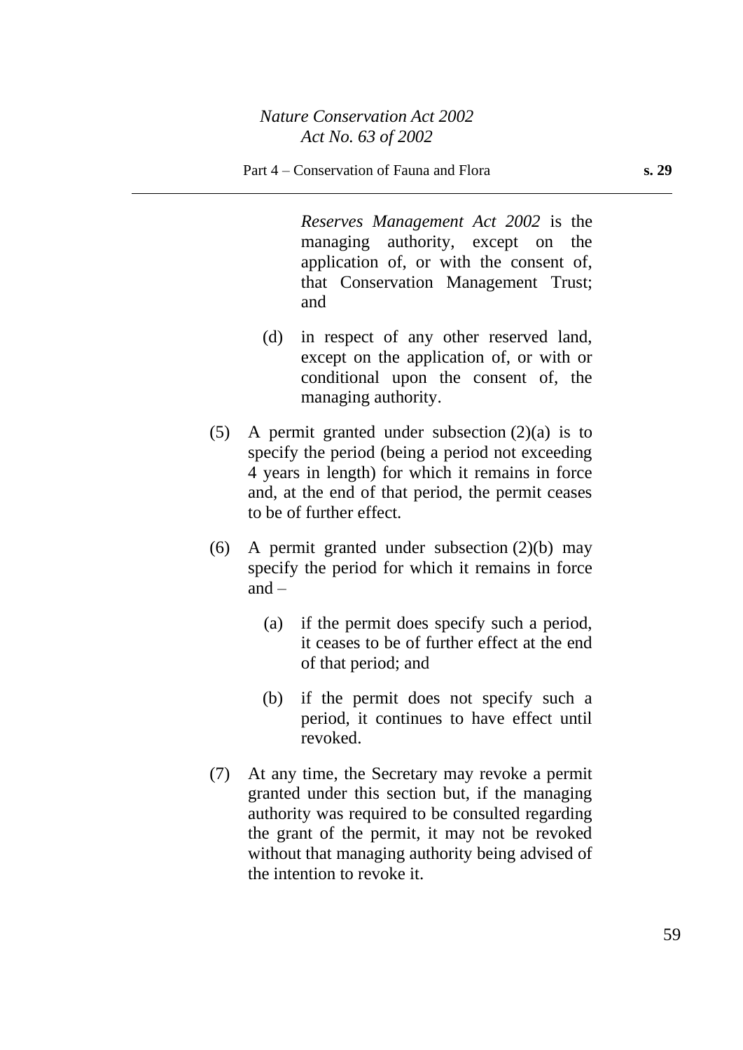*Reserves Management Act 2002* is the managing authority, except on the application of, or with the consent of, that Conservation Management Trust; and

(d) in respect of any other reserved land, except on the application of, or with or conditional upon the consent of, the managing authority.

(5) A permit granted under subsection (2)(a) is to specify the period (being a period not exceeding 4 years in length) for which it remains in force and, at the end of that period, the permit ceases to be of further effect.

(6) A permit granted under subsection (2)(b) may specify the period for which it remains in force and –

(a) if the permit does specify such a period, it ceases to be of further effect at the end of that period; and

(b) if the permit does not specify such a period, it continues to have effect until revoked.

(7) At any time, the Secretary may revoke a permit granted under this section but, if the managing authority was required to be consulted regarding the grant of the permit, it may not be revoked without that managing authority being advised of the intention to revoke it.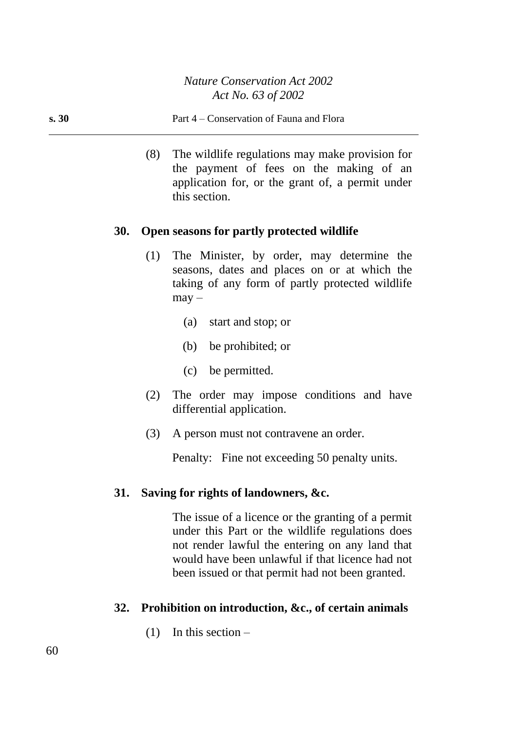(8) The wildlife regulations may make provision for the payment of fees on the making of an application for, or the grant of, a permit under this section.

**30. Open seasons for partly protected wildlife**

(1) The Minister, by order, may determine the seasons, dates and places on or at which the taking of any form of partly protected wildlife may –

(a) start and stop; or

(b) be prohibited; or

(c) be permitted.

(2) The order may impose conditions and have differential application.

(3) A person must not contravene an order.

Penalty: Fine not exceeding 50 penalty units.

**31. Saving for rights of landowners, &c.**

The issue of a licence or the granting of a permit under this Part or the wildlife regulations does not render lawful the entering on any land that would have been unlawful if that licence had not been issued or that permit had not been granted.

**32. Prohibition on introduction, &c., of certain animals**

(1) In this section –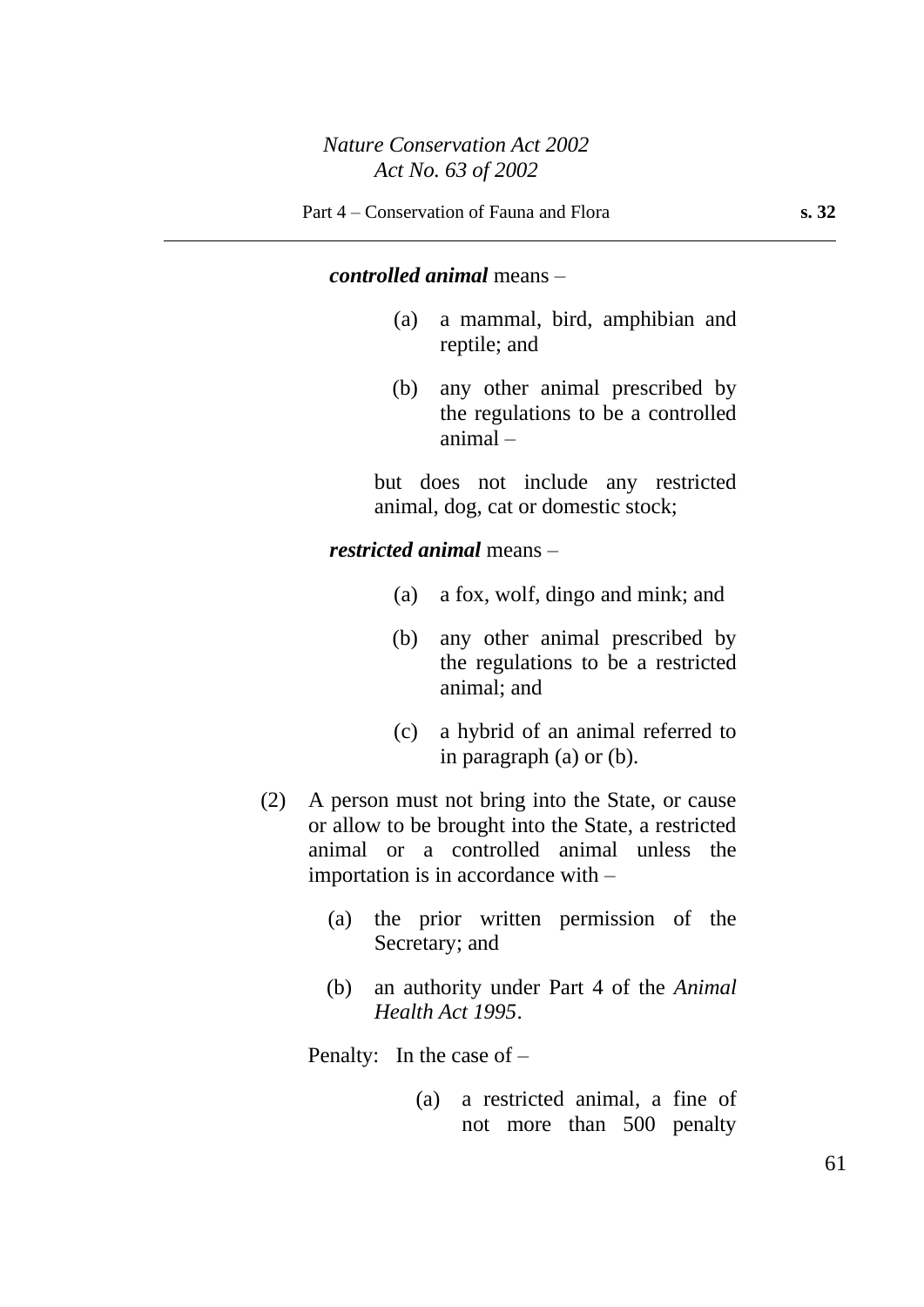***controlled animal*** means –

(a) a mammal, bird, amphibian and reptile; and

(b) any other animal prescribed by the regulations to be a controlled animal –

but does not include any restricted animal, dog, cat or domestic stock;

***restricted animal*** means –

(a) a fox, wolf, dingo and mink; and

(b) any other animal prescribed by the regulations to be a restricted animal; and

(c) a hybrid of an animal referred to in paragraph (a) or (b).

(2) A person must not bring into the State, or cause or allow to be brought into the State, a restricted animal or a controlled animal unless the importation is in accordance with –

(a) the prior written permission of the Secretary; and

(b) an authority under Part 4 of the *Animal Health Act 1995*.

Penalty: In the case of –

(a) a restricted animal, a fine of not more than 500 penalty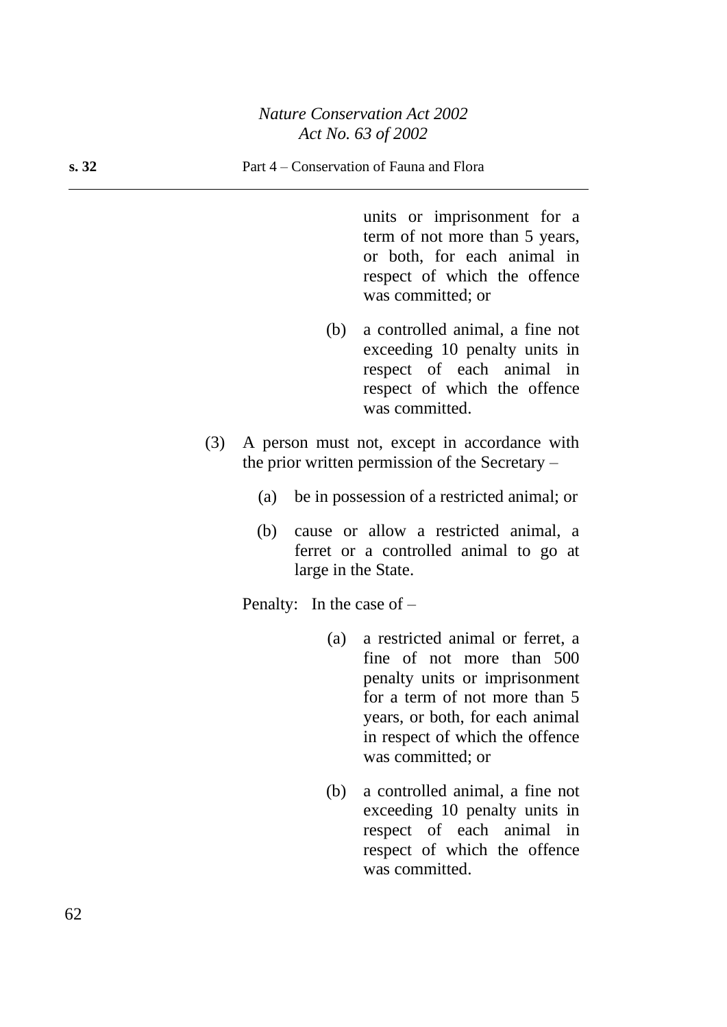units or imprisonment for a term of not more than 5 years, or both, for each animal in respect of which the offence was committed; or

(b) a controlled animal, a fine not exceeding 10 penalty units in respect of each animal in respect of which the offence was committed.

(3) A person must not, except in accordance with the prior written permission of the Secretary –

(a) be in possession of a restricted animal; or

(b) cause or allow a restricted animal, a ferret or a controlled animal to go at large in the State.

Penalty: In the case of –

(a) a restricted animal or ferret, a fine of not more than 500 penalty units or imprisonment for a term of not more than 5 years, or both, for each animal in respect of which the offence was committed; or

(b) a controlled animal, a fine not exceeding 10 penalty units in respect of each animal in respect of which the offence was committed.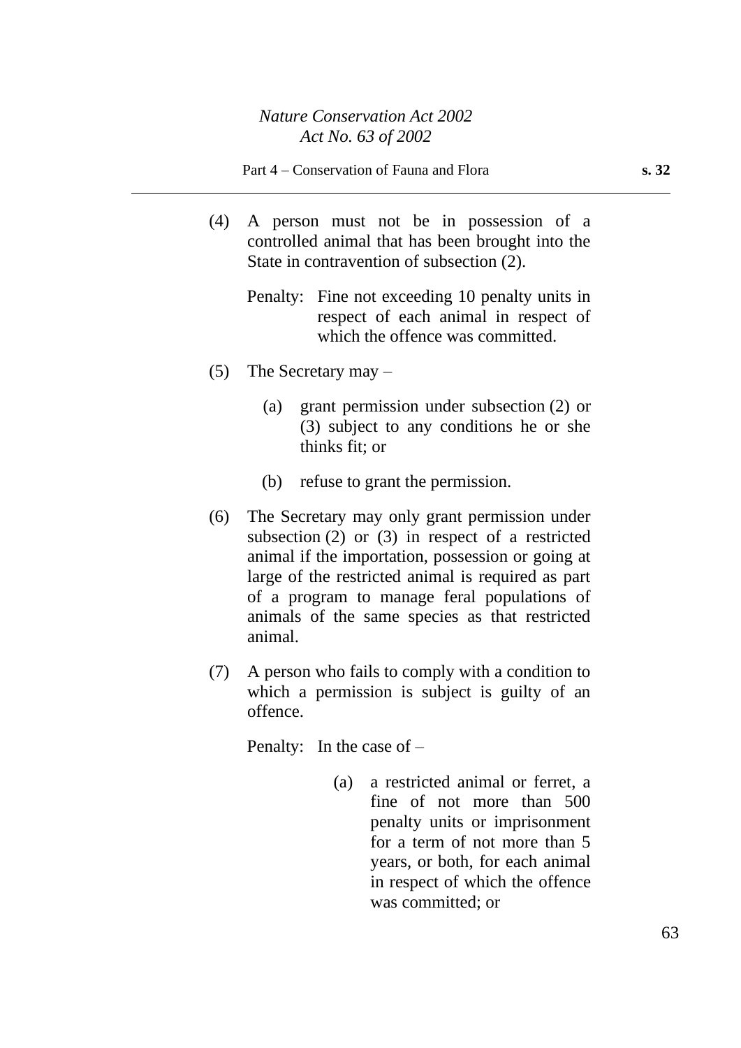(4) A person must not be in possession of a controlled animal that has been brought into the State in contravention of subsection (2).

Penalty: Fine not exceeding 10 penalty units in respect of each animal in respect of which the offence was committed.

(5) The Secretary may –

(a) grant permission under subsection (2) or (3) subject to any conditions he or she thinks fit; or

(b) refuse to grant the permission.

(6) The Secretary may only grant permission under subsection (2) or (3) in respect of a restricted animal if the importation, possession or going at large of the restricted animal is required as part of a program to manage feral populations of animals of the same species as that restricted animal.

(7) A person who fails to comply with a condition to which a permission is subject is guilty of an offence.

Penalty: In the case of –

(a) a restricted animal or ferret, a fine of not more than 500 penalty units or imprisonment for a term of not more than 5 years, or both, for each animal in respect of which the offence was committed; or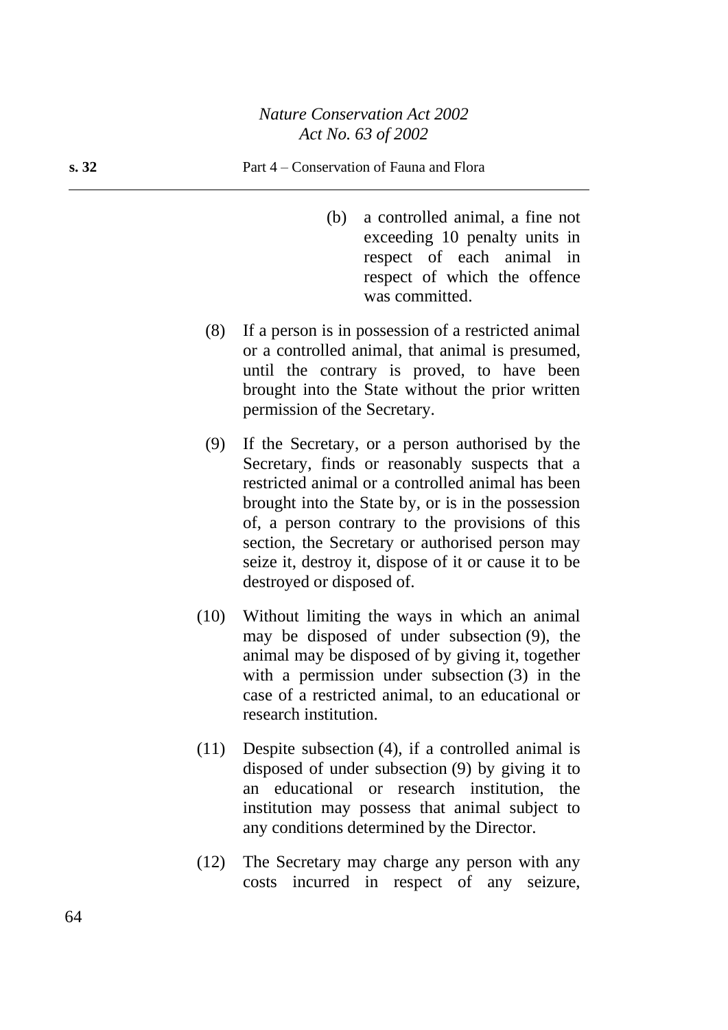(b) a controlled animal, a fine not exceeding 10 penalty units in respect of each animal in respect of which the offence was committed.

(8) If a person is in possession of a restricted animal or a controlled animal, that animal is presumed, until the contrary is proved, to have been brought into the State without the prior written permission of the Secretary.

(9) If the Secretary, or a person authorised by the Secretary, finds or reasonably suspects that a restricted animal or a controlled animal has been brought into the State by, or is in the possession of, a person contrary to the provisions of this section, the Secretary or authorised person may seize it, destroy it, dispose of it or cause it to be destroyed or disposed of.

(10) Without limiting the ways in which an animal may be disposed of under subsection (9), the animal may be disposed of by giving it, together with a permission under subsection (3) in the case of a restricted animal, to an educational or research institution.

(11) Despite subsection (4), if a controlled animal is disposed of under subsection (9) by giving it to an educational or research institution, the institution may possess that animal subject to any conditions determined by the Director.

(12) The Secretary may charge any person with any costs incurred in respect of any seizure,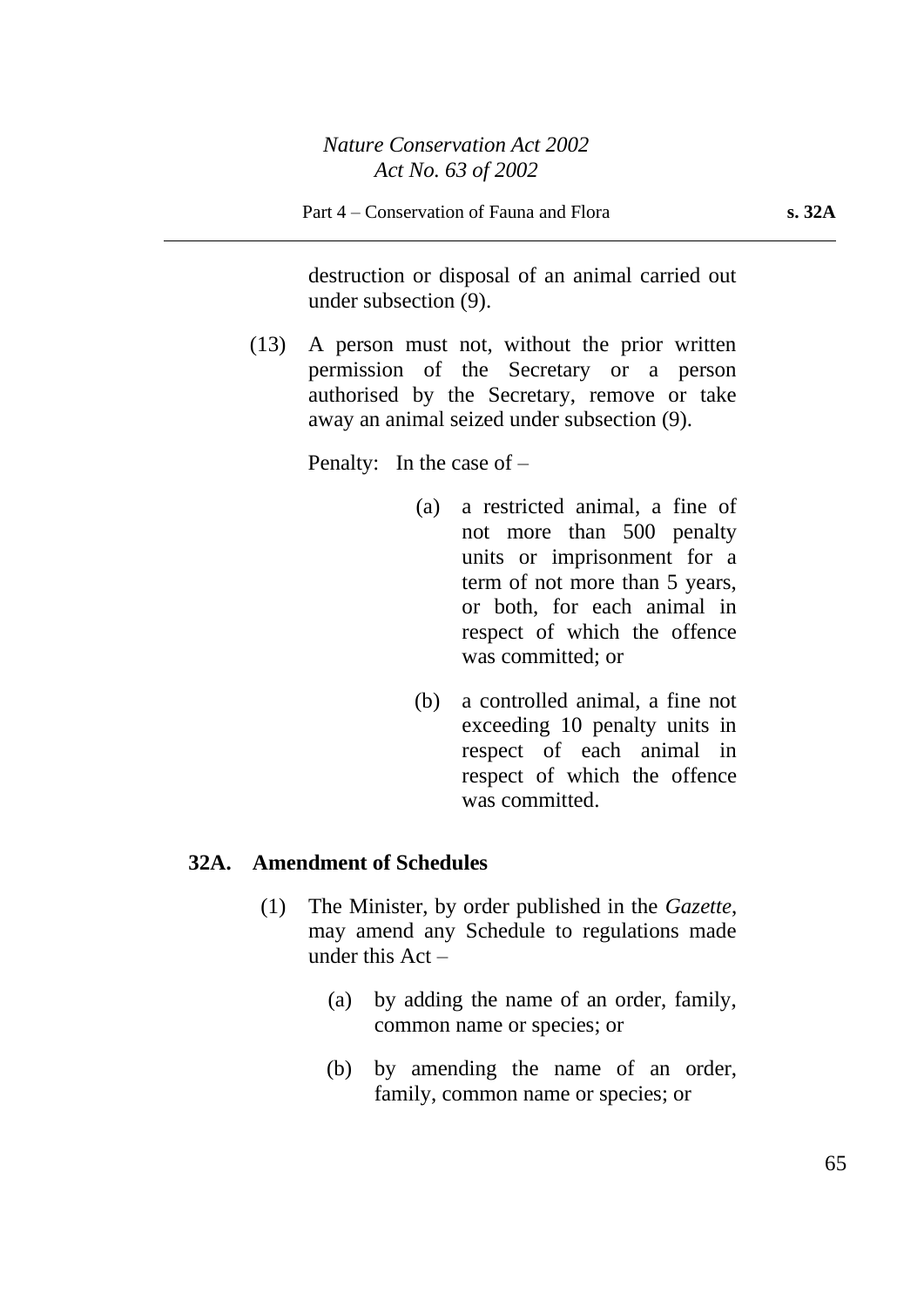destruction or disposal of an animal carried out under subsection (9).

(13) A person must not, without the prior written permission of the Secretary or a person authorised by the Secretary, remove or take away an animal seized under subsection (9).

Penalty: In the case of –

(a) a restricted animal, a fine of not more than 500 penalty units or imprisonment for a term of not more than 5 years, or both, for each animal in respect of which the offence was committed; or

(b) a controlled animal, a fine not exceeding 10 penalty units in respect of each animal in respect of which the offence was committed.

**32A. Amendment of Schedules**

(1) The Minister, by order published in the *Gazette*, may amend any Schedule to regulations made under this Act –

(a) by adding the name of an order, family, common name or species; or

(b) by amending the name of an order, family, common name or species; or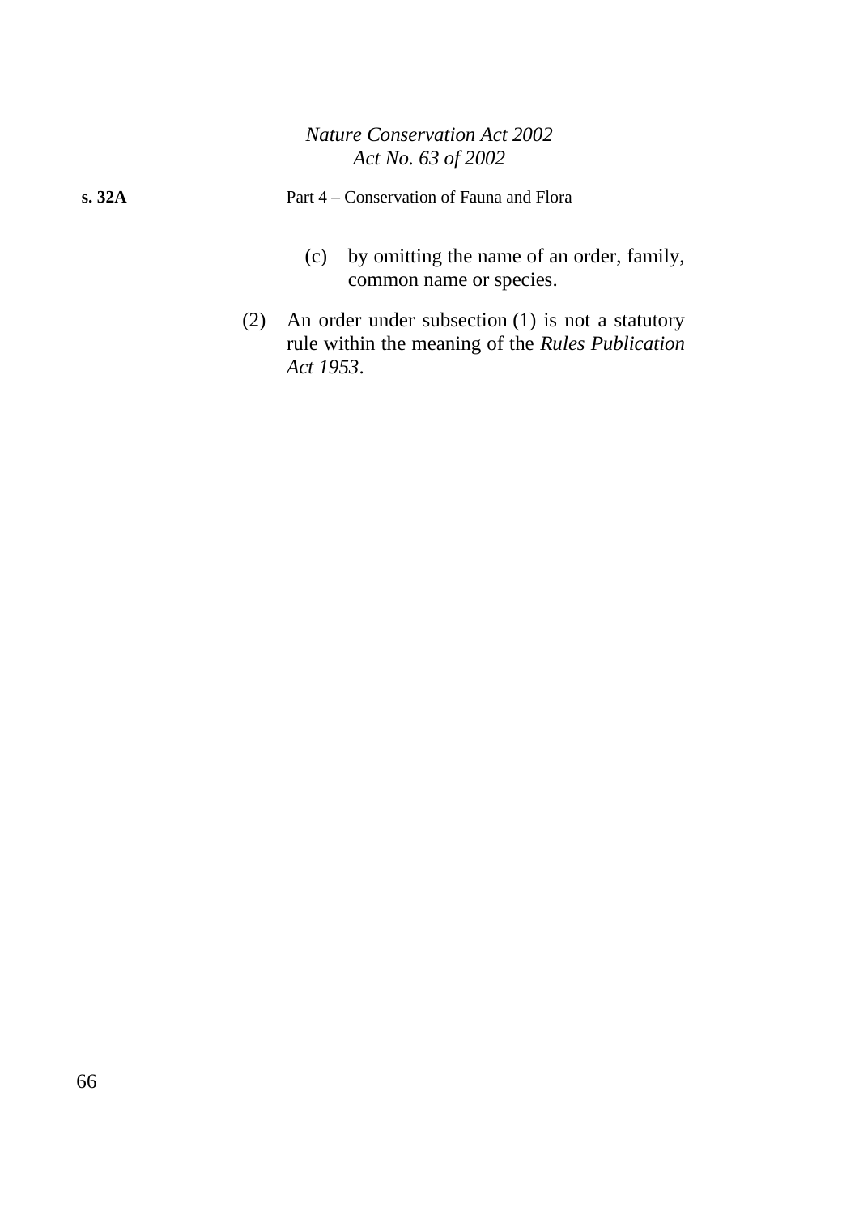(c) by omitting the name of an order, family, common name or species.

(2) An order under subsection (1) is not a statutory rule within the meaning of the *Rules Publication Act 1953*.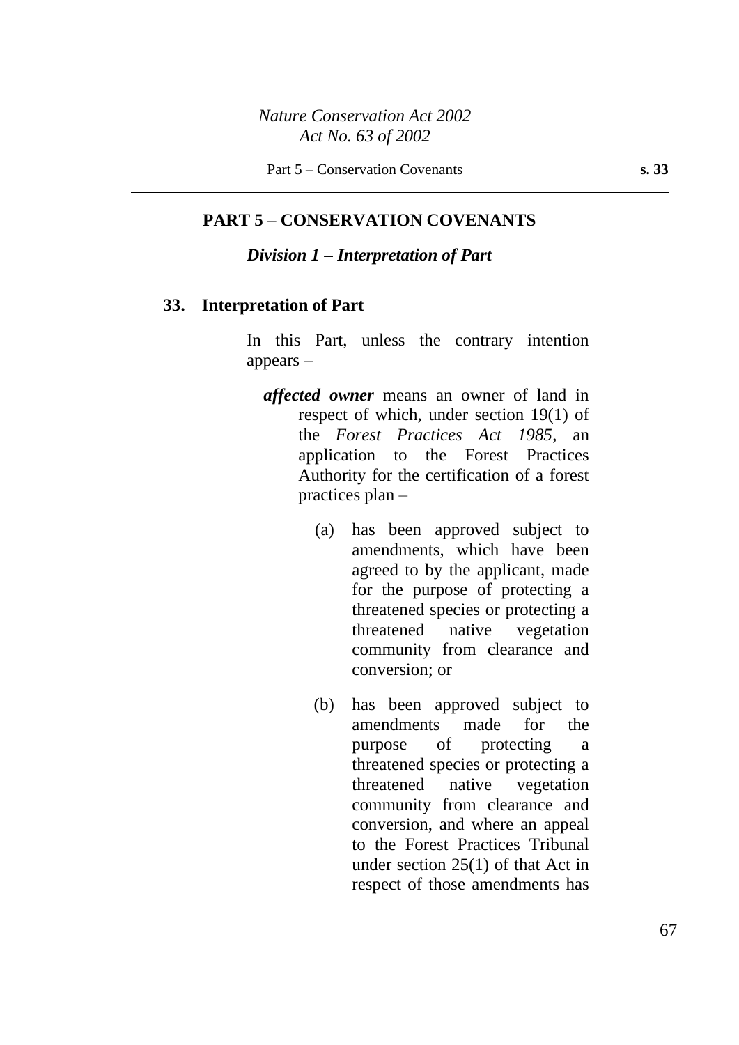## PART 5 – CONSERVATION COVENANTS

### *Division 1 – Interpretation of Part*

#### 33. Interpretation of Part

In this Part, unless the contrary intention appears –

***affected owner*** means an owner of land in respect of which, under section 19(1) of the *Forest Practices Act 1985*, an application to the Forest Practices Authority for the certification of a forest practices plan –

(a) has been approved subject to amendments, which have been agreed to by the applicant, made for the purpose of protecting a threatened species or protecting a threatened native vegetation community from clearance and conversion; or

(b) has been approved subject to amendments made for the purpose of protecting a threatened species or protecting a threatened native vegetation community from clearance and conversion, and where an appeal to the Forest Practices Tribunal under section 25(1) of that Act in respect of those amendments has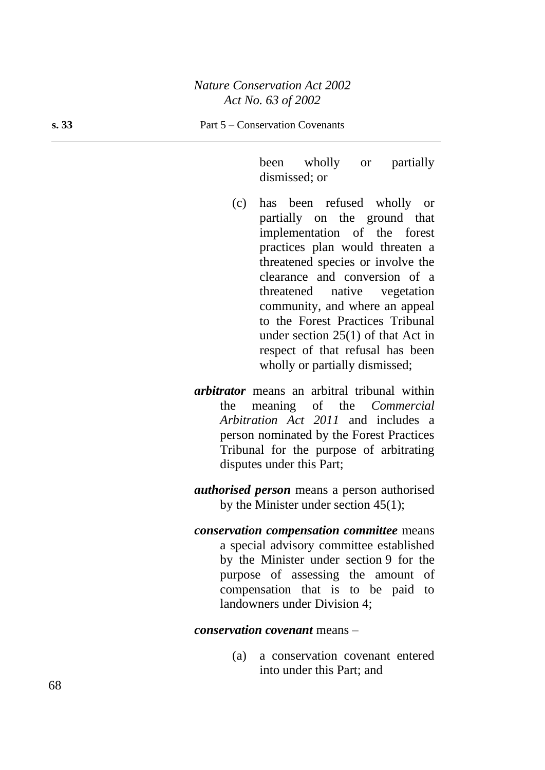been wholly or partially dismissed; or

(c) has been refused wholly or partially on the ground that implementation of the forest practices plan would threaten a threatened species or involve the clearance and conversion of a threatened native vegetation community, and where an appeal to the Forest Practices Tribunal under section 25(1) of that Act in respect of that refusal has been wholly or partially dismissed;

***arbitrator*** means an arbitral tribunal within the meaning of the *Commercial Arbitration Act 2011* and includes a person nominated by the Forest Practices Tribunal for the purpose of arbitrating disputes under this Part;

***authorised person*** means a person authorised by the Minister under section 45(1);

***conservation compensation committee*** means a special advisory committee established by the Minister under section 9 for the purpose of assessing the amount of compensation that is to be paid to landowners under Division 4;

***conservation covenant*** means –

(a) a conservation covenant entered into under this Part; and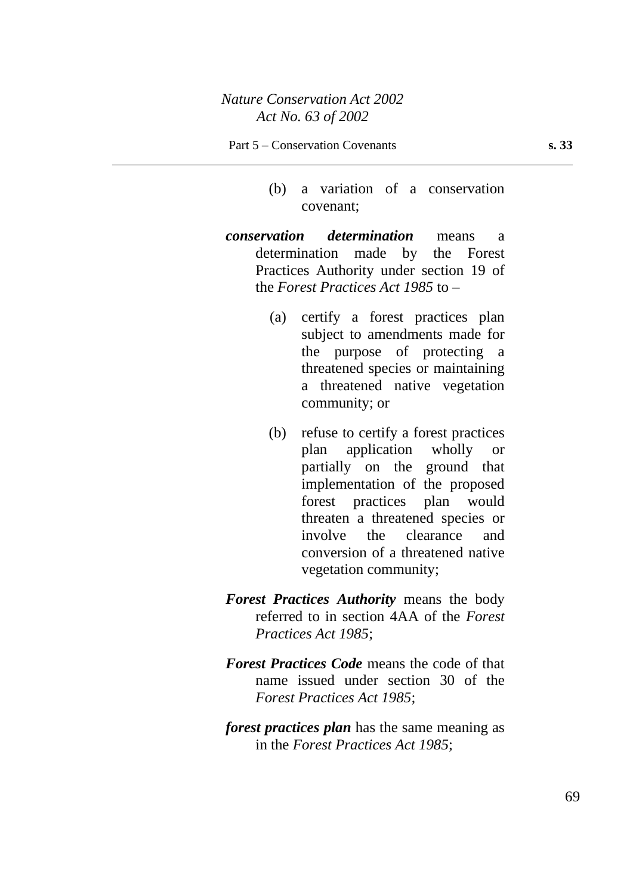(b) a variation of a conservation covenant;

***conservation determination*** means a determination made by the Forest Practices Authority under section 19 of the *Forest Practices Act 1985* to –

(a) certify a forest practices plan subject to amendments made for the purpose of protecting a threatened species or maintaining a threatened native vegetation community; or

(b) refuse to certify a forest practices plan application wholly or partially on the ground that implementation of the proposed forest practices plan would threaten a threatened species or involve the clearance and conversion of a threatened native vegetation community;

***Forest Practices Authority*** means the body referred to in section 4AA of the *Forest Practices Act 1985*;

***Forest Practices Code*** means the code of that name issued under section 30 of the *Forest Practices Act 1985*;

***forest practices plan*** has the same meaning as in the *Forest Practices Act 1985*;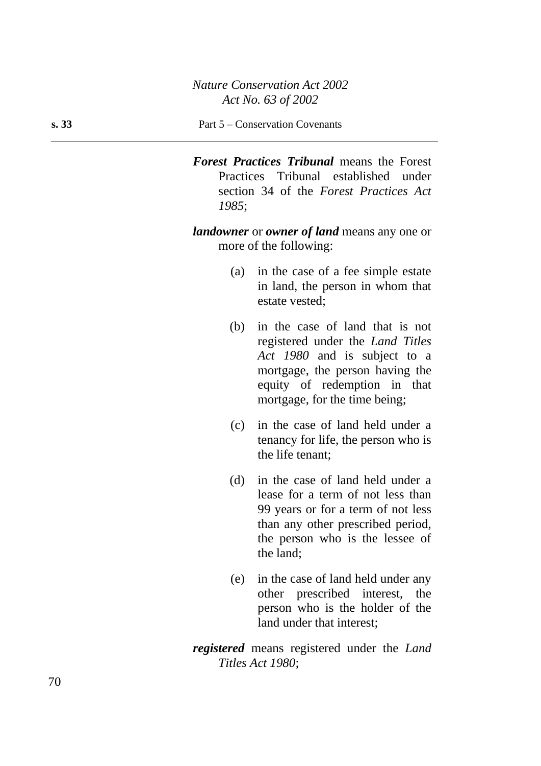***Forest Practices Tribunal*** means the Forest Practices Tribunal established under section 34 of the *Forest Practices Act 1985*;

***landowner*** or ***owner of land*** means any one or more of the following:

(a) in the case of a fee simple estate in land, the person in whom that estate vested;

(b) in the case of land that is not registered under the *Land Titles Act 1980* and is subject to a mortgage, the person having the equity of redemption in that mortgage, for the time being;

(c) in the case of land held under a tenancy for life, the person who is the life tenant;

(d) in the case of land held under a lease for a term of not less than 99 years or for a term of not less than any other prescribed period, the person who is the lessee of the land;

(e) in the case of land held under any other prescribed interest, the person who is the holder of the land under that interest;

***registered*** means registered under the *Land Titles Act 1980*;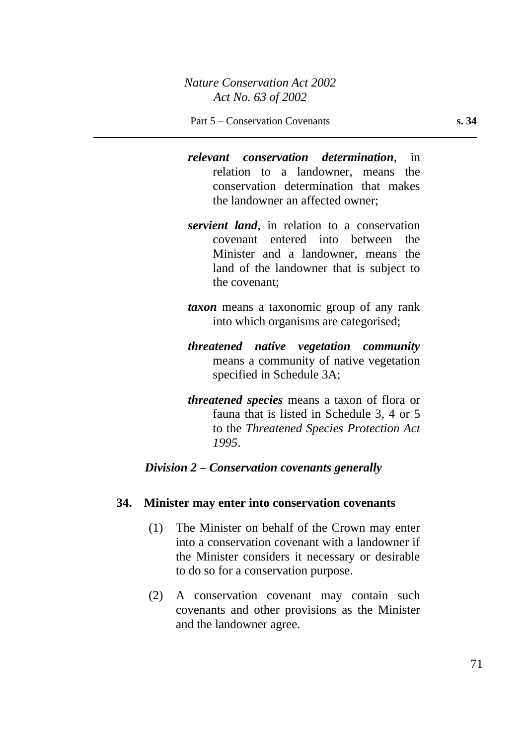***relevant conservation determination***, in relation to a landowner, means the conservation determination that makes the landowner an affected owner;

***servient land***, in relation to a conservation covenant entered into between the Minister and a landowner, means the land of the landowner that is subject to the covenant;

***taxon*** means a taxonomic group of any rank into which organisms are categorised;

***threatened native vegetation community*** means a community of native vegetation specified in Schedule 3A;

***threatened species*** means a taxon of flora or fauna that is listed in Schedule 3, 4 or 5 to the *Threatened Species Protection Act 1995*.

### *Division 2 – Conservation covenants generally*

#### 34. Minister may enter into conservation covenants

(1) The Minister on behalf of the Crown may enter into a conservation covenant with a landowner if the Minister considers it necessary or desirable to do so for a conservation purpose.

(2) A conservation covenant may contain such covenants and other provisions as the Minister and the landowner agree.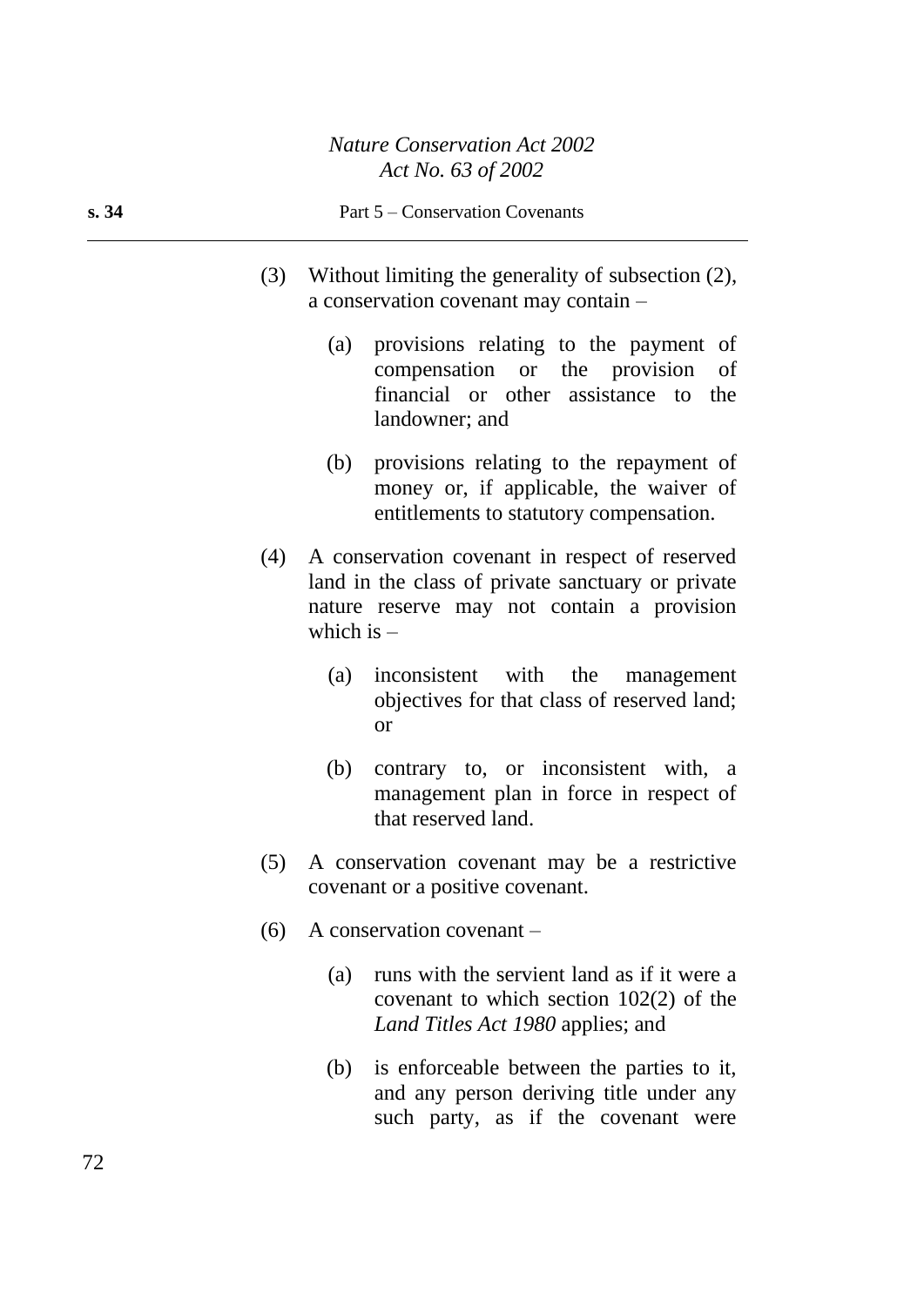(3) Without limiting the generality of subsection (2), a conservation covenant may contain –

  (a) provisions relating to the payment of compensation or the provision of financial or other assistance to the landowner; and

  (b) provisions relating to the repayment of money or, if applicable, the waiver of entitlements to statutory compensation.

(4) A conservation covenant in respect of reserved land in the class of private sanctuary or private nature reserve may not contain a provision which is –

  (a) inconsistent with the management objectives for that class of reserved land; or

  (b) contrary to, or inconsistent with, a management plan in force in respect of that reserved land.

(5) A conservation covenant may be a restrictive covenant or a positive covenant.

(6) A conservation covenant –

  (a) runs with the servient land as if it were a covenant to which section 102(2) of the *Land Titles Act 1980* applies; and

  (b) is enforceable between the parties to it, and any person deriving title under any such party, as if the covenant were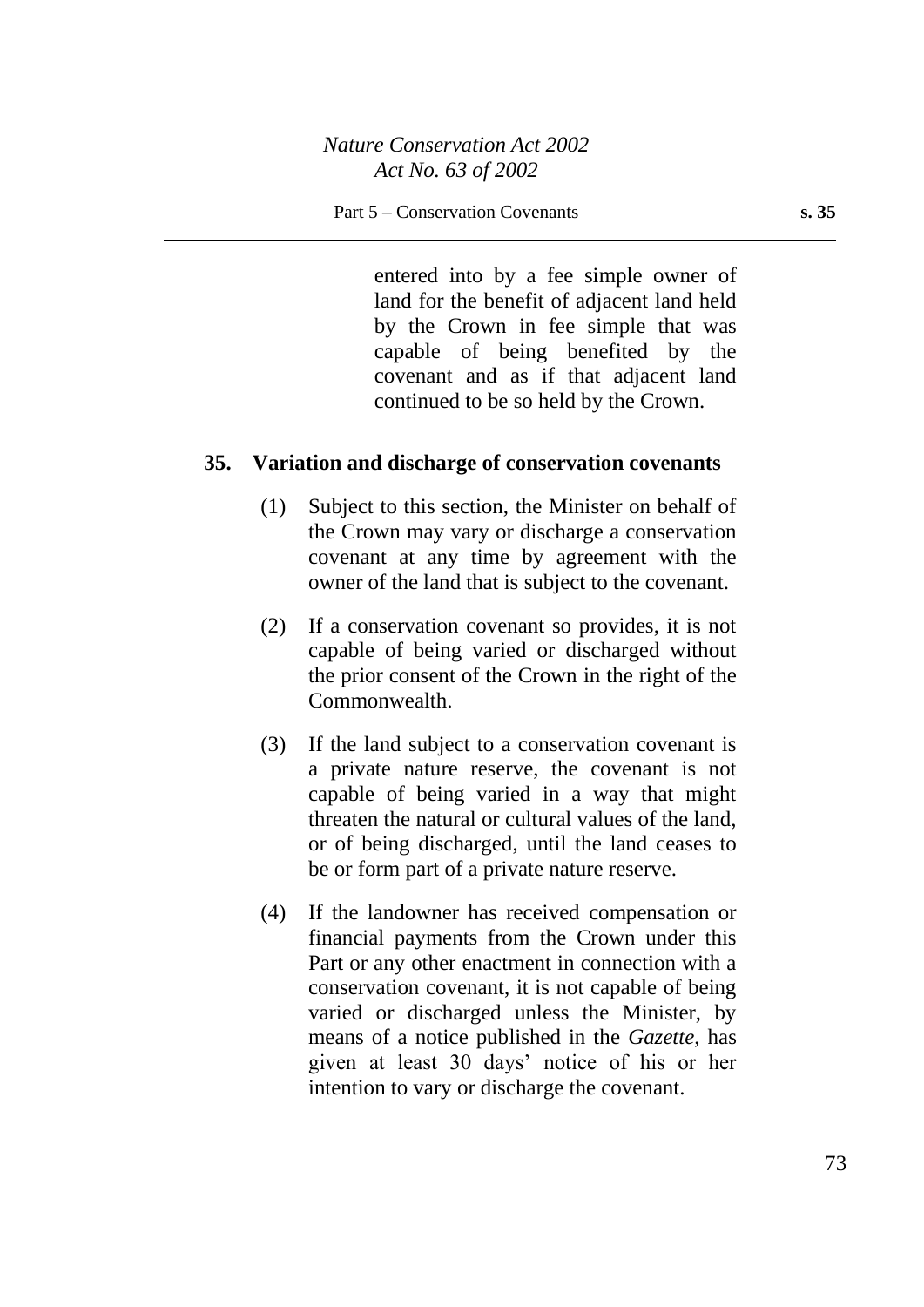entered into by a fee simple owner of land for the benefit of adjacent land held by the Crown in fee simple that was capable of being benefited by the covenant and as if that adjacent land continued to be so held by the Crown.

### 35. Variation and discharge of conservation covenants

(1) Subject to this section, the Minister on behalf of the Crown may vary or discharge a conservation covenant at any time by agreement with the owner of the land that is subject to the covenant.

(2) If a conservation covenant so provides, it is not capable of being varied or discharged without the prior consent of the Crown in the right of the Commonwealth.

(3) If the land subject to a conservation covenant is a private nature reserve, the covenant is not capable of being varied in a way that might threaten the natural or cultural values of the land, or of being discharged, until the land ceases to be or form part of a private nature reserve.

(4) If the landowner has received compensation or financial payments from the Crown under this Part or any other enactment in connection with a conservation covenant, it is not capable of being varied or discharged unless the Minister, by means of a notice published in the *Gazette*, has given at least 30 days' notice of his or her intention to vary or discharge the covenant.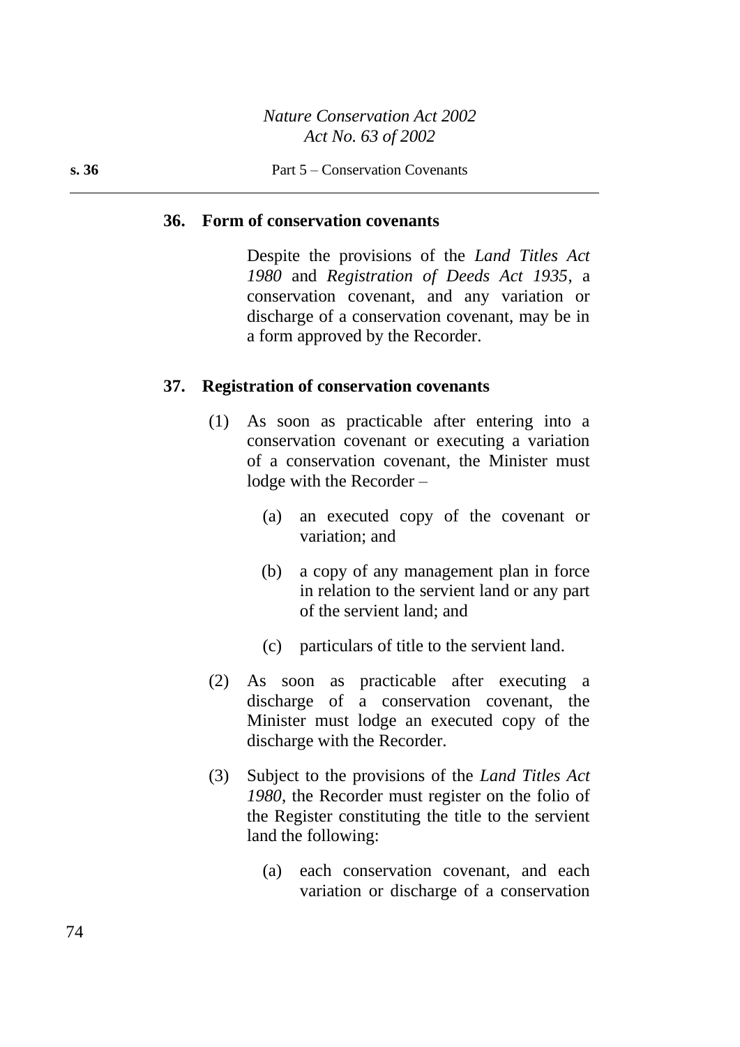**36. Form of conservation covenants**

Despite the provisions of the *Land Titles Act 1980* and *Registration of Deeds Act 1935*, a conservation covenant, and any variation or discharge of a conservation covenant, may be in a form approved by the Recorder.

**37. Registration of conservation covenants**

(1) As soon as practicable after entering into a conservation covenant or executing a variation of a conservation covenant, the Minister must lodge with the Recorder –

(a) an executed copy of the covenant or variation; and

(b) a copy of any management plan in force in relation to the servient land or any part of the servient land; and

(c) particulars of title to the servient land.

(2) As soon as practicable after executing a discharge of a conservation covenant, the Minister must lodge an executed copy of the discharge with the Recorder.

(3) Subject to the provisions of the *Land Titles Act 1980*, the Recorder must register on the folio of the Register constituting the title to the servient land the following:

(a) each conservation covenant, and each variation or discharge of a conservation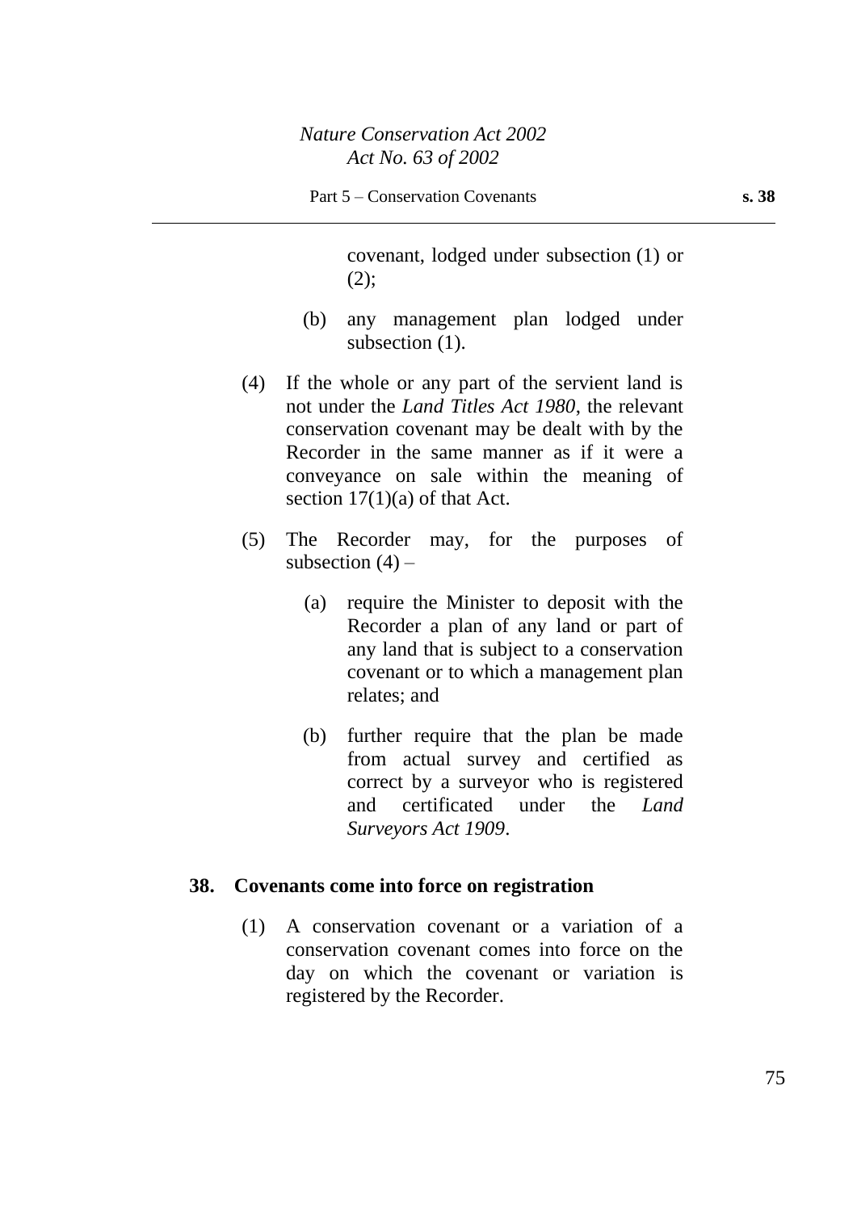covenant, lodged under subsection (1) or (2);

(b) any management plan lodged under subsection (1).

(4) If the whole or any part of the servient land is not under the *Land Titles Act 1980*, the relevant conservation covenant may be dealt with by the Recorder in the same manner as if it were a conveyance on sale within the meaning of section 17(1)(a) of that Act.

(5) The Recorder may, for the purposes of subsection (4) –

(a) require the Minister to deposit with the Recorder a plan of any land or part of any land that is subject to a conservation covenant or to which a management plan relates; and

(b) further require that the plan be made from actual survey and certified as correct by a surveyor who is registered and certificated under the *Land Surveyors Act 1909*.

**38. Covenants come into force on registration**

(1) A conservation covenant or a variation of a conservation covenant comes into force on the day on which the covenant or variation is registered by the Recorder.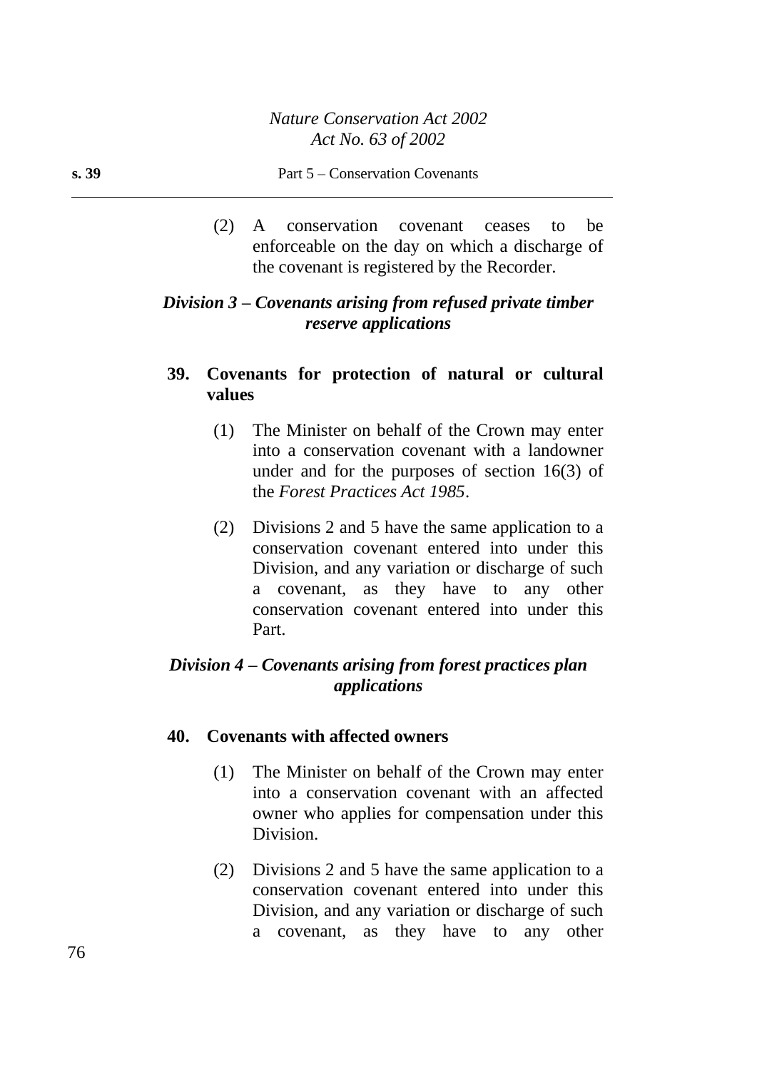(2) A conservation covenant ceases to be enforceable on the day on which a discharge of the covenant is registered by the Recorder.

### *Division 3 – Covenants arising from refused private timber reserve applications*

**39. Covenants for protection of natural or cultural values**

(1) The Minister on behalf of the Crown may enter into a conservation covenant with a landowner under and for the purposes of section 16(3) of the *Forest Practices Act 1985*.

(2) Divisions 2 and 5 have the same application to a conservation covenant entered into under this Division, and any variation or discharge of such a covenant, as they have to any other conservation covenant entered into under this Part.

### *Division 4 – Covenants arising from forest practices plan applications*

**40. Covenants with affected owners**

(1) The Minister on behalf of the Crown may enter into a conservation covenant with an affected owner who applies for compensation under this Division.

(2) Divisions 2 and 5 have the same application to a conservation covenant entered into under this Division, and any variation or discharge of such a covenant, as they have to any other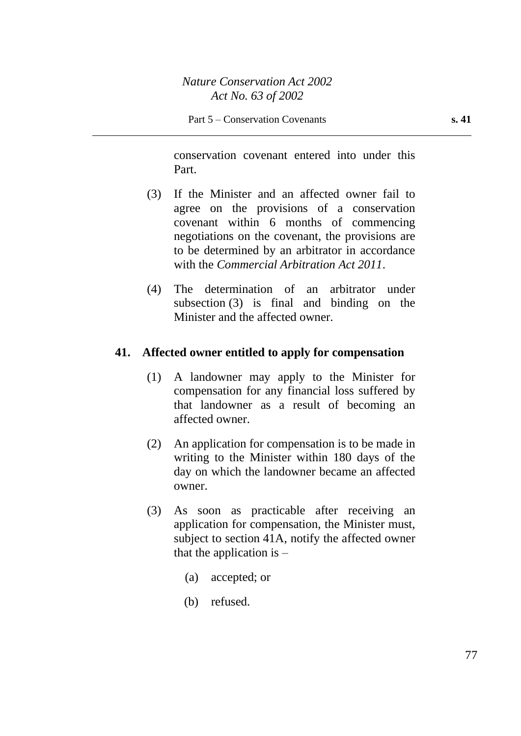conservation covenant entered into under this Part.

(3) If the Minister and an affected owner fail to agree on the provisions of a conservation covenant within 6 months of commencing negotiations on the covenant, the provisions are to be determined by an arbitrator in accordance with the *Commercial Arbitration Act 2011*.

(4) The determination of an arbitrator under subsection (3) is final and binding on the Minister and the affected owner.

## 41. Affected owner entitled to apply for compensation

(1) A landowner may apply to the Minister for compensation for any financial loss suffered by that landowner as a result of becoming an affected owner.

(2) An application for compensation is to be made in writing to the Minister within 180 days of the day on which the landowner became an affected owner.

(3) As soon as practicable after receiving an application for compensation, the Minister must, subject to section 41A, notify the affected owner that the application is –

(a) accepted; or

(b) refused.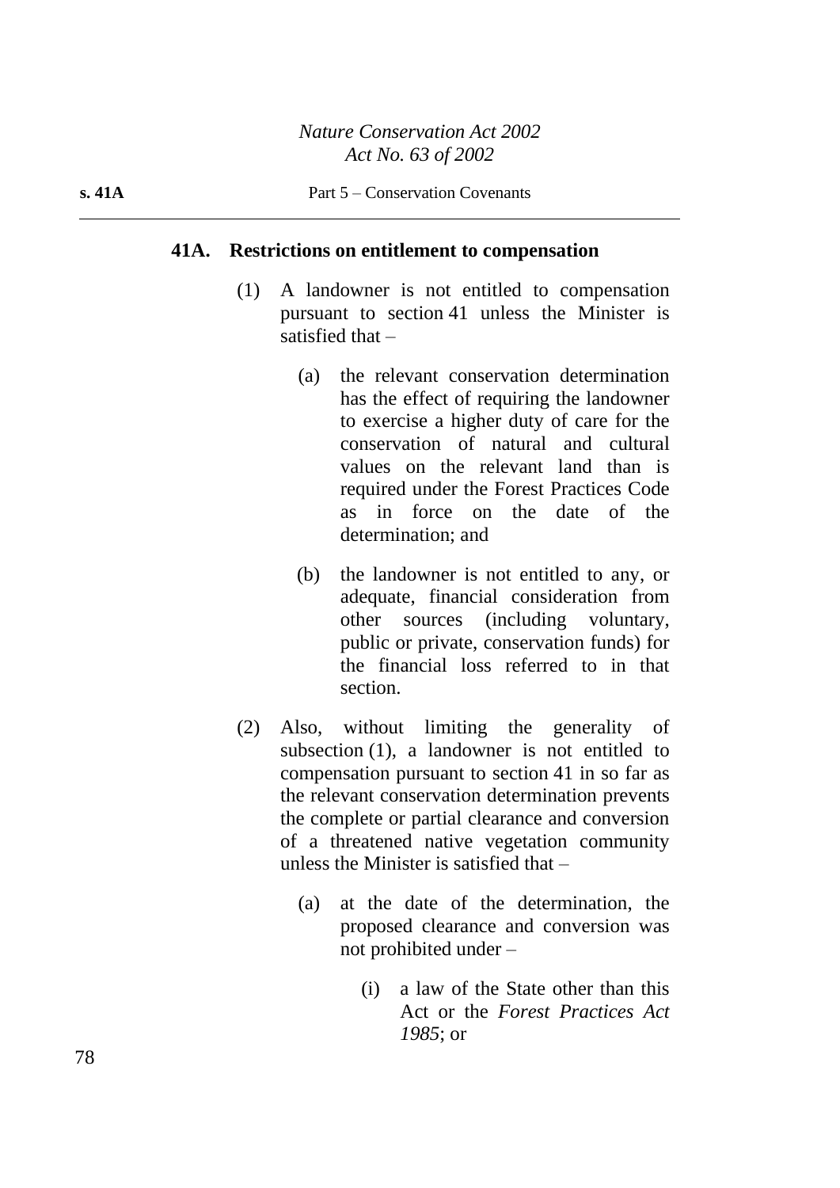**41A. Restrictions on entitlement to compensation**

(1) A landowner is not entitled to compensation pursuant to section 41 unless the Minister is satisfied that –

(a) the relevant conservation determination has the effect of requiring the landowner to exercise a higher duty of care for the conservation of natural and cultural values on the relevant land than is required under the Forest Practices Code as in force on the date of the determination; and

(b) the landowner is not entitled to any, or adequate, financial consideration from other sources (including voluntary, public or private, conservation funds) for the financial loss referred to in that section.

(2) Also, without limiting the generality of subsection (1), a landowner is not entitled to compensation pursuant to section 41 in so far as the relevant conservation determination prevents the complete or partial clearance and conversion of a threatened native vegetation community unless the Minister is satisfied that –

(a) at the date of the determination, the proposed clearance and conversion was not prohibited under –

(i) a law of the State other than this Act or the *Forest Practices Act 1985*; or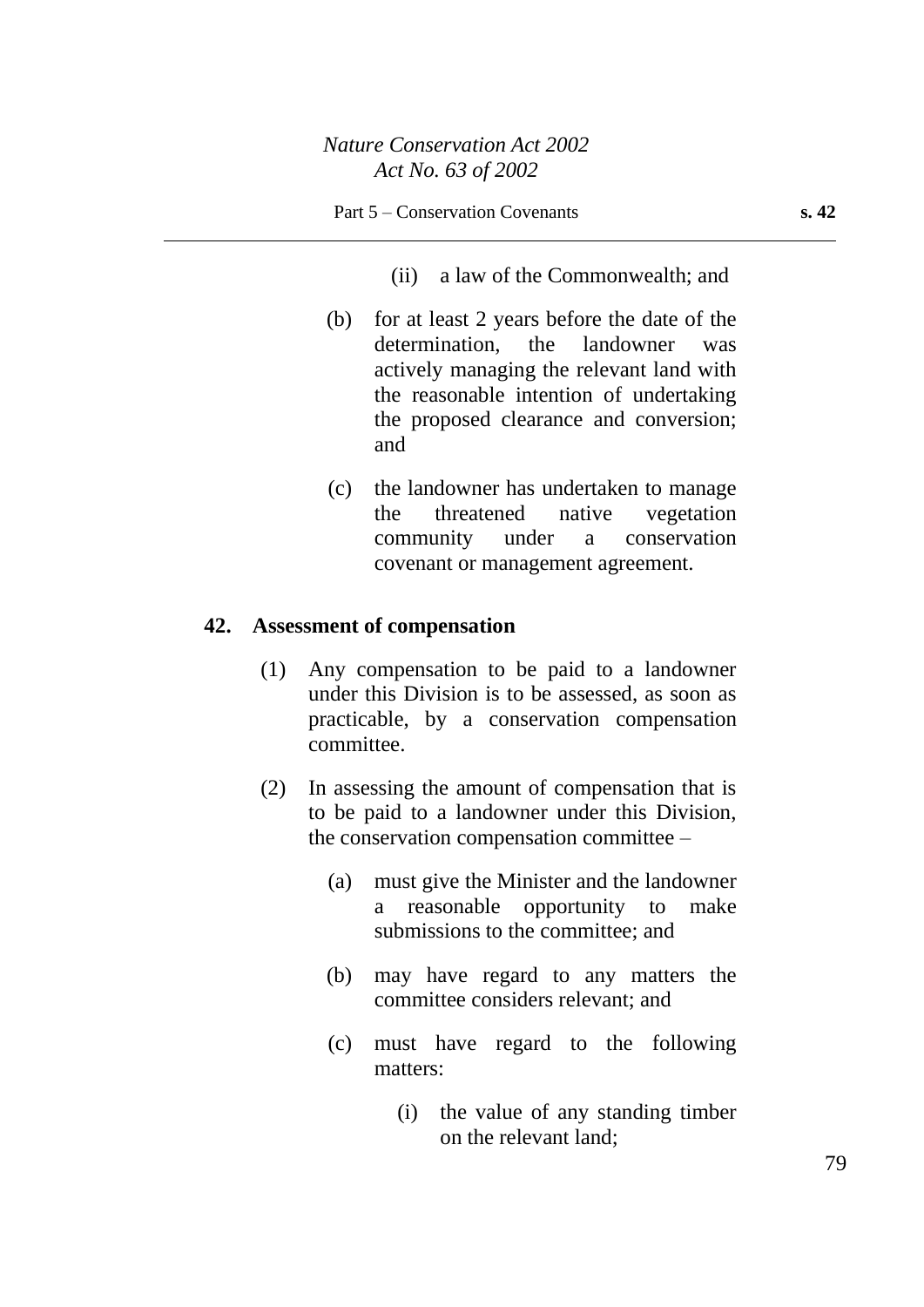(ii) a law of the Commonwealth; and

(b) for at least 2 years before the date of the determination, the landowner was actively managing the relevant land with the reasonable intention of undertaking the proposed clearance and conversion; and

(c) the landowner has undertaken to manage the threatened native vegetation community under a conservation covenant or management agreement.

**42. Assessment of compensation**

(1) Any compensation to be paid to a landowner under this Division is to be assessed, as soon as practicable, by a conservation compensation committee.

(2) In assessing the amount of compensation that is to be paid to a landowner under this Division, the conservation compensation committee –

(a) must give the Minister and the landowner a reasonable opportunity to make submissions to the committee; and

(b) may have regard to any matters the committee considers relevant; and

(c) must have regard to the following matters:

(i) the value of any standing timber on the relevant land;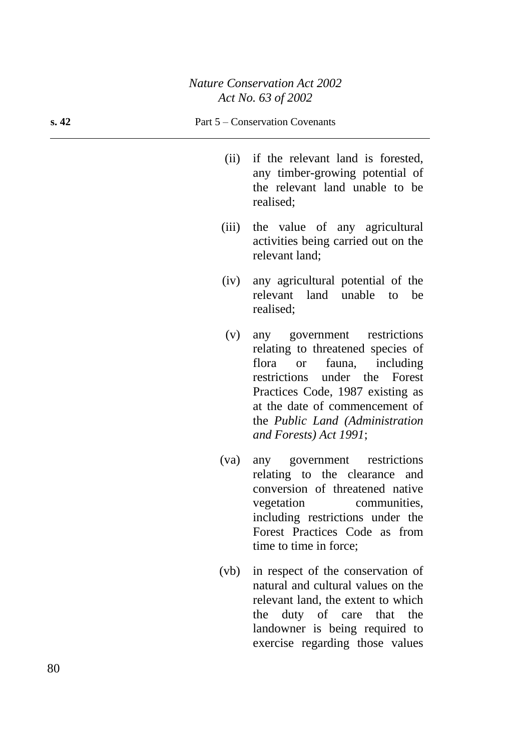(ii) if the relevant land is forested, any timber-growing potential of the relevant land unable to be realised;

(iii) the value of any agricultural activities being carried out on the relevant land;

(iv) any agricultural potential of the relevant land unable to be realised;

(v) any government restrictions relating to threatened species of flora or fauna, including restrictions under the Forest Practices Code, 1987 existing as at the date of commencement of the *Public Land (Administration and Forests) Act 1991*;

(va) any government restrictions relating to the clearance and conversion of threatened native vegetation communities, including restrictions under the Forest Practices Code as from time to time in force;

(vb) in respect of the conservation of natural and cultural values on the relevant land, the extent to which the duty of care that the landowner is being required to exercise regarding those values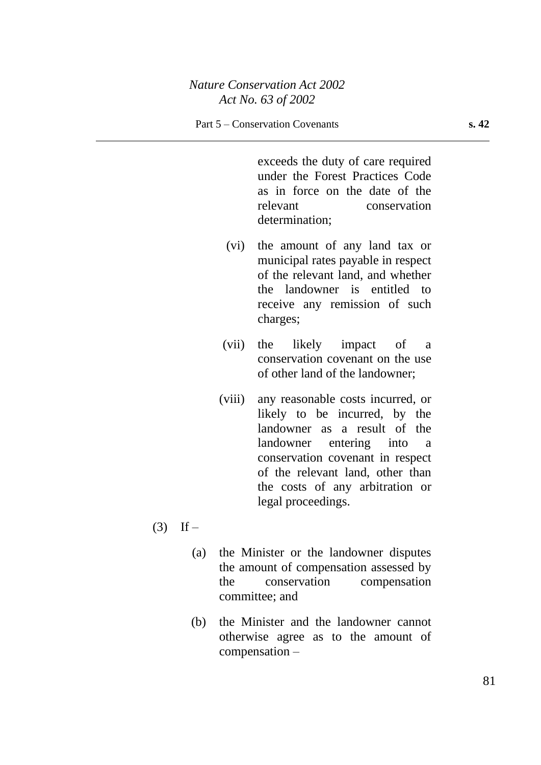exceeds the duty of care required under the Forest Practices Code as in force on the date of the relevant conservation determination;

(vi) the amount of any land tax or municipal rates payable in respect of the relevant land, and whether the landowner is entitled to receive any remission of such charges;

(vii) the likely impact of a conservation covenant on the use of other land of the landowner;

(viii) any reasonable costs incurred, or likely to be incurred, by the landowner as a result of the landowner entering into a conservation covenant in respect of the relevant land, other than the costs of any arbitration or legal proceedings.

(3) If –

(a) the Minister or the landowner disputes the amount of compensation assessed by the conservation compensation committee; and

(b) the Minister and the landowner cannot otherwise agree as to the amount of compensation –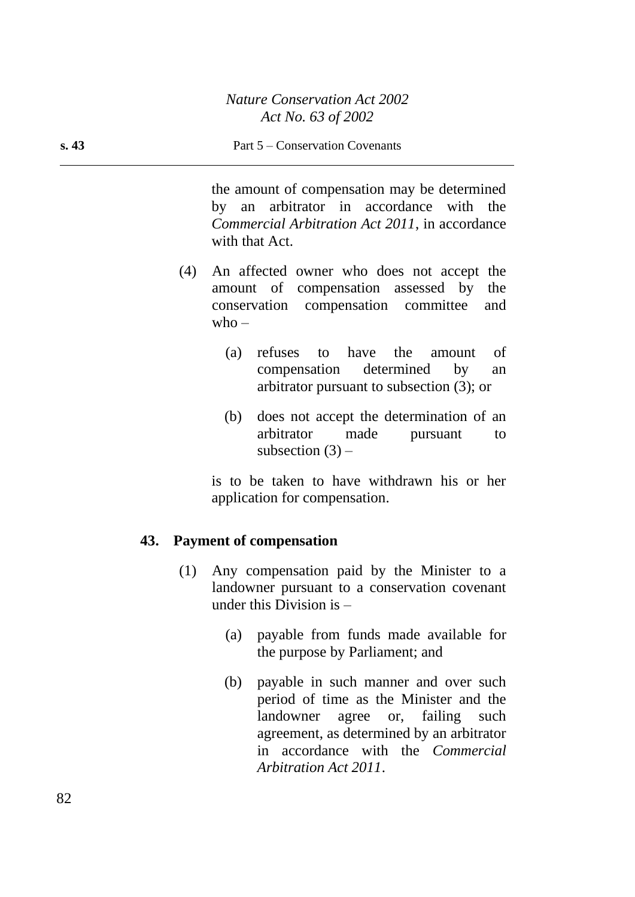the amount of compensation may be determined by an arbitrator in accordance with the *Commercial Arbitration Act 2011*, in accordance with that Act.

(4) An affected owner who does not accept the amount of compensation assessed by the conservation compensation committee and who –

(a) refuses to have the amount of compensation determined by an arbitrator pursuant to subsection (3); or

(b) does not accept the determination of an arbitrator made pursuant to subsection (3) –

is to be taken to have withdrawn his or her application for compensation.

### 43. Payment of compensation

(1) Any compensation paid by the Minister to a landowner pursuant to a conservation covenant under this Division is –

(a) payable from funds made available for the purpose by Parliament; and

(b) payable in such manner and over such period of time as the Minister and the landowner agree or, failing such agreement, as determined by an arbitrator in accordance with the *Commercial Arbitration Act 2011*.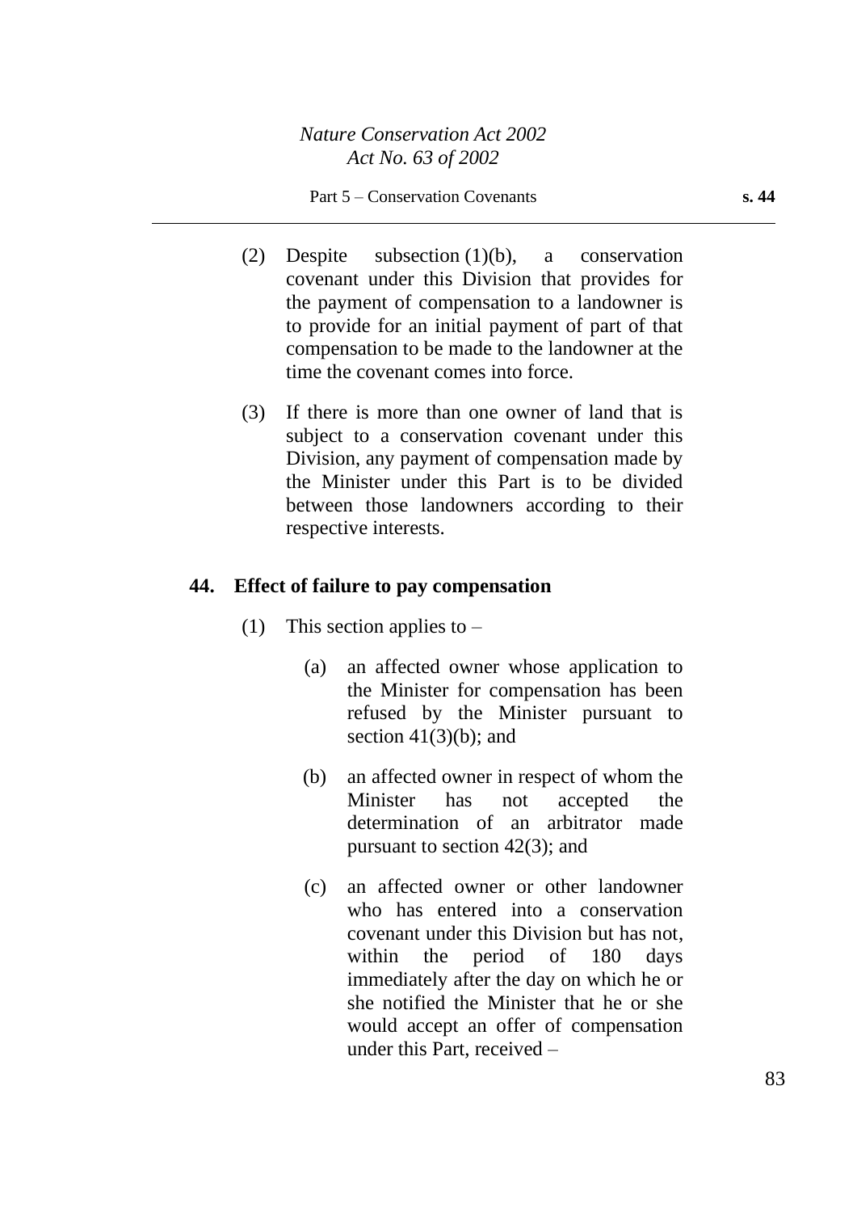(2) Despite subsection (1)(b), a conservation covenant under this Division that provides for the payment of compensation to a landowner is to provide for an initial payment of part of that compensation to be made to the landowner at the time the covenant comes into force.

(3) If there is more than one owner of land that is subject to a conservation covenant under this Division, any payment of compensation made by the Minister under this Part is to be divided between those landowners according to their respective interests.

## 44. Effect of failure to pay compensation

(1) This section applies to –

(a) an affected owner whose application to the Minister for compensation has been refused by the Minister pursuant to section 41(3)(b); and

(b) an affected owner in respect of whom the Minister has not accepted the determination of an arbitrator made pursuant to section 42(3); and

(c) an affected owner or other landowner who has entered into a conservation covenant under this Division but has not, within the period of 180 days immediately after the day on which he or she notified the Minister that he or she would accept an offer of compensation under this Part, received –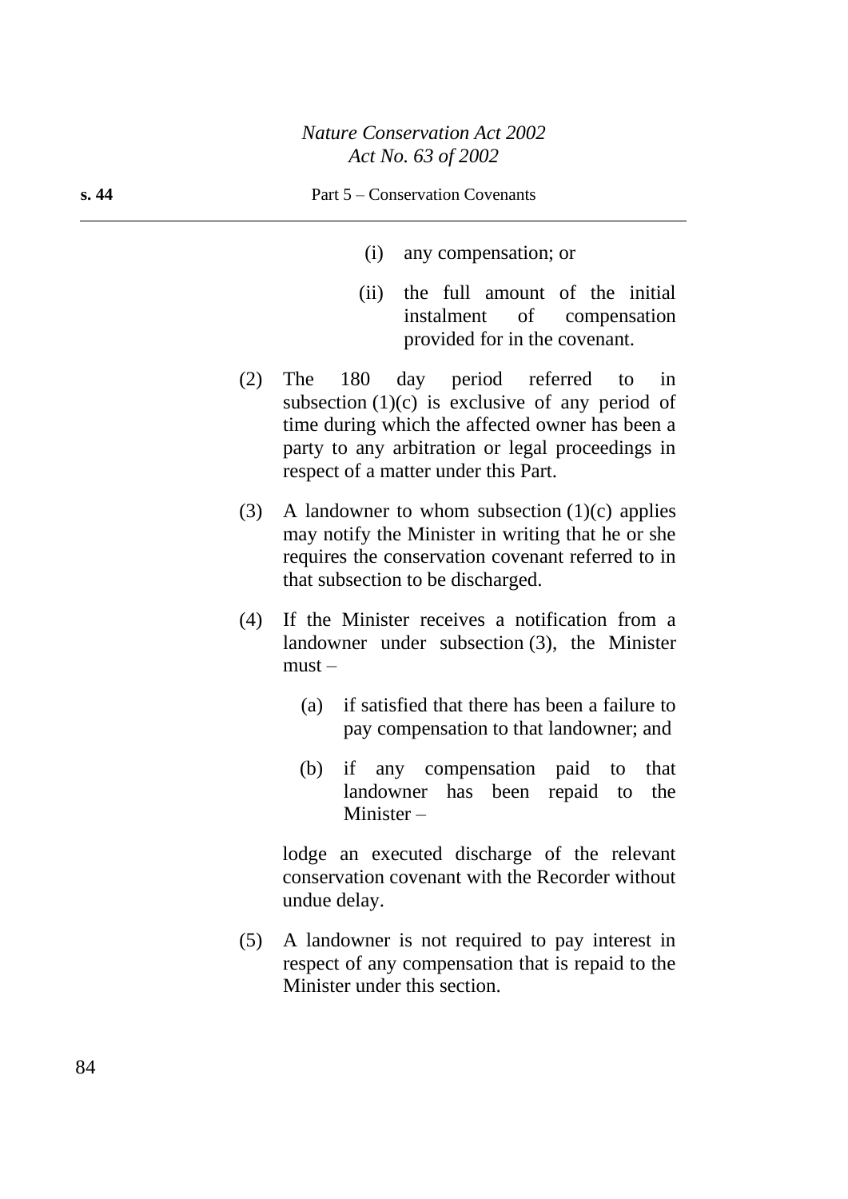(i) any compensation; or

(ii) the full amount of the initial instalment of compensation provided for in the covenant.

(2) The 180 day period referred to in subsection (1)(c) is exclusive of any period of time during which the affected owner has been a party to any arbitration or legal proceedings in respect of a matter under this Part.

(3) A landowner to whom subsection (1)(c) applies may notify the Minister in writing that he or she requires the conservation covenant referred to in that subsection to be discharged.

(4) If the Minister receives a notification from a landowner under subsection (3), the Minister must –

(a) if satisfied that there has been a failure to pay compensation to that landowner; and

(b) if any compensation paid to that landowner has been repaid to the Minister –

lodge an executed discharge of the relevant conservation covenant with the Recorder without undue delay.

(5) A landowner is not required to pay interest in respect of any compensation that is repaid to the Minister under this section.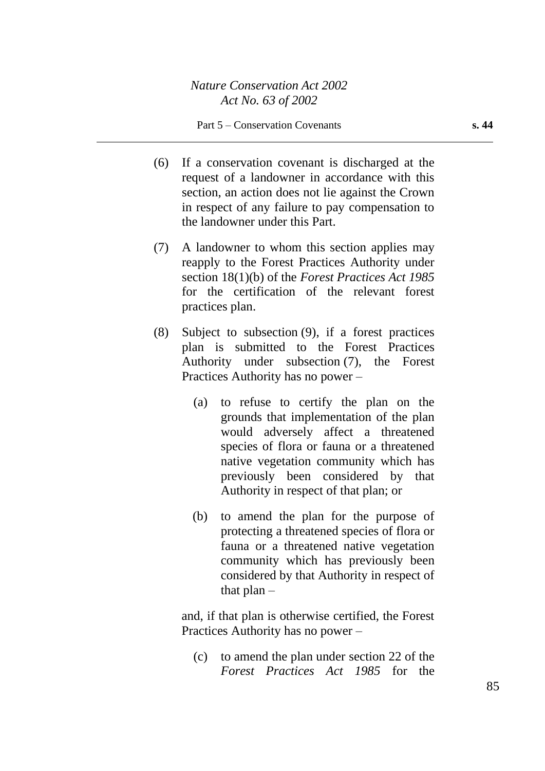(6) If a conservation covenant is discharged at the request of a landowner in accordance with this section, an action does not lie against the Crown in respect of any failure to pay compensation to the landowner under this Part.

(7) A landowner to whom this section applies may reapply to the Forest Practices Authority under section 18(1)(b) of the *Forest Practices Act 1985* for the certification of the relevant forest practices plan.

(8) Subject to subsection (9), if a forest practices plan is submitted to the Forest Practices Authority under subsection (7), the Forest Practices Authority has no power –

   (a) to refuse to certify the plan on the grounds that implementation of the plan would adversely affect a threatened species of flora or fauna or a threatened native vegetation community which has previously been considered by that Authority in respect of that plan; or

   (b) to amend the plan for the purpose of protecting a threatened species of flora or fauna or a threatened native vegetation community which has previously been considered by that Authority in respect of that plan –

and, if that plan is otherwise certified, the Forest Practices Authority has no power –

   (c) to amend the plan under section 22 of the *Forest Practices Act 1985* for the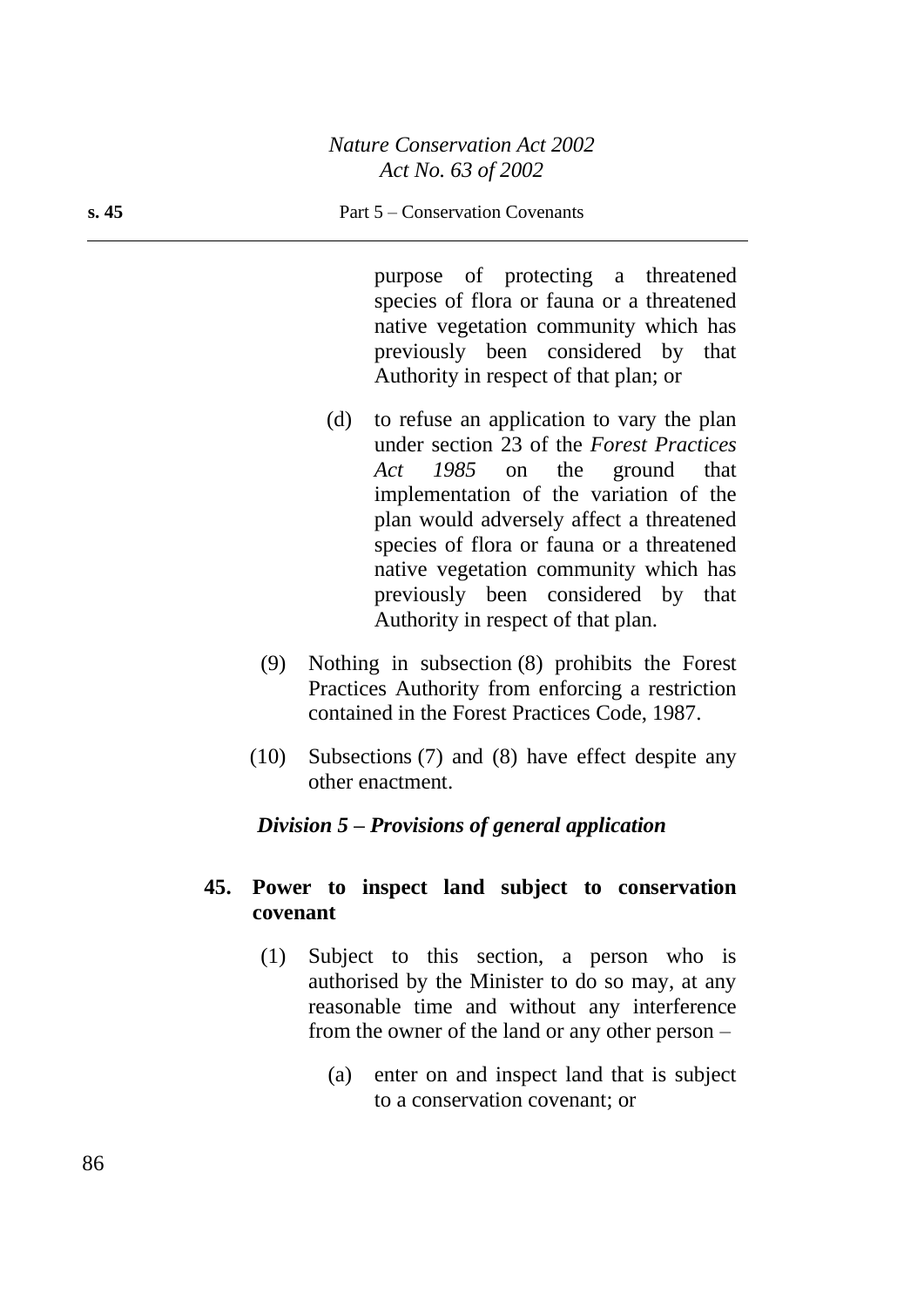purpose of protecting a threatened species of flora or fauna or a threatened native vegetation community which has previously been considered by that Authority in respect of that plan; or

(d) to refuse an application to vary the plan under section 23 of the *Forest Practices Act 1985* on the ground that implementation of the variation of the plan would adversely affect a threatened species of flora or fauna or a threatened native vegetation community which has previously been considered by that Authority in respect of that plan.

(9) Nothing in subsection (8) prohibits the Forest Practices Authority from enforcing a restriction contained in the Forest Practices Code, 1987.

(10) Subsections (7) and (8) have effect despite any other enactment.

### *Division 5 – Provisions of general application*

#### **45. Power to inspect land subject to conservation covenant**

(1) Subject to this section, a person who is authorised by the Minister to do so may, at any reasonable time and without any interference from the owner of the land or any other person –

(a) enter on and inspect land that is subject to a conservation covenant; or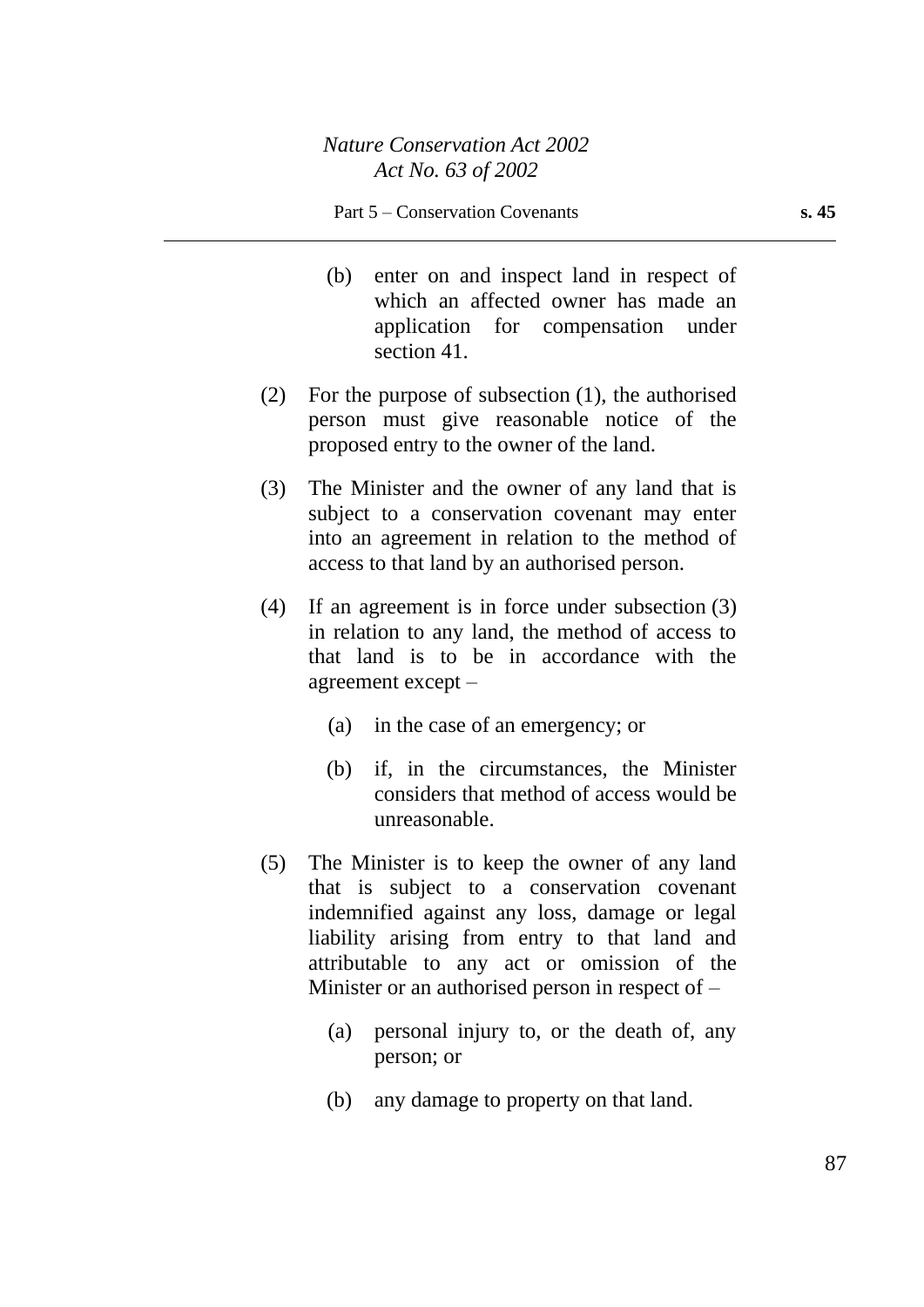(b) enter on and inspect land in respect of which an affected owner has made an application for compensation under section 41.

(2) For the purpose of subsection (1), the authorised person must give reasonable notice of the proposed entry to the owner of the land.

(3) The Minister and the owner of any land that is subject to a conservation covenant may enter into an agreement in relation to the method of access to that land by an authorised person.

(4) If an agreement is in force under subsection (3) in relation to any land, the method of access to that land is to be in accordance with the agreement except –

(a) in the case of an emergency; or

(b) if, in the circumstances, the Minister considers that method of access would be unreasonable.

(5) The Minister is to keep the owner of any land that is subject to a conservation covenant indemnified against any loss, damage or legal liability arising from entry to that land and attributable to any act or omission of the Minister or an authorised person in respect of –

(a) personal injury to, or the death of, any person; or

(b) any damage to property on that land.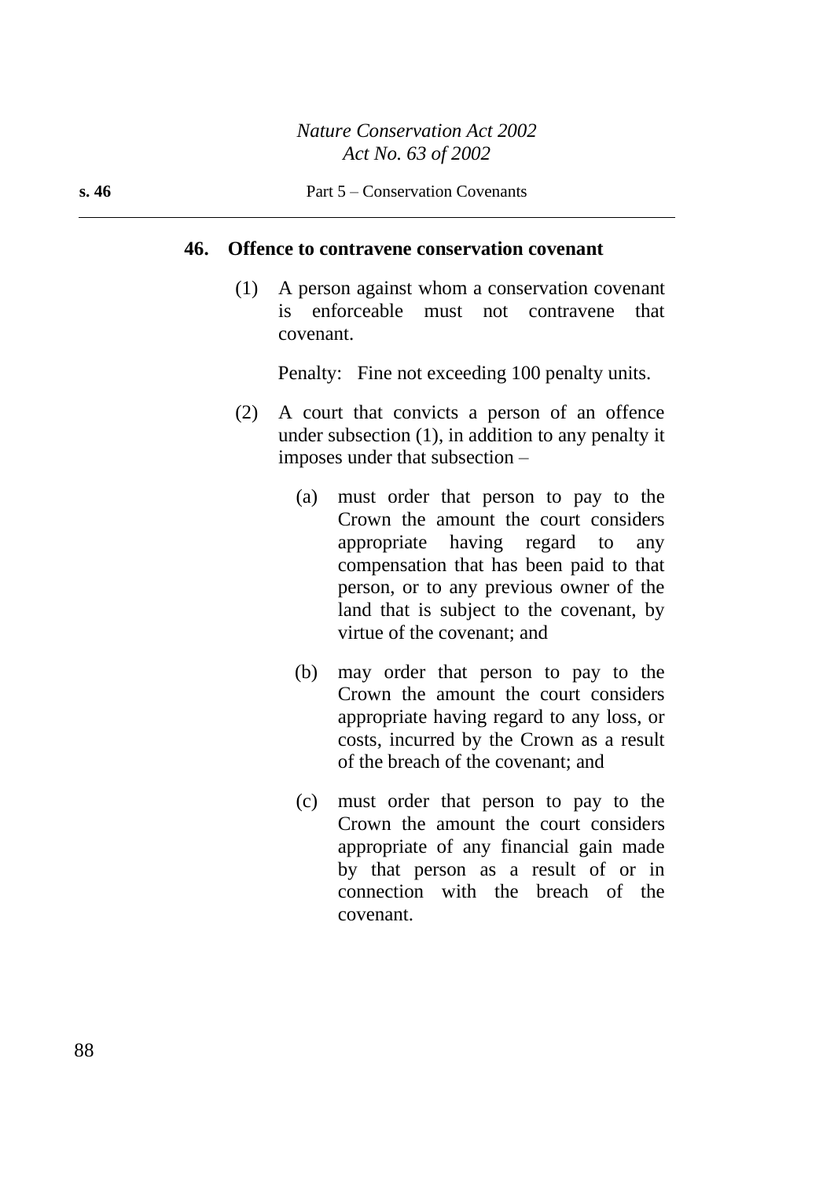## 46. Offence to contravene conservation covenant

(1) A person against whom a conservation covenant is enforceable must not contravene that covenant.

Penalty: Fine not exceeding 100 penalty units.

(2) A court that convicts a person of an offence under subsection (1), in addition to any penalty it imposes under that subsection –

(a) must order that person to pay to the Crown the amount the court considers appropriate having regard to any compensation that has been paid to that person, or to any previous owner of the land that is subject to the covenant, by virtue of the covenant; and

(b) may order that person to pay to the Crown the amount the court considers appropriate having regard to any loss, or costs, incurred by the Crown as a result of the breach of the covenant; and

(c) must order that person to pay to the Crown the amount the court considers appropriate of any financial gain made by that person as a result of or in connection with the breach of the covenant.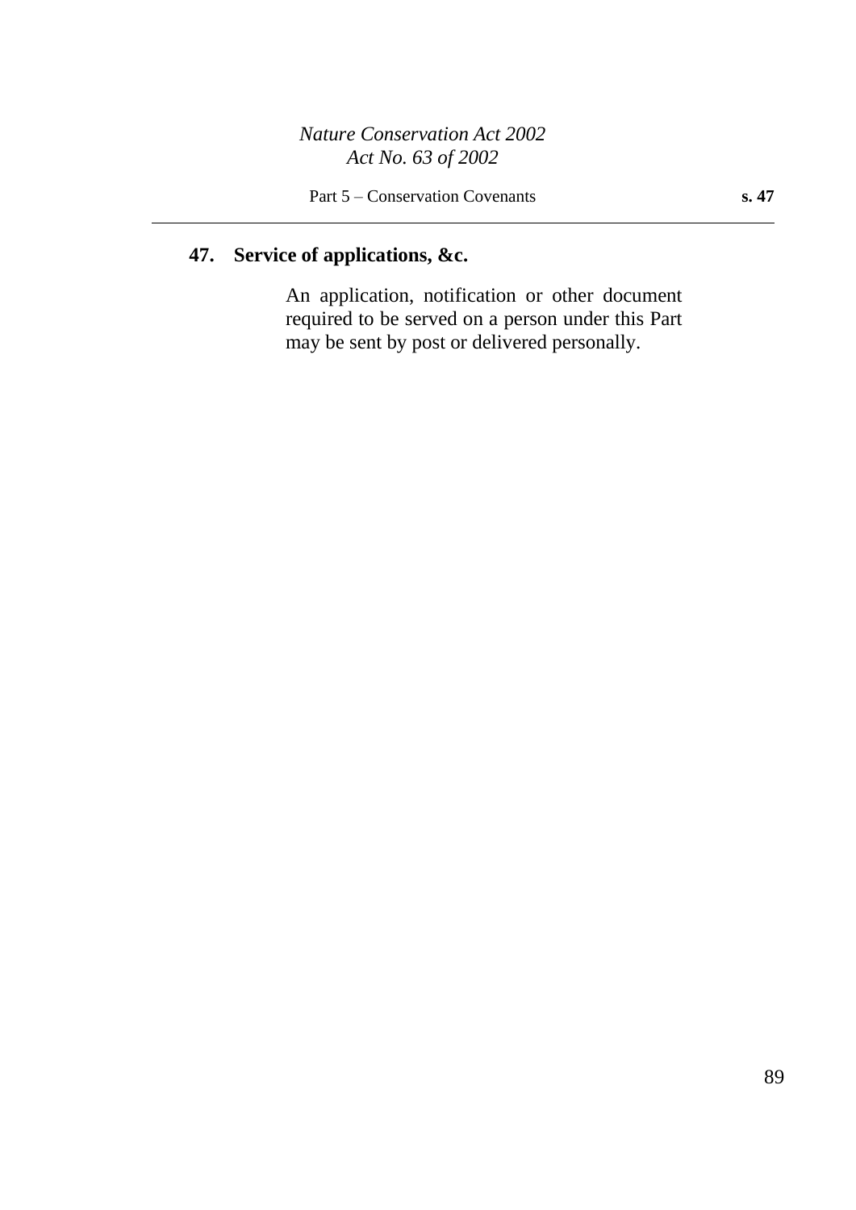## 47. Service of applications, &c.

An application, notification or other document required to be served on a person under this Part may be sent by post or delivered personally.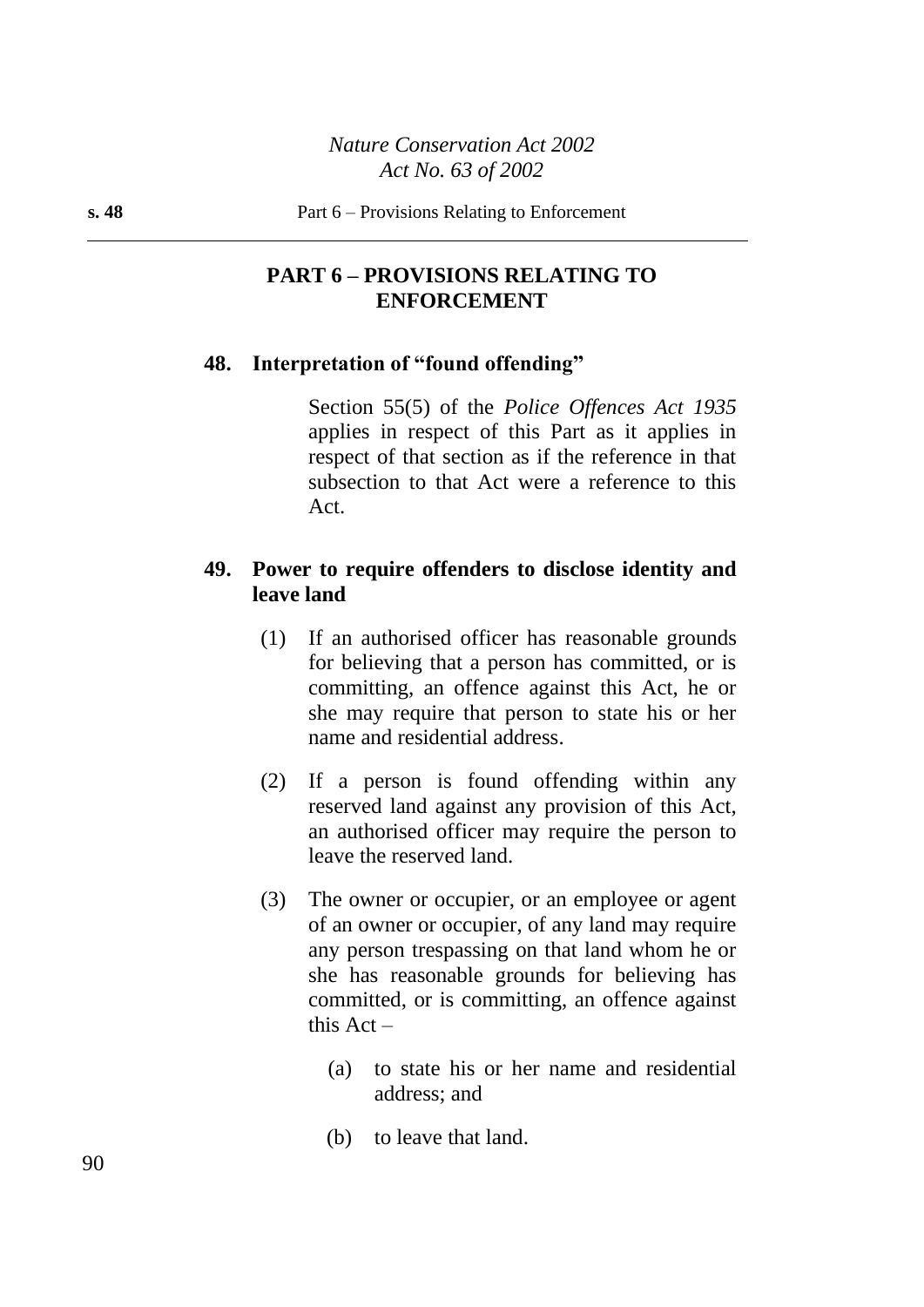## PART 6 – PROVISIONS RELATING TO ENFORCEMENT

### 48. Interpretation of "found offending"

Section 55(5) of the *Police Offences Act 1935* applies in respect of this Part as it applies in respect of that section as if the reference in that subsection to that Act were a reference to this Act.

### 49. Power to require offenders to disclose identity and leave land

(1) If an authorised officer has reasonable grounds for believing that a person has committed, or is committing, an offence against this Act, he or she may require that person to state his or her name and residential address.

(2) If a person is found offending within any reserved land against any provision of this Act, an authorised officer may require the person to leave the reserved land.

(3) The owner or occupier, or an employee or agent of an owner or occupier, of any land may require any person trespassing on that land whom he or she has reasonable grounds for believing has committed, or is committing, an offence against this Act –

(a) to state his or her name and residential address; and

(b) to leave that land.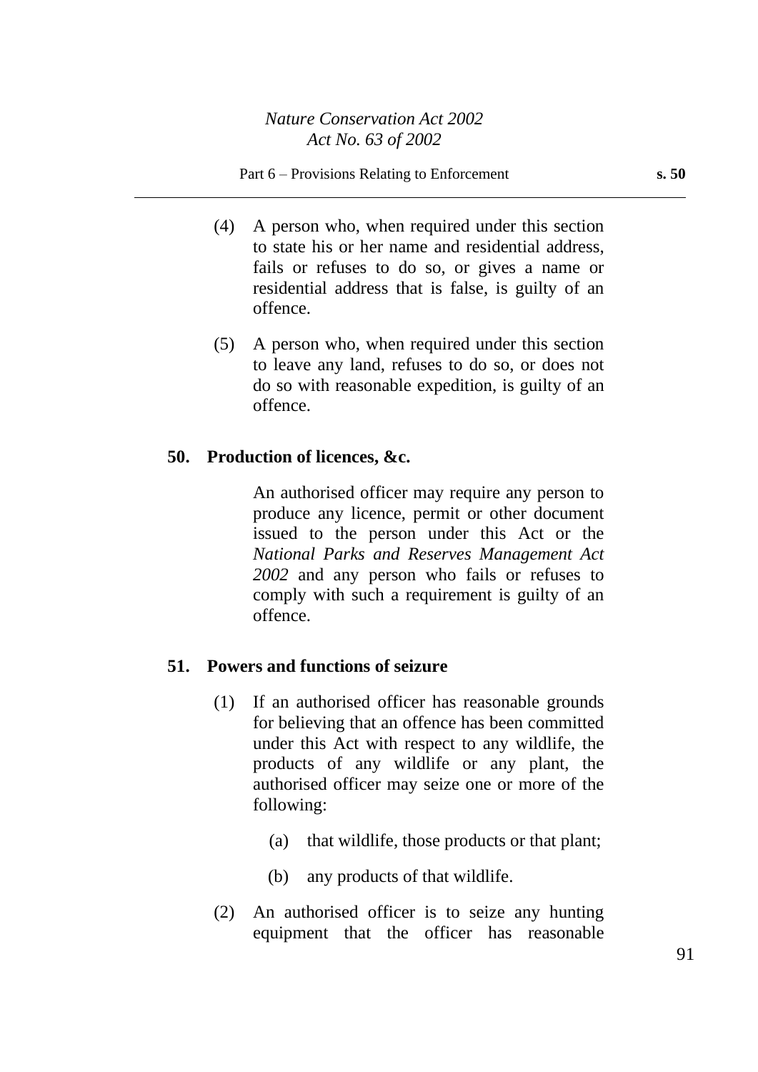(4) A person who, when required under this section to state his or her name and residential address, fails or refuses to do so, or gives a name or residential address that is false, is guilty of an offence.

(5) A person who, when required under this section to leave any land, refuses to do so, or does not do so with reasonable expedition, is guilty of an offence.

**50. Production of licences, &c.**

An authorised officer may require any person to produce any licence, permit or other document issued to the person under this Act or the *National Parks and Reserves Management Act 2002* and any person who fails or refuses to comply with such a requirement is guilty of an offence.

**51. Powers and functions of seizure**

(1) If an authorised officer has reasonable grounds for believing that an offence has been committed under this Act with respect to any wildlife, the products of any wildlife or any plant, the authorised officer may seize one or more of the following:

(a) that wildlife, those products or that plant;

(b) any products of that wildlife.

(2) An authorised officer is to seize any hunting equipment that the officer has reasonable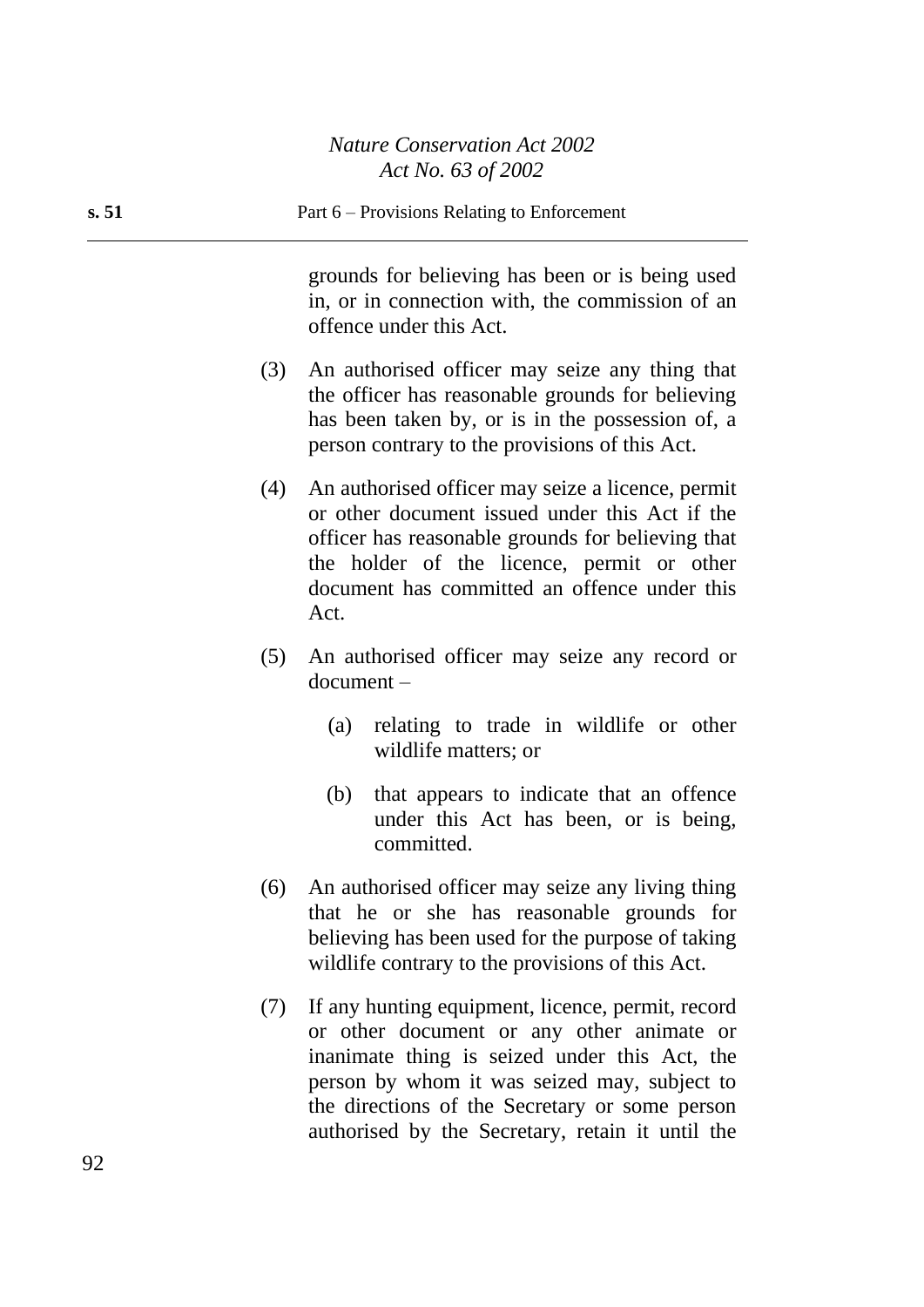grounds for believing has been or is being used in, or in connection with, the commission of an offence under this Act.

(3) An authorised officer may seize any thing that the officer has reasonable grounds for believing has been taken by, or is in the possession of, a person contrary to the provisions of this Act.

(4) An authorised officer may seize a licence, permit or other document issued under this Act if the officer has reasonable grounds for believing that the holder of the licence, permit or other document has committed an offence under this Act.

(5) An authorised officer may seize any record or document –

(a) relating to trade in wildlife or other wildlife matters; or

(b) that appears to indicate that an offence under this Act has been, or is being, committed.

(6) An authorised officer may seize any living thing that he or she has reasonable grounds for believing has been used for the purpose of taking wildlife contrary to the provisions of this Act.

(7) If any hunting equipment, licence, permit, record or other document or any other animate or inanimate thing is seized under this Act, the person by whom it was seized may, subject to the directions of the Secretary or some person authorised by the Secretary, retain it until the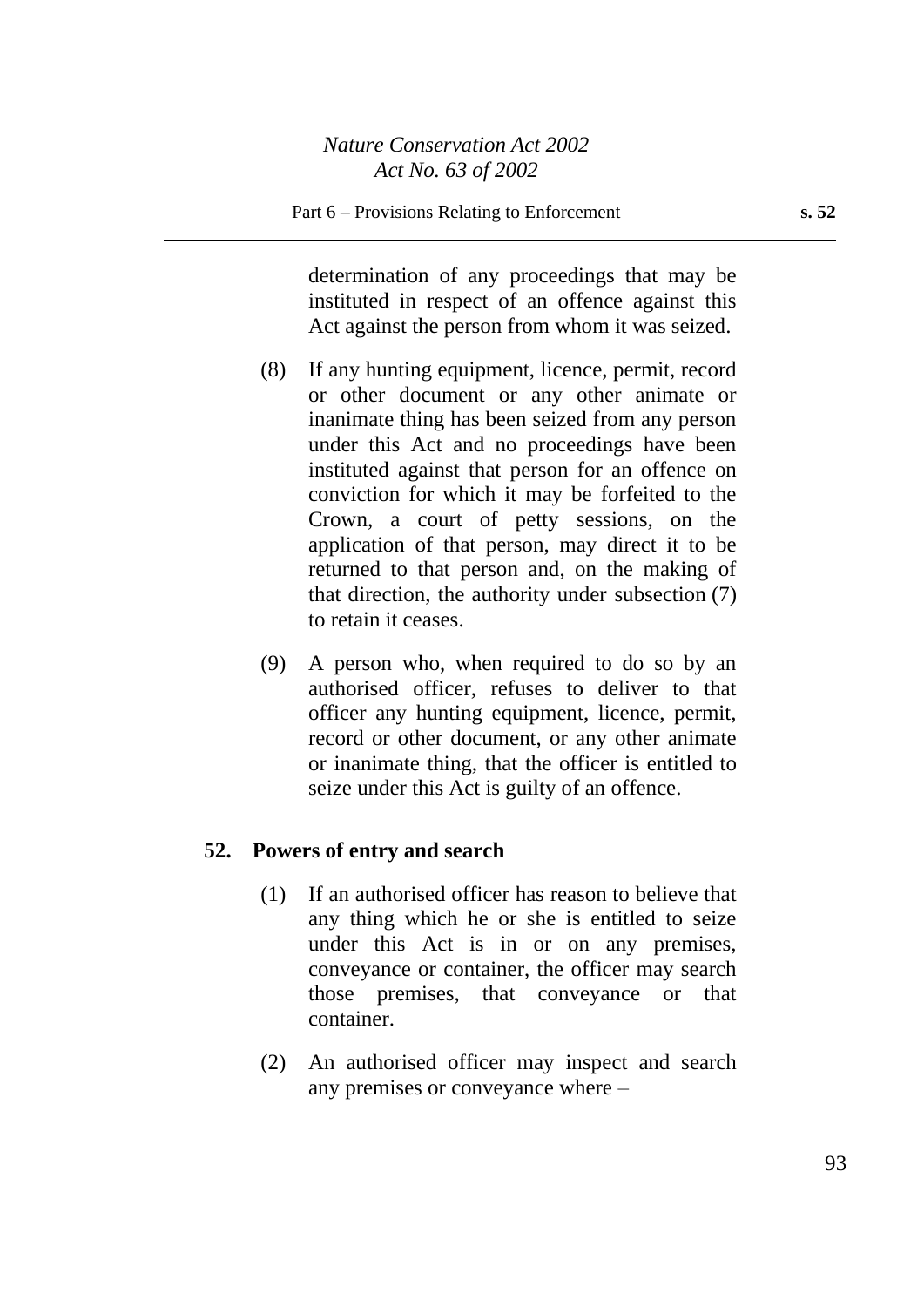determination of any proceedings that may be instituted in respect of an offence against this Act against the person from whom it was seized.

(8) If any hunting equipment, licence, permit, record or other document or any other animate or inanimate thing has been seized from any person under this Act and no proceedings have been instituted against that person for an offence on conviction for which it may be forfeited to the Crown, a court of petty sessions, on the application of that person, may direct it to be returned to that person and, on the making of that direction, the authority under subsection (7) to retain it ceases.

(9) A person who, when required to do so by an authorised officer, refuses to deliver to that officer any hunting equipment, licence, permit, record or other document, or any other animate or inanimate thing, that the officer is entitled to seize under this Act is guilty of an offence.

**52. Powers of entry and search**

(1) If an authorised officer has reason to believe that any thing which he or she is entitled to seize under this Act is in or on any premises, conveyance or container, the officer may search those premises, that conveyance or that container.

(2) An authorised officer may inspect and search any premises or conveyance where –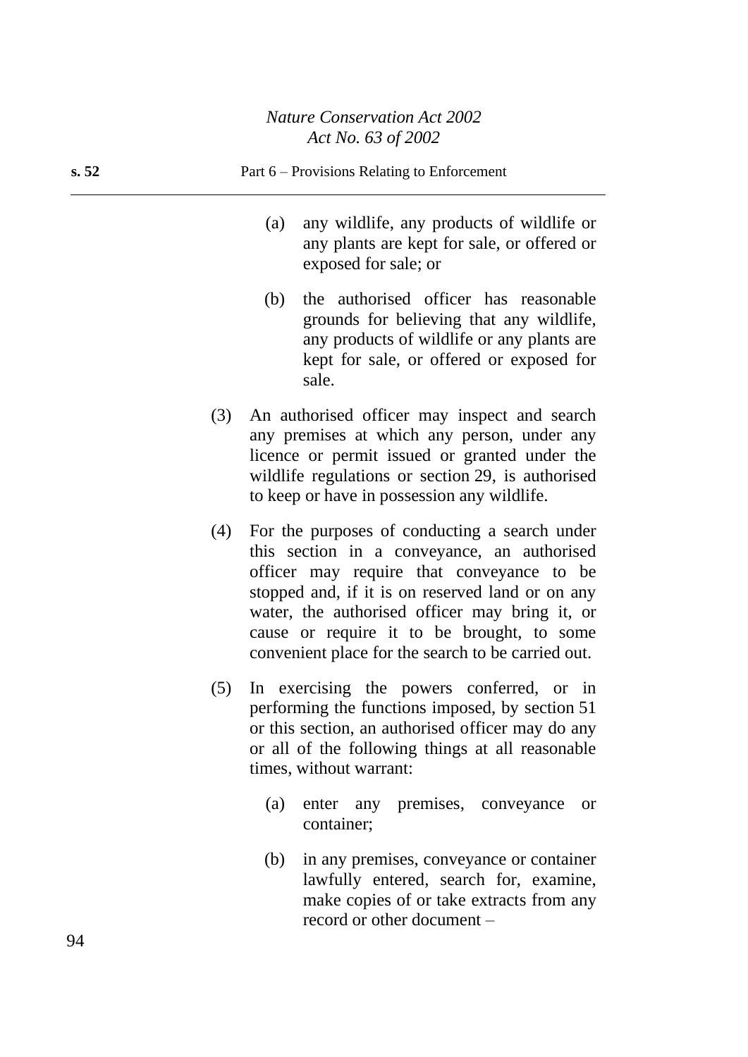(a) any wildlife, any products of wildlife or any plants are kept for sale, or offered or exposed for sale; or

(b) the authorised officer has reasonable grounds for believing that any wildlife, any products of wildlife or any plants are kept for sale, or offered or exposed for sale.

(3) An authorised officer may inspect and search any premises at which any person, under any licence or permit issued or granted under the wildlife regulations or section 29, is authorised to keep or have in possession any wildlife.

(4) For the purposes of conducting a search under this section in a conveyance, an authorised officer may require that conveyance to be stopped and, if it is on reserved land or on any water, the authorised officer may bring it, or cause or require it to be brought, to some convenient place for the search to be carried out.

(5) In exercising the powers conferred, or in performing the functions imposed, by section 51 or this section, an authorised officer may do any or all of the following things at all reasonable times, without warrant:

(a) enter any premises, conveyance or container;

(b) in any premises, conveyance or container lawfully entered, search for, examine, make copies of or take extracts from any record or other document –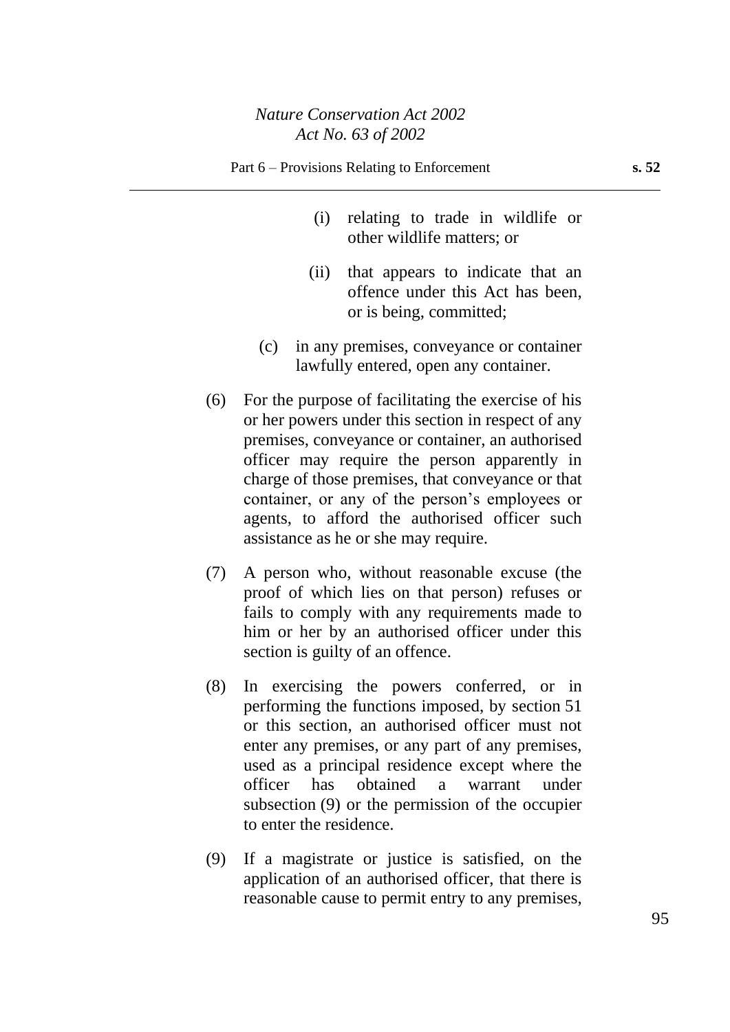(i) relating to trade in wildlife or other wildlife matters; or

(ii) that appears to indicate that an offence under this Act has been, or is being, committed;

(c) in any premises, conveyance or container lawfully entered, open any container.

(6) For the purpose of facilitating the exercise of his or her powers under this section in respect of any premises, conveyance or container, an authorised officer may require the person apparently in charge of those premises, that conveyance or that container, or any of the person's employees or agents, to afford the authorised officer such assistance as he or she may require.

(7) A person who, without reasonable excuse (the proof of which lies on that person) refuses or fails to comply with any requirements made to him or her by an authorised officer under this section is guilty of an offence.

(8) In exercising the powers conferred, or in performing the functions imposed, by section 51 or this section, an authorised officer must not enter any premises, or any part of any premises, used as a principal residence except where the officer has obtained a warrant under subsection (9) or the permission of the occupier to enter the residence.

(9) If a magistrate or justice is satisfied, on the application of an authorised officer, that there is reasonable cause to permit entry to any premises,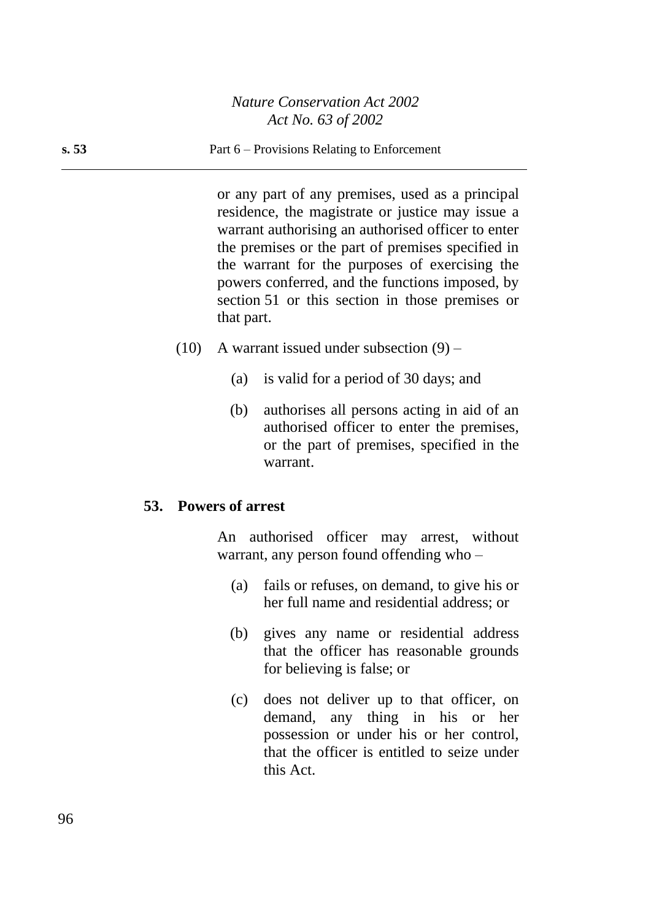or any part of any premises, used as a principal residence, the magistrate or justice may issue a warrant authorising an authorised officer to enter the premises or the part of premises specified in the warrant for the purposes of exercising the powers conferred, and the functions imposed, by section 51 or this section in those premises or that part.

(10) A warrant issued under subsection (9) –

(a) is valid for a period of 30 days; and

(b) authorises all persons acting in aid of an authorised officer to enter the premises, or the part of premises, specified in the warrant.

## 53. Powers of arrest

An authorised officer may arrest, without warrant, any person found offending who –

(a) fails or refuses, on demand, to give his or her full name and residential address; or

(b) gives any name or residential address that the officer has reasonable grounds for believing is false; or

(c) does not deliver up to that officer, on demand, any thing in his or her possession or under his or her control, that the officer is entitled to seize under this Act.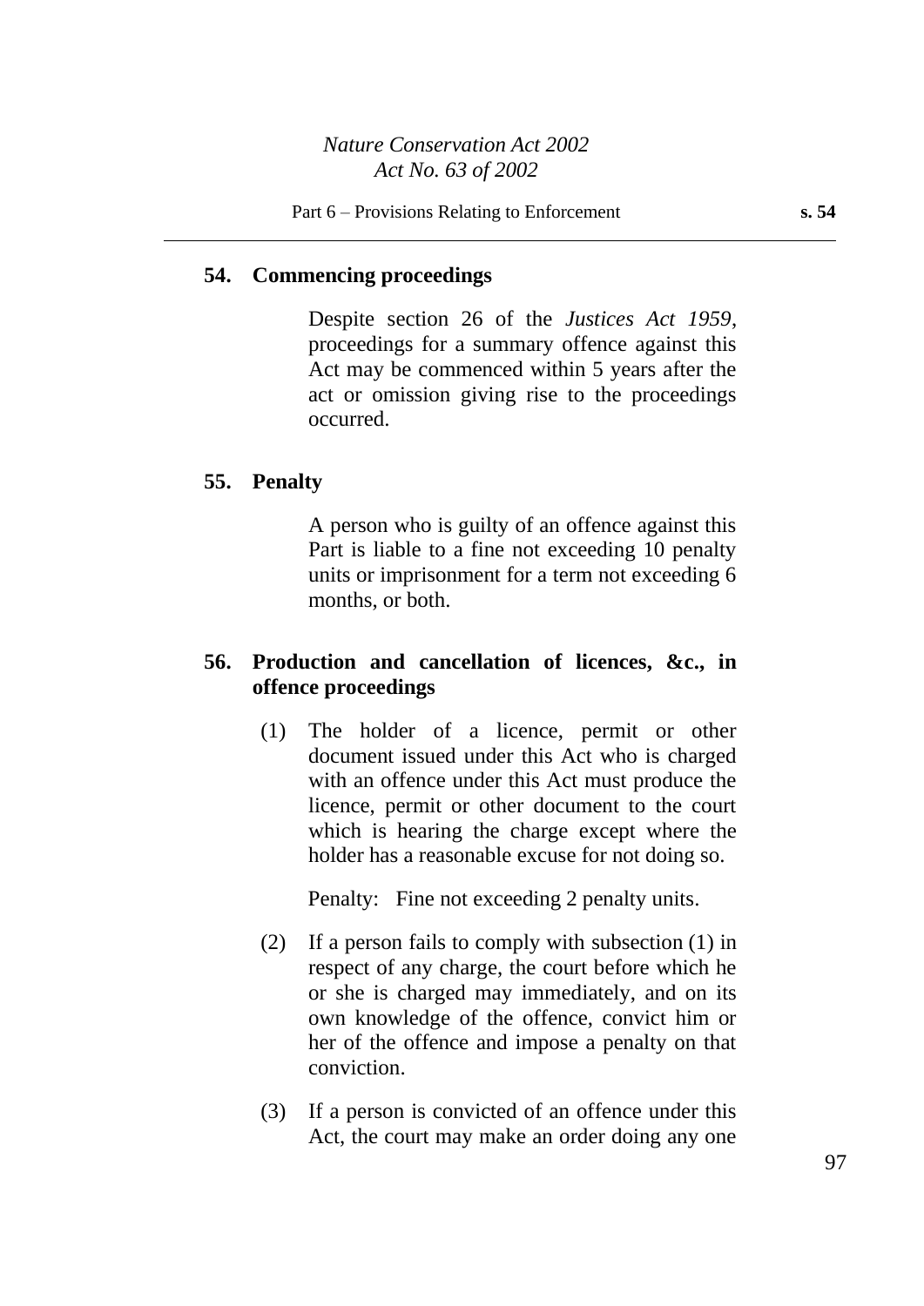## 54. Commencing proceedings

Despite section 26 of the *Justices Act 1959*, proceedings for a summary offence against this Act may be commenced within 5 years after the act or omission giving rise to the proceedings occurred.

## 55. Penalty

A person who is guilty of an offence against this Part is liable to a fine not exceeding 10 penalty units or imprisonment for a term not exceeding 6 months, or both.

## 56. Production and cancellation of licences, &c., in offence proceedings

(1) The holder of a licence, permit or other document issued under this Act who is charged with an offence under this Act must produce the licence, permit or other document to the court which is hearing the charge except where the holder has a reasonable excuse for not doing so.

Penalty: Fine not exceeding 2 penalty units.

(2) If a person fails to comply with subsection (1) in respect of any charge, the court before which he or she is charged may immediately, and on its own knowledge of the offence, convict him or her of the offence and impose a penalty on that conviction.

(3) If a person is convicted of an offence under this Act, the court may make an order doing any one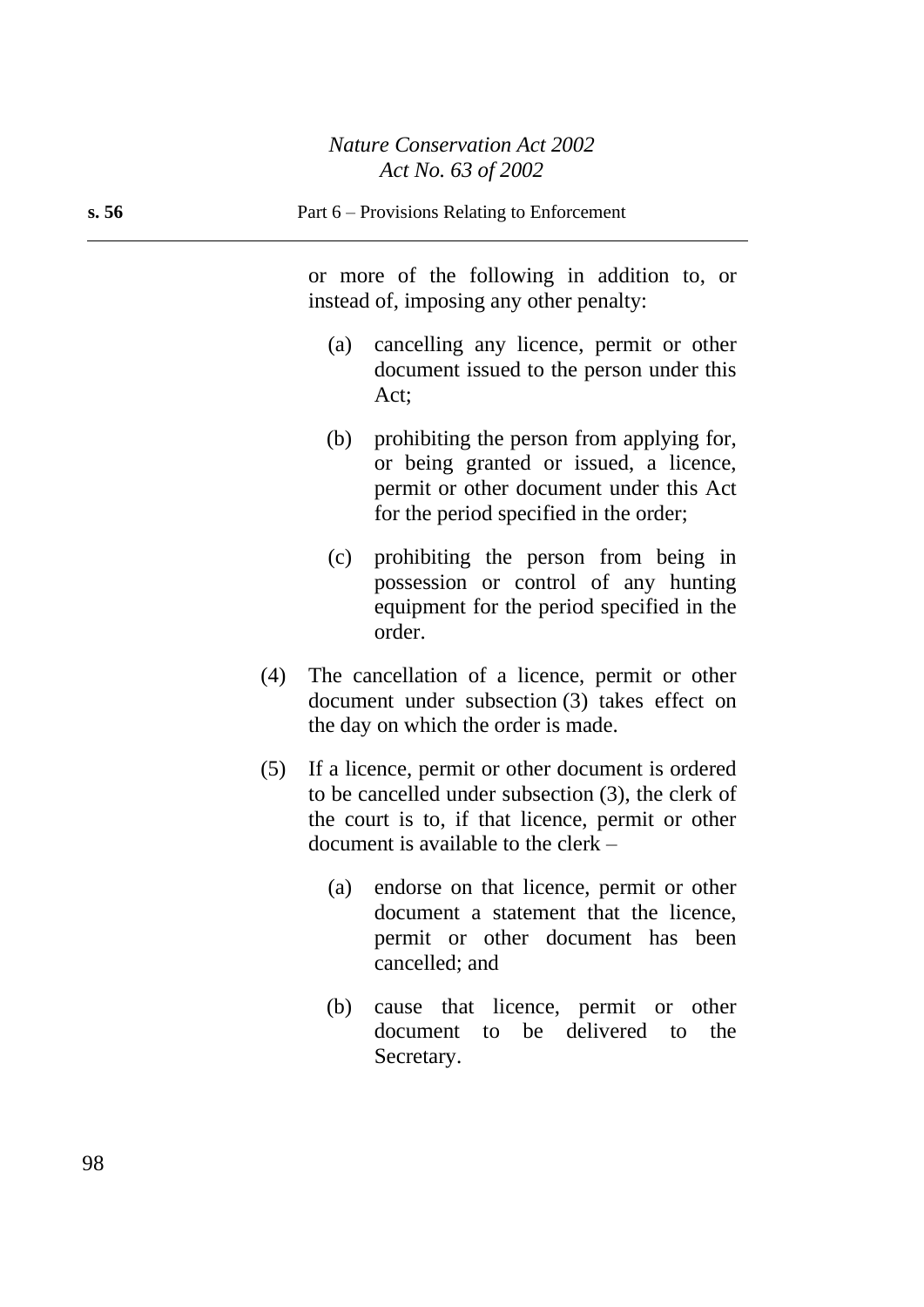or more of the following in addition to, or instead of, imposing any other penalty:

(a) cancelling any licence, permit or other document issued to the person under this Act;

(b) prohibiting the person from applying for, or being granted or issued, a licence, permit or other document under this Act for the period specified in the order;

(c) prohibiting the person from being in possession or control of any hunting equipment for the period specified in the order.

(4) The cancellation of a licence, permit or other document under subsection (3) takes effect on the day on which the order is made.

(5) If a licence, permit or other document is ordered to be cancelled under subsection (3), the clerk of the court is to, if that licence, permit or other document is available to the clerk –

(a) endorse on that licence, permit or other document a statement that the licence, permit or other document has been cancelled; and

(b) cause that licence, permit or other document to be delivered to the Secretary.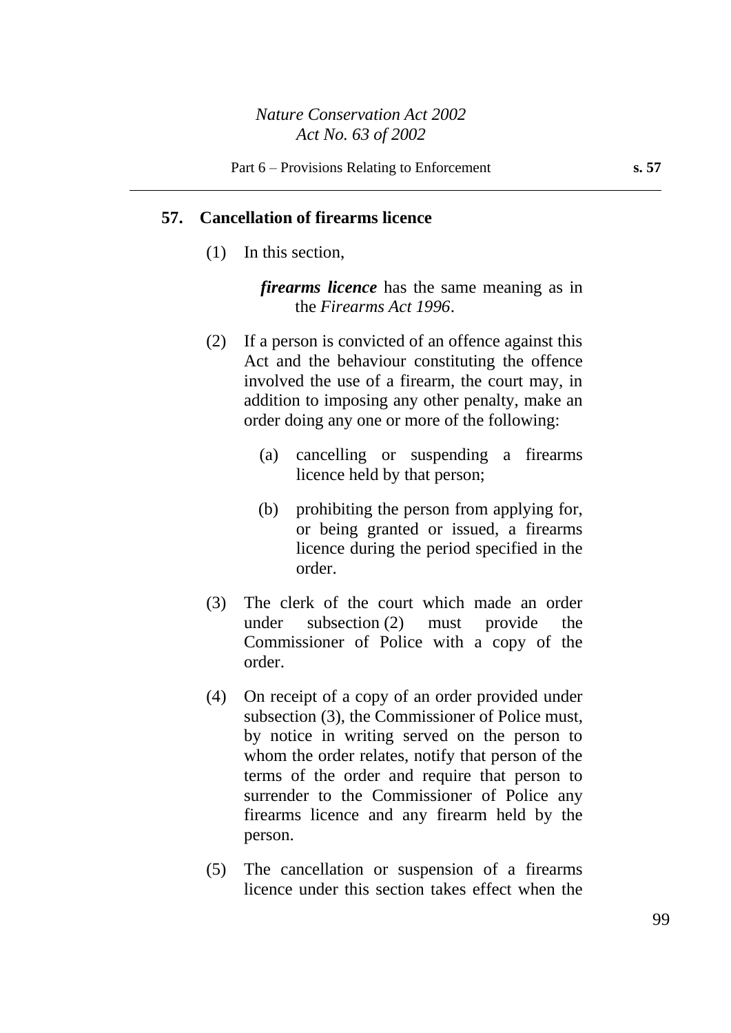## 57. Cancellation of firearms licence

(1) In this section,

***firearms licence*** has the same meaning as in the *Firearms Act 1996*.

(2) If a person is convicted of an offence against this Act and the behaviour constituting the offence involved the use of a firearm, the court may, in addition to imposing any other penalty, make an order doing any one or more of the following:

(a) cancelling or suspending a firearms licence held by that person;

(b) prohibiting the person from applying for, or being granted or issued, a firearms licence during the period specified in the order.

(3) The clerk of the court which made an order under subsection (2) must provide the Commissioner of Police with a copy of the order.

(4) On receipt of a copy of an order provided under subsection (3), the Commissioner of Police must, by notice in writing served on the person to whom the order relates, notify that person of the terms of the order and require that person to surrender to the Commissioner of Police any firearms licence and any firearm held by the person.

(5) The cancellation or suspension of a firearms licence under this section takes effect when the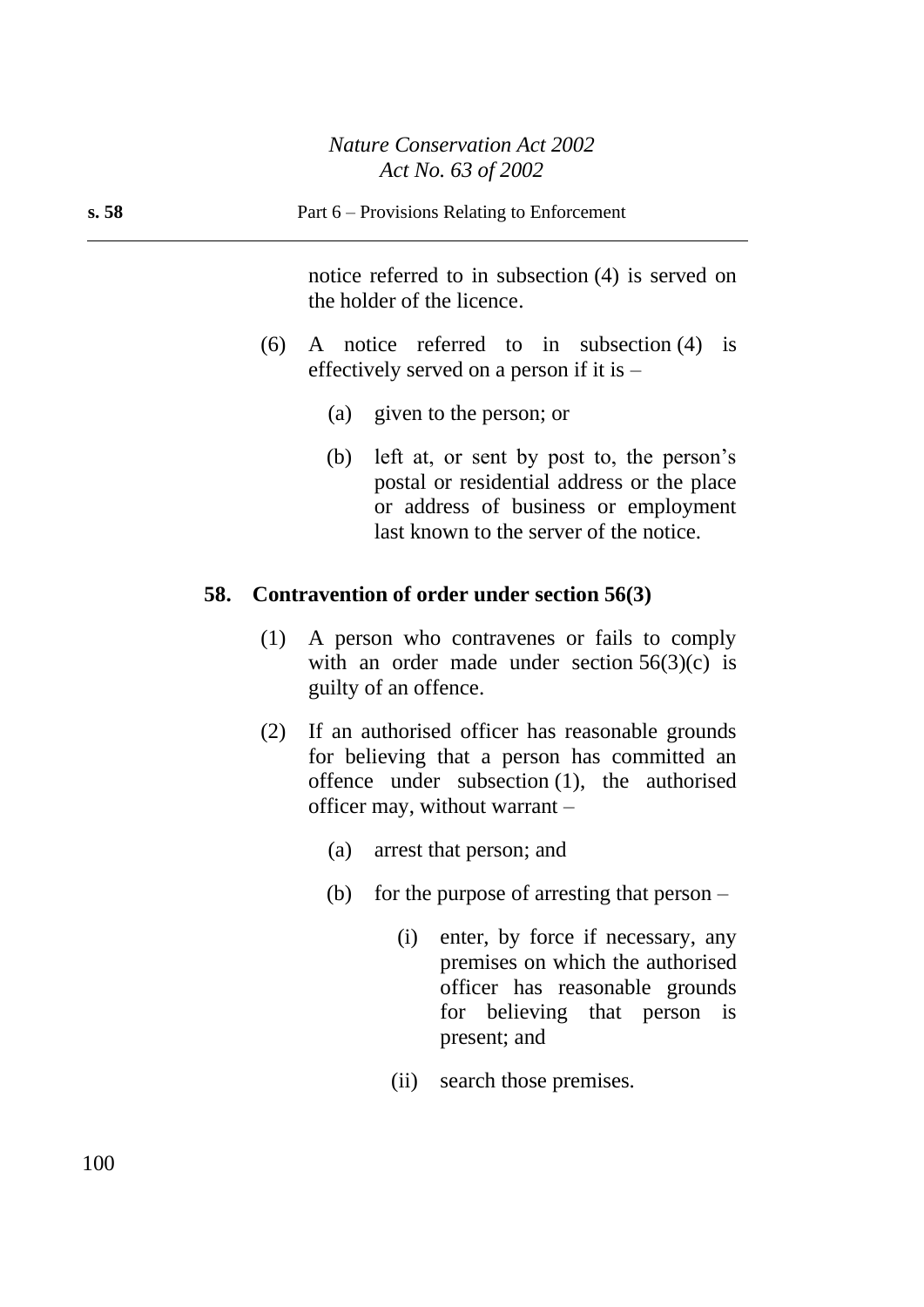notice referred to in subsection (4) is served on the holder of the licence.

(6) A notice referred to in subsection (4) is effectively served on a person if it is –

(a) given to the person; or

(b) left at, or sent by post to, the person's postal or residential address or the place or address of business or employment last known to the server of the notice.

**58. Contravention of order under section 56(3)**

(1) A person who contravenes or fails to comply with an order made under section 56(3)(c) is guilty of an offence.

(2) If an authorised officer has reasonable grounds for believing that a person has committed an offence under subsection (1), the authorised officer may, without warrant –

(a) arrest that person; and

(b) for the purpose of arresting that person –

(i) enter, by force if necessary, any premises on which the authorised officer has reasonable grounds for believing that person is present; and

(ii) search those premises.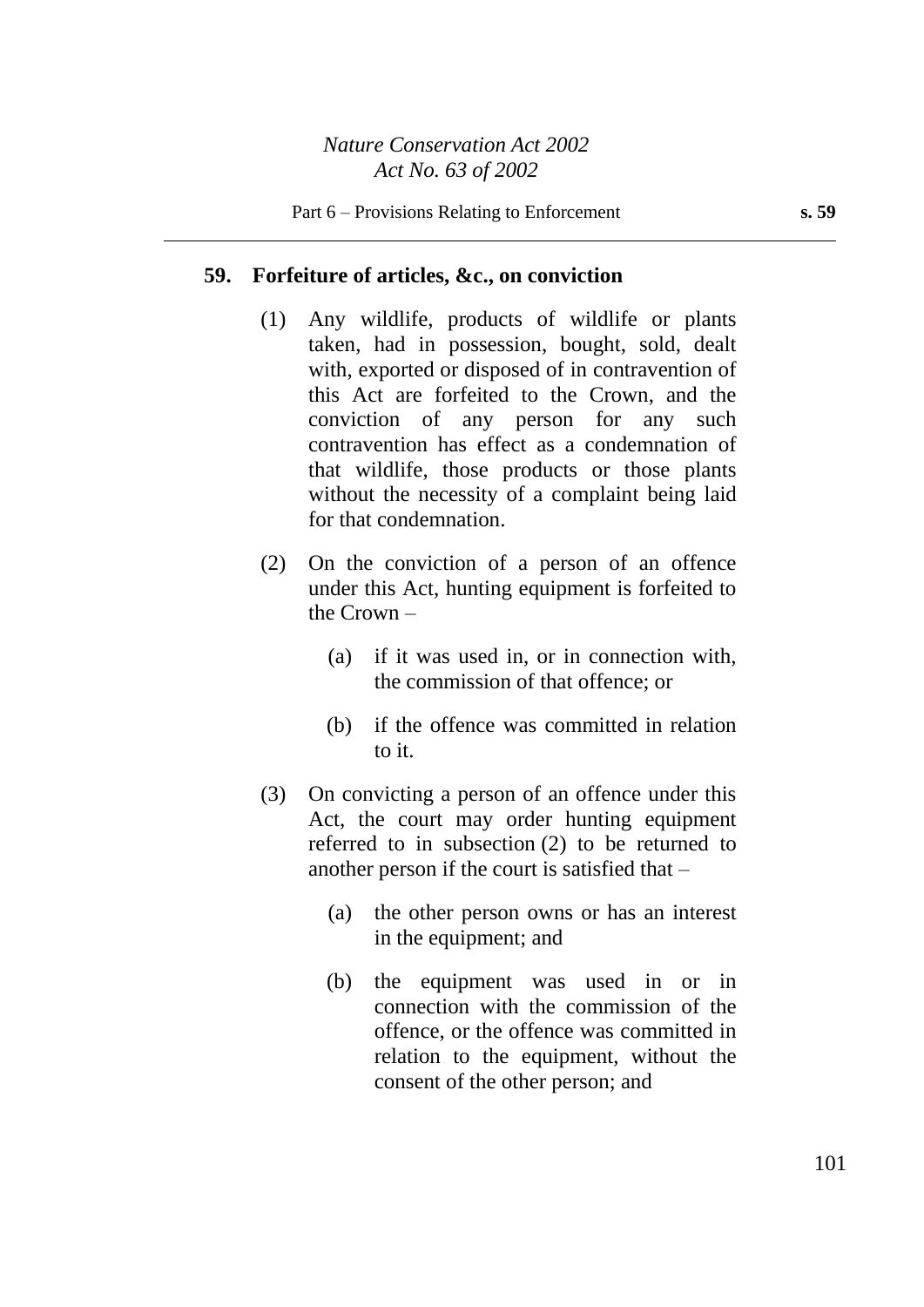## 59. Forfeiture of articles, &c., on conviction

(1) Any wildlife, products of wildlife or plants taken, had in possession, bought, sold, dealt with, exported or disposed of in contravention of this Act are forfeited to the Crown, and the conviction of any person for any such contravention has effect as a condemnation of that wildlife, those products or those plants without the necessity of a complaint being laid for that condemnation.

(2) On the conviction of a person of an offence under this Act, hunting equipment is forfeited to the Crown –

(a) if it was used in, or in connection with, the commission of that offence; or

(b) if the offence was committed in relation to it.

(3) On convicting a person of an offence under this Act, the court may order hunting equipment referred to in subsection (2) to be returned to another person if the court is satisfied that –

(a) the other person owns or has an interest in the equipment; and

(b) the equipment was used in or in connection with the commission of the offence, or the offence was committed in relation to the equipment, without the consent of the other person; and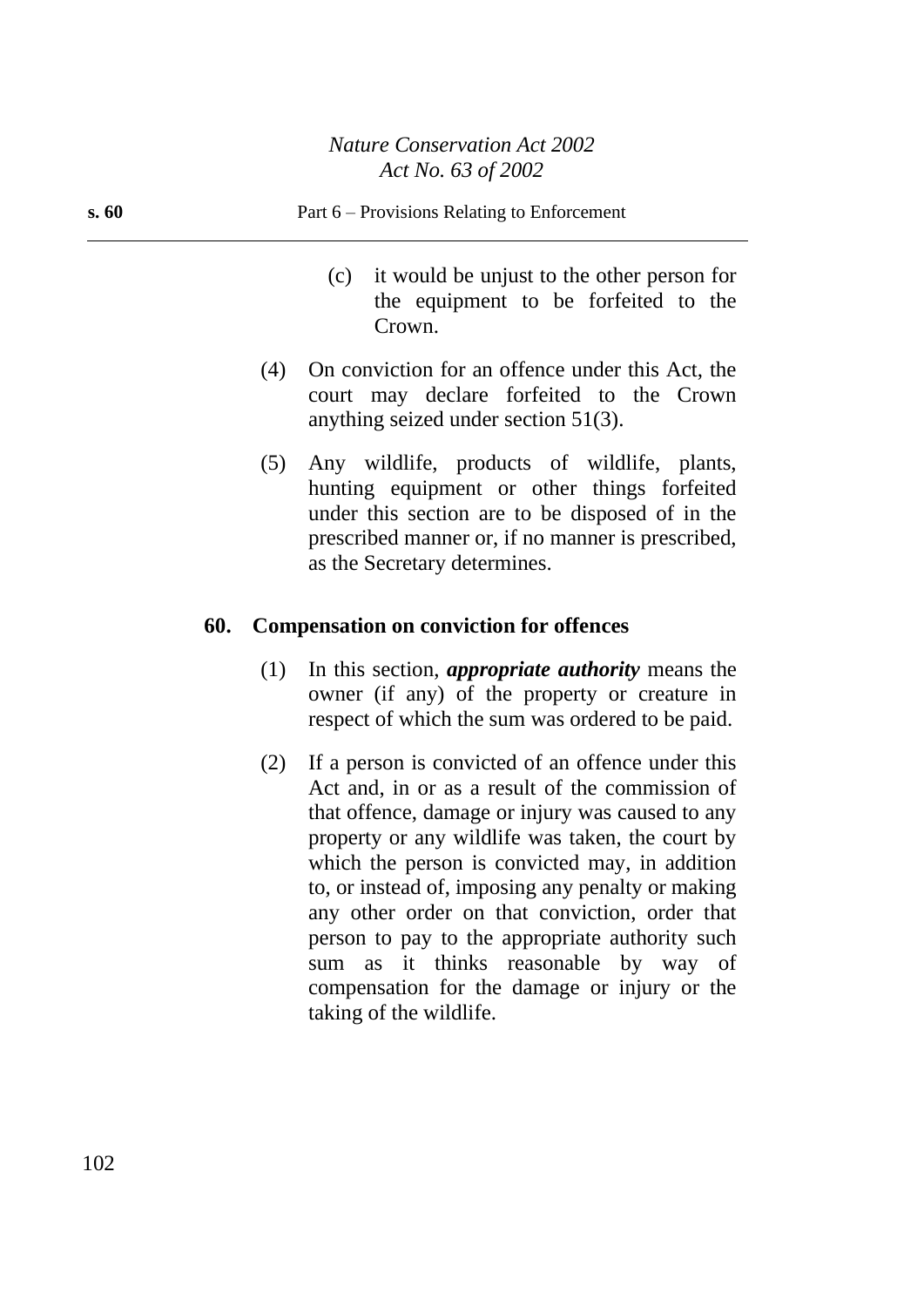(c) it would be unjust to the other person for the equipment to be forfeited to the Crown.

(4) On conviction for an offence under this Act, the court may declare forfeited to the Crown anything seized under section 51(3).

(5) Any wildlife, products of wildlife, plants, hunting equipment or other things forfeited under this section are to be disposed of in the prescribed manner or, if no manner is prescribed, as the Secretary determines.

### 60. Compensation on conviction for offences

(1) In this section, ***appropriate authority*** means the owner (if any) of the property or creature in respect of which the sum was ordered to be paid.

(2) If a person is convicted of an offence under this Act and, in or as a result of the commission of that offence, damage or injury was caused to any property or any wildlife was taken, the court by which the person is convicted may, in addition to, or instead of, imposing any penalty or making any other order on that conviction, order that person to pay to the appropriate authority such sum as it thinks reasonable by way of compensation for the damage or injury or the taking of the wildlife.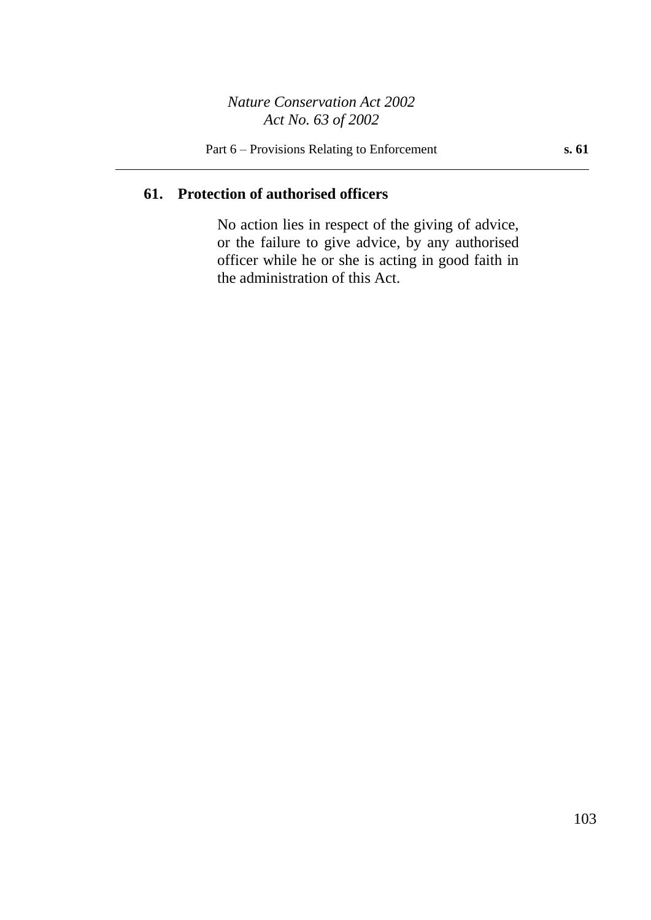## 61. Protection of authorised officers

No action lies in respect of the giving of advice, or the failure to give advice, by any authorised officer while he or she is acting in good faith in the administration of this Act.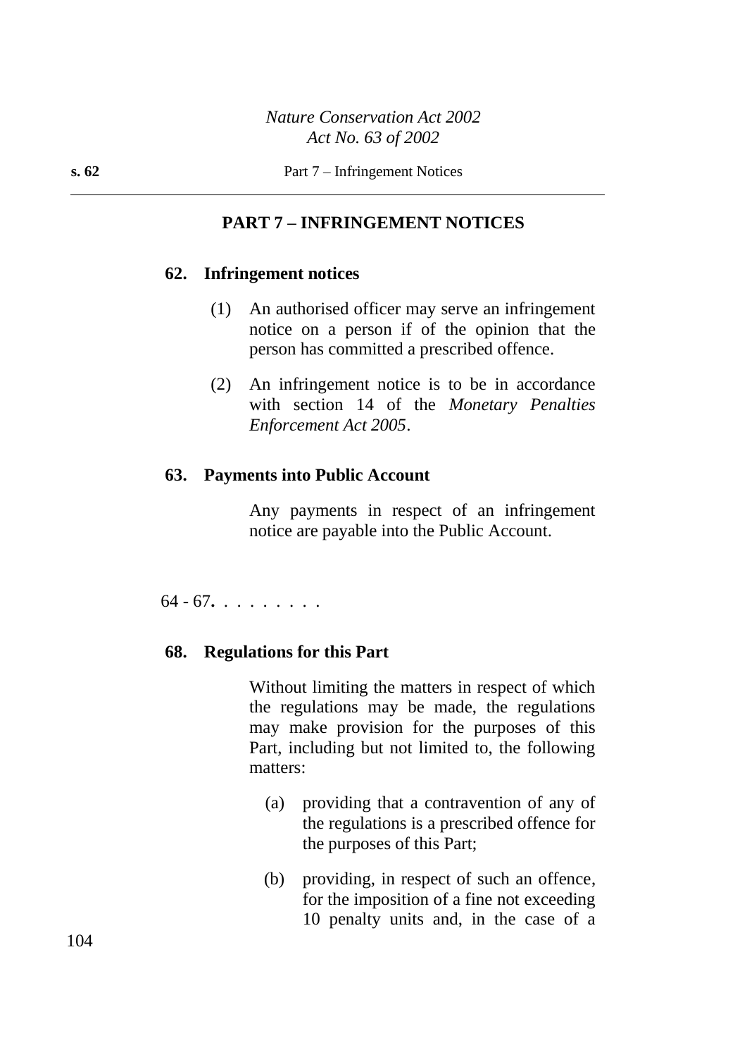## PART 7 – INFRINGEMENT NOTICES

### 62. Infringement notices

(1) An authorised officer may serve an infringement notice on a person if of the opinion that the person has committed a prescribed offence.

(2) An infringement notice is to be in accordance with section 14 of the *Monetary Penalties Enforcement Act 2005*.

### 63. Payments into Public Account

Any payments in respect of an infringement notice are payable into the Public Account.

64 - 67**.** . . . . . . . .

### 68. Regulations for this Part

Without limiting the matters in respect of which the regulations may be made, the regulations may make provision for the purposes of this Part, including but not limited to, the following matters:

(a) providing that a contravention of any of the regulations is a prescribed offence for the purposes of this Part;

(b) providing, in respect of such an offence, for the imposition of a fine not exceeding 10 penalty units and, in the case of a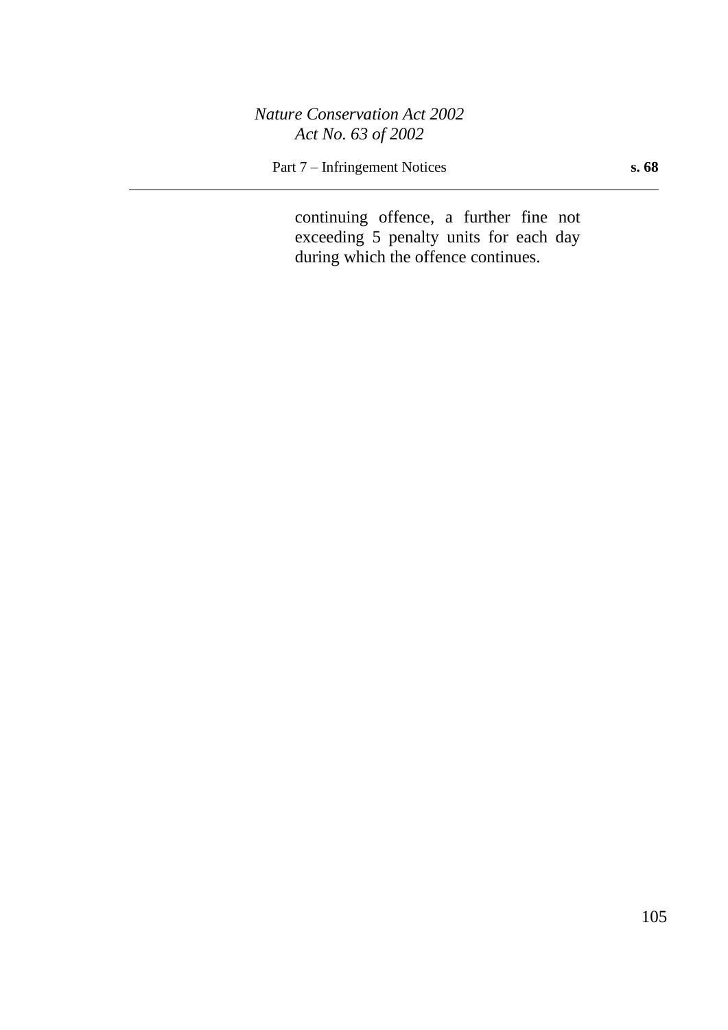continuing offence, a further fine not exceeding 5 penalty units for each day during which the offence continues.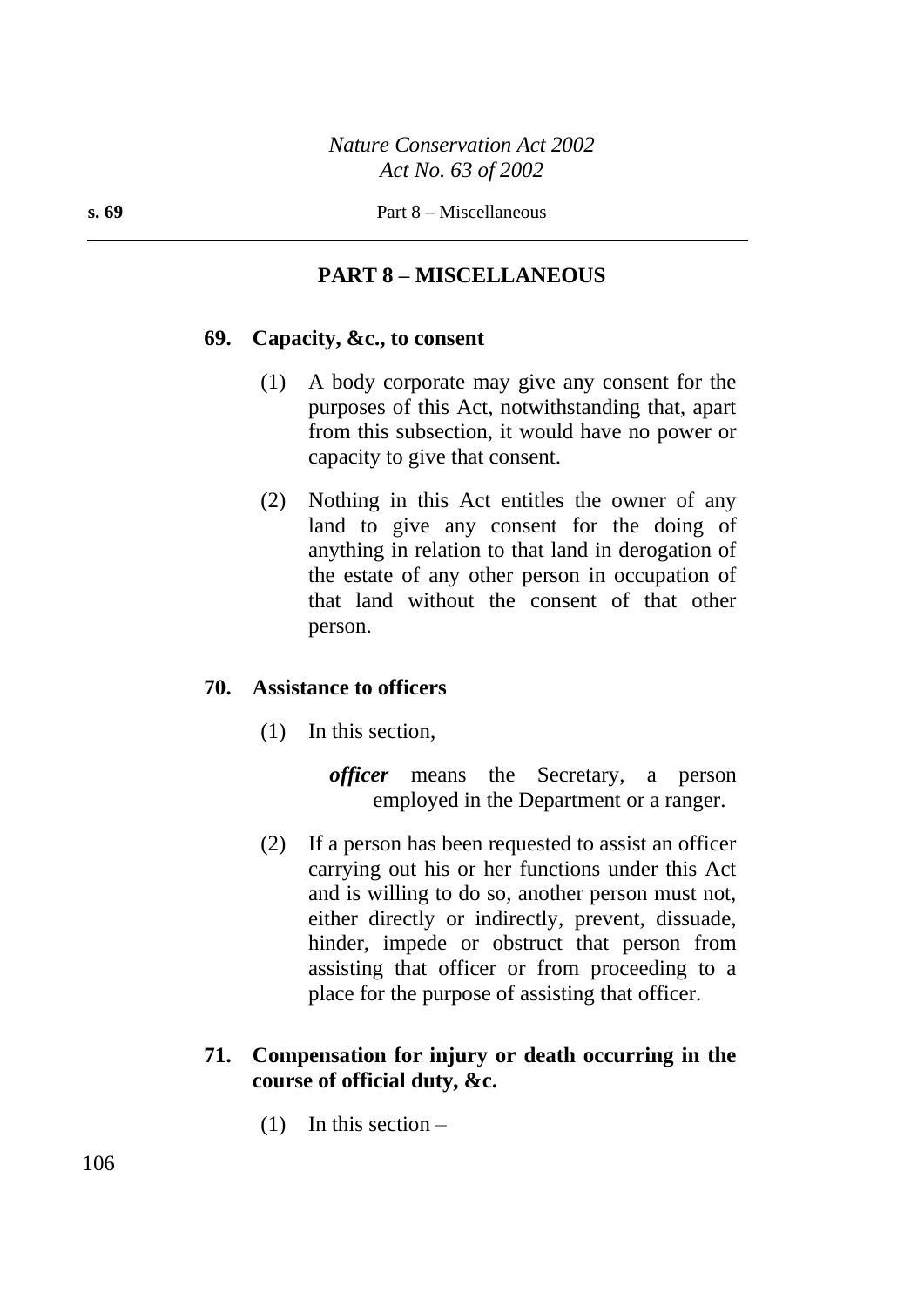## PART 8 – MISCELLANEOUS

### 69. Capacity, &c., to consent

(1) A body corporate may give any consent for the purposes of this Act, notwithstanding that, apart from this subsection, it would have no power or capacity to give that consent.

(2) Nothing in this Act entitles the owner of any land to give any consent for the doing of anything in relation to that land in derogation of the estate of any other person in occupation of that land without the consent of that other person.

### 70. Assistance to officers

(1) In this section,

***officer*** means the Secretary, a person employed in the Department or a ranger.

(2) If a person has been requested to assist an officer carrying out his or her functions under this Act and is willing to do so, another person must not, either directly or indirectly, prevent, dissuade, hinder, impede or obstruct that person from assisting that officer or from proceeding to a place for the purpose of assisting that officer.

### 71. Compensation for injury or death occurring in the course of official duty, &c.

(1) In this section –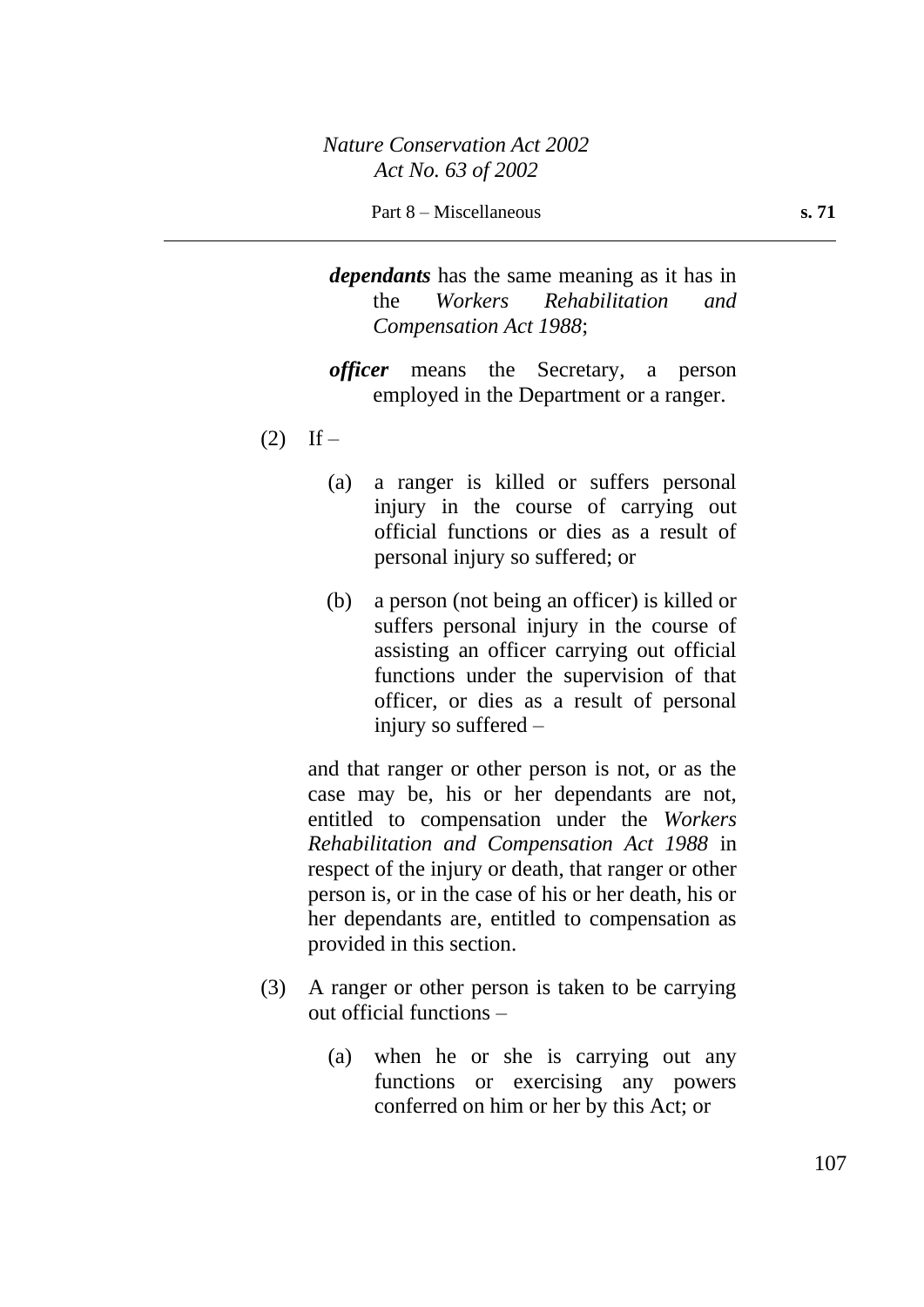***dependants*** has the same meaning as it has in the *Workers Rehabilitation and Compensation Act 1988*;

***officer*** means the Secretary, a person employed in the Department or a ranger.

(2) If –

(a) a ranger is killed or suffers personal injury in the course of carrying out official functions or dies as a result of personal injury so suffered; or

(b) a person (not being an officer) is killed or suffers personal injury in the course of assisting an officer carrying out official functions under the supervision of that officer, or dies as a result of personal injury so suffered –

and that ranger or other person is not, or as the case may be, his or her dependants are not, entitled to compensation under the *Workers Rehabilitation and Compensation Act 1988* in respect of the injury or death, that ranger or other person is, or in the case of his or her death, his or her dependants are, entitled to compensation as provided in this section.

(3) A ranger or other person is taken to be carrying out official functions –

(a) when he or she is carrying out any functions or exercising any powers conferred on him or her by this Act; or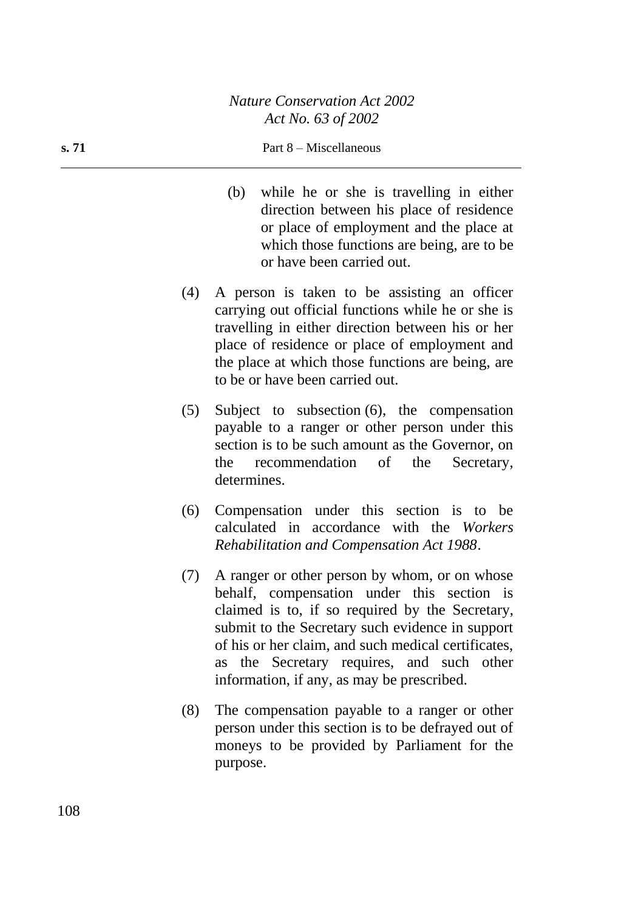(b) while he or she is travelling in either direction between his place of residence or place of employment and the place at which those functions are being, are to be or have been carried out.

(4) A person is taken to be assisting an officer carrying out official functions while he or she is travelling in either direction between his or her place of residence or place of employment and the place at which those functions are being, are to be or have been carried out.

(5) Subject to subsection (6), the compensation payable to a ranger or other person under this section is to be such amount as the Governor, on the recommendation of the Secretary, determines.

(6) Compensation under this section is to be calculated in accordance with the *Workers Rehabilitation and Compensation Act 1988*.

(7) A ranger or other person by whom, or on whose behalf, compensation under this section is claimed is to, if so required by the Secretary, submit to the Secretary such evidence in support of his or her claim, and such medical certificates, as the Secretary requires, and such other information, if any, as may be prescribed.

(8) The compensation payable to a ranger or other person under this section is to be defrayed out of moneys to be provided by Parliament for the purpose.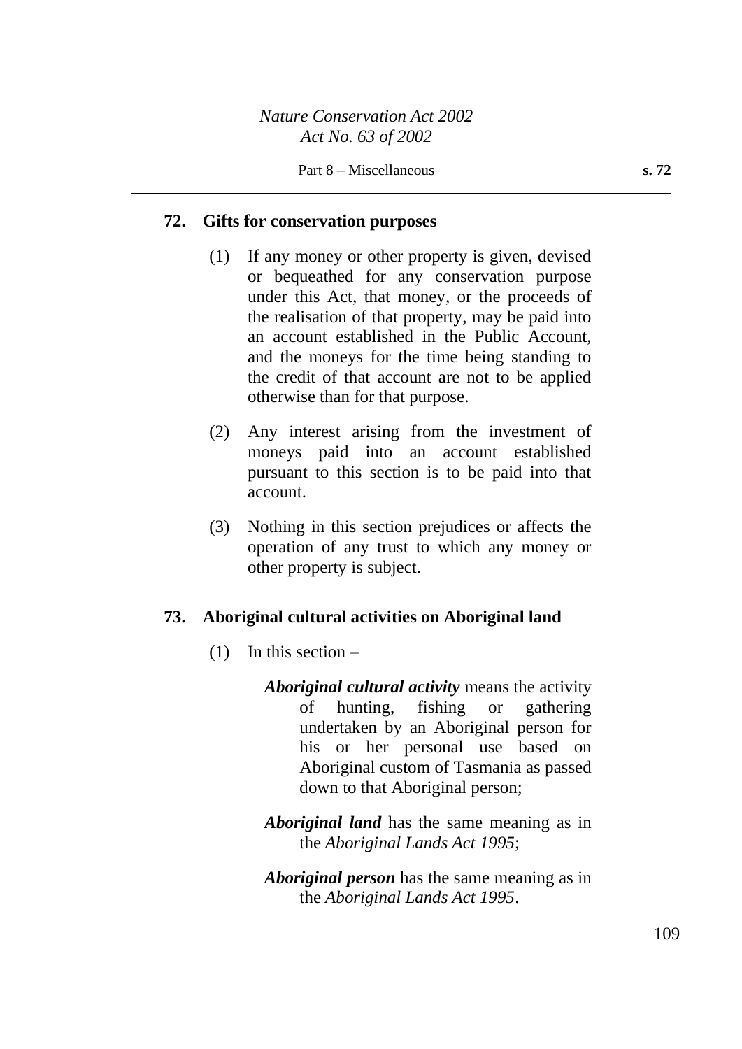## 72. Gifts for conservation purposes

(1) If any money or other property is given, devised or bequeathed for any conservation purpose under this Act, that money, or the proceeds of the realisation of that property, may be paid into an account established in the Public Account, and the moneys for the time being standing to the credit of that account are not to be applied otherwise than for that purpose.

(2) Any interest arising from the investment of moneys paid into an account established pursuant to this section is to be paid into that account.

(3) Nothing in this section prejudices or affects the operation of any trust to which any money or other property is subject.

## 73. Aboriginal cultural activities on Aboriginal land

(1) In this section –

***Aboriginal cultural activity*** means the activity of hunting, fishing or gathering undertaken by an Aboriginal person for his or her personal use based on Aboriginal custom of Tasmania as passed down to that Aboriginal person;

***Aboriginal land*** has the same meaning as in the *Aboriginal Lands Act 1995*;

***Aboriginal person*** has the same meaning as in the *Aboriginal Lands Act 1995*.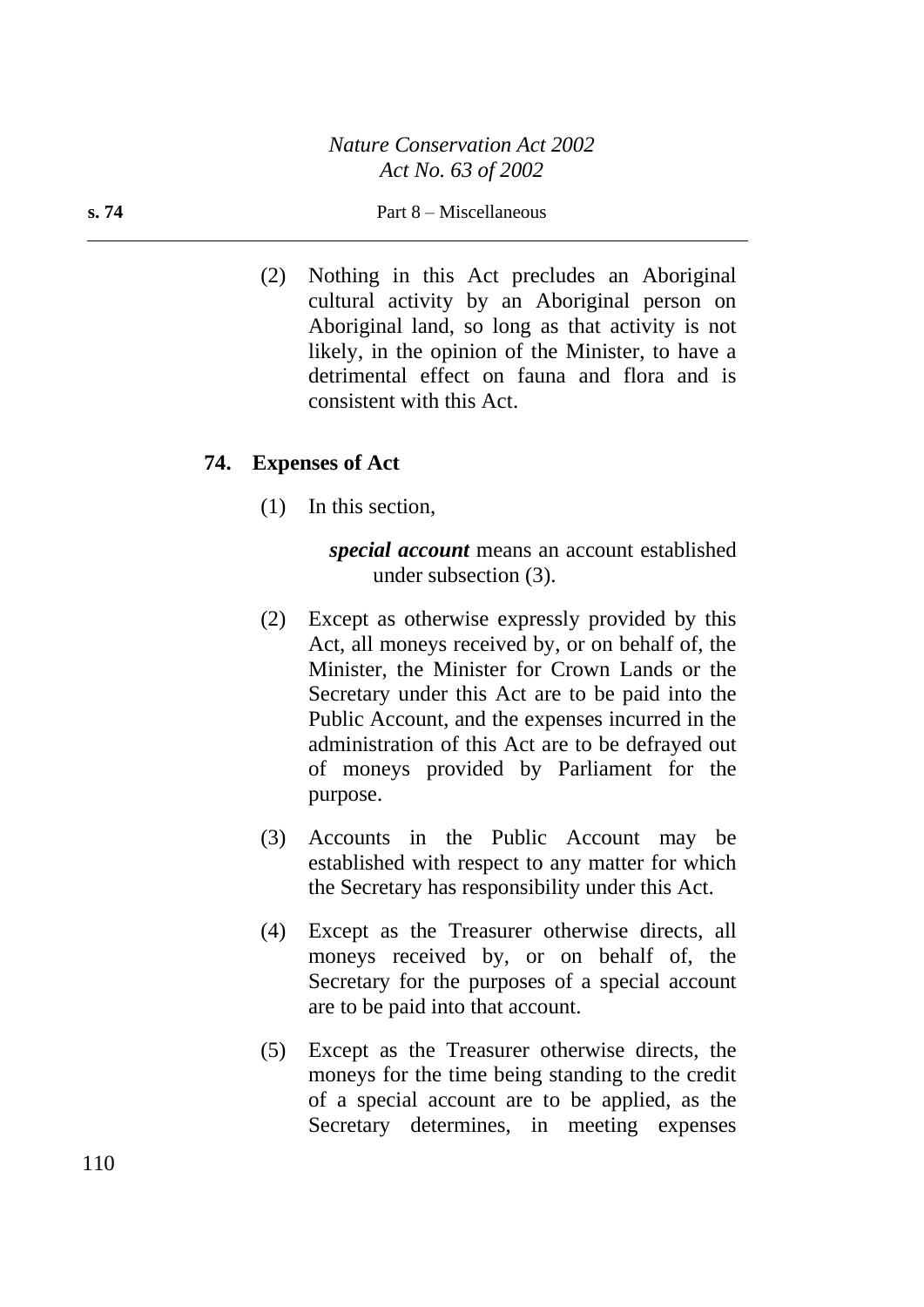(2) Nothing in this Act precludes an Aboriginal cultural activity by an Aboriginal person on Aboriginal land, so long as that activity is not likely, in the opinion of the Minister, to have a detrimental effect on fauna and flora and is consistent with this Act.

## 74. Expenses of Act

(1) In this section,

***special account*** means an account established under subsection (3).

(2) Except as otherwise expressly provided by this Act, all moneys received by, or on behalf of, the Minister, the Minister for Crown Lands or the Secretary under this Act are to be paid into the Public Account, and the expenses incurred in the administration of this Act are to be defrayed out of moneys provided by Parliament for the purpose.

(3) Accounts in the Public Account may be established with respect to any matter for which the Secretary has responsibility under this Act.

(4) Except as the Treasurer otherwise directs, all moneys received by, or on behalf of, the Secretary for the purposes of a special account are to be paid into that account.

(5) Except as the Treasurer otherwise directs, the moneys for the time being standing to the credit of a special account are to be applied, as the Secretary determines, in meeting expenses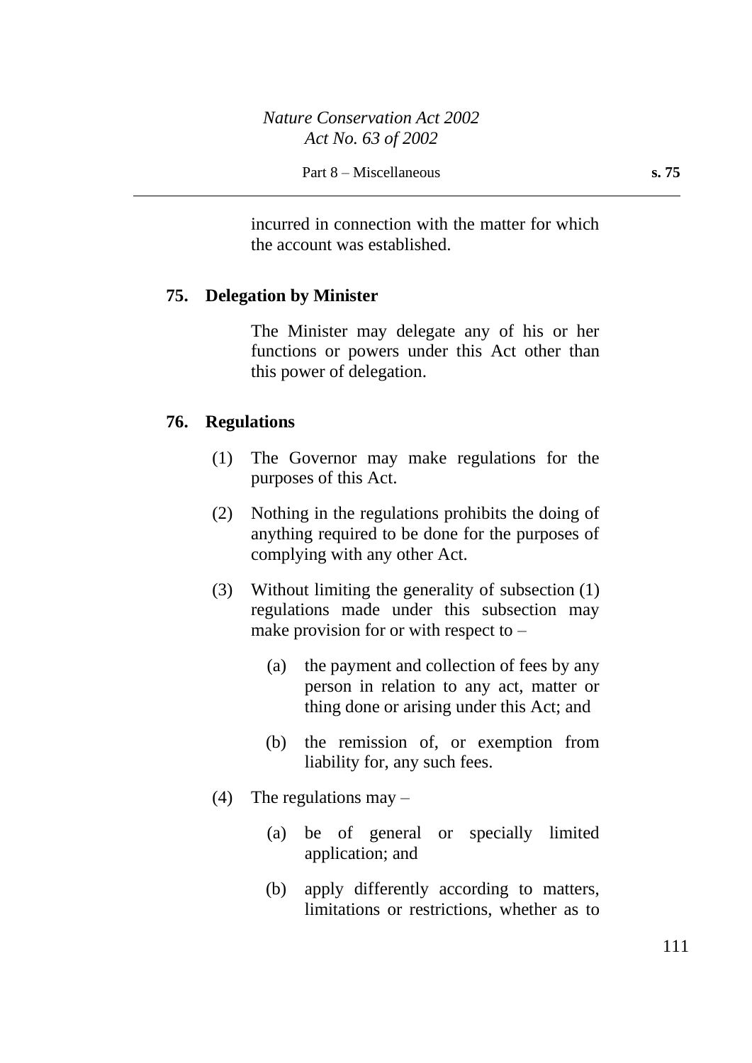incurred in connection with the matter for which the account was established.

### 75. Delegation by Minister

The Minister may delegate any of his or her functions or powers under this Act other than this power of delegation.

### 76. Regulations

(1) The Governor may make regulations for the purposes of this Act.

(2) Nothing in the regulations prohibits the doing of anything required to be done for the purposes of complying with any other Act.

(3) Without limiting the generality of subsection (1) regulations made under this subsection may make provision for or with respect to –

(a) the payment and collection of fees by any person in relation to any act, matter or thing done or arising under this Act; and

(b) the remission of, or exemption from liability for, any such fees.

(4) The regulations may –

(a) be of general or specially limited application; and

(b) apply differently according to matters, limitations or restrictions, whether as to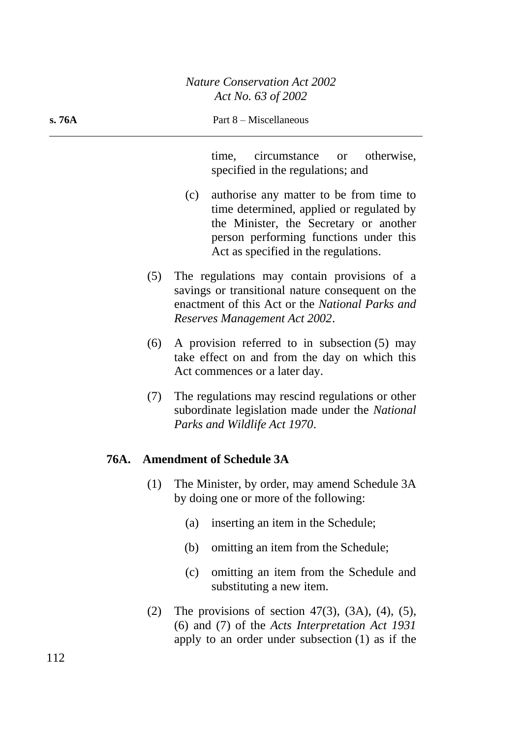time, circumstance or otherwise, specified in the regulations; and

(c) authorise any matter to be from time to time determined, applied or regulated by the Minister, the Secretary or another person performing functions under this Act as specified in the regulations.

(5) The regulations may contain provisions of a savings or transitional nature consequent on the enactment of this Act or the *National Parks and Reserves Management Act 2002*.

(6) A provision referred to in subsection (5) may take effect on and from the day on which this Act commences or a later day.

(7) The regulations may rescind regulations or other subordinate legislation made under the *National Parks and Wildlife Act 1970*.

### 76A. Amendment of Schedule 3A

(1) The Minister, by order, may amend Schedule 3A by doing one or more of the following:

(a) inserting an item in the Schedule;

(b) omitting an item from the Schedule;

(c) omitting an item from the Schedule and substituting a new item.

(2) The provisions of section 47(3), (3A), (4), (5), (6) and (7) of the *Acts Interpretation Act 1931* apply to an order under subsection (1) as if the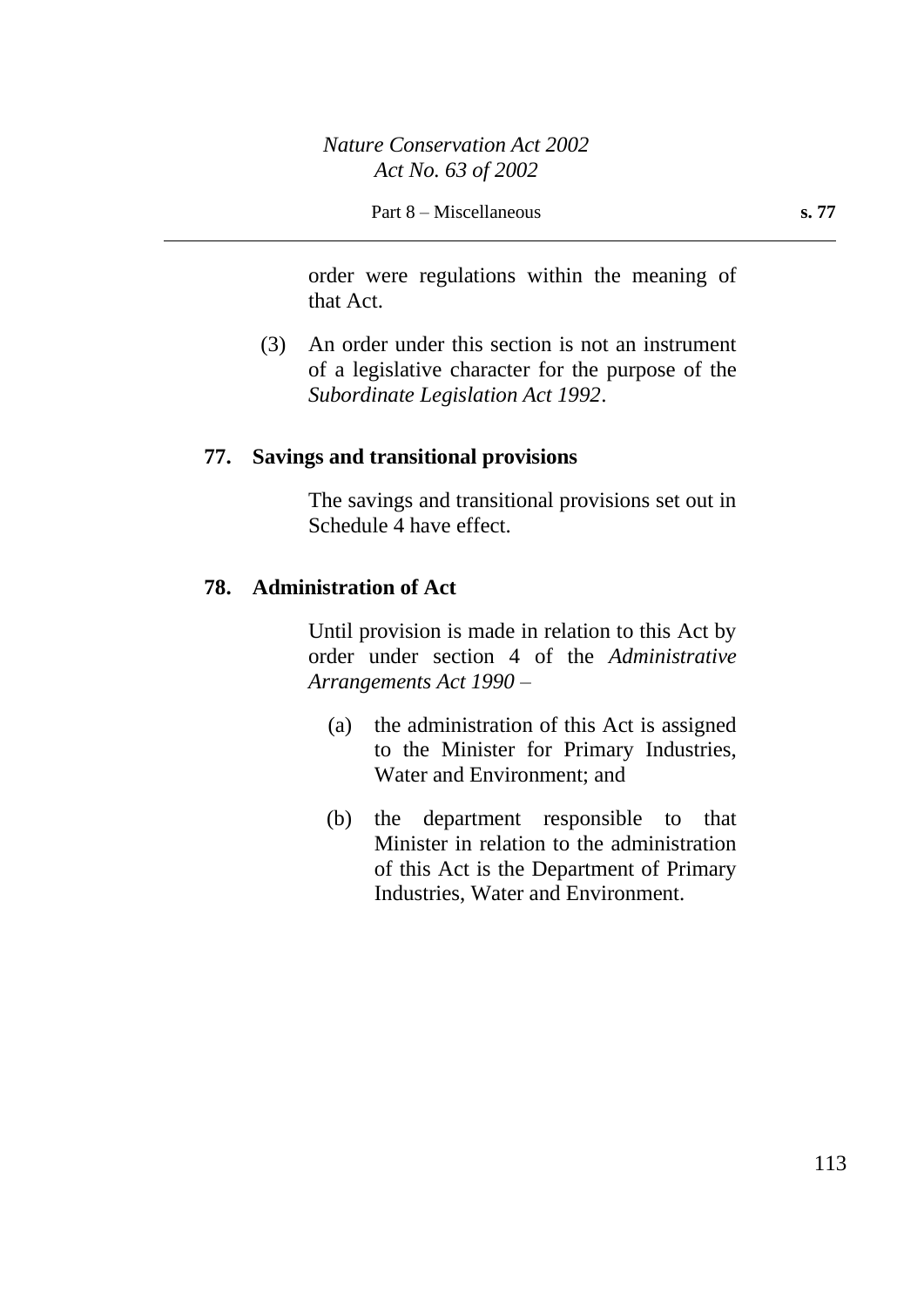order were regulations within the meaning of that Act.

(3) An order under this section is not an instrument of a legislative character for the purpose of the *Subordinate Legislation Act 1992*.

## 77. Savings and transitional provisions

The savings and transitional provisions set out in Schedule 4 have effect.

## 78. Administration of Act

Until provision is made in relation to this Act by order under section 4 of the *Administrative Arrangements Act 1990* –

(a) the administration of this Act is assigned to the Minister for Primary Industries, Water and Environment; and

(b) the department responsible to that Minister in relation to the administration of this Act is the Department of Primary Industries, Water and Environment.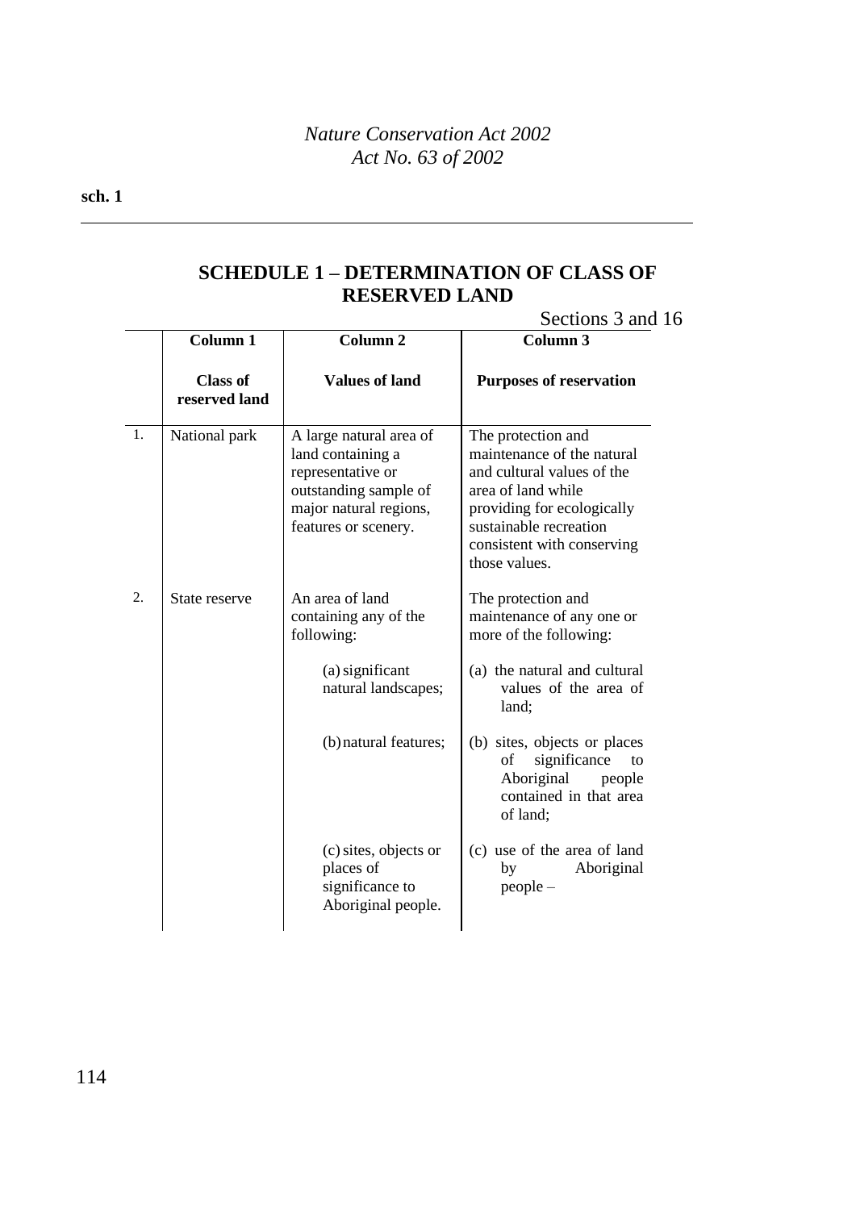sch. 1

## SCHEDULE 1 – DETERMINATION OF CLASS OF RESERVED LAND

Sections 3 and 16

| | Column 1<br><br>Class of reserved land | Column 2<br><br>Values of land | Column 3<br><br>Purposes of reservation |
|---|---|---|---|
| 1. | National park | A large natural area of land containing a representative or outstanding sample of major natural regions, features or scenery. | The protection and maintenance of the natural and cultural values of the area of land while providing for ecologically sustainable recreation consistent with conserving those values. |
| 2. | State reserve | An area of land containing any of the following: | The protection and maintenance of any one or more of the following: |
| | | (a) significant natural landscapes; | (a) the natural and cultural values of the area of land; |
| | | (b) natural features; | (b) sites, objects or places of significance to Aboriginal people contained in that area of land; |
| | | (c) sites, objects or places of significance to Aboriginal people. | (c) use of the area of land by Aboriginal people – |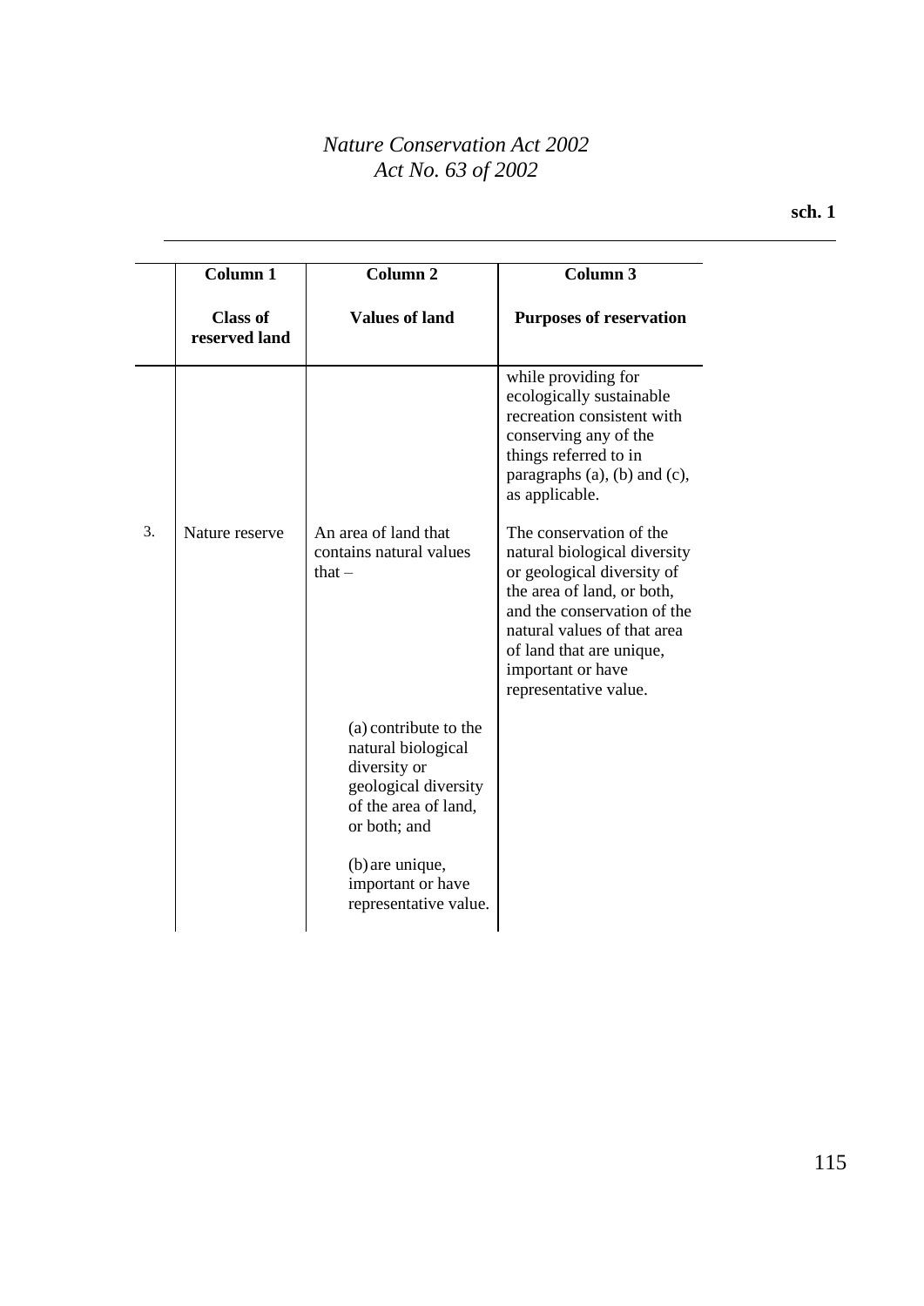| | Column 1<br><br>Class of reserved land | Column 2<br><br>Values of land | Column 3<br><br>Purposes of reservation |
|---|---|---|---|
| | | | while providing for ecologically sustainable recreation consistent with conserving any of the things referred to in paragraphs (a), (b) and (c), as applicable. |
| 3. | Nature reserve | An area of land that contains natural values that –<br><br>(a) contribute to the natural biological diversity or geological diversity of the area of land, or both; and<br><br>(b) are unique, important or have representative value. | The conservation of the natural biological diversity or geological diversity of the area of land, or both, and the conservation of the natural values of that area of land that are unique, important or have representative value. |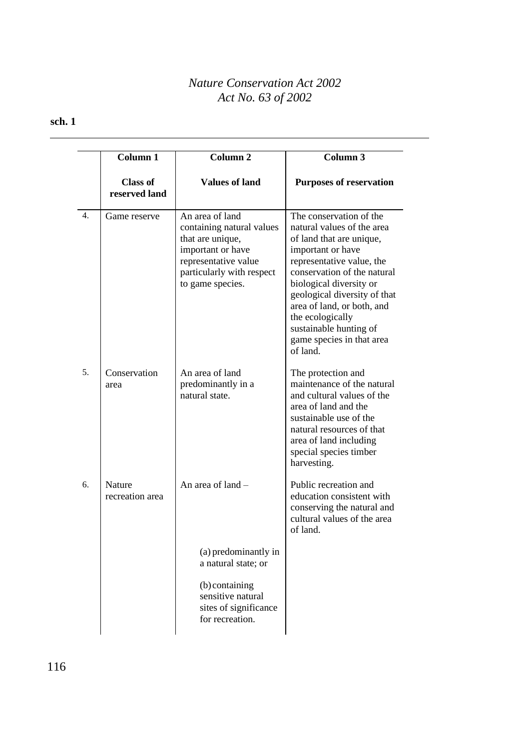| | Column 1<br><br>Class of reserved land | Column 2<br><br>Values of land | Column 3<br><br>Purposes of reservation |
|---|---|---|---|
| 4. | Game reserve | An area of land containing natural values that are unique, important or have representative value particularly with respect to game species. | The conservation of the natural values of the area of land that are unique, important or have representative value, the conservation of the natural biological diversity or geological diversity of that area of land, or both, and the ecologically sustainable hunting of game species in that area of land. |
| 5. | Conservation area | An area of land predominantly in a natural state. | The protection and maintenance of the natural and cultural values of the area of land and the sustainable use of the natural resources of that area of land including special species timber harvesting. |
| 6. | Nature recreation area | An area of land –<br><br>(a) predominantly in a natural state; or<br><br>(b) containing sensitive natural sites of significance for recreation. | Public recreation and education consistent with conserving the natural and cultural values of the area of land. |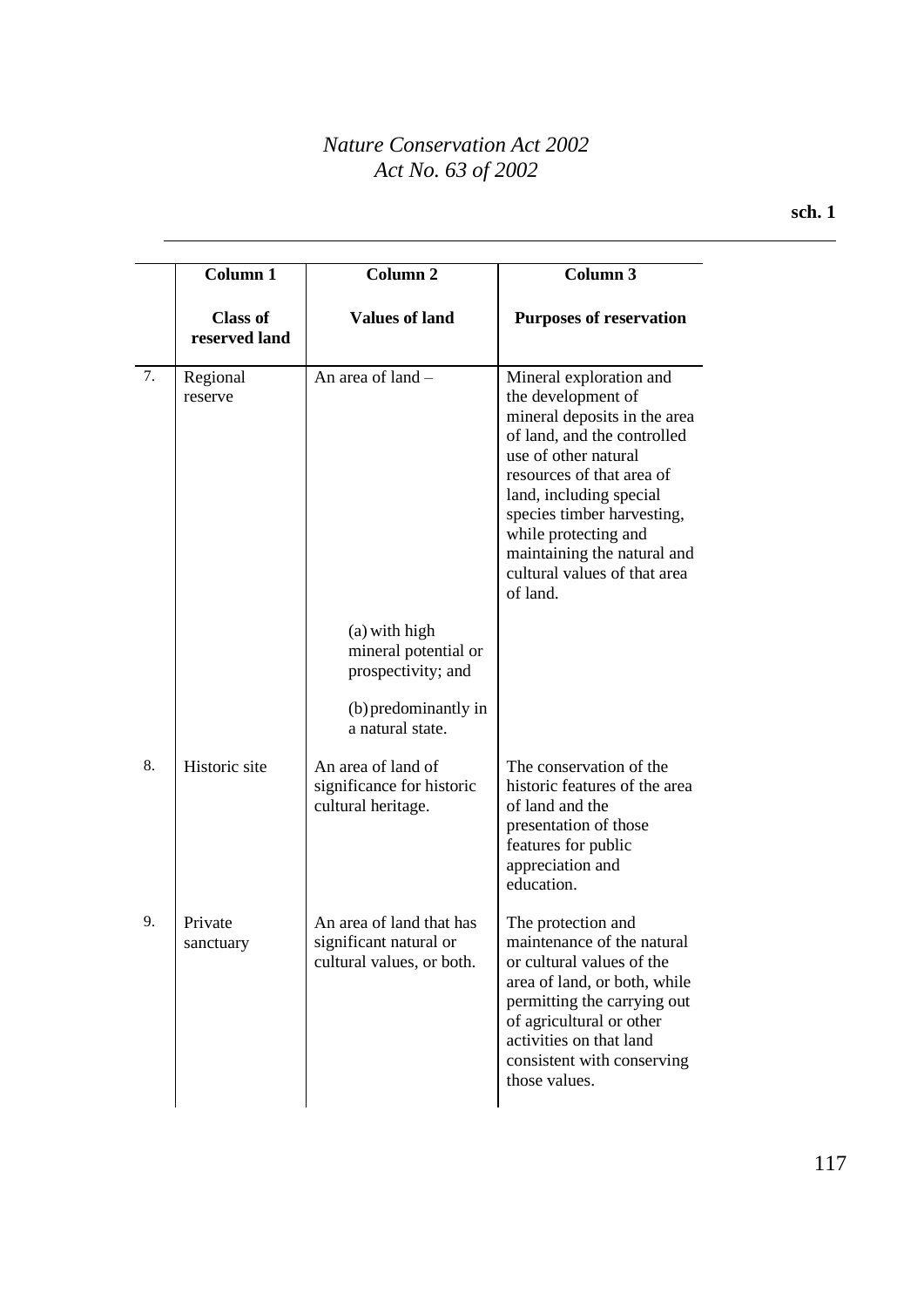| | Column 1<br><br>Class of reserved land | Column 2<br><br>Values of land | Column 3<br><br>Purposes of reservation |
|---|---|---|---|
| 7. | Regional reserve | An area of land –<br><br>(a) with high mineral potential or prospectivity; and<br><br>(b) predominantly in a natural state. | Mineral exploration and the development of mineral deposits in the area of land, and the controlled use of other natural resources of that area of land, including special species timber harvesting, while protecting and maintaining the natural and cultural values of that area of land. |
| 8. | Historic site | An area of land of significance for historic cultural heritage. | The conservation of the historic features of the area of land and the presentation of those features for public appreciation and education. |
| 9. | Private sanctuary | An area of land that has significant natural or cultural values, or both. | The protection and maintenance of the natural or cultural values of the area of land, or both, while permitting the carrying out of agricultural or other activities on that land consistent with conserving those values. |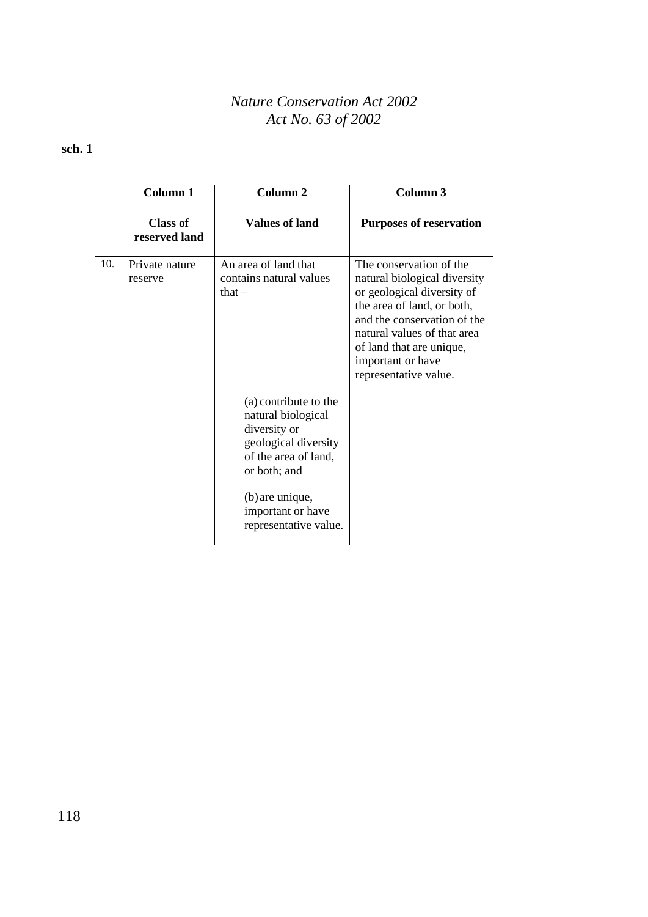| | Column 1<br><br>Class of reserved land | Column 2<br><br>Values of land | Column 3<br><br>Purposes of reservation |
|---|---|---|---|
| 10. | Private nature reserve | An area of land that contains natural values that –<br><br>(a) contribute to the natural biological diversity or geological diversity of the area of land, or both; and<br><br>(b) are unique, important or have representative value. | The conservation of the natural biological diversity or geological diversity of the area of land, or both, and the conservation of the natural values of that area of land that are unique, important or have representative value. |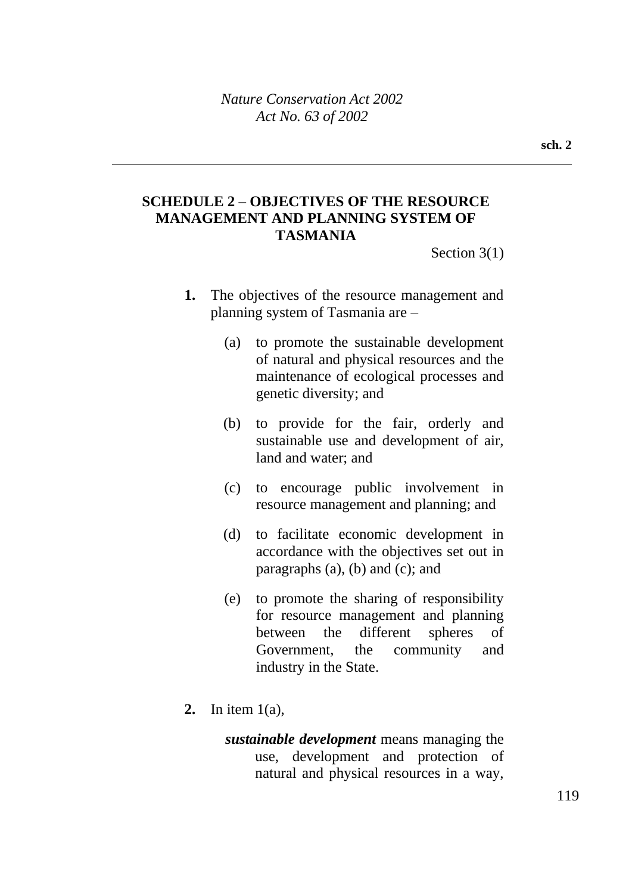## SCHEDULE 2 – OBJECTIVES OF THE RESOURCE MANAGEMENT AND PLANNING SYSTEM OF TASMANIA

Section 3(1)

**1.** The objectives of the resource management and planning system of Tasmania are –

(a) to promote the sustainable development of natural and physical resources and the maintenance of ecological processes and genetic diversity; and

(b) to provide for the fair, orderly and sustainable use and development of air, land and water; and

(c) to encourage public involvement in resource management and planning; and

(d) to facilitate economic development in accordance with the objectives set out in paragraphs (a), (b) and (c); and

(e) to promote the sharing of responsibility for resource management and planning between the different spheres of Government, the community and industry in the State.

**2.** In item 1(a),

***sustainable development*** means managing the use, development and protection of natural and physical resources in a way,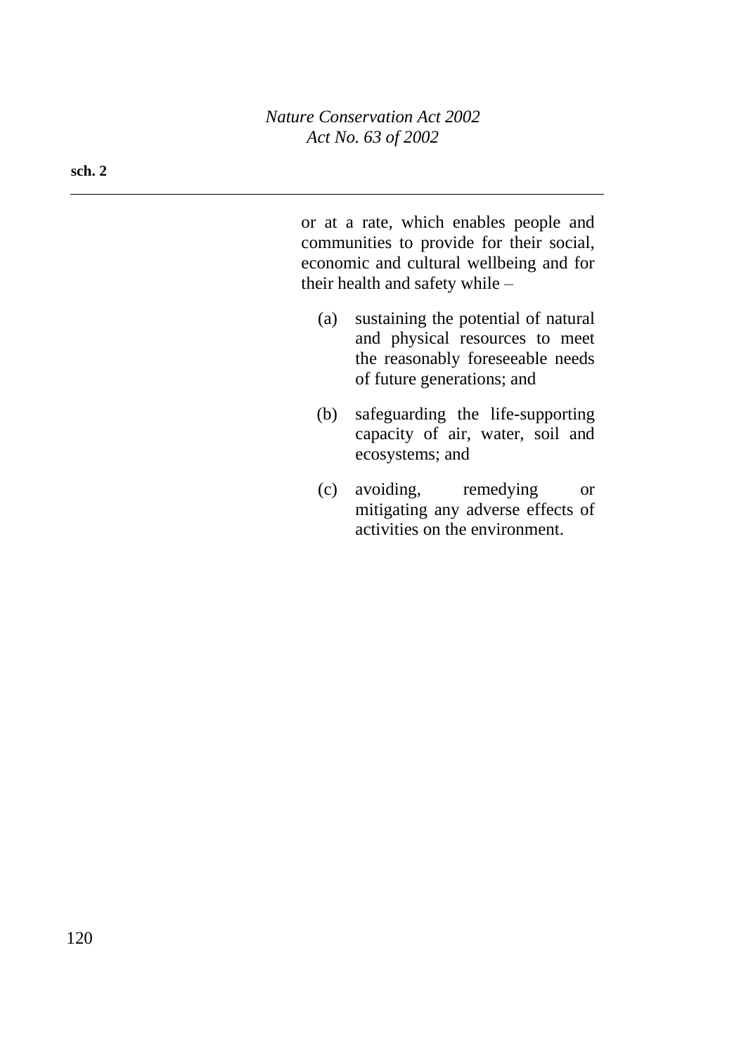or at a rate, which enables people and communities to provide for their social, economic and cultural wellbeing and for their health and safety while –

(a) sustaining the potential of natural and physical resources to meet the reasonably foreseeable needs of future generations; and

(b) safeguarding the life-supporting capacity of air, water, soil and ecosystems; and

(c) avoiding, remedying or mitigating any adverse effects of activities on the environment.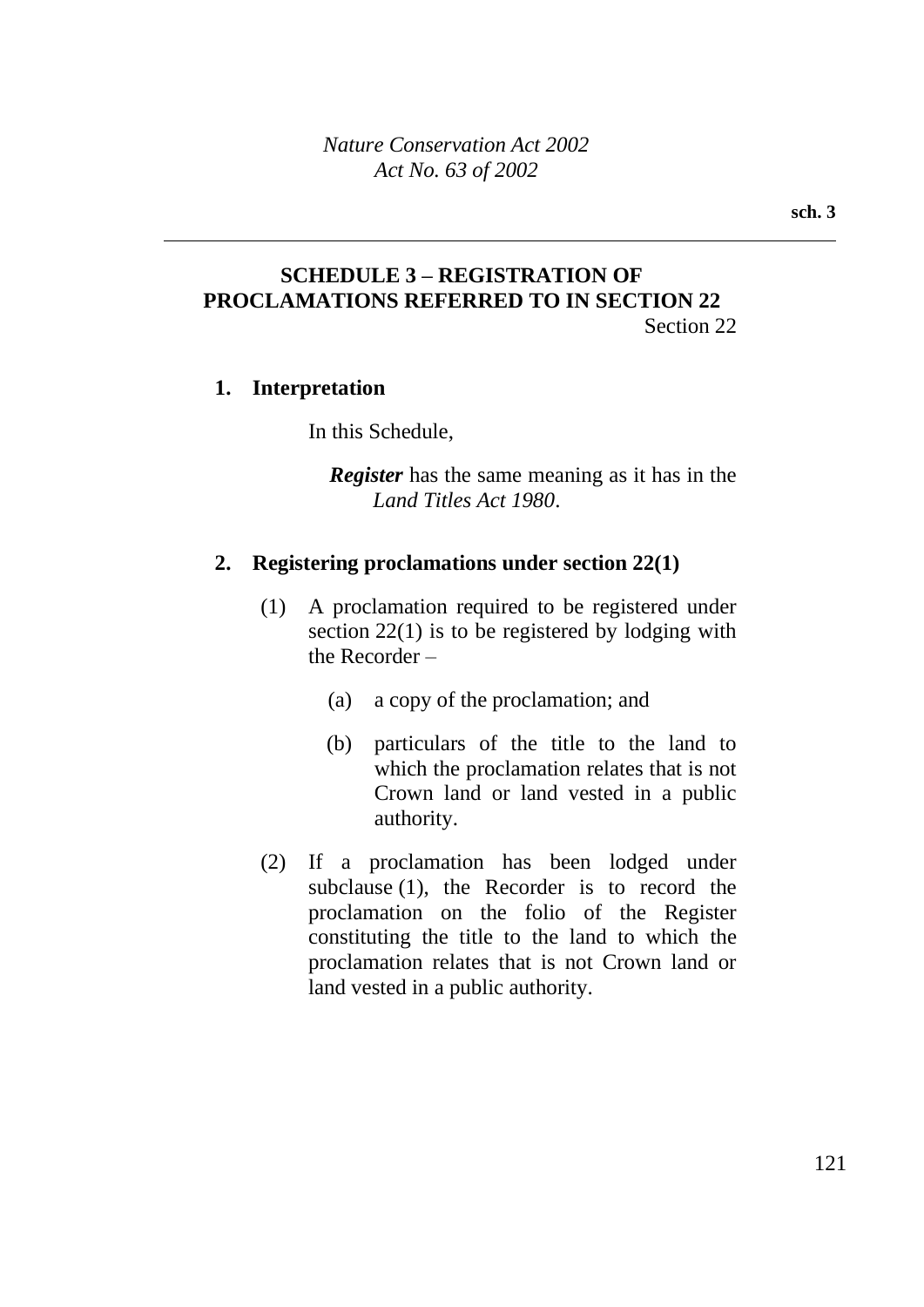## SCHEDULE 3 – REGISTRATION OF PROCLAMATIONS REFERRED TO IN SECTION 22

Section 22

### 1. Interpretation

In this Schedule,

***Register*** has the same meaning as it has in the *Land Titles Act 1980*.

### 2. Registering proclamations under section 22(1)

(1) A proclamation required to be registered under section 22(1) is to be registered by lodging with the Recorder –

(a) a copy of the proclamation; and

(b) particulars of the title to the land to which the proclamation relates that is not Crown land or land vested in a public authority.

(2) If a proclamation has been lodged under subclause (1), the Recorder is to record the proclamation on the folio of the Register constituting the title to the land to which the proclamation relates that is not Crown land or land vested in a public authority.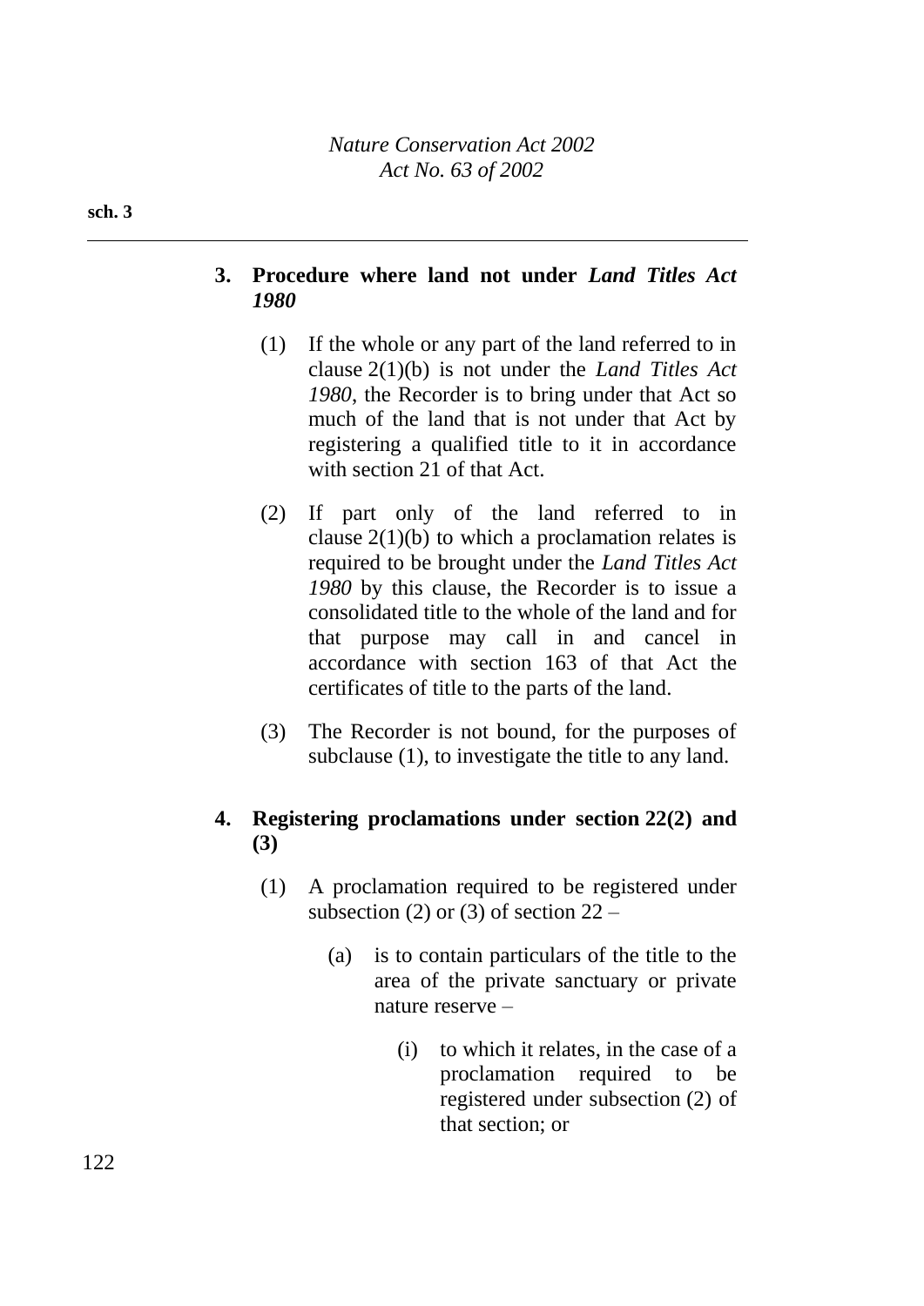### 3. Procedure where land not under *Land Titles Act 1980*

(1) If the whole or any part of the land referred to in clause 2(1)(b) is not under the *Land Titles Act 1980*, the Recorder is to bring under that Act so much of the land that is not under that Act by registering a qualified title to it in accordance with section 21 of that Act.

(2) If part only of the land referred to in clause 2(1)(b) to which a proclamation relates is required to be brought under the *Land Titles Act 1980* by this clause, the Recorder is to issue a consolidated title to the whole of the land and for that purpose may call in and cancel in accordance with section 163 of that Act the certificates of title to the parts of the land.

(3) The Recorder is not bound, for the purposes of subclause (1), to investigate the title to any land.

### 4. Registering proclamations under section 22(2) and (3)

(1) A proclamation required to be registered under subsection (2) or (3) of section 22 –

(a) is to contain particulars of the title to the area of the private sanctuary or private nature reserve –

(i) to which it relates, in the case of a proclamation required to be registered under subsection (2) of that section; or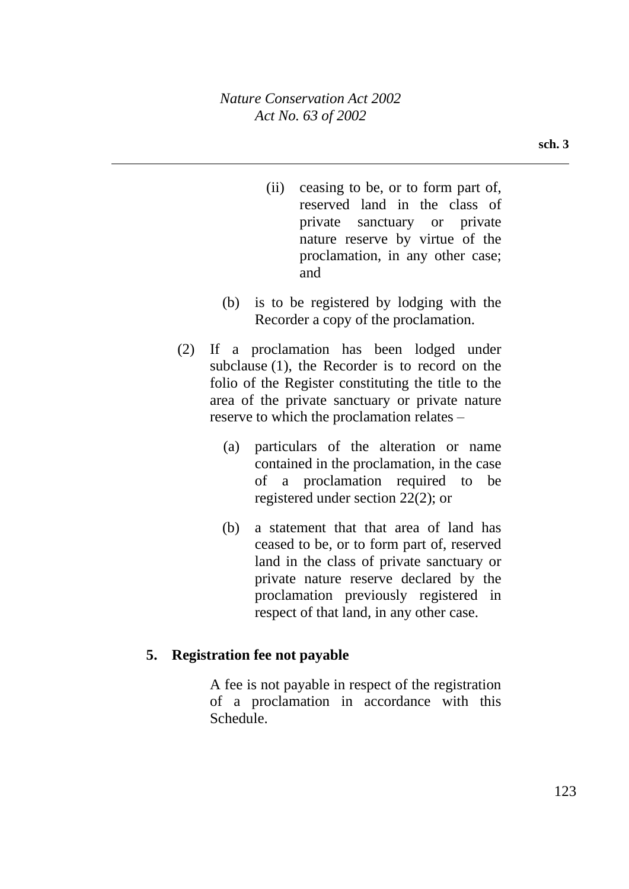(ii) ceasing to be, or to form part of, reserved land in the class of private sanctuary or private nature reserve by virtue of the proclamation, in any other case; and

(b) is to be registered by lodging with the Recorder a copy of the proclamation.

(2) If a proclamation has been lodged under subclause (1), the Recorder is to record on the folio of the Register constituting the title to the area of the private sanctuary or private nature reserve to which the proclamation relates –

(a) particulars of the alteration or name contained in the proclamation, in the case of a proclamation required to be registered under section 22(2); or

(b) a statement that that area of land has ceased to be, or to form part of, reserved land in the class of private sanctuary or private nature reserve declared by the proclamation previously registered in respect of that land, in any other case.

**5. Registration fee not payable**

A fee is not payable in respect of the registration of a proclamation in accordance with this Schedule.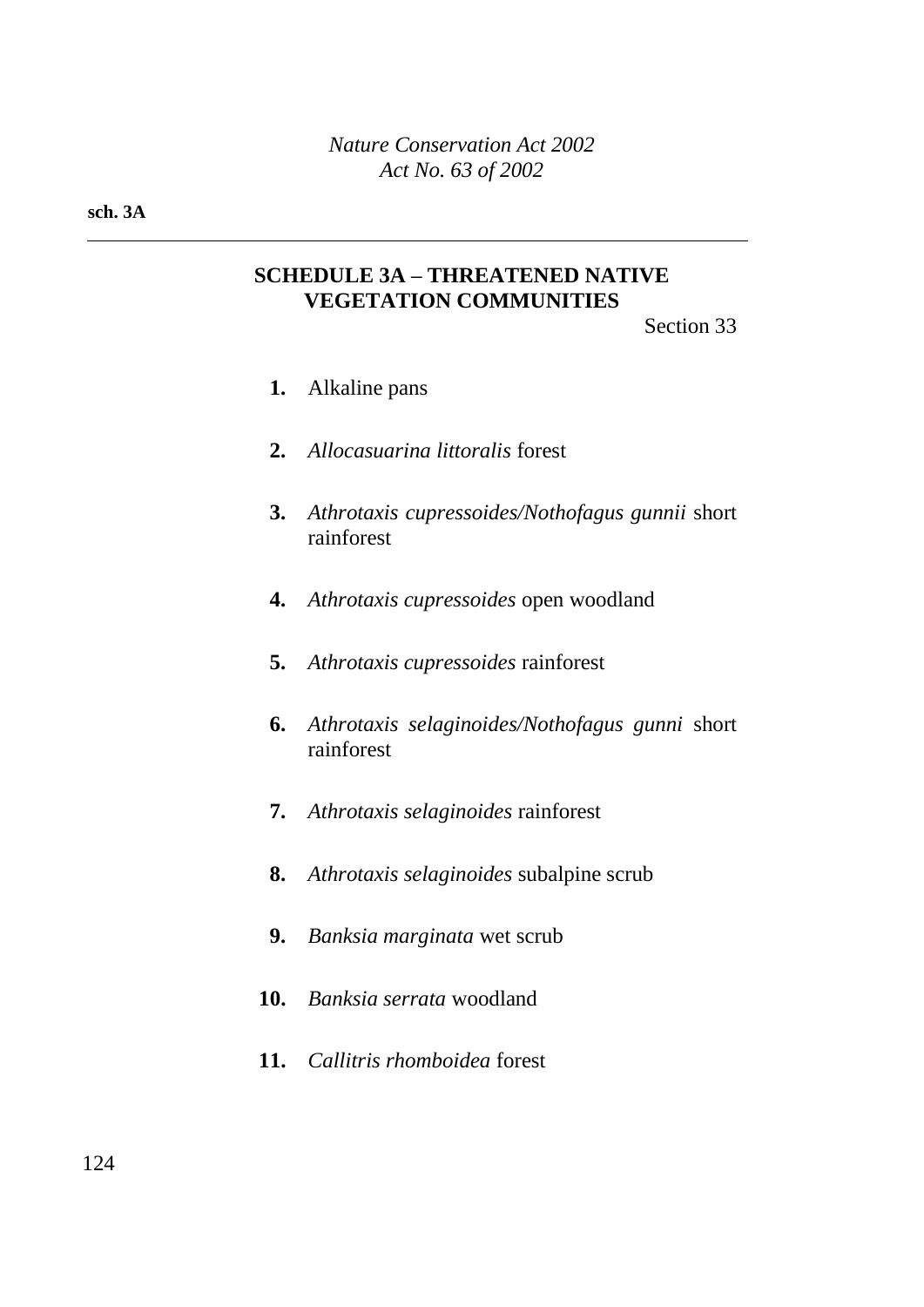## SCHEDULE 3A – THREATENED NATIVE VEGETATION COMMUNITIES

Section 33

**1.** Alkaline pans

**2.** *Allocasuarina littoralis* forest

**3.** *Athrotaxis cupressoides/Nothofagus gunnii* short rainforest

**4.** *Athrotaxis cupressoides* open woodland

**5.** *Athrotaxis cupressoides* rainforest

**6.** *Athrotaxis selaginoides/Nothofagus gunni* short rainforest

**7.** *Athrotaxis selaginoides* rainforest

**8.** *Athrotaxis selaginoides* subalpine scrub

**9.** *Banksia marginata* wet scrub

**10.** *Banksia serrata* woodland

**11.** *Callitris rhomboidea* forest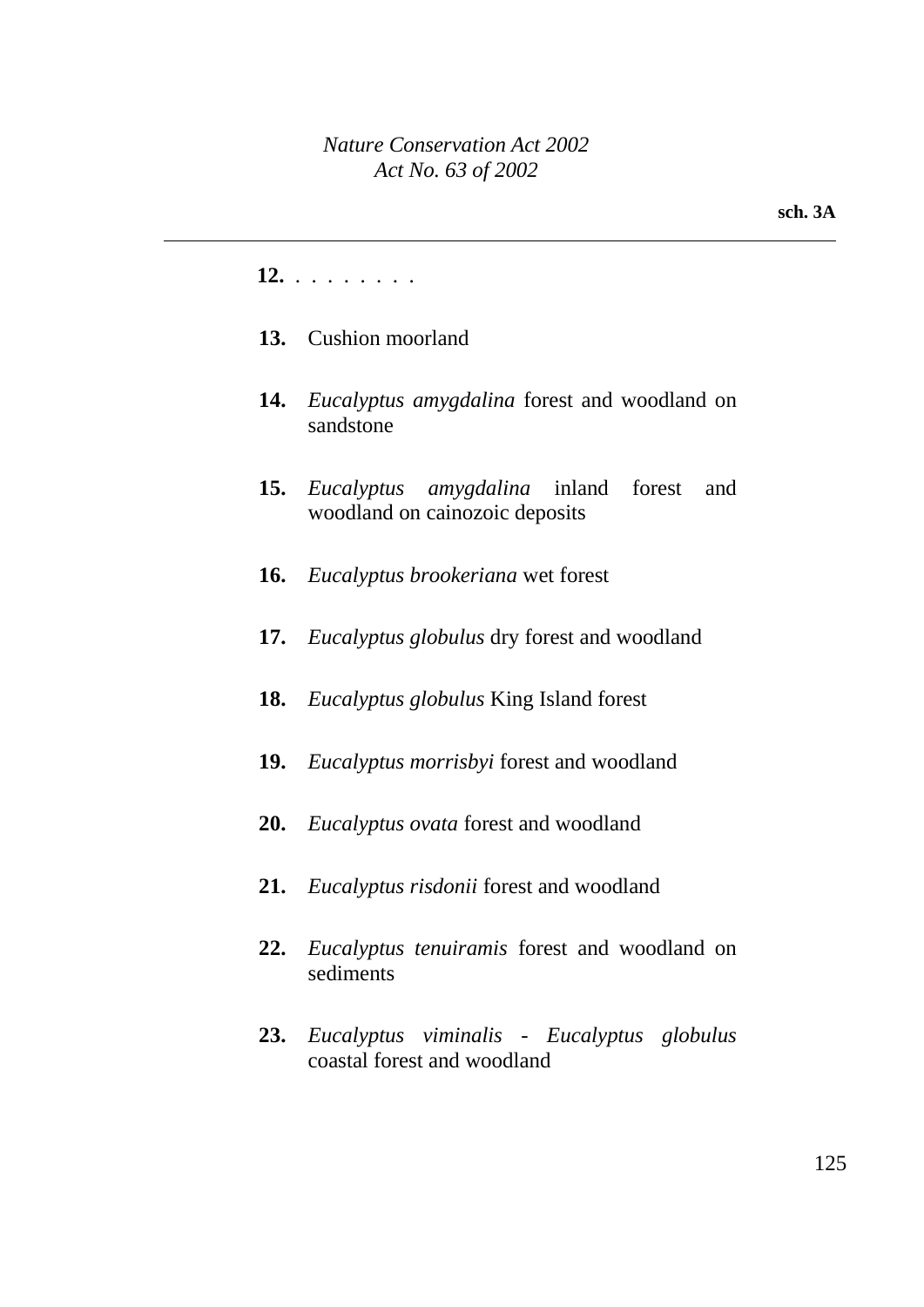**12.** . . . . . . . .

**13.** Cushion moorland

**14.** *Eucalyptus amygdalina* forest and woodland on sandstone

**15.** *Eucalyptus amygdalina* inland forest and woodland on cainozoic deposits

**16.** *Eucalyptus brookeriana* wet forest

**17.** *Eucalyptus globulus* dry forest and woodland

**18.** *Eucalyptus globulus* King Island forest

**19.** *Eucalyptus morrisbyi* forest and woodland

**20.** *Eucalyptus ovata* forest and woodland

**21.** *Eucalyptus risdonii* forest and woodland

**22.** *Eucalyptus tenuiramis* forest and woodland on sediments

**23.** *Eucalyptus viminalis* - *Eucalyptus globulus* coastal forest and woodland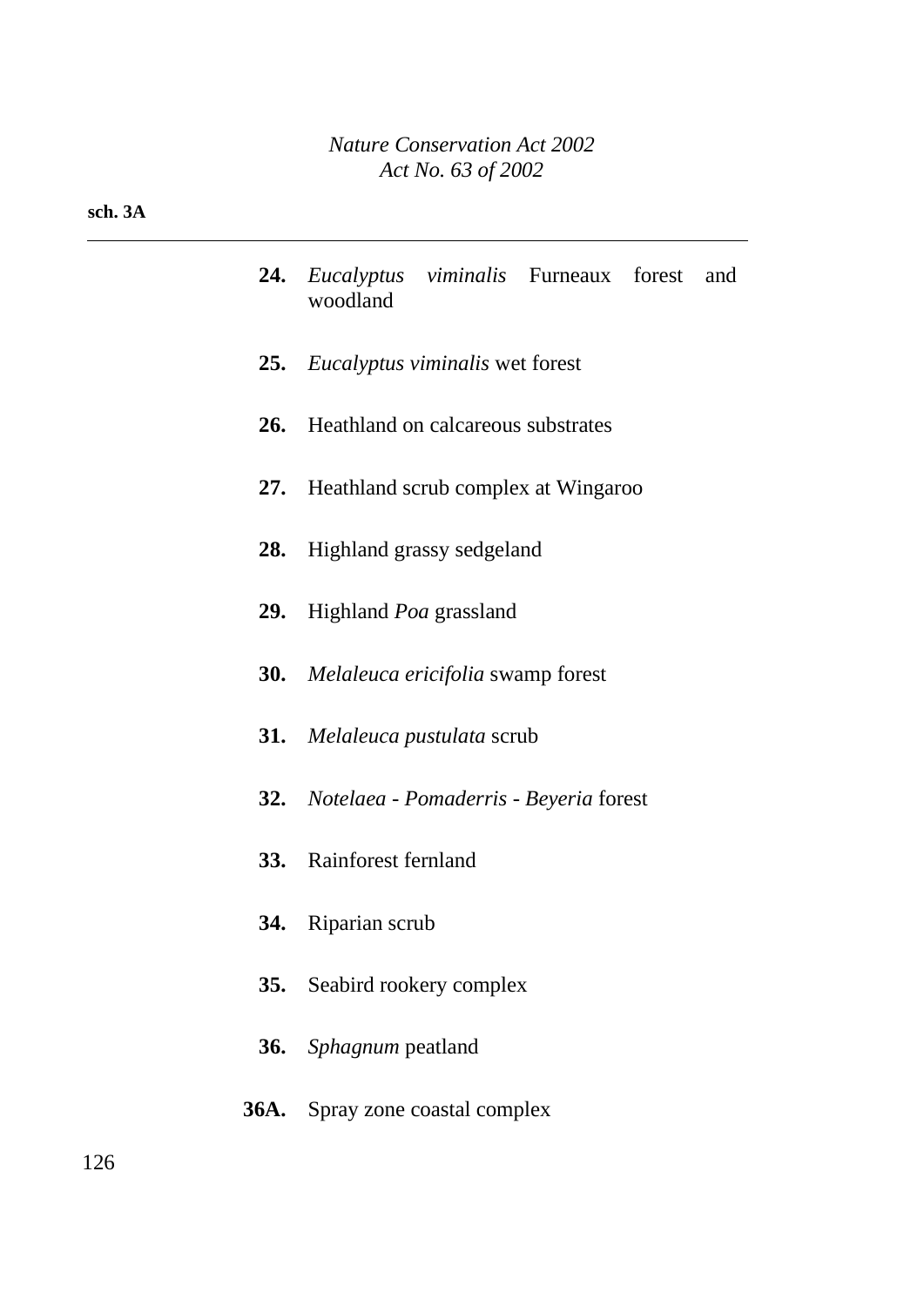**24.** *Eucalyptus viminalis* Furneaux forest and woodland

**25.** *Eucalyptus viminalis* wet forest

**26.** Heathland on calcareous substrates

**27.** Heathland scrub complex at Wingaroo

**28.** Highland grassy sedgeland

**29.** Highland *Poa* grassland

**30.** *Melaleuca ericifolia* swamp forest

**31.** *Melaleuca pustulata* scrub

**32.** *Notelaea - Pomaderris - Beyeria* forest

**33.** Rainforest fernland

**34.** Riparian scrub

**35.** Seabird rookery complex

**36.** *Sphagnum* peatland

**36A.** Spray zone coastal complex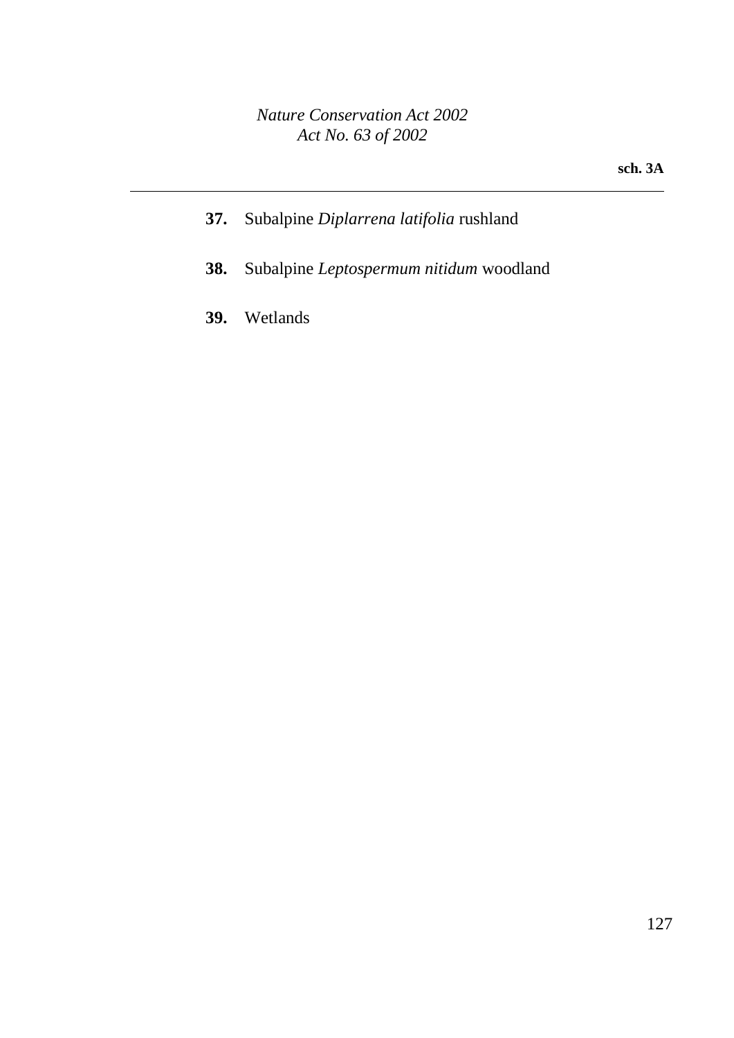**37.** Subalpine *Diplarrena latifolia* rushland

**38.** Subalpine *Leptospermum nitidum* woodland

**39.** Wetlands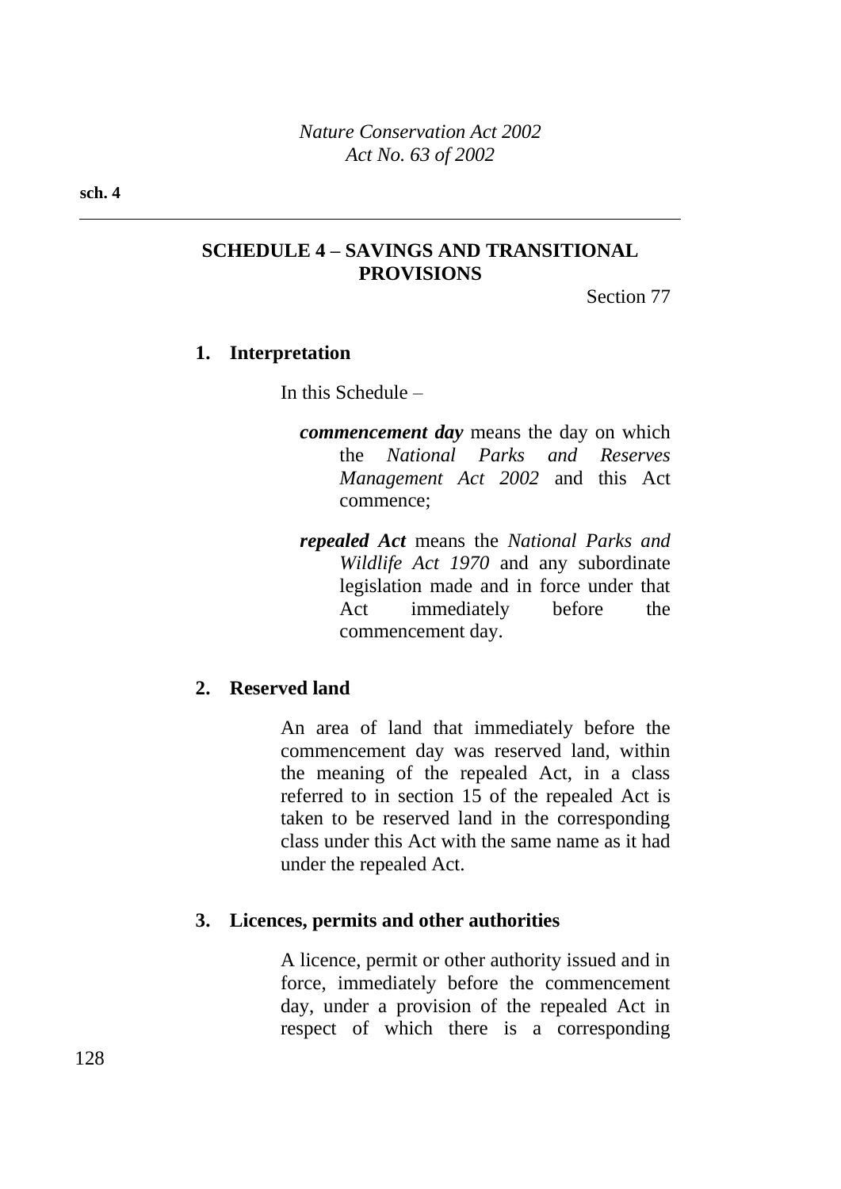## SCHEDULE 4 – SAVINGS AND TRANSITIONAL PROVISIONS

Section 77

### 1. Interpretation

In this Schedule –

***commencement day*** means the day on which the *National Parks and Reserves Management Act 2002* and this Act commence;

***repealed Act*** means the *National Parks and Wildlife Act 1970* and any subordinate legislation made and in force under that Act immediately before the commencement day.

### 2. Reserved land

An area of land that immediately before the commencement day was reserved land, within the meaning of the repealed Act, in a class referred to in section 15 of the repealed Act is taken to be reserved land in the corresponding class under this Act with the same name as it had under the repealed Act.

### 3. Licences, permits and other authorities

A licence, permit or other authority issued and in force, immediately before the commencement day, under a provision of the repealed Act in respect of which there is a corresponding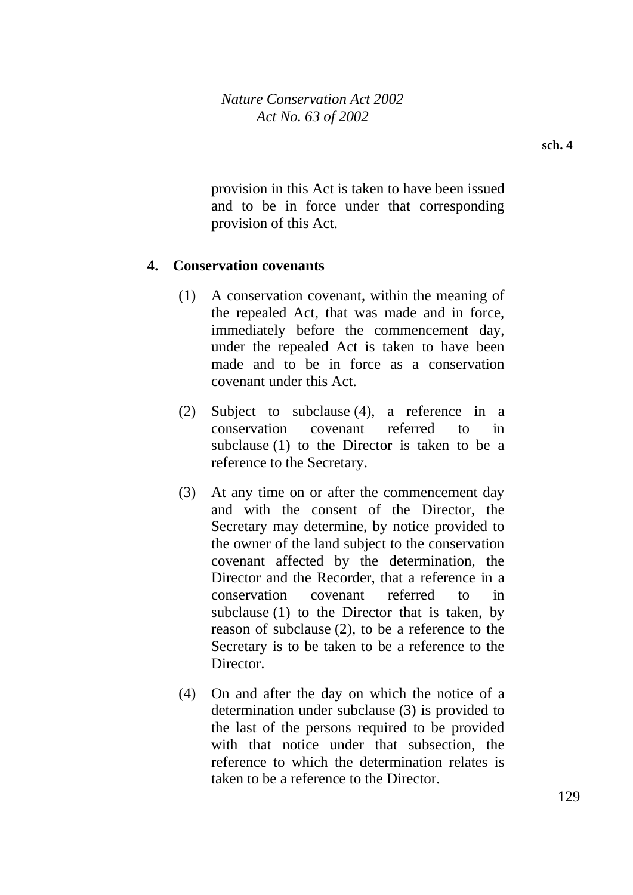provision in this Act is taken to have been issued and to be in force under that corresponding provision of this Act.

**4. Conservation covenants**

(1) A conservation covenant, within the meaning of the repealed Act, that was made and in force, immediately before the commencement day, under the repealed Act is taken to have been made and to be in force as a conservation covenant under this Act.

(2) Subject to subclause (4), a reference in a conservation covenant referred to in subclause (1) to the Director is taken to be a reference to the Secretary.

(3) At any time on or after the commencement day and with the consent of the Director, the Secretary may determine, by notice provided to the owner of the land subject to the conservation covenant affected by the determination, the Director and the Recorder, that a reference in a conservation covenant referred to in subclause (1) to the Director that is taken, by reason of subclause (2), to be a reference to the Secretary is to be taken to be a reference to the Director.

(4) On and after the day on which the notice of a determination under subclause (3) is provided to the last of the persons required to be provided with that notice under that subsection, the reference to which the determination relates is taken to be a reference to the Director.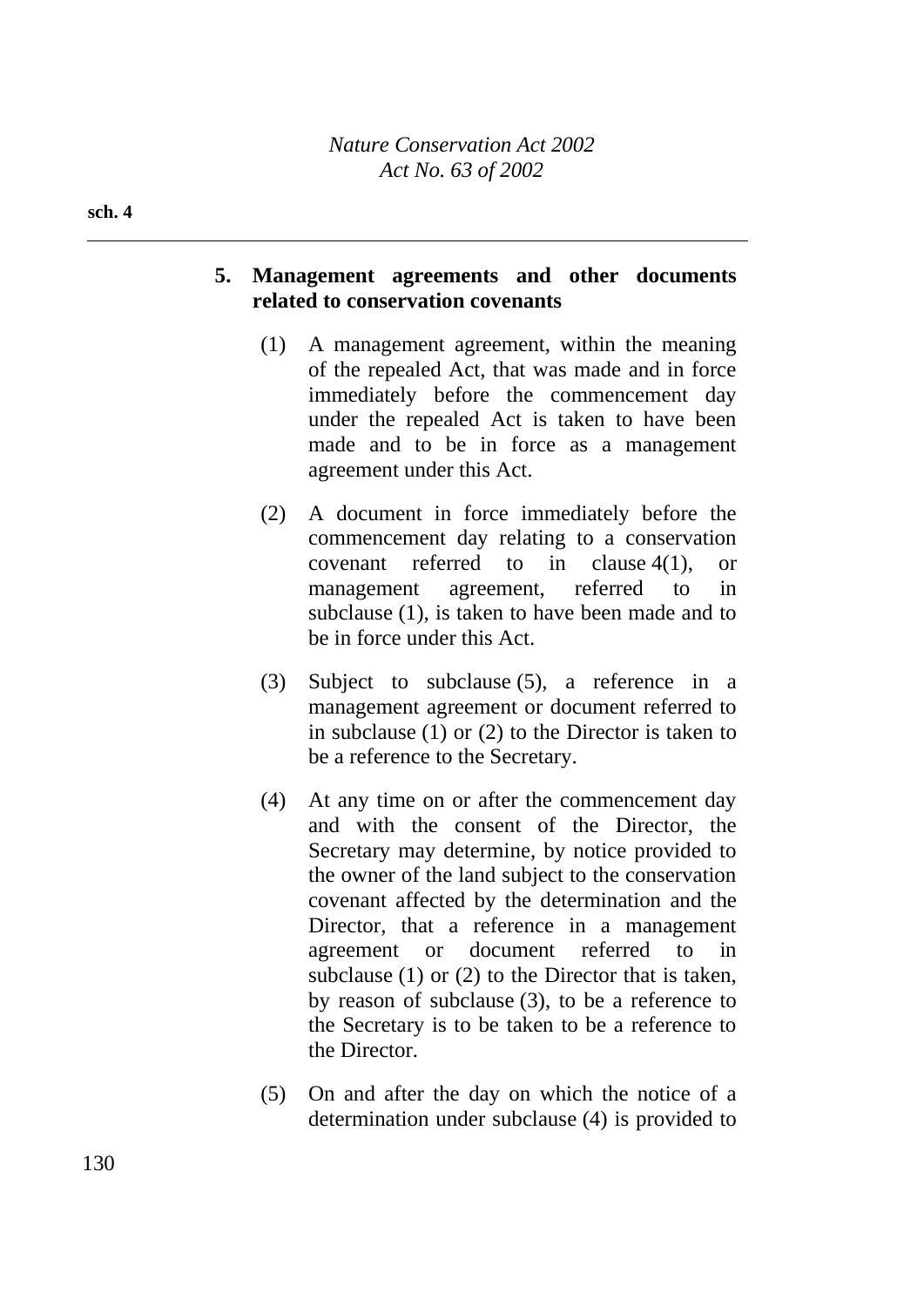### 5. Management agreements and other documents related to conservation covenants

(1) A management agreement, within the meaning of the repealed Act, that was made and in force immediately before the commencement day under the repealed Act is taken to have been made and to be in force as a management agreement under this Act.

(2) A document in force immediately before the commencement day relating to a conservation covenant referred to in clause 4(1), or management agreement, referred to in subclause (1), is taken to have been made and to be in force under this Act.

(3) Subject to subclause (5), a reference in a management agreement or document referred to in subclause (1) or (2) to the Director is taken to be a reference to the Secretary.

(4) At any time on or after the commencement day and with the consent of the Director, the Secretary may determine, by notice provided to the owner of the land subject to the conservation covenant affected by the determination and the Director, that a reference in a management agreement or document referred to in subclause (1) or (2) to the Director that is taken, by reason of subclause (3), to be a reference to the Secretary is to be taken to be a reference to the Director.

(5) On and after the day on which the notice of a determination under subclause (4) is provided to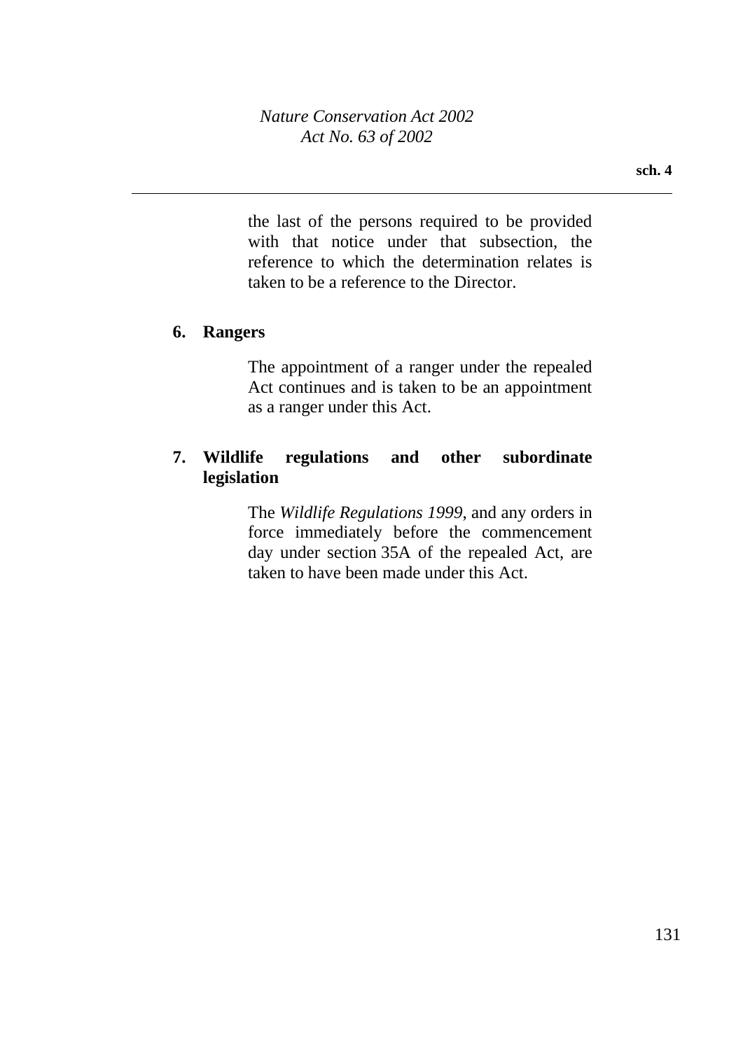the last of the persons required to be provided with that notice under that subsection, the reference to which the determination relates is taken to be a reference to the Director.

**6. Rangers**

The appointment of a ranger under the repealed Act continues and is taken to be an appointment as a ranger under this Act.

**7. Wildlife regulations and other subordinate legislation**

The *Wildlife Regulations 1999*, and any orders in force immediately before the commencement day under section 35A of the repealed Act, are taken to have been made under this Act.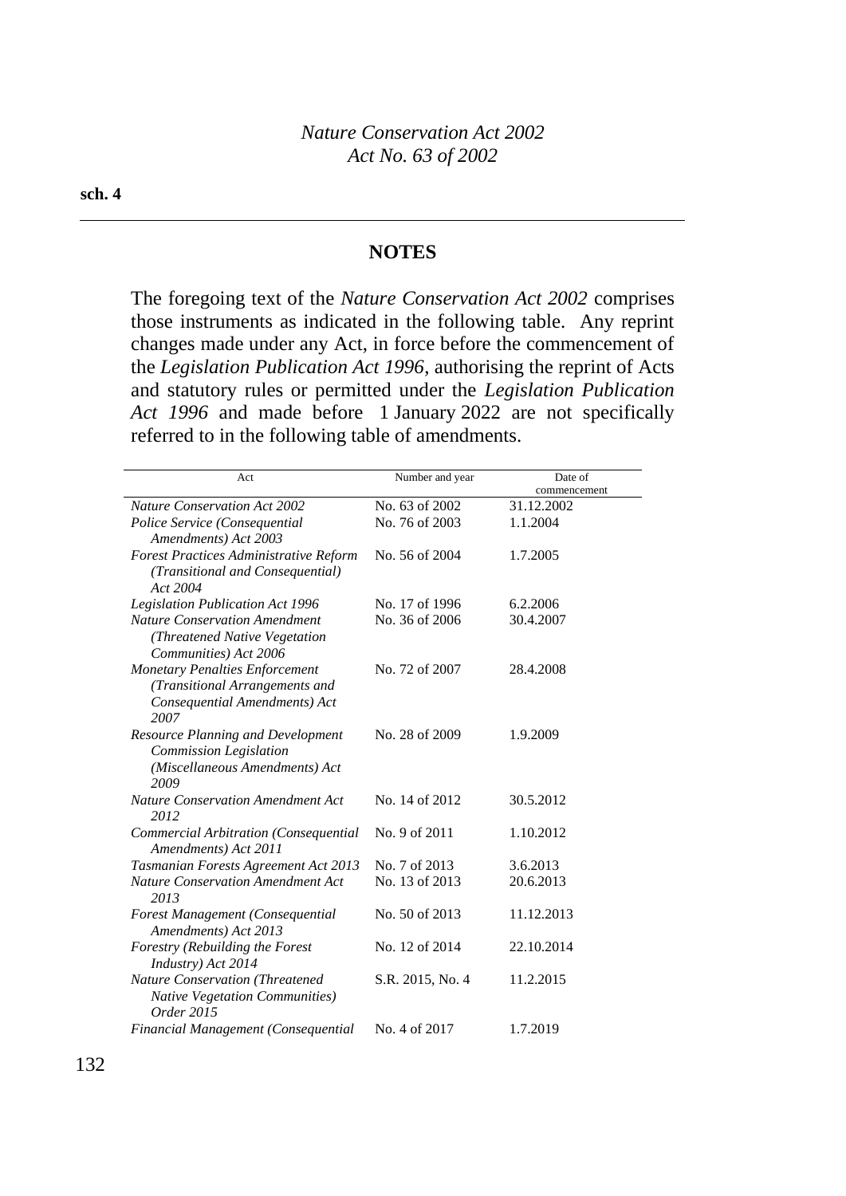## NOTES

The foregoing text of the *Nature Conservation Act 2002* comprises those instruments as indicated in the following table. Any reprint changes made under any Act, in force before the commencement of the *Legislation Publication Act 1996*, authorising the reprint of Acts and statutory rules or permitted under the *Legislation Publication Act 1996* and made before 1 January 2022 are not specifically referred to in the following table of amendments.

| Act | Number and year | Date of commencement |
|---|---|---|
| *Nature Conservation Act 2002* | No. 63 of 2002 | 31.12.2002 |
| *Police Service (Consequential Amendments) Act 2003* | No. 76 of 2003 | 1.1.2004 |
| *Forest Practices Administrative Reform (Transitional and Consequential) Act 2004* | No. 56 of 2004 | 1.7.2005 |
| *Legislation Publication Act 1996* | No. 17 of 1996 | 6.2.2006 |
| *Nature Conservation Amendment (Threatened Native Vegetation Communities) Act 2006* | No. 36 of 2006 | 30.4.2007 |
| *Monetary Penalties Enforcement (Transitional Arrangements and Consequential Amendments) Act 2007* | No. 72 of 2007 | 28.4.2008 |
| *Resource Planning and Development Commission Legislation (Miscellaneous Amendments) Act 2009* | No. 28 of 2009 | 1.9.2009 |
| *Nature Conservation Amendment Act 2012* | No. 14 of 2012 | 30.5.2012 |
| *Commercial Arbitration (Consequential Amendments) Act 2011* | No. 9 of 2011 | 1.10.2012 |
| *Tasmanian Forests Agreement Act 2013* | No. 7 of 2013 | 3.6.2013 |
| *Nature Conservation Amendment Act 2013* | No. 13 of 2013 | 20.6.2013 |
| *Forest Management (Consequential Amendments) Act 2013* | No. 50 of 2013 | 11.12.2013 |
| *Forestry (Rebuilding the Forest Industry) Act 2014* | No. 12 of 2014 | 22.10.2014 |
| *Nature Conservation (Threatened Native Vegetation Communities) Order 2015* | S.R. 2015, No. 4 | 11.2.2015 |
| *Financial Management (Consequential* | No. 4 of 2017 | 1.7.2019 |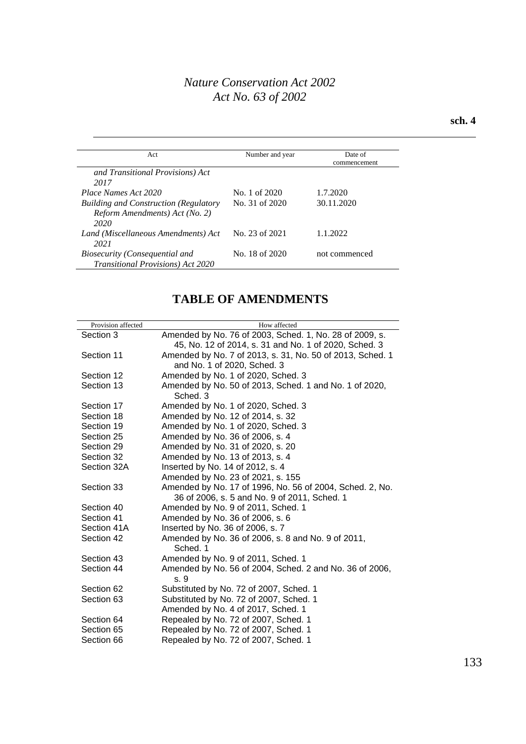| Act | Number and year | Date of commencement |
|---|---|---|
| *and Transitional Provisions) Act 2017* | | |
| *Place Names Act 2020* | No. 1 of 2020 | 1.7.2020 |
| *Building and Construction (Regulatory Reform Amendments) Act (No. 2) 2020* | No. 31 of 2020 | 30.11.2020 |
| *Land (Miscellaneous Amendments) Act 2021* | No. 23 of 2021 | 1.1.2022 |
| *Biosecurity (Consequential and Transitional Provisions) Act 2020* | No. 18 of 2020 | not commenced |

## TABLE OF AMENDMENTS

| Provision affected | How affected |
|---|---|
| Section 3 | Amended by No. 76 of 2003, Sched. 1, No. 28 of 2009, s. 45, No. 12 of 2014, s. 31 and No. 1 of 2020, Sched. 3 |
| Section 11 | Amended by No. 7 of 2013, s. 31, No. 50 of 2013, Sched. 1 and No. 1 of 2020, Sched. 3 |
| Section 12 | Amended by No. 1 of 2020, Sched. 3 |
| Section 13 | Amended by No. 50 of 2013, Sched. 1 and No. 1 of 2020, Sched. 3 |
| Section 17 | Amended by No. 1 of 2020, Sched. 3 |
| Section 18 | Amended by No. 12 of 2014, s. 32 |
| Section 19 | Amended by No. 1 of 2020, Sched. 3 |
| Section 25 | Amended by No. 36 of 2006, s. 4 |
| Section 29 | Amended by No. 31 of 2020, s. 20 |
| Section 32 | Amended by No. 13 of 2013, s. 4 |
| Section 32A | Inserted by No. 14 of 2012, s. 4<br>Amended by No. 23 of 2021, s. 155 |
| Section 33 | Amended by No. 17 of 1996, No. 56 of 2004, Sched. 2, No. 36 of 2006, s. 5 and No. 9 of 2011, Sched. 1 |
| Section 40 | Amended by No. 9 of 2011, Sched. 1 |
| Section 41 | Amended by No. 36 of 2006, s. 6 |
| Section 41A | Inserted by No. 36 of 2006, s. 7 |
| Section 42 | Amended by No. 36 of 2006, s. 8 and No. 9 of 2011, Sched. 1 |
| Section 43 | Amended by No. 9 of 2011, Sched. 1 |
| Section 44 | Amended by No. 56 of 2004, Sched. 2 and No. 36 of 2006, s. 9 |
| Section 62 | Substituted by No. 72 of 2007, Sched. 1 |
| Section 63 | Substituted by No. 72 of 2007, Sched. 1<br>Amended by No. 4 of 2017, Sched. 1 |
| Section 64 | Repealed by No. 72 of 2007, Sched. 1 |
| Section 65 | Repealed by No. 72 of 2007, Sched. 1 |
| Section 66 | Repealed by No. 72 of 2007, Sched. 1 |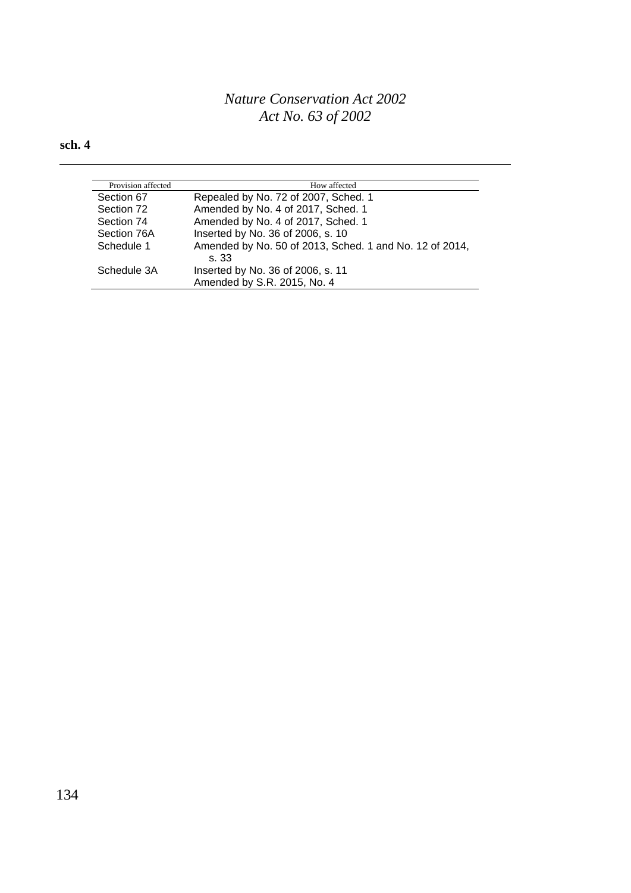| Provision affected | How affected |
| --- | --- |
| Section 67 | Repealed by No. 72 of 2007, Sched. 1 |
| Section 72 | Amended by No. 4 of 2017, Sched. 1 |
| Section 74 | Amended by No. 4 of 2017, Sched. 1 |
| Section 76A | Inserted by No. 36 of 2006, s. 10 |
| Schedule 1 | Amended by No. 50 of 2013, Sched. 1 and No. 12 of 2014, s. 33 |
| Schedule 3A | Inserted by No. 36 of 2006, s. 11<br>Amended by S.R. 2015, No. 4 |